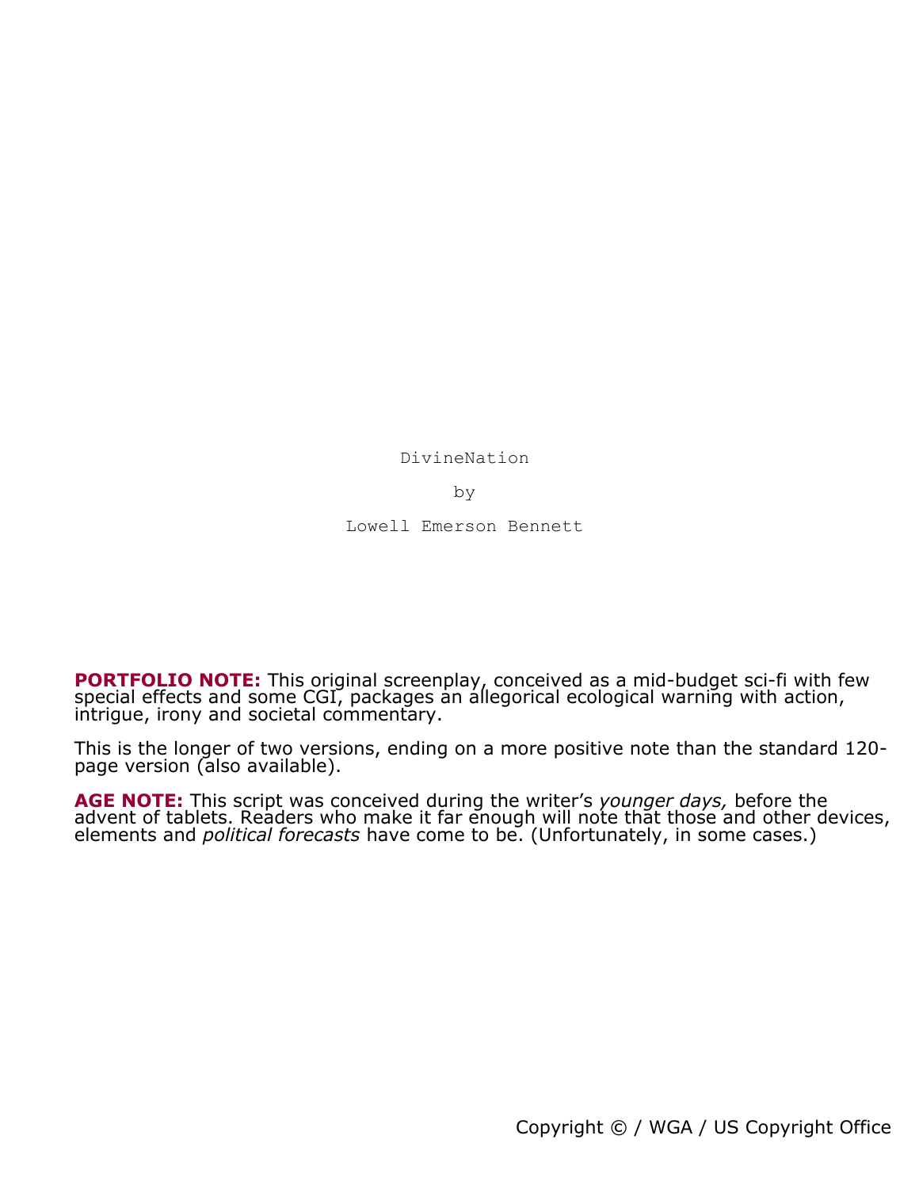DivineNation

by

Lowell Emerson Bennett

**PORTFOLIO NOTE:** This original screenplay, conceived as a mid-budget sci-fi with few special effects and some CGI, packages an allegorical ecological warning with action, intrigue, irony and societal commentary.

This is the longer of two versions, ending on a more positive note than the standard 120-page version (also available).

**AGE NOTE:** This script was conceived during the writer's *younger days,* before the advent of tablets. Readers who make it far enough will note that those and other devices, elements and *political forecasts* have come to be. (Unfortunately, in some cases.)

Copyright © / WGA / US Copyright Office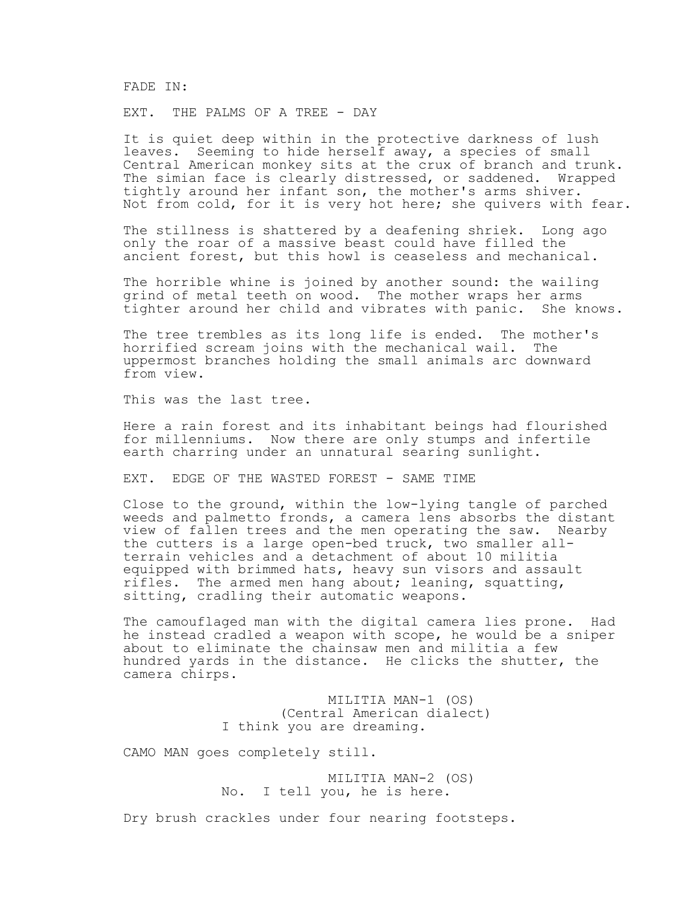FADE IN:

EXT. THE PALMS OF A TREE - DAY

It is quiet deep within in the protective darkness of lush leaves. Seeming to hide herself away, a species of small Central American monkey sits at the crux of branch and trunk. The simian face is clearly distressed, or saddened. Wrapped tightly around her infant son, the mother's arms shiver. Not from cold, for it is very hot here; she quivers with fear.

The stillness is shattered by a deafening shriek. Long ago only the roar of a massive beast could have filled the ancient forest, but this howl is ceaseless and mechanical.

The horrible whine is joined by another sound: the wailing grind of metal teeth on wood. The mother wraps her arms tighter around her child and vibrates with panic. She knows.

The tree trembles as its long life is ended. The mother's horrified scream joins with the mechanical wail. The uppermost branches holding the small animals arc downward from view.

This was the last tree.

Here a rain forest and its inhabitant beings had flourished for millenniums. Now there are only stumps and infertile earth charring under an unnatural searing sunlight.

EXT. EDGE OF THE WASTED FOREST - SAME TIME

Close to the ground, within the low-lying tangle of parched weeds and palmetto fronds, a camera lens absorbs the distant view of fallen trees and the men operating the saw. Nearby the cutters is a large open-bed truck, two smaller all-terrain vehicles and a detachment of about 10 militia equipped with brimmed hats, heavy sun visors and assault rifles. The armed men hang about; leaning, squatting, sitting, cradling their automatic weapons.

The camouflaged man with the digital camera lies prone. Had he instead cradled a weapon with scope, he would be a sniper about to eliminate the chainsaw men and militia a few hundred yards in the distance. He clicks the shutter, the camera chirps.

MILITIA MAN-1 (OS)
(Central American dialect)
I think you are dreaming.

CAMO MAN goes completely still.

MILITIA MAN-2 (OS)
No. I tell you, he is here.

Dry brush crackles under four nearing footsteps.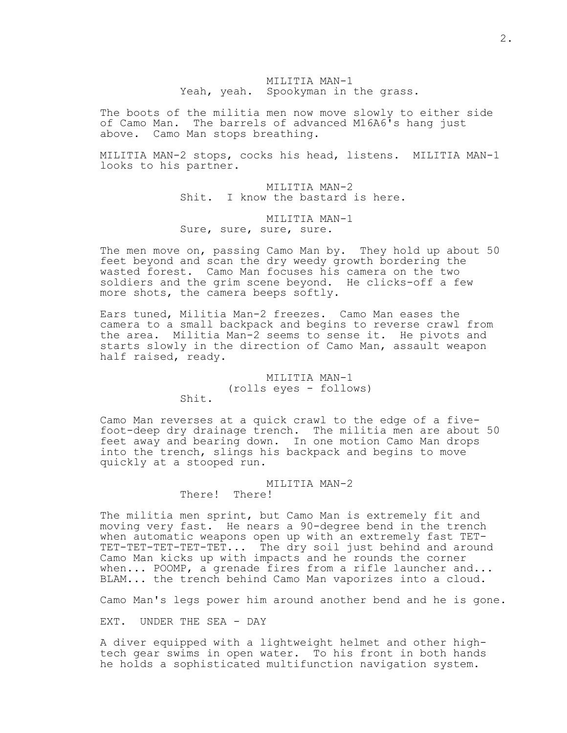MILITIA MAN-1
Yeah, yeah. Spookyman in the grass.

The boots of the militia men now move slowly to either side of Camo Man. The barrels of advanced M16A6's hang just above. Camo Man stops breathing.

MILITIA MAN-2 stops, cocks his head, listens. MILITIA MAN-1 looks to his partner.

MILITIA MAN-2
Shit. I know the bastard is here.

MILITIA MAN-1
Sure, sure, sure, sure.

The men move on, passing Camo Man by. They hold up about 50 feet beyond and scan the dry weedy growth bordering the wasted forest. Camo Man focuses his camera on the two soldiers and the grim scene beyond. He clicks-off a few more shots, the camera beeps softly.

Ears tuned, Militia Man-2 freezes. Camo Man eases the camera to a small backpack and begins to reverse crawl from the area. Militia Man-2 seems to sense it. He pivots and starts slowly in the direction of Camo Man, assault weapon half raised, ready.

MILITIA MAN-1
(rolls eyes - follows)
Shit.

Camo Man reverses at a quick crawl to the edge of a five-foot-deep dry drainage trench. The militia men are about 50 feet away and bearing down. In one motion Camo Man drops into the trench, slings his backpack and begins to move quickly at a stooped run.

MILITIA MAN-2
There! There!

The militia men sprint, but Camo Man is extremely fit and moving very fast. He nears a 90-degree bend in the trench when automatic weapons open up with an extremely fast TET-TET-TET-TET-TET-TET... The dry soil just behind and around Camo Man kicks up with impacts and he rounds the corner when... POOMP, a grenade fires from a rifle launcher and... BLAM... the trench behind Camo Man vaporizes into a cloud.

Camo Man's legs power him around another bend and he is gone.

EXT. UNDER THE SEA - DAY

A diver equipped with a lightweight helmet and other high-tech gear swims in open water. To his front in both hands he holds a sophisticated multifunction navigation system.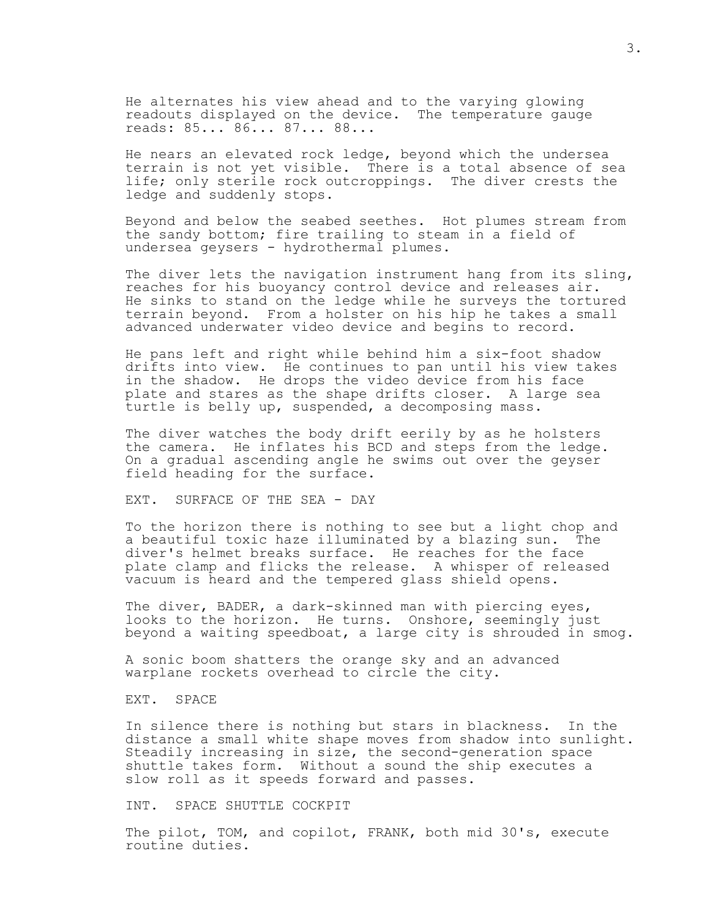He alternates his view ahead and to the varying glowing readouts displayed on the device. The temperature gauge reads: 85... 86... 87... 88...

He nears an elevated rock ledge, beyond which the undersea terrain is not yet visible. There is a total absence of sea life; only sterile rock outcroppings. The diver crests the ledge and suddenly stops.

Beyond and below the seabed seethes. Hot plumes stream from the sandy bottom; fire trailing to steam in a field of undersea geysers - hydrothermal plumes.

The diver lets the navigation instrument hang from its sling, reaches for his buoyancy control device and releases air. He sinks to stand on the ledge while he surveys the tortured terrain beyond. From a holster on his hip he takes a small advanced underwater video device and begins to record.

He pans left and right while behind him a six-foot shadow drifts into view. He continues to pan until his view takes in the shadow. He drops the video device from his face plate and stares as the shape drifts closer. A large sea turtle is belly up, suspended, a decomposing mass.

The diver watches the body drift eerily by as he holsters the camera. He inflates his BCD and steps from the ledge. On a gradual ascending angle he swims out over the geyser field heading for the surface.

EXT. SURFACE OF THE SEA - DAY

To the horizon there is nothing to see but a light chop and a beautiful toxic haze illuminated by a blazing sun. The diver's helmet breaks surface. He reaches for the face plate clamp and flicks the release. A whisper of released vacuum is heard and the tempered glass shield opens.

The diver, BADER, a dark-skinned man with piercing eyes, looks to the horizon. He turns. Onshore, seemingly just beyond a waiting speedboat, a large city is shrouded in smog.

A sonic boom shatters the orange sky and an advanced warplane rockets overhead to circle the city.

EXT. SPACE

In silence there is nothing but stars in blackness. In the distance a small white shape moves from shadow into sunlight. Steadily increasing in size, the second-generation space shuttle takes form. Without a sound the ship executes a slow roll as it speeds forward and passes.

INT. SPACE SHUTTLE COCKPIT

The pilot, TOM, and copilot, FRANK, both mid 30's, execute routine duties.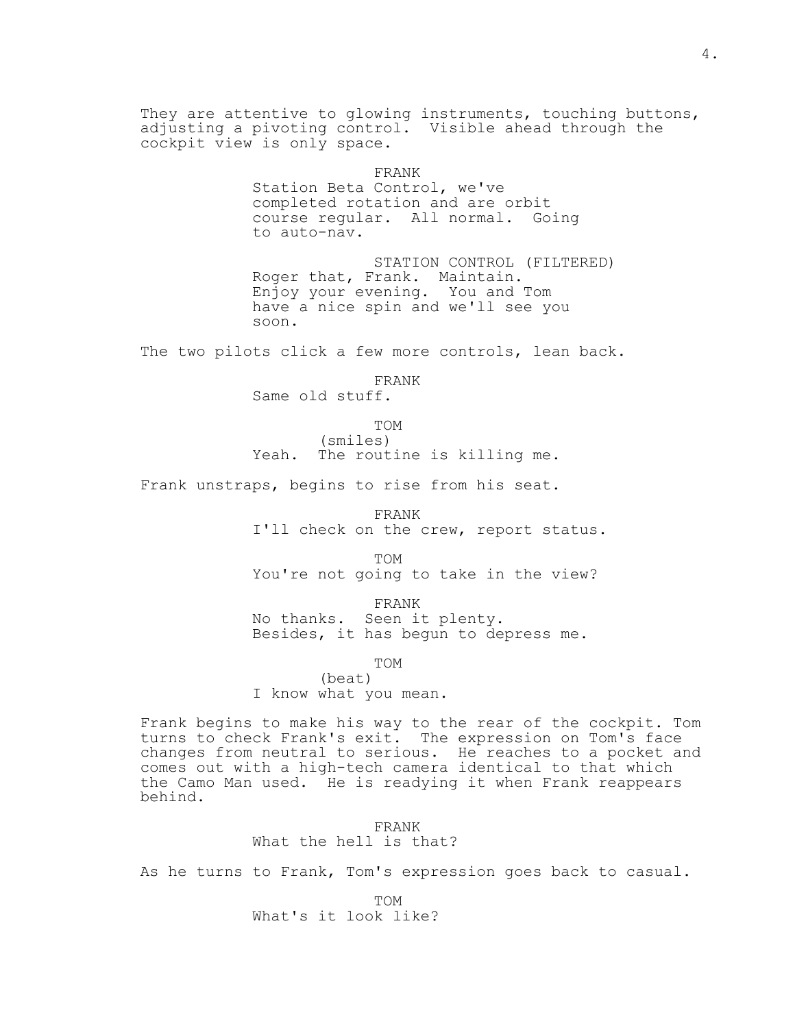They are attentive to glowing instruments, touching buttons, adjusting a pivoting control. Visible ahead through the cockpit view is only space.

FRANK
Station Beta Control, we've completed rotation and are orbit course regular. All normal. Going to auto-nav.

STATION CONTROL (FILTERED)
Roger that, Frank. Maintain. Enjoy your evening. You and Tom have a nice spin and we'll see you soon.

The two pilots click a few more controls, lean back.

FRANK
Same old stuff.

TOM
(smiles)
Yeah. The routine is killing me.

Frank unstraps, begins to rise from his seat.

FRANK
I'll check on the crew, report status.

TOM
You're not going to take in the view?

FRANK
No thanks. Seen it plenty. Besides, it has begun to depress me.

TOM
(beat)
I know what you mean.

Frank begins to make his way to the rear of the cockpit. Tom turns to check Frank's exit. The expression on Tom's face changes from neutral to serious. He reaches to a pocket and comes out with a high-tech camera identical to that which the Camo Man used. He is readying it when Frank reappears behind.

FRANK
What the hell is that?

As he turns to Frank, Tom's expression goes back to casual.

TOM
What's it look like?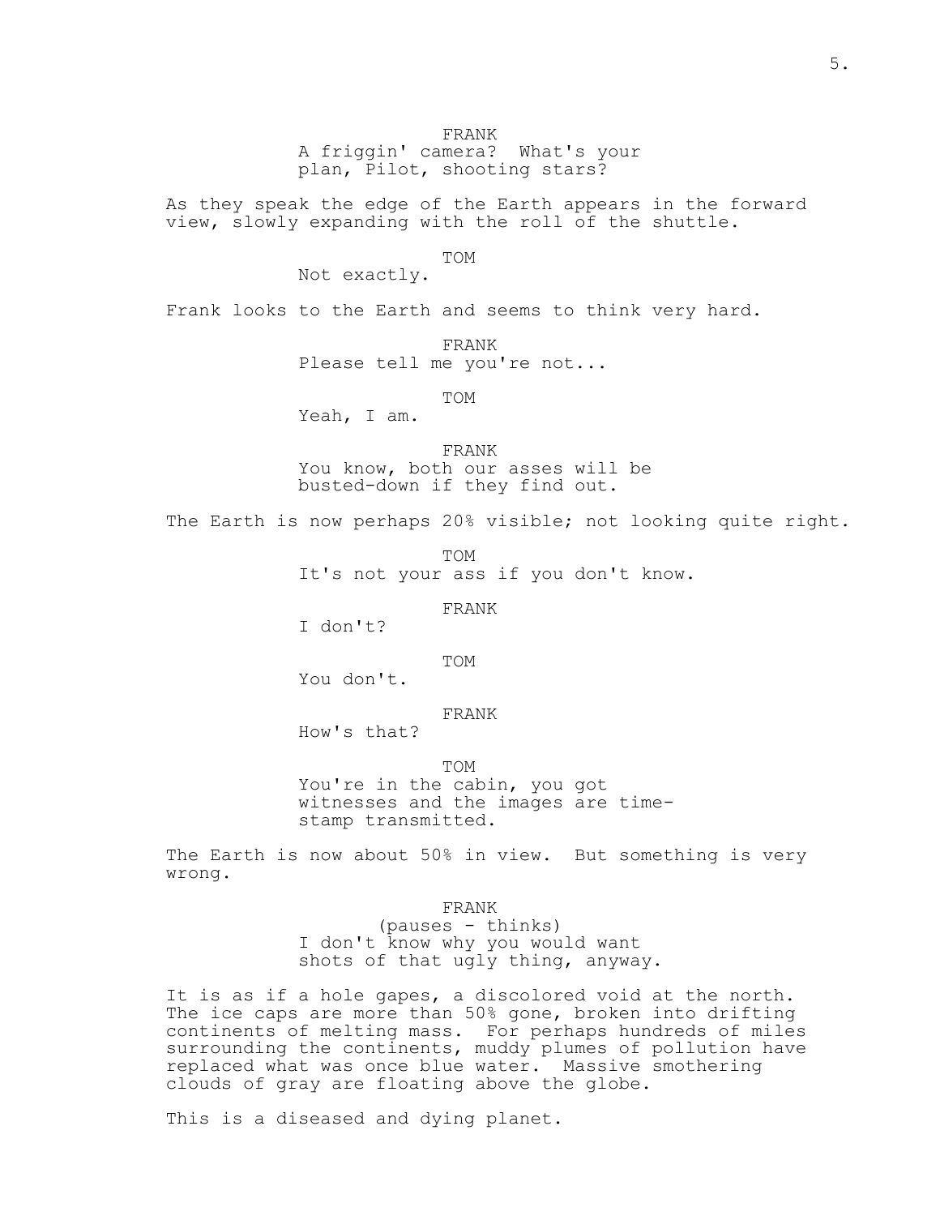FRANK
A friggin' camera?  What's your plan, Pilot, shooting stars?

As they speak the edge of the Earth appears in the forward view, slowly expanding with the roll of the shuttle.

TOM
Not exactly.

Frank looks to the Earth and seems to think very hard.

FRANK
Please tell me you're not...

TOM
Yeah, I am.

FRANK
You know, both our asses will be busted-down if they find out.

The Earth is now perhaps 20% visible; not looking quite right.

TOM
It's not your ass if you don't know.

FRANK
I don't?

TOM
You don't.

FRANK
How's that?

TOM
You're in the cabin, you got witnesses and the images are time-stamp transmitted.

The Earth is now about 50% in view.  But something is very wrong.

FRANK
(pauses - thinks)
I don't know why you would want shots of that ugly thing, anyway.

It is as if a hole gapes, a discolored void at the north. The ice caps are more than 50% gone, broken into drifting continents of melting mass.  For perhaps hundreds of miles surrounding the continents, muddy plumes of pollution have replaced what was once blue water.  Massive smothering clouds of gray are floating above the globe.

This is a diseased and dying planet.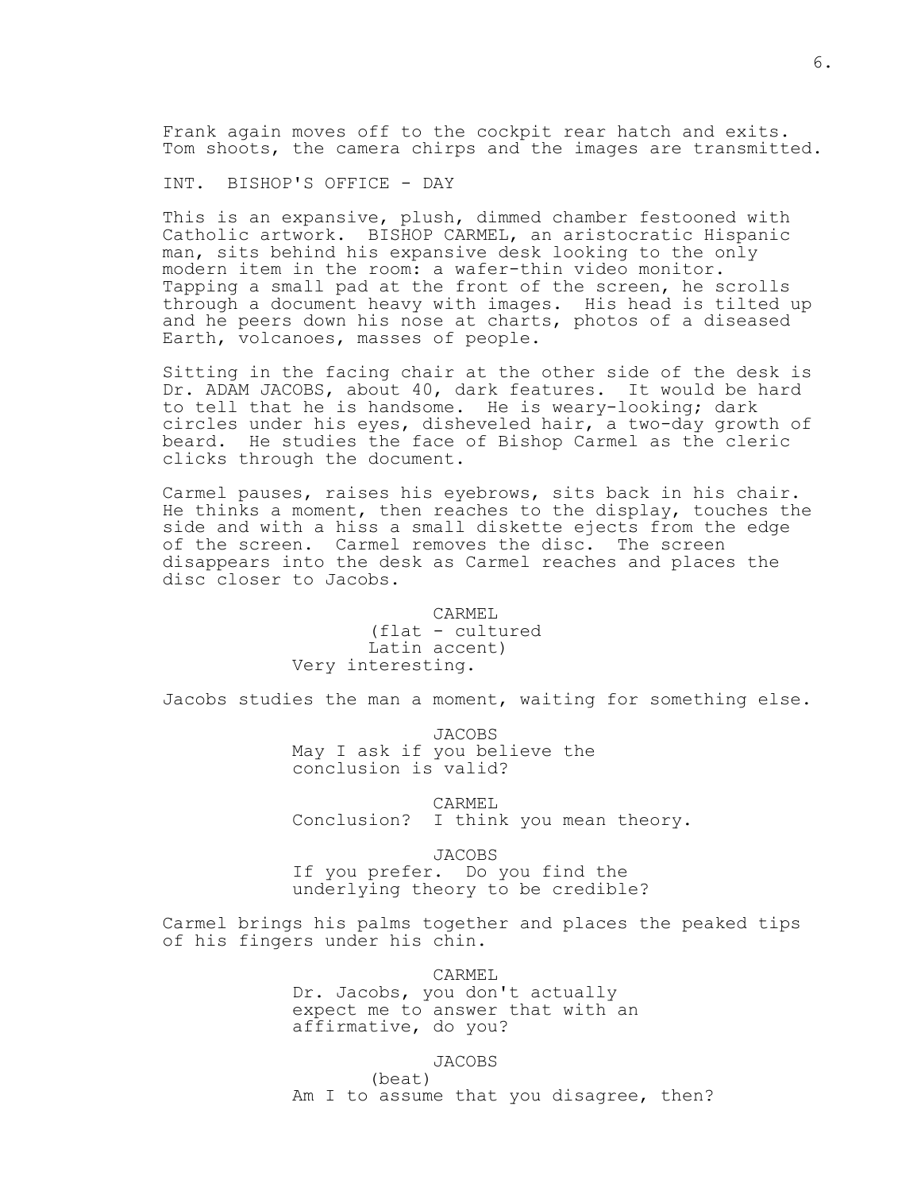Frank again moves off to the cockpit rear hatch and exits. Tom shoots, the camera chirps and the images are transmitted.

INT. BISHOP'S OFFICE - DAY

This is an expansive, plush, dimmed chamber festooned with Catholic artwork. BISHOP CARMEL, an aristocratic Hispanic man, sits behind his expansive desk looking to the only modern item in the room: a wafer-thin video monitor. Tapping a small pad at the front of the screen, he scrolls through a document heavy with images. His head is tilted up and he peers down his nose at charts, photos of a diseased Earth, volcanoes, masses of people.

Sitting in the facing chair at the other side of the desk is Dr. ADAM JACOBS, about 40, dark features. It would be hard to tell that he is handsome. He is weary-looking; dark circles under his eyes, disheveled hair, a two-day growth of beard. He studies the face of Bishop Carmel as the cleric clicks through the document.

Carmel pauses, raises his eyebrows, sits back in his chair. He thinks a moment, then reaches to the display, touches the side and with a hiss a small diskette ejects from the edge of the screen. Carmel removes the disc. The screen disappears into the desk as Carmel reaches and places the disc closer to Jacobs.

CARMEL
(flat - cultured Latin accent)
Very interesting.

Jacobs studies the man a moment, waiting for something else.

JACOBS
May I ask if you believe the conclusion is valid?

CARMEL
Conclusion? I think you mean theory.

JACOBS
If you prefer. Do you find the underlying theory to be credible?

Carmel brings his palms together and places the peaked tips of his fingers under his chin.

CARMEL
Dr. Jacobs, you don't actually expect me to answer that with an affirmative, do you?

JACOBS
(beat)
Am I to assume that you disagree, then?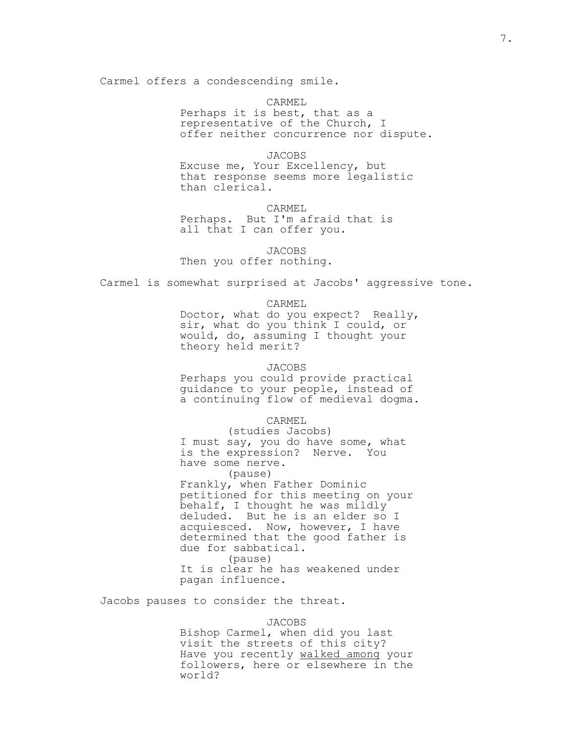Carmel offers a condescending smile.

CARMEL
Perhaps it is best, that as a representative of the Church, I offer neither concurrence nor dispute.

JACOBS
Excuse me, Your Excellency, but that response seems more legalistic than clerical.

CARMEL
Perhaps. But I'm afraid that is all that I can offer you.

JACOBS
Then you offer nothing.

Carmel is somewhat surprised at Jacobs' aggressive tone.

CARMEL
Doctor, what do you expect? Really, sir, what do you think I could, or would, do, assuming I thought your theory held merit?

JACOBS
Perhaps you could provide practical guidance to your people, instead of a continuing flow of medieval dogma.

CARMEL
(studies Jacobs)
I must say, you do have some, what is the expression? Nerve. You have some nerve.
(pause)
Frankly, when Father Dominic petitioned for this meeting on your behalf, I thought he was mildly deluded. But he is an elder so I acquiesced. Now, however, I have determined that the good father is due for sabbatical.
(pause)
It is clear he has weakened under pagan influence.

Jacobs pauses to consider the threat.

JACOBS
Bishop Carmel, when did you last visit the streets of this city? Have you recently walked among your followers, here or elsewhere in the world?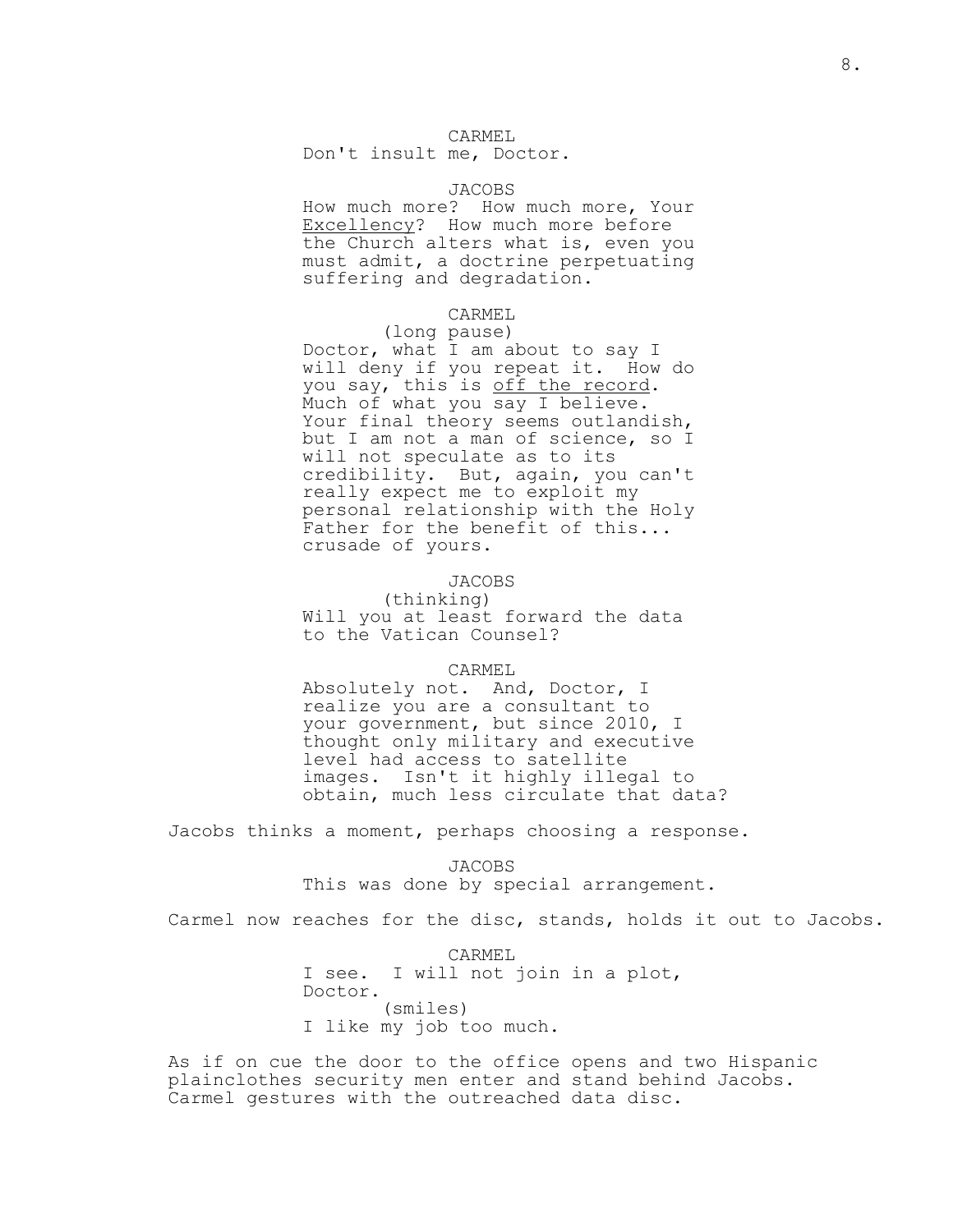CARMEL
Don't insult me, Doctor.

JACOBS
How much more? How much more, Your Excellency? How much more before the Church alters what is, even you must admit, a doctrine perpetuating suffering and degradation.

CARMEL
(long pause)
Doctor, what I am about to say I will deny if you repeat it. How do you say, this is off the record. Much of what you say I believe. Your final theory seems outlandish, but I am not a man of science, so I will not speculate as to its credibility. But, again, you can't really expect me to exploit my personal relationship with the Holy Father for the benefit of this... crusade of yours.

JACOBS
(thinking)
Will you at least forward the data to the Vatican Counsel?

CARMEL
Absolutely not. And, Doctor, I realize you are a consultant to your government, but since 2010, I thought only military and executive level had access to satellite images. Isn't it highly illegal to obtain, much less circulate that data?

Jacobs thinks a moment, perhaps choosing a response.

JACOBS
This was done by special arrangement.

Carmel now reaches for the disc, stands, holds it out to Jacobs.

CARMEL
I see. I will not join in a plot, Doctor.
(smiles)
I like my job too much.

As if on cue the door to the office opens and two Hispanic plainclothes security men enter and stand behind Jacobs. Carmel gestures with the outreached data disc.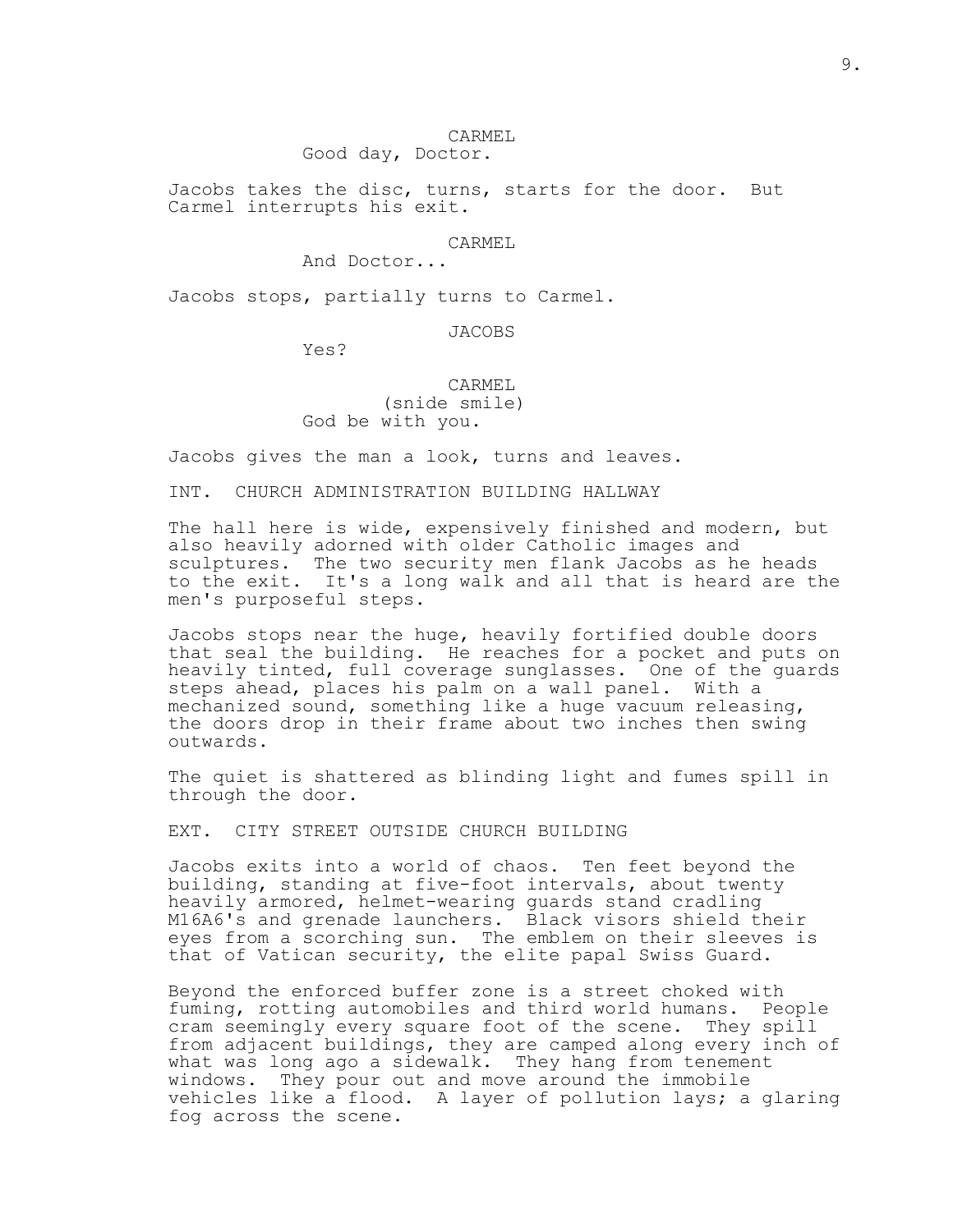CARMEL
Good day, Doctor.

Jacobs takes the disc, turns, starts for the door. But Carmel interrupts his exit.

CARMEL
And Doctor...

Jacobs stops, partially turns to Carmel.

JACOBS
Yes?

CARMEL
(snide smile)
God be with you.

Jacobs gives the man a look, turns and leaves.

INT. CHURCH ADMINISTRATION BUILDING HALLWAY

The hall here is wide, expensively finished and modern, but also heavily adorned with older Catholic images and sculptures. The two security men flank Jacobs as he heads to the exit. It's a long walk and all that is heard are the men's purposeful steps.

Jacobs stops near the huge, heavily fortified double doors that seal the building. He reaches for a pocket and puts on heavily tinted, full coverage sunglasses. One of the guards steps ahead, places his palm on a wall panel. With a mechanized sound, something like a huge vacuum releasing, the doors drop in their frame about two inches then swing outwards.

The quiet is shattered as blinding light and fumes spill in through the door.

EXT. CITY STREET OUTSIDE CHURCH BUILDING

Jacobs exits into a world of chaos. Ten feet beyond the building, standing at five-foot intervals, about twenty heavily armored, helmet-wearing guards stand cradling M16A6's and grenade launchers. Black visors shield their eyes from a scorching sun. The emblem on their sleeves is that of Vatican security, the elite papal Swiss Guard.

Beyond the enforced buffer zone is a street choked with fuming, rotting automobiles and third world humans. People cram seemingly every square foot of the scene. They spill from adjacent buildings, they are camped along every inch of what was long ago a sidewalk. They hang from tenement windows. They pour out and move around the immobile vehicles like a flood. A layer of pollution lays; a glaring fog across the scene.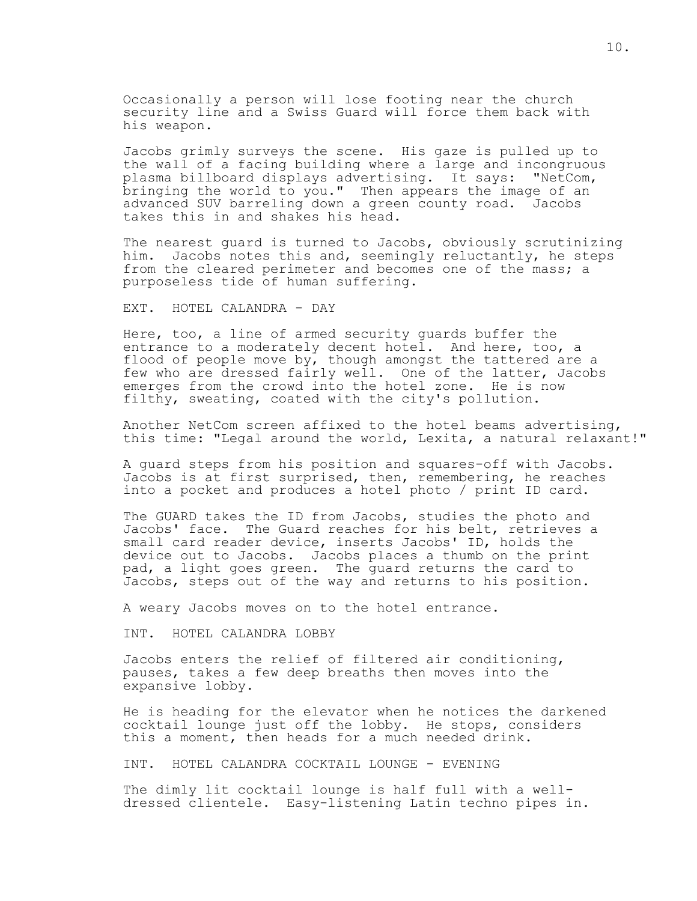Occasionally a person will lose footing near the church security line and a Swiss Guard will force them back with his weapon.

Jacobs grimly surveys the scene. His gaze is pulled up to the wall of a facing building where a large and incongruous plasma billboard displays advertising. It says: "NetCom, bringing the world to you." Then appears the image of an advanced SUV barreling down a green county road. Jacobs takes this in and shakes his head.

The nearest guard is turned to Jacobs, obviously scrutinizing him. Jacobs notes this and, seemingly reluctantly, he steps from the cleared perimeter and becomes one of the mass; a purposeless tide of human suffering.

EXT. HOTEL CALANDRA - DAY

Here, too, a line of armed security guards buffer the entrance to a moderately decent hotel. And here, too, a flood of people move by, though amongst the tattered are a few who are dressed fairly well. One of the latter, Jacobs emerges from the crowd into the hotel zone. He is now filthy, sweating, coated with the city's pollution.

Another NetCom screen affixed to the hotel beams advertising, this time: "Legal around the world, Lexita, a natural relaxant!"

A guard steps from his position and squares-off with Jacobs. Jacobs is at first surprised, then, remembering, he reaches into a pocket and produces a hotel photo / print ID card.

The GUARD takes the ID from Jacobs, studies the photo and Jacobs' face. The Guard reaches for his belt, retrieves a small card reader device, inserts Jacobs' ID, holds the device out to Jacobs. Jacobs places a thumb on the print pad, a light goes green. The guard returns the card to Jacobs, steps out of the way and returns to his position.

A weary Jacobs moves on to the hotel entrance.

INT. HOTEL CALANDRA LOBBY

Jacobs enters the relief of filtered air conditioning, pauses, takes a few deep breaths then moves into the expansive lobby.

He is heading for the elevator when he notices the darkened cocktail lounge just off the lobby. He stops, considers this a moment, then heads for a much needed drink.

INT. HOTEL CALANDRA COCKTAIL LOUNGE - EVENING

The dimly lit cocktail lounge is half full with a well-dressed clientele. Easy-listening Latin techno pipes in.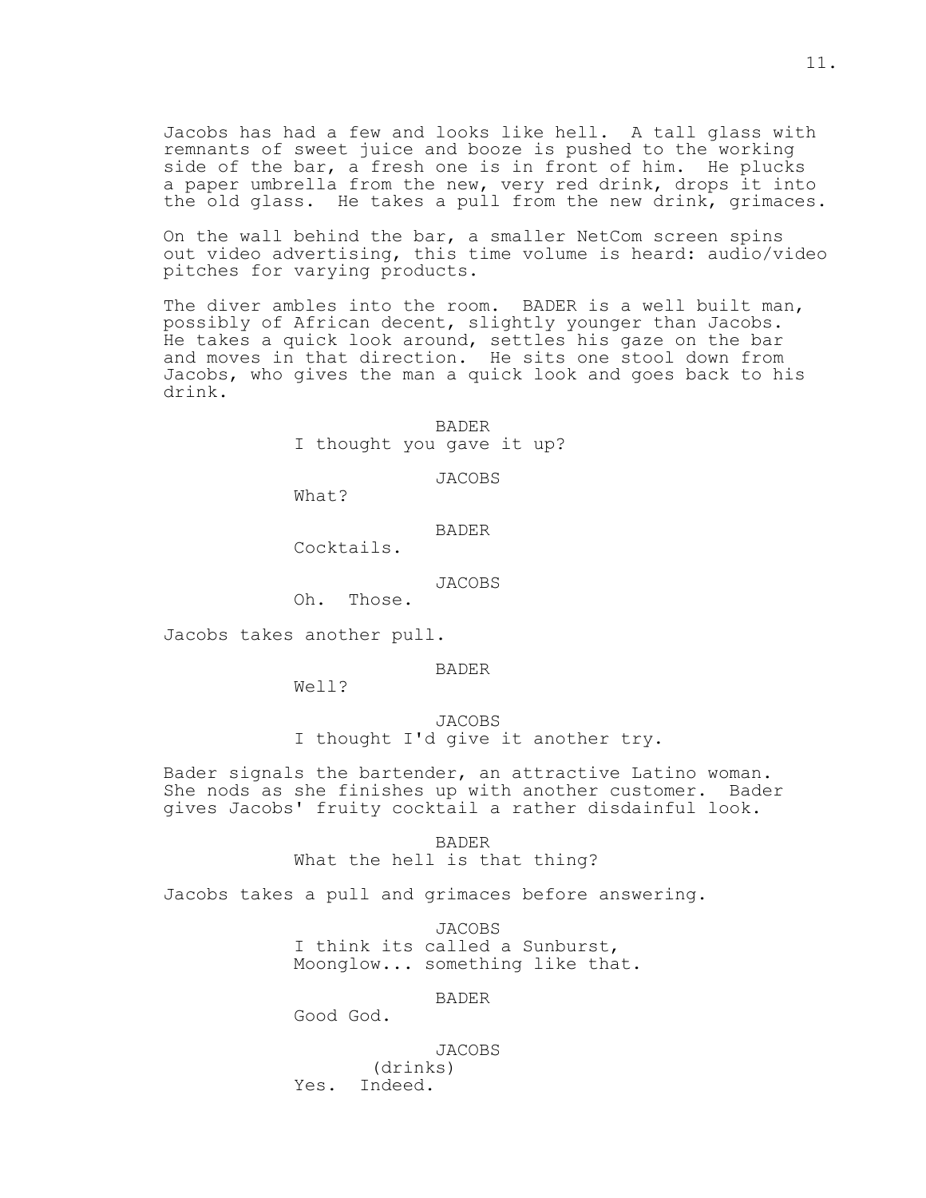Jacobs has had a few and looks like hell. A tall glass with remnants of sweet juice and booze is pushed to the working side of the bar, a fresh one is in front of him. He plucks a paper umbrella from the new, very red drink, drops it into the old glass. He takes a pull from the new drink, grimaces.

On the wall behind the bar, a smaller NetCom screen spins out video advertising, this time volume is heard: audio/video pitches for varying products.

The diver ambles into the room. BADER is a well built man, possibly of African decent, slightly younger than Jacobs. He takes a quick look around, settles his gaze on the bar and moves in that direction. He sits one stool down from Jacobs, who gives the man a quick look and goes back to his drink.

BADER
I thought you gave it up?

JACOBS
What?

BADER
Cocktails.

JACOBS
Oh. Those.

Jacobs takes another pull.

BADER
Well?

JACOBS
I thought I'd give it another try.

Bader signals the bartender, an attractive Latino woman. She nods as she finishes up with another customer. Bader gives Jacobs' fruity cocktail a rather disdainful look.

BADER
What the hell is that thing?

Jacobs takes a pull and grimaces before answering.

JACOBS
I think its called a Sunburst, Moonglow... something like that.

BADER
Good God.

JACOBS
(drinks)
Yes. Indeed.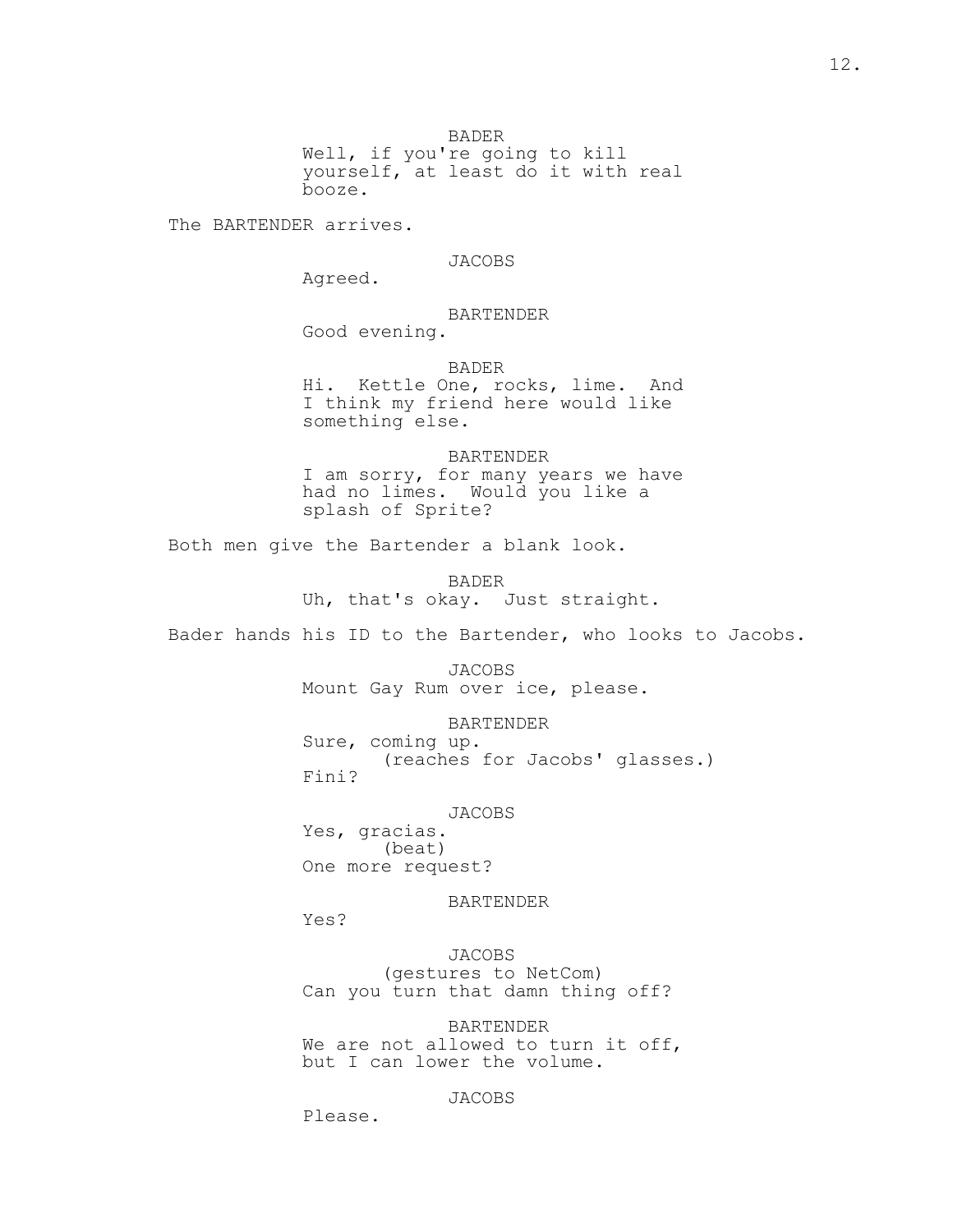BADER
Well, if you're going to kill yourself, at least do it with real booze.

The BARTENDER arrives.

JACOBS
Agreed.

BARTENDER
Good evening.

BADER
Hi. Kettle One, rocks, lime. And I think my friend here would like something else.

BARTENDER
I am sorry, for many years we have had no limes. Would you like a splash of Sprite?

Both men give the Bartender a blank look.

BADER
Uh, that's okay. Just straight.

Bader hands his ID to the Bartender, who looks to Jacobs.

JACOBS
Mount Gay Rum over ice, please.

BARTENDER
Sure, coming up.
(reaches for Jacobs' glasses.)
Fini?

JACOBS
Yes, gracias.
(beat)
One more request?

BARTENDER
Yes?

JACOBS
(gestures to NetCom)
Can you turn that damn thing off?

BARTENDER
We are not allowed to turn it off, but I can lower the volume.

JACOBS
Please.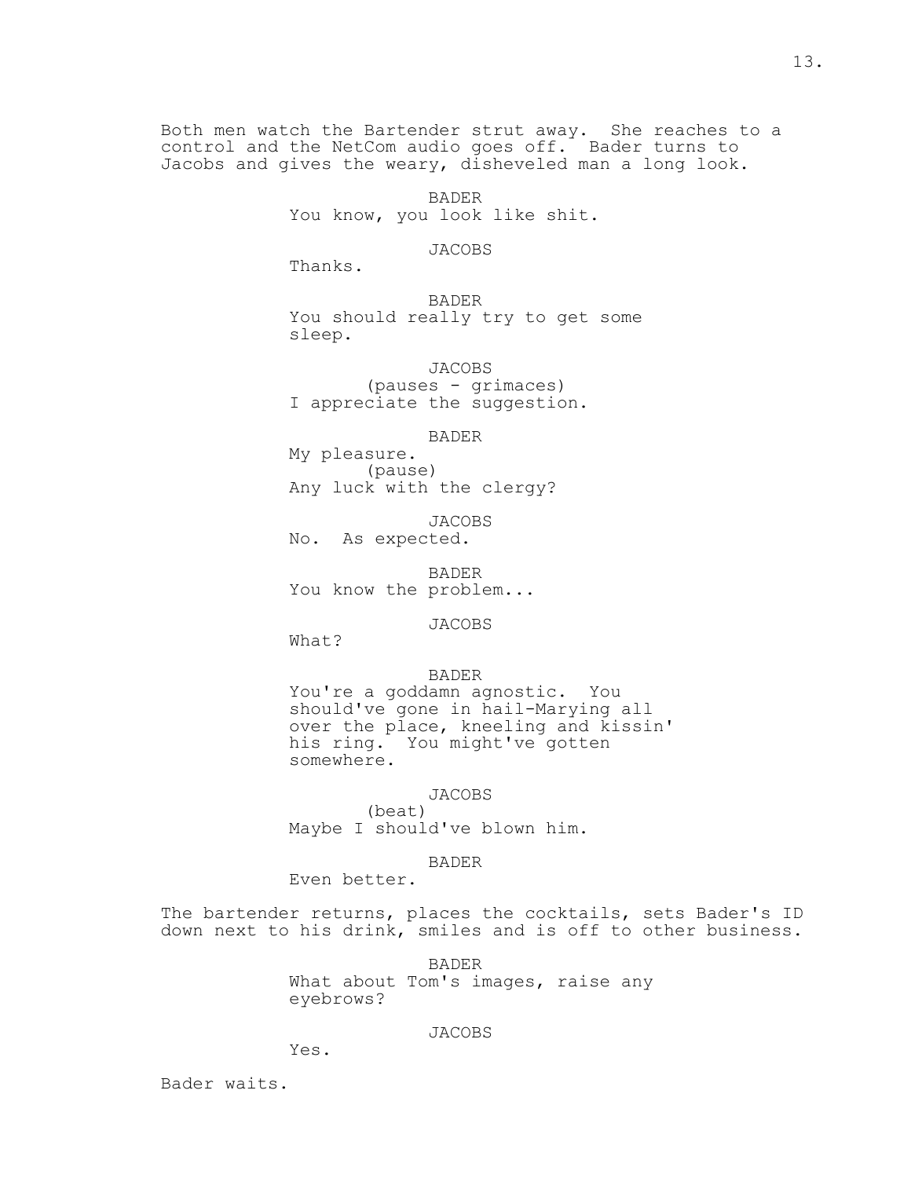Both men watch the Bartender strut away. She reaches to a control and the NetCom audio goes off. Bader turns to Jacobs and gives the weary, disheveled man a long look.

BADER
You know, you look like shit.

JACOBS
Thanks.

BADER
You should really try to get some sleep.

JACOBS
(pauses - grimaces)
I appreciate the suggestion.

BADER
My pleasure.
(pause)
Any luck with the clergy?

JACOBS
No. As expected.

BADER
You know the problem...

JACOBS
What?

BADER
You're a goddamn agnostic. You should've gone in hail-Marying all over the place, kneeling and kissin' his ring. You might've gotten somewhere.

JACOBS
(beat)
Maybe I should've blown him.

BADER
Even better.

The bartender returns, places the cocktails, sets Bader's ID down next to his drink, smiles and is off to other business.

BADER
What about Tom's images, raise any eyebrows?

JACOBS
Yes.

Bader waits.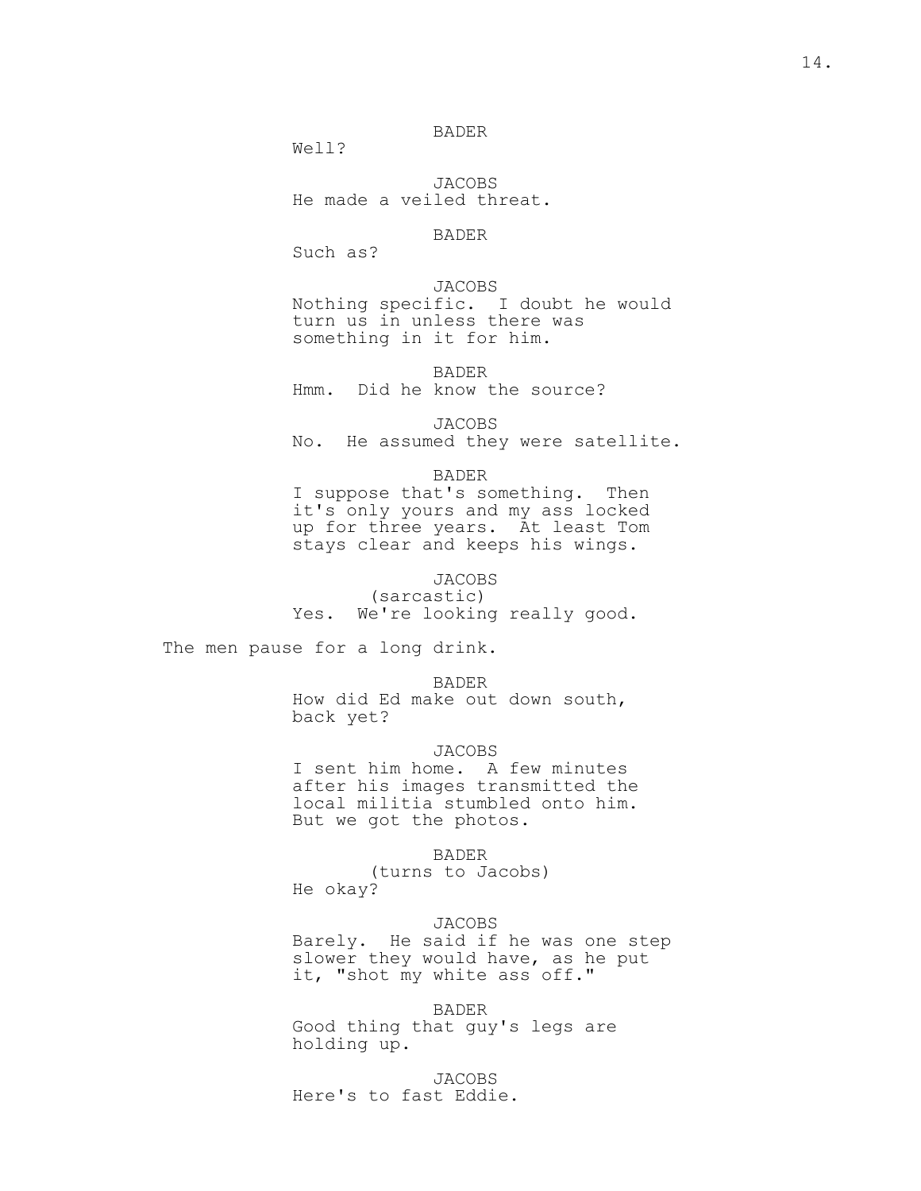BADER

Well?

JACOBS

He made a veiled threat.

BADER

Such as?

JACOBS

Nothing specific. I doubt he would turn us in unless there was something in it for him.

BADER

Hmm. Did he know the source?

JACOBS

No. He assumed they were satellite.

BADER

I suppose that's something. Then it's only yours and my ass locked up for three years. At least Tom stays clear and keeps his wings.

JACOBS

(sarcastic)

Yes. We're looking really good.

The men pause for a long drink.

BADER

How did Ed make out down south, back yet?

JACOBS

I sent him home. A few minutes after his images transmitted the local militia stumbled onto him. But we got the photos.

BADER

(turns to Jacobs)

He okay?

JACOBS

Barely. He said if he was one step slower they would have, as he put it, "shot my white ass off."

BADER

Good thing that guy's legs are holding up.

JACOBS

Here's to fast Eddie.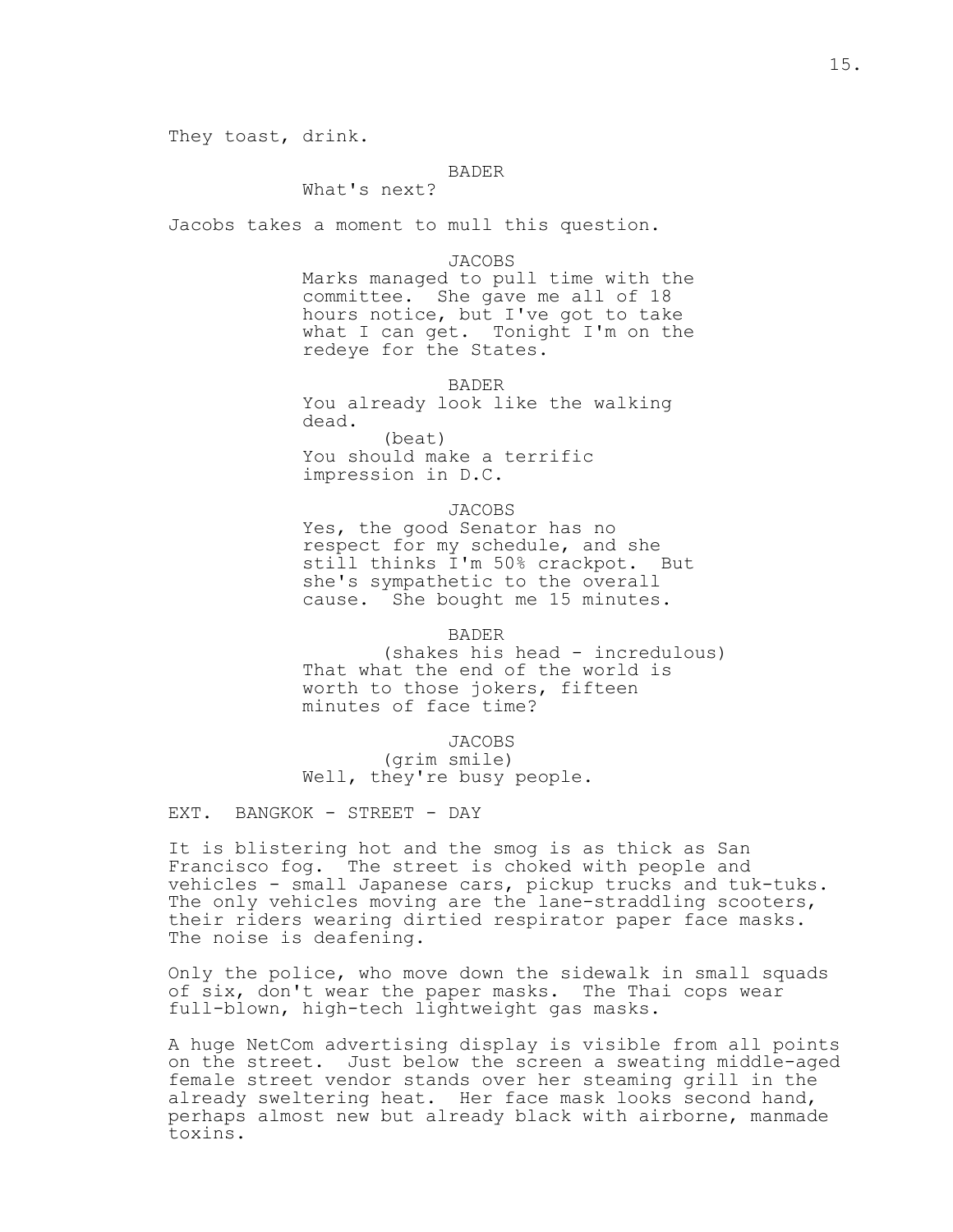They toast, drink.

BADER
What's next?

Jacobs takes a moment to mull this question.

JACOBS
Marks managed to pull time with the committee. She gave me all of 18 hours notice, but I've got to take what I can get. Tonight I'm on the redeye for the States.

BADER
You already look like the walking dead.
(beat)
You should make a terrific impression in D.C.

JACOBS
Yes, the good Senator has no respect for my schedule, and she still thinks I'm 50% crackpot. But she's sympathetic to the overall cause. She bought me 15 minutes.

BADER
(shakes his head - incredulous)
That what the end of the world is worth to those jokers, fifteen minutes of face time?

JACOBS
(grim smile)
Well, they're busy people.

EXT. BANGKOK - STREET - DAY

It is blistering hot and the smog is as thick as San Francisco fog. The street is choked with people and vehicles - small Japanese cars, pickup trucks and tuk-tuks. The only vehicles moving are the lane-straddling scooters, their riders wearing dirtied respirator paper face masks. The noise is deafening.

Only the police, who move down the sidewalk in small squads of six, don't wear the paper masks. The Thai cops wear full-blown, high-tech lightweight gas masks.

A huge NetCom advertising display is visible from all points on the street. Just below the screen a sweating middle-aged female street vendor stands over her steaming grill in the already sweltering heat. Her face mask looks second hand, perhaps almost new but already black with airborne, manmade toxins.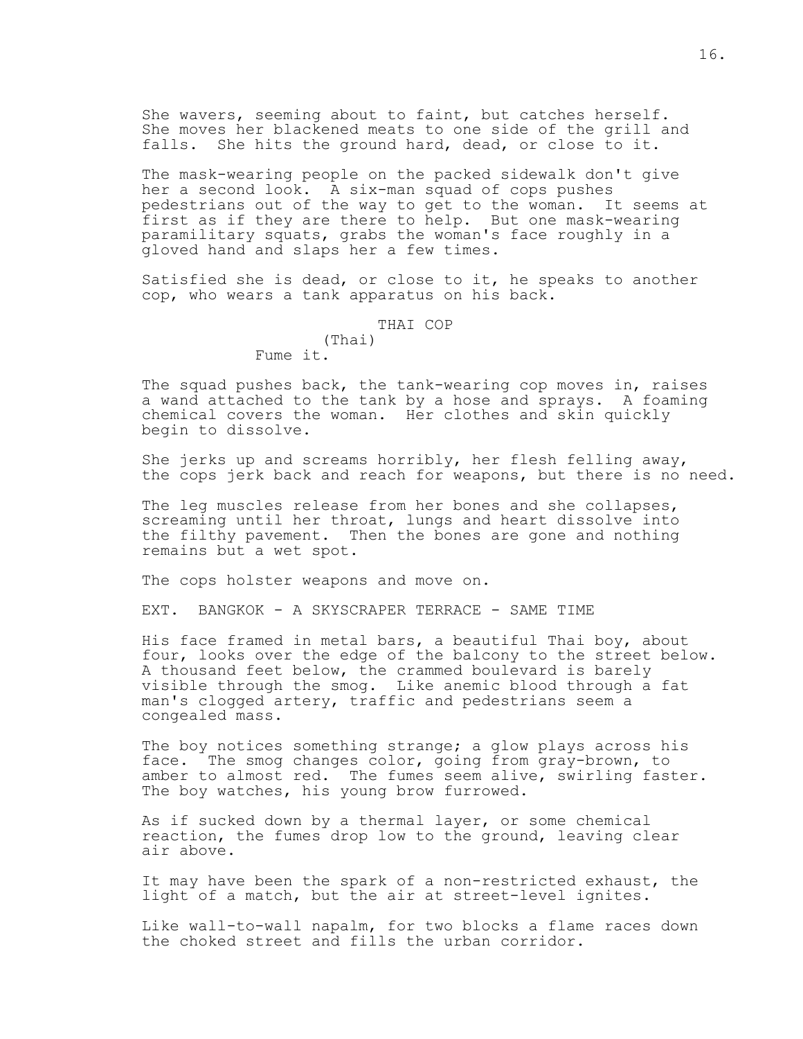She wavers, seeming about to faint, but catches herself. She moves her blackened meats to one side of the grill and falls. She hits the ground hard, dead, or close to it.

The mask-wearing people on the packed sidewalk don't give her a second look. A six-man squad of cops pushes pedestrians out of the way to get to the woman. It seems at first as if they are there to help. But one mask-wearing paramilitary squats, grabs the woman's face roughly in a gloved hand and slaps her a few times.

Satisfied she is dead, or close to it, he speaks to another cop, who wears a tank apparatus on his back.

THAI COP
(Thai)
Fume it.

The squad pushes back, the tank-wearing cop moves in, raises a wand attached to the tank by a hose and sprays. A foaming chemical covers the woman. Her clothes and skin quickly begin to dissolve.

She jerks up and screams horribly, her flesh felling away, the cops jerk back and reach for weapons, but there is no need.

The leg muscles release from her bones and she collapses, screaming until her throat, lungs and heart dissolve into the filthy pavement. Then the bones are gone and nothing remains but a wet spot.

The cops holster weapons and move on.

EXT. BANGKOK - A SKYSCRAPER TERRACE - SAME TIME

His face framed in metal bars, a beautiful Thai boy, about four, looks over the edge of the balcony to the street below. A thousand feet below, the crammed boulevard is barely visible through the smog. Like anemic blood through a fat man's clogged artery, traffic and pedestrians seem a congealed mass.

The boy notices something strange; a glow plays across his face. The smog changes color, going from gray-brown, to amber to almost red. The fumes seem alive, swirling faster. The boy watches, his young brow furrowed.

As if sucked down by a thermal layer, or some chemical reaction, the fumes drop low to the ground, leaving clear air above.

It may have been the spark of a non-restricted exhaust, the light of a match, but the air at street-level ignites.

Like wall-to-wall napalm, for two blocks a flame races down the choked street and fills the urban corridor.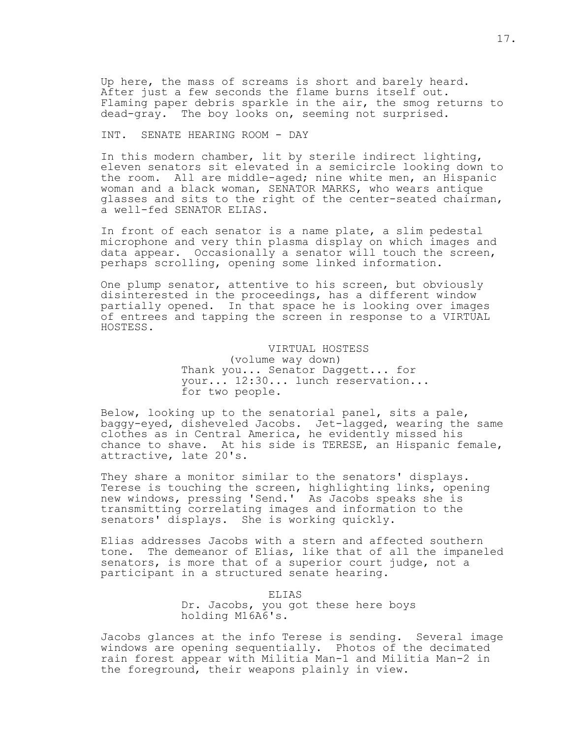Up here, the mass of screams is short and barely heard. After just a few seconds the flame burns itself out. Flaming paper debris sparkle in the air, the smog returns to dead-gray. The boy looks on, seeming not surprised.

INT. SENATE HEARING ROOM - DAY

In this modern chamber, lit by sterile indirect lighting, eleven senators sit elevated in a semicircle looking down to the room. All are middle-aged; nine white men, an Hispanic woman and a black woman, SENATOR MARKS, who wears antique glasses and sits to the right of the center-seated chairman, a well-fed SENATOR ELIAS.

In front of each senator is a name plate, a slim pedestal microphone and very thin plasma display on which images and data appear. Occasionally a senator will touch the screen, perhaps scrolling, opening some linked information.

One plump senator, attentive to his screen, but obviously disinterested in the proceedings, has a different window partially opened. In that space he is looking over images of entrees and tapping the screen in response to a VIRTUAL HOSTESS.

VIRTUAL HOSTESS
(volume way down)
Thank you... Senator Daggett... for your... 12:30... lunch reservation... for two people.

Below, looking up to the senatorial panel, sits a pale, baggy-eyed, disheveled Jacobs. Jet-lagged, wearing the same clothes as in Central America, he evidently missed his chance to shave. At his side is TERESE, an Hispanic female, attractive, late 20's.

They share a monitor similar to the senators' displays. Terese is touching the screen, highlighting links, opening new windows, pressing 'Send.' As Jacobs speaks she is transmitting correlating images and information to the senators' displays. She is working quickly.

Elias addresses Jacobs with a stern and affected southern tone. The demeanor of Elias, like that of all the impaneled senators, is more that of a superior court judge, not a participant in a structured senate hearing.

ELIAS
Dr. Jacobs, you got these here boys holding M16A6's.

Jacobs glances at the info Terese is sending. Several image windows are opening sequentially. Photos of the decimated rain forest appear with Militia Man-1 and Militia Man-2 in the foreground, their weapons plainly in view.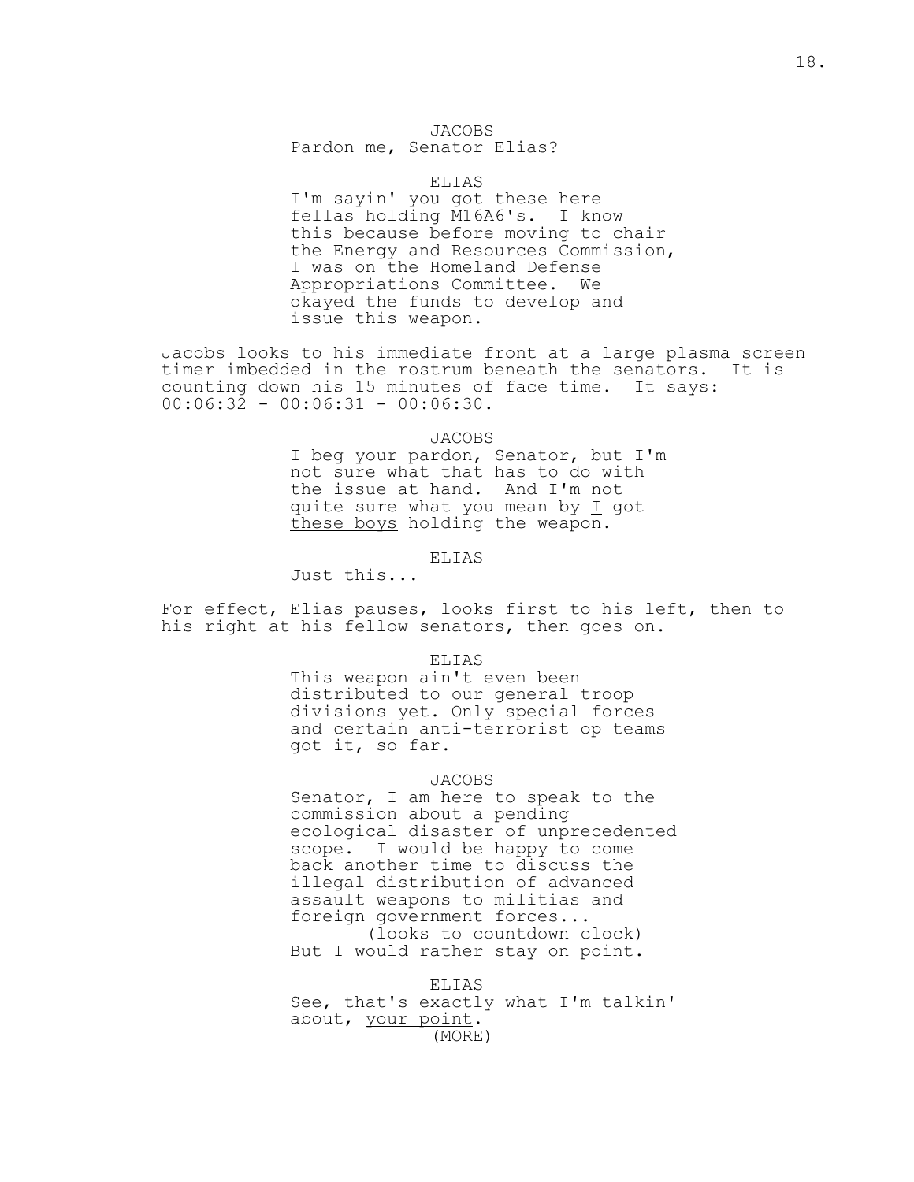JACOBS
Pardon me, Senator Elias?

ELIAS
I'm sayin' you got these here fellas holding M16A6's. I know this because before moving to chair the Energy and Resources Commission, I was on the Homeland Defense Appropriations Committee. We okayed the funds to develop and issue this weapon.

Jacobs looks to his immediate front at a large plasma screen timer imbedded in the rostrum beneath the senators. It is counting down his 15 minutes of face time. It says: 00:06:32 - 00:06:31 - 00:06:30.

JACOBS
I beg your pardon, Senator, but I'm not sure what that has to do with the issue at hand. And I'm not quite sure what you mean by _I_ got _these boys_ holding the weapon.

ELIAS
Just this...

For effect, Elias pauses, looks first to his left, then to his right at his fellow senators, then goes on.

ELIAS
This weapon ain't even been distributed to our general troop divisions yet. Only special forces and certain anti-terrorist op teams got it, so far.

JACOBS
Senator, I am here to speak to the commission about a pending ecological disaster of unprecedented scope. I would be happy to come back another time to discuss the illegal distribution of advanced assault weapons to militias and foreign government forces...
(looks to countdown clock)
But I would rather stay on point.

ELIAS
See, that's exactly what I'm talkin' about, _your point_.
(MORE)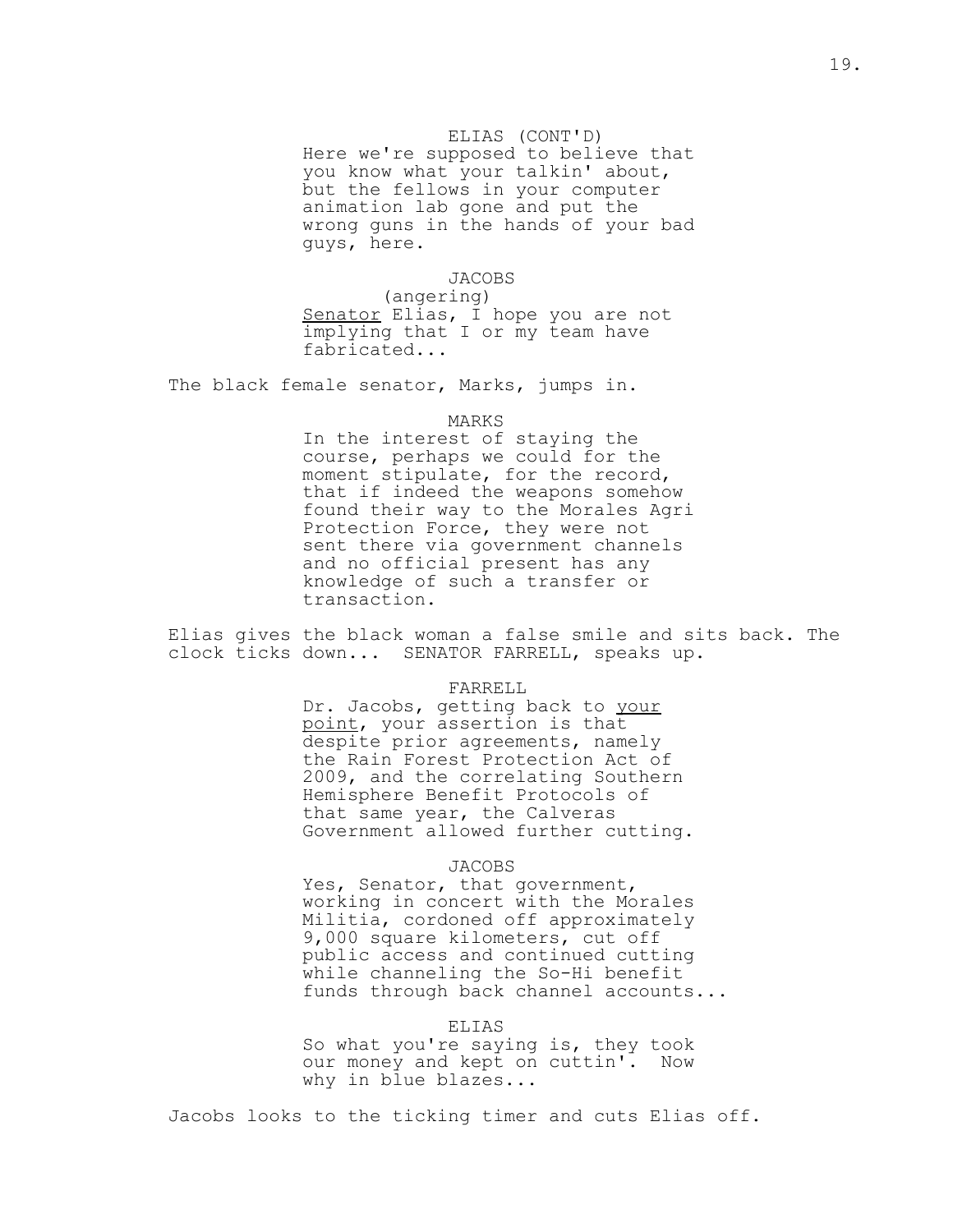ELIAS (CONT'D)
Here we're supposed to believe that you know what your talkin' about, but the fellows in your computer animation lab gone and put the wrong guns in the hands of your bad guys, here.

JACOBS
(angering)
Senator Elias, I hope you are not implying that I or my team have fabricated...

The black female senator, Marks, jumps in.

MARKS
In the interest of staying the course, perhaps we could for the moment stipulate, for the record, that if indeed the weapons somehow found their way to the Morales Agri Protection Force, they were not sent there via government channels and no official present has any knowledge of such a transfer or transaction.

Elias gives the black woman a false smile and sits back. The clock ticks down... SENATOR FARRELL, speaks up.

FARRELL
Dr. Jacobs, getting back to your point, your assertion is that despite prior agreements, namely the Rain Forest Protection Act of 2009, and the correlating Southern Hemisphere Benefit Protocols of that same year, the Calveras Government allowed further cutting.

JACOBS
Yes, Senator, that government, working in concert with the Morales Militia, cordoned off approximately 9,000 square kilometers, cut off public access and continued cutting while channeling the So-Hi benefit funds through back channel accounts...

ELIAS
So what you're saying is, they took our money and kept on cuttin'. Now why in blue blazes...

Jacobs looks to the ticking timer and cuts Elias off.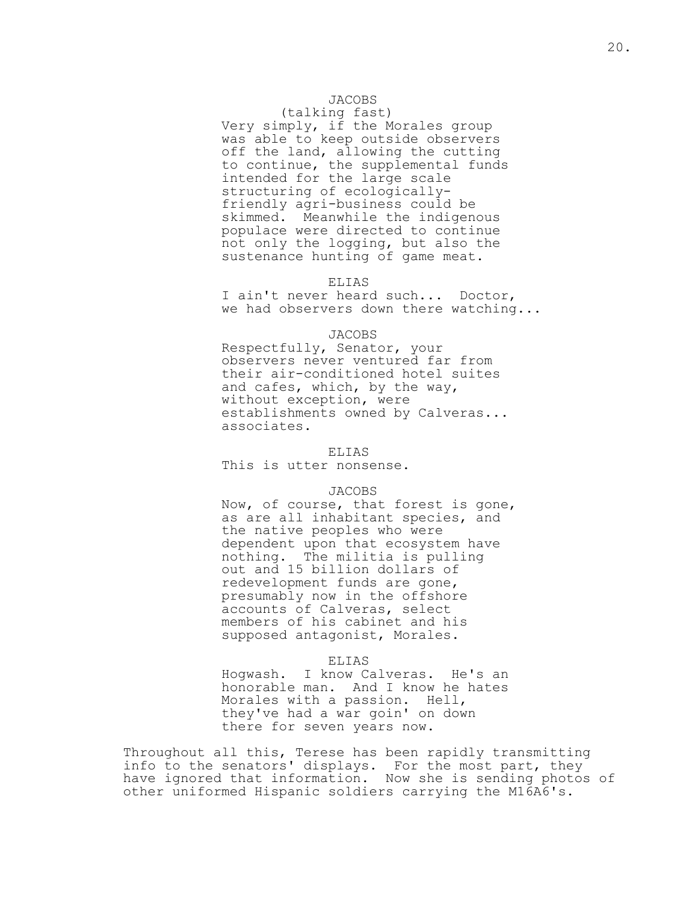JACOBS
(talking fast)
Very simply, if the Morales group was able to keep outside observers off the land, allowing the cutting to continue, the supplemental funds intended for the large scale structuring of ecologically-friendly agri-business could be skimmed. Meanwhile the indigenous populace were directed to continue not only the logging, but also the sustenance hunting of game meat.

ELIAS
I ain't never heard such... Doctor, we had observers down there watching...

JACOBS
Respectfully, Senator, your observers never ventured far from their air-conditioned hotel suites and cafes, which, by the way, without exception, were establishments owned by Calveras... associates.

ELIAS
This is utter nonsense.

JACOBS
Now, of course, that forest is gone, as are all inhabitant species, and the native peoples who were dependent upon that ecosystem have nothing. The militia is pulling out and 15 billion dollars of redevelopment funds are gone, presumably now in the offshore accounts of Calveras, select members of his cabinet and his supposed antagonist, Morales.

ELIAS
Hogwash. I know Calveras. He's an honorable man. And I know he hates Morales with a passion. Hell, they've had a war goin' on down there for seven years now.

Throughout all this, Terese has been rapidly transmitting info to the senators' displays. For the most part, they have ignored that information. Now she is sending photos of other uniformed Hispanic soldiers carrying the M16A6's.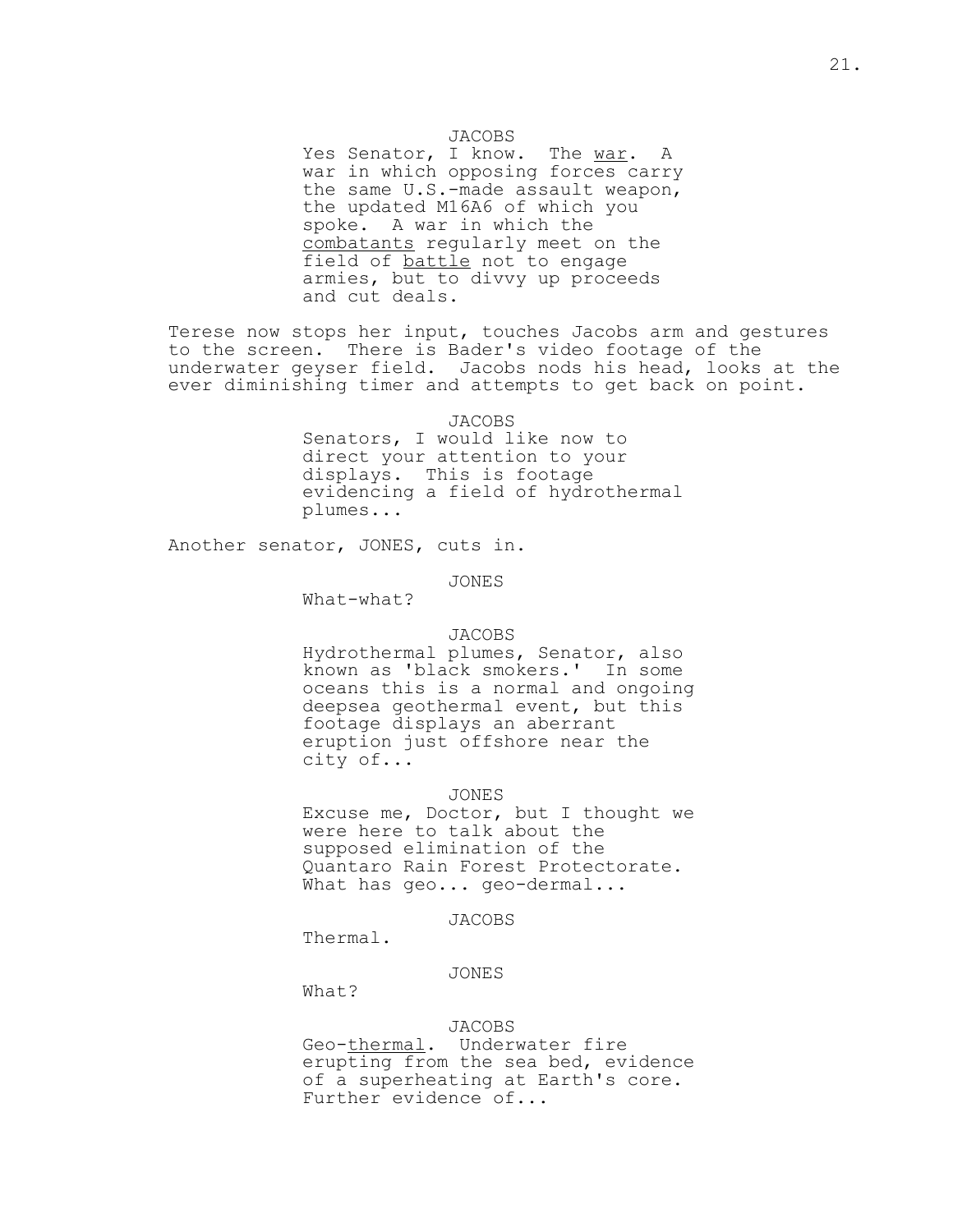JACOBS

Yes Senator, I know. The <u>war</u>. A war in which opposing forces carry the same U.S.-made assault weapon, the updated M16A6 of which you spoke. A war in which the <u>combatants</u> regularly meet on the field of <u>battle</u> not to engage armies, but to divvy up proceeds and cut deals.

Terese now stops her input, touches Jacobs arm and gestures to the screen. There is Bader's video footage of the underwater geyser field. Jacobs nods his head, looks at the ever diminishing timer and attempts to get back on point.

JACOBS

Senators, I would like now to direct your attention to your displays. This is footage evidencing a field of hydrothermal plumes...

Another senator, JONES, cuts in.

JONES

What-what?

JACOBS

Hydrothermal plumes, Senator, also known as 'black smokers.' In some oceans this is a normal and ongoing deepsea geothermal event, but this footage displays an aberrant eruption just offshore near the city of...

JONES

Excuse me, Doctor, but I thought we were here to talk about the supposed elimination of the Quantaro Rain Forest Protectorate. What has geo... geo-dermal...

JACOBS

Thermal.

JONES

What?

JACOBS

Geo-<u>thermal</u>. Underwater fire erupting from the sea bed, evidence of a superheating at Earth's core. Further evidence of...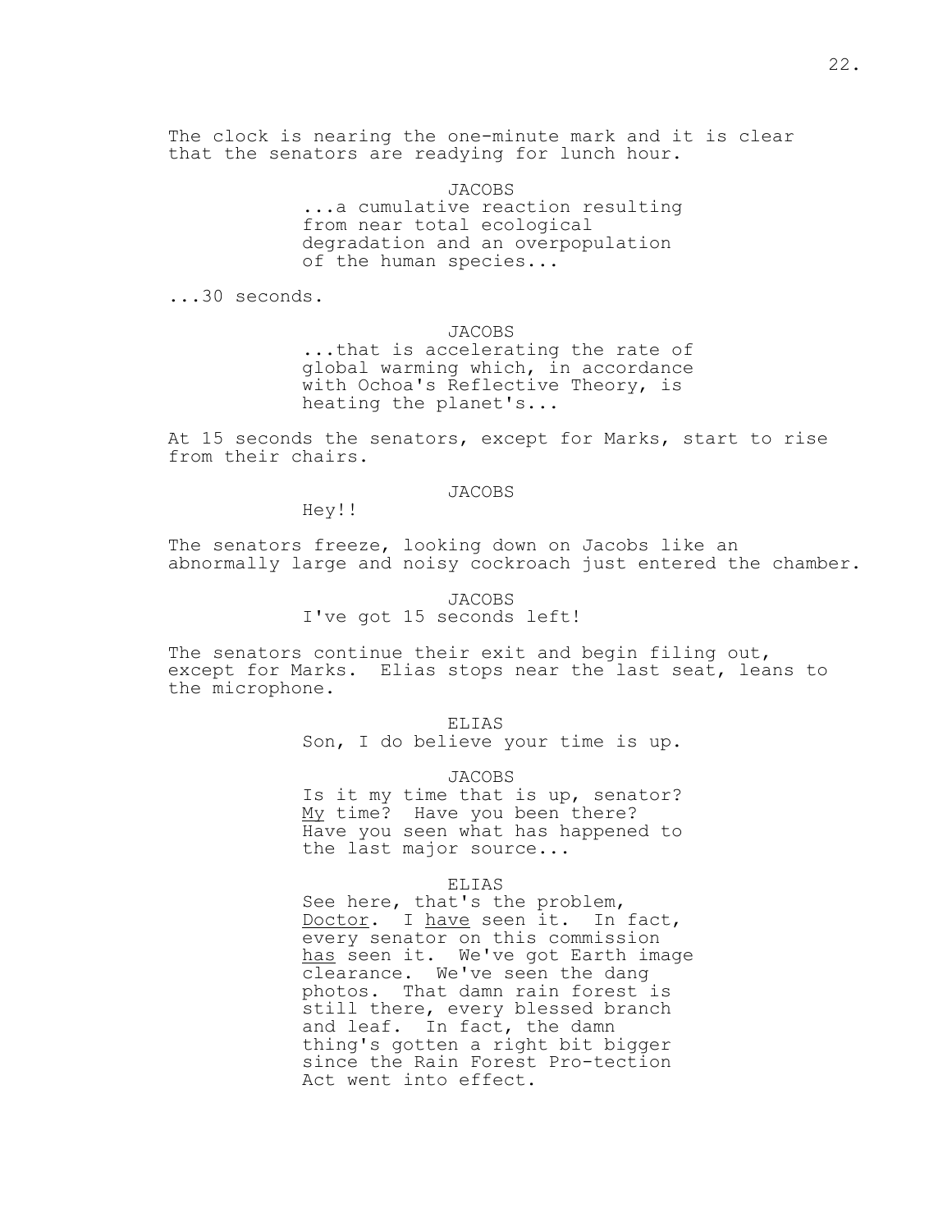The clock is nearing the one-minute mark and it is clear that the senators are readying for lunch hour.

JACOBS
...a cumulative reaction resulting from near total ecological degradation and an overpopulation of the human species...

...30 seconds.

JACOBS
...that is accelerating the rate of global warming which, in accordance with Ochoa's Reflective Theory, is heating the planet's...

At 15 seconds the senators, except for Marks, start to rise from their chairs.

JACOBS
Hey!!

The senators freeze, looking down on Jacobs like an abnormally large and noisy cockroach just entered the chamber.

JACOBS
I've got 15 seconds left!

The senators continue their exit and begin filing out, except for Marks. Elias stops near the last seat, leans to the microphone.

ELIAS
Son, I do believe your time is up.

JACOBS
Is it my time that is up, senator? _My_ time? Have you been there? Have you seen what has happened to the last major source...

ELIAS
See here, that's the problem, _Doctor_. I _have_ seen it. In fact, every senator on this commission _has_ seen it. We've got Earth image clearance. We've seen the dang photos. That damn rain forest is still there, every blessed branch and leaf. In fact, the damn thing's gotten a right bit bigger since the Rain Forest Pro-tection Act went into effect.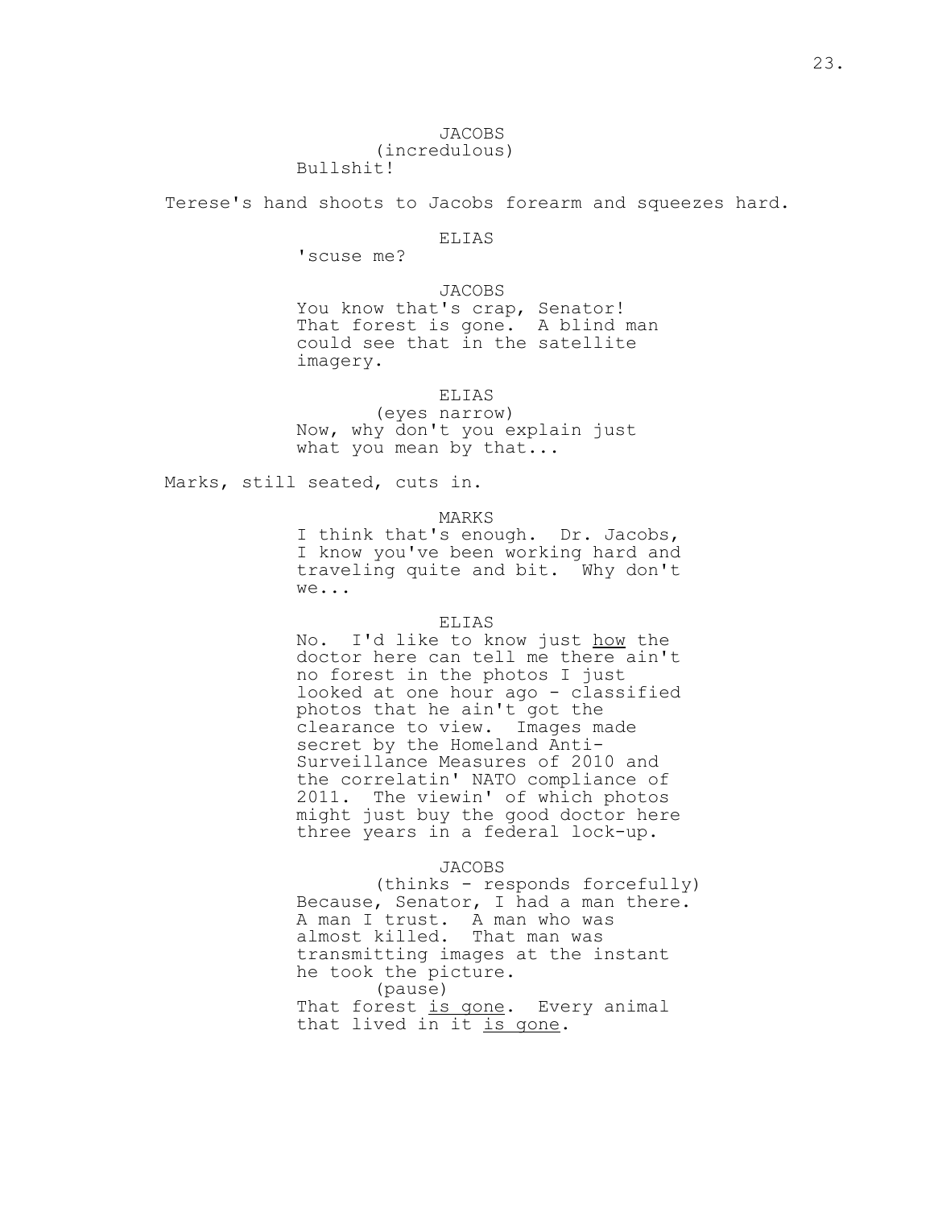JACOBS
(incredulous)
Bullshit!

Terese's hand shoots to Jacobs forearm and squeezes hard.

ELIAS
'scuse me?

JACOBS
You know that's crap, Senator! That forest is gone. A blind man could see that in the satellite imagery.

ELIAS
(eyes narrow)
Now, why don't you explain just what you mean by that...

Marks, still seated, cuts in.

MARKS
I think that's enough. Dr. Jacobs, I know you've been working hard and traveling quite and bit. Why don't we...

ELIAS
No. I'd like to know just <u>how</u> the doctor here can tell me there ain't no forest in the photos I just looked at one hour ago - classified photos that he ain't got the clearance to view. Images made secret by the Homeland Anti-Surveillance Measures of 2010 and the correlatin' NATO compliance of 2011. The viewin' of which photos might just buy the good doctor here three years in a federal lock-up.

JACOBS
(thinks - responds forcefully)
Because, Senator, I had a man there. A man I trust. A man who was almost killed. That man was transmitting images at the instant he took the picture.
(pause)
That forest <u>is gone</u>. Every animal that lived in it <u>is gone</u>.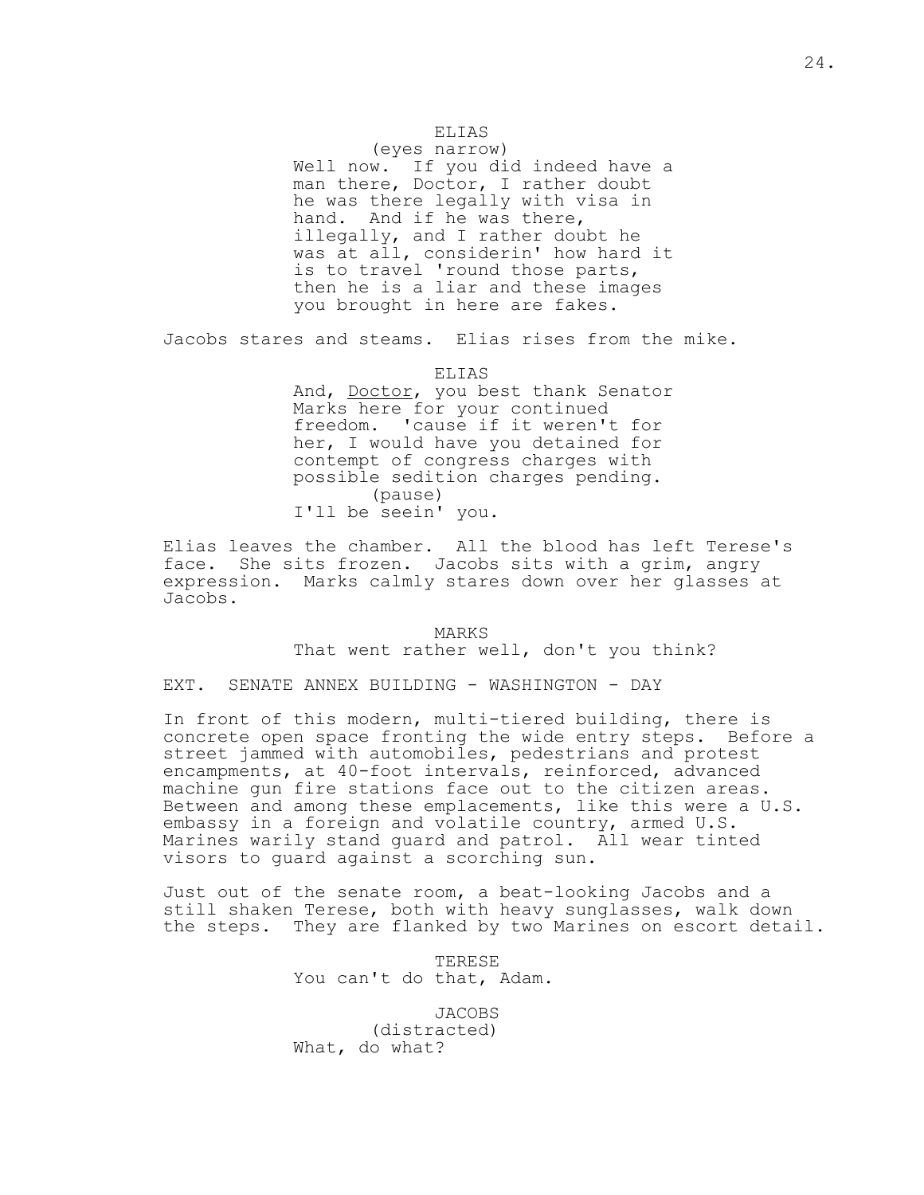ELIAS
(eyes narrow)
Well now. If you did indeed have a man there, Doctor, I rather doubt he was there legally with visa in hand. And if he was there, illegally, and I rather doubt he was at all, considerin' how hard it is to travel 'round those parts, then he is a liar and these images you brought in here are fakes.

Jacobs stares and steams. Elias rises from the mike.

ELIAS
And, <u>Doctor</u>, you best thank Senator Marks here for your continued freedom. 'cause if it weren't for her, I would have you detained for contempt of congress charges with possible sedition charges pending.
(pause)
I'll be seein' you.

Elias leaves the chamber. All the blood has left Terese's face. She sits frozen. Jacobs sits with a grim, angry expression. Marks calmly stares down over her glasses at Jacobs.

MARKS
That went rather well, don't you think?

EXT. SENATE ANNEX BUILDING - WASHINGTON - DAY

In front of this modern, multi-tiered building, there is concrete open space fronting the wide entry steps. Before a street jammed with automobiles, pedestrians and protest encampments, at 40-foot intervals, reinforced, advanced machine gun fire stations face out to the citizen areas. Between and among these emplacements, like this were a U.S. embassy in a foreign and volatile country, armed U.S. Marines warily stand guard and patrol. All wear tinted visors to guard against a scorching sun.

Just out of the senate room, a beat-looking Jacobs and a still shaken Terese, both with heavy sunglasses, walk down the steps. They are flanked by two Marines on escort detail.

TERESE
You can't do that, Adam.

JACOBS
(distracted)
What, do what?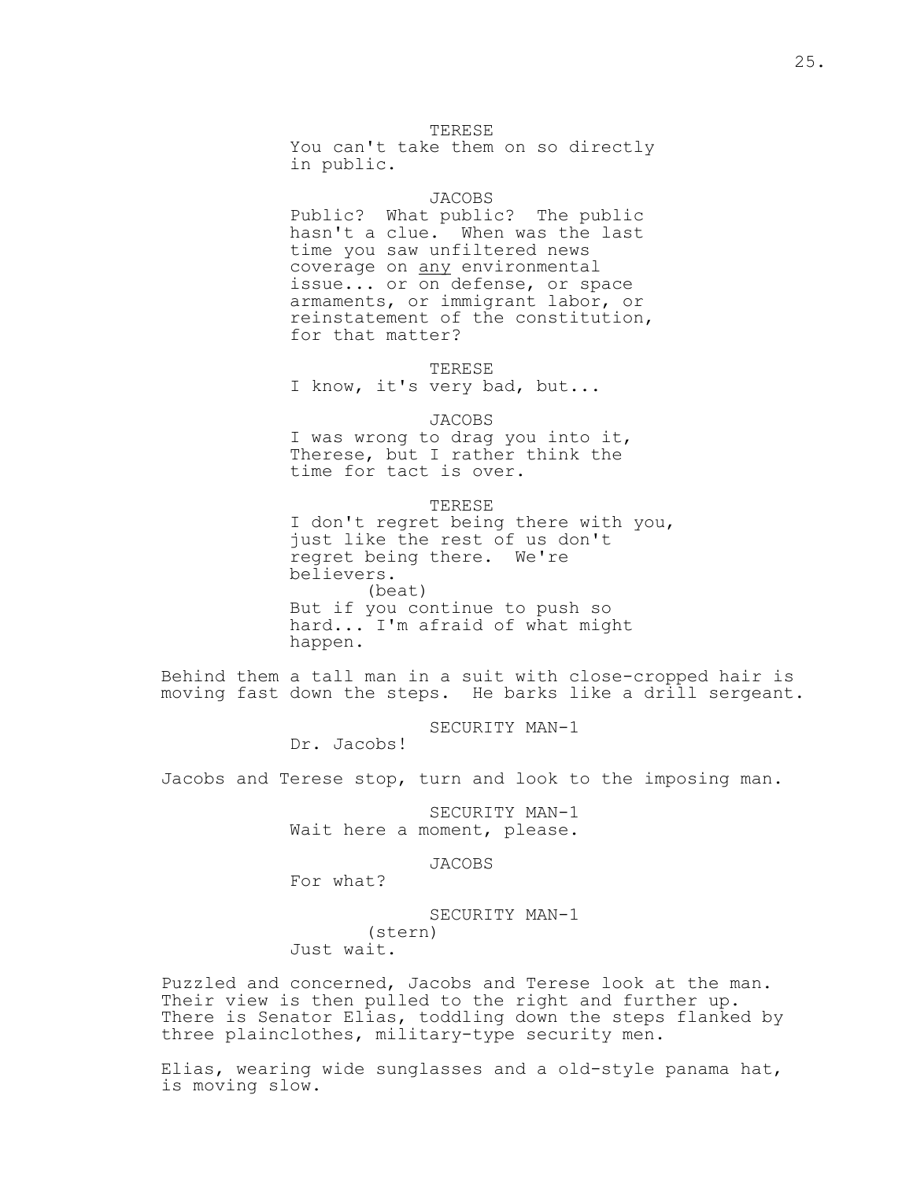TERESE
You can't take them on so directly in public.

JACOBS
Public? What public? The public hasn't a clue. When was the last time you saw unfiltered news coverage on <u>any</u> environmental issue... or on defense, or space armaments, or immigrant labor, or reinstatement of the constitution, for that matter?

TERESE
I know, it's very bad, but...

JACOBS
I was wrong to drag you into it, Therese, but I rather think the time for tact is over.

TERESE
I don't regret being there with you, just like the rest of us don't regret being there. We're believers.
(beat)
But if you continue to push so hard... I'm afraid of what might happen.

Behind them a tall man in a suit with close-cropped hair is moving fast down the steps. He barks like a drill sergeant.

SECURITY MAN-1
Dr. Jacobs!

Jacobs and Terese stop, turn and look to the imposing man.

SECURITY MAN-1
Wait here a moment, please.

JACOBS
For what?

SECURITY MAN-1
(stern)
Just wait.

Puzzled and concerned, Jacobs and Terese look at the man. Their view is then pulled to the right and further up. There is Senator Elias, toddling down the steps flanked by three plainclothes, military-type security men.

Elias, wearing wide sunglasses and a old-style panama hat, is moving slow.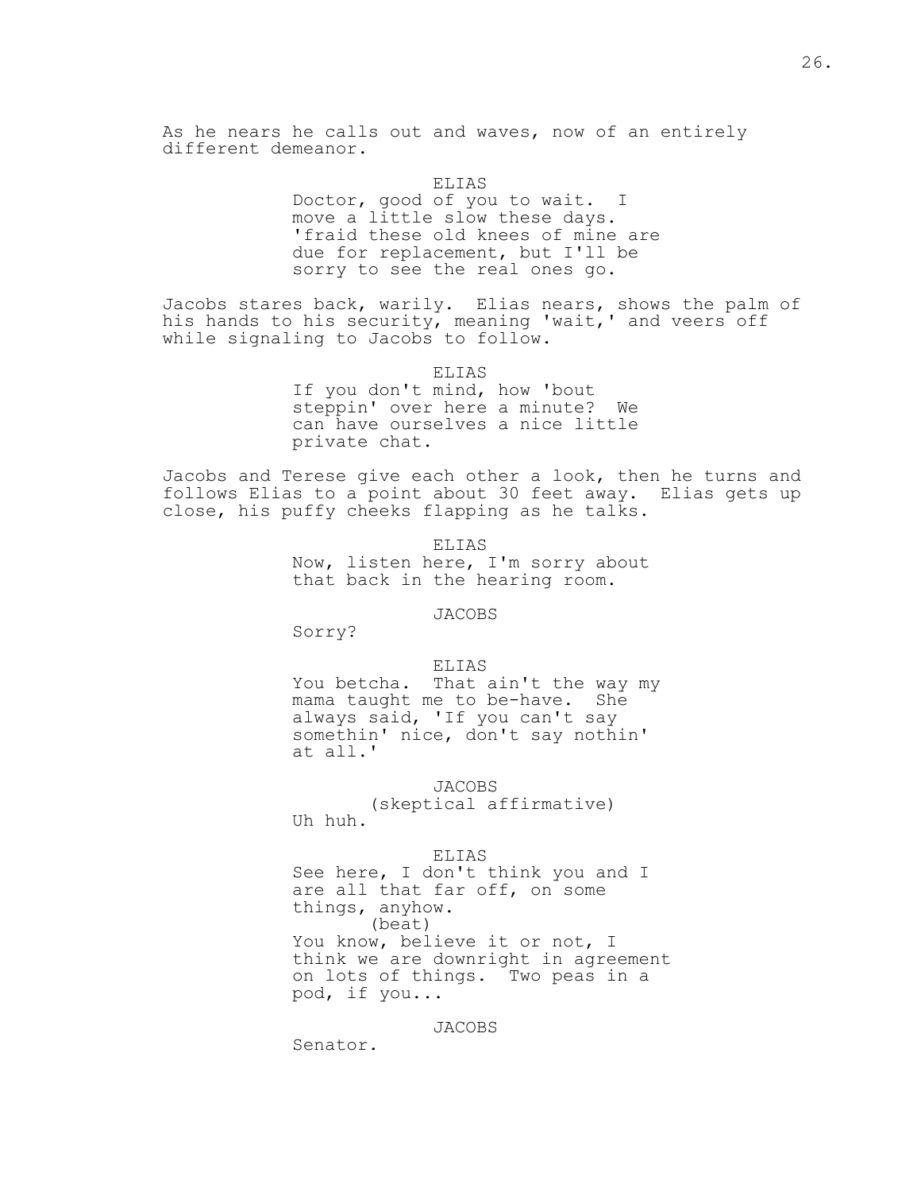As he nears he calls out and waves, now of an entirely different demeanor.

ELIAS

Doctor, good of you to wait. I move a little slow these days. 'fraid these old knees of mine are due for replacement, but I'll be sorry to see the real ones go.

Jacobs stares back, warily. Elias nears, shows the palm of his hands to his security, meaning 'wait,' and veers off while signaling to Jacobs to follow.

ELIAS

If you don't mind, how 'bout steppin' over here a minute? We can have ourselves a nice little private chat.

Jacobs and Terese give each other a look, then he turns and follows Elias to a point about 30 feet away. Elias gets up close, his puffy cheeks flapping as he talks.

ELIAS

Now, listen here, I'm sorry about that back in the hearing room.

JACOBS

Sorry?

ELIAS

You betcha. That ain't the way my mama taught me to be-have. She always said, 'If you can't say somethin' nice, don't say nothin' at all.'

JACOBS

(skeptical affirmative)

Uh huh.

ELIAS

See here, I don't think you and I are all that far off, on some things, anyhow.

(beat)

You know, believe it or not, I think we are downright in agreement on lots of things. Two peas in a pod, if you...

JACOBS

Senator.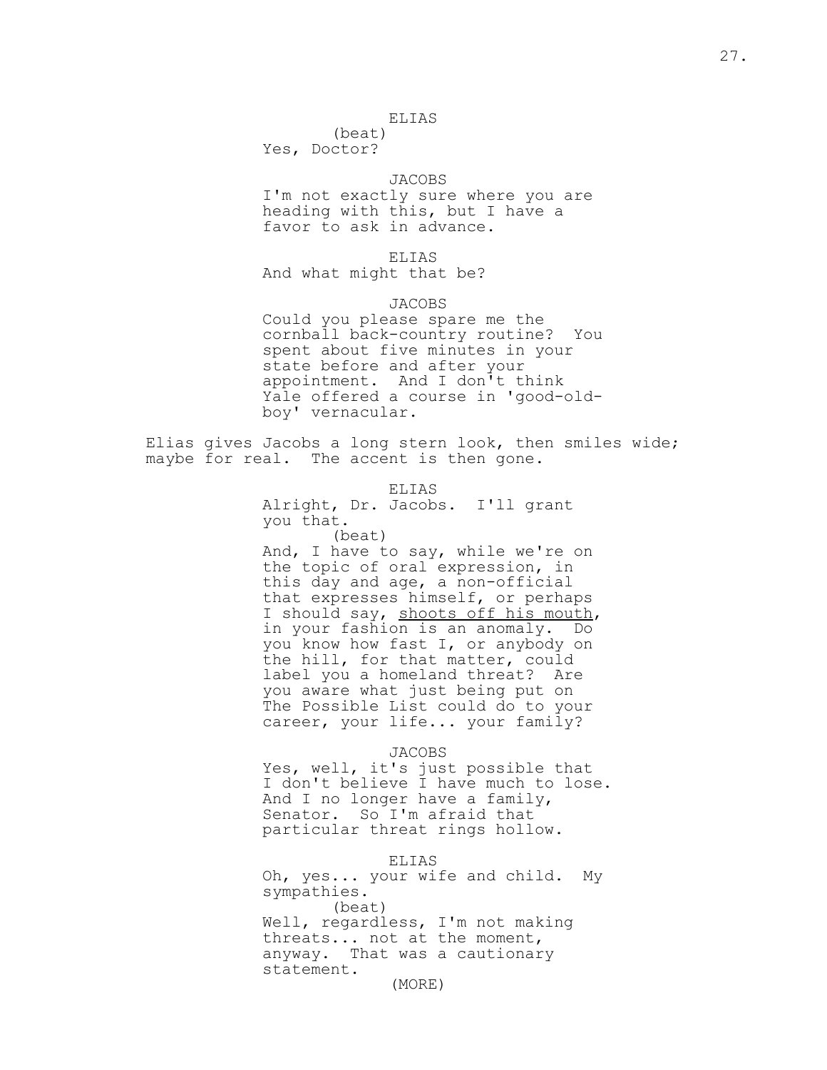ELIAS
(beat)
Yes, Doctor?

JACOBS
I'm not exactly sure where you are heading with this, but I have a favor to ask in advance.

ELIAS
And what might that be?

JACOBS
Could you please spare me the cornball back-country routine? You spent about five minutes in your state before and after your appointment. And I don't think Yale offered a course in 'good-old-boy' vernacular.

Elias gives Jacobs a long stern look, then smiles wide; maybe for real. The accent is then gone.

ELIAS
Alright, Dr. Jacobs. I'll grant you that.
(beat)
And, I have to say, while we're on the topic of oral expression, in this day and age, a non-official that expresses himself, or perhaps I should say, <u>shoots off his mouth</u>, in your fashion is an anomaly. Do you know how fast I, or anybody on the hill, for that matter, could label you a homeland threat? Are you aware what just being put on The Possible List could do to your career, your life... your family?

JACOBS
Yes, well, it's just possible that I don't believe I have much to lose. And I no longer have a family, Senator. So I'm afraid that particular threat rings hollow.

ELIAS
Oh, yes... your wife and child. My sympathies.
(beat)
Well, regardless, I'm not making threats... not at the moment, anyway. That was a cautionary statement.
(MORE)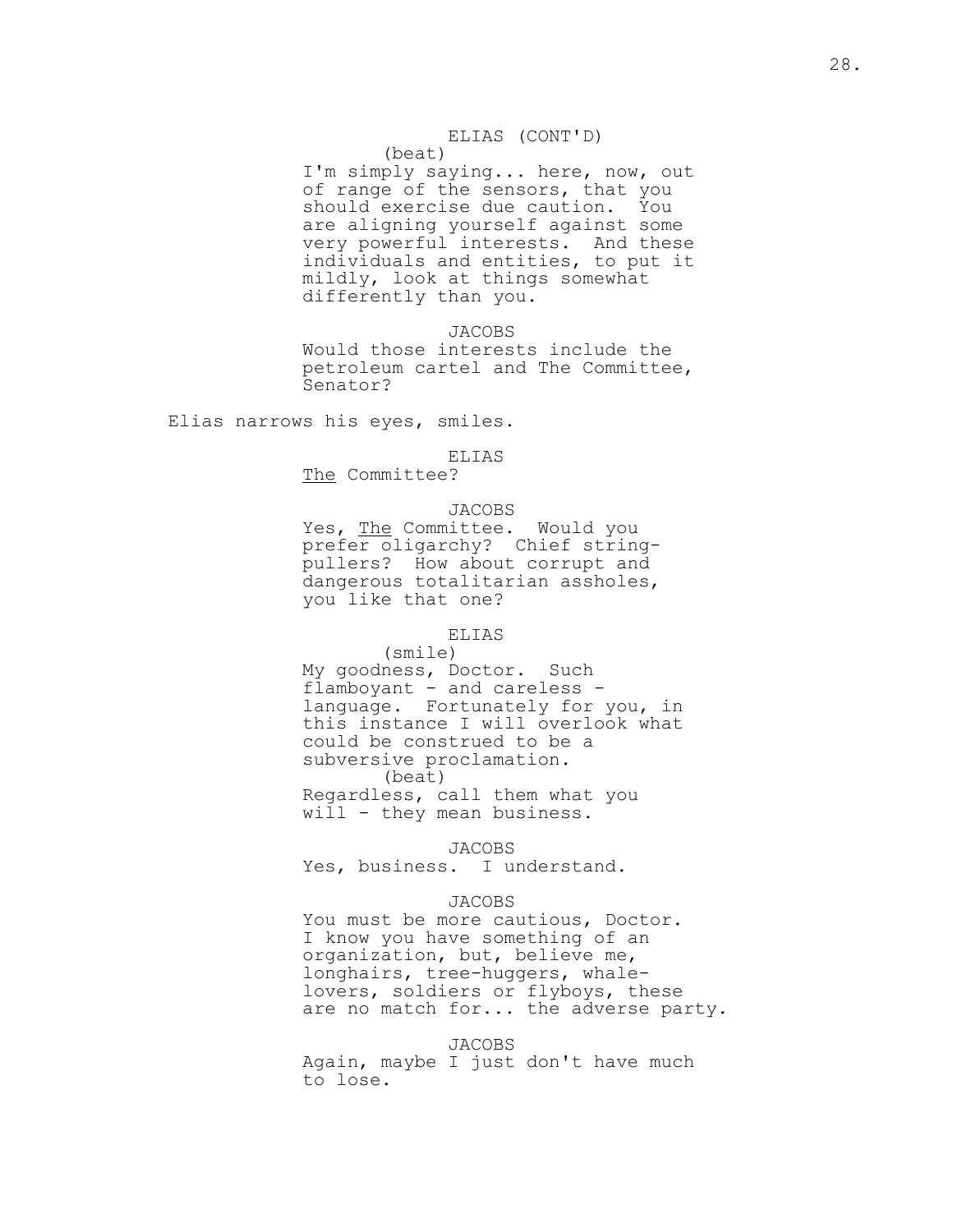ELIAS (CONT'D)

(beat)

I'm simply saying... here, now, out of range of the sensors, that you should exercise due caution. You are aligning yourself against some very powerful interests. And these individuals and entities, to put it mildly, look at things somewhat differently than you.

JACOBS

Would those interests include the petroleum cartel and The Committee, Senator?

Elias narrows his eyes, smiles.

ELIAS

The Committee?

JACOBS

Yes, The Committee. Would you prefer oligarchy? Chief string-pullers? How about corrupt and dangerous totalitarian assholes, you like that one?

ELIAS

(smile)

My goodness, Doctor. Such flamboyant - and careless - language. Fortunately for you, in this instance I will overlook what could be construed to be a subversive proclamation.

(beat)

Regardless, call them what you will - they mean business.

JACOBS

Yes, business. I understand.

JACOBS

You must be more cautious, Doctor. I know you have something of an organization, but, believe me, longhairs, tree-huggers, whale-lovers, soldiers or flyboys, these are no match for... the adverse party.

JACOBS

Again, maybe I just don't have much to lose.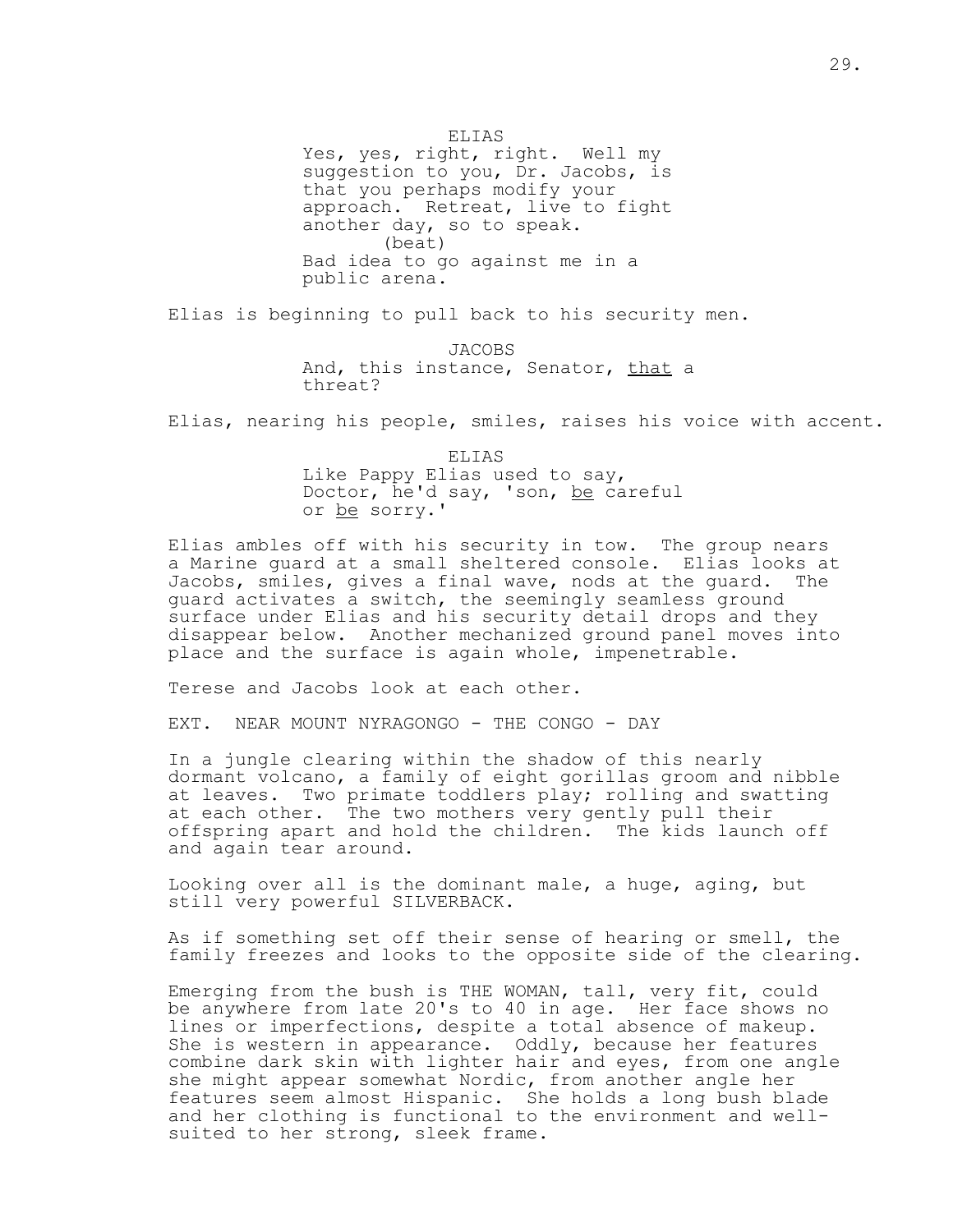ELIAS

Yes, yes, right, right. Well my suggestion to you, Dr. Jacobs, is that you perhaps modify your approach. Retreat, live to fight another day, so to speak.

(beat)

Bad idea to go against me in a public arena.

Elias is beginning to pull back to his security men.

JACOBS

And, this instance, Senator, <u>that</u> a threat?

Elias, nearing his people, smiles, raises his voice with accent.

ELIAS

Like Pappy Elias used to say, Doctor, he'd say, 'son, <u>be</u> careful or <u>be</u> sorry.'

Elias ambles off with his security in tow. The group nears a Marine guard at a small sheltered console. Elias looks at Jacobs, smiles, gives a final wave, nods at the guard. The guard activates a switch, the seemingly seamless ground surface under Elias and his security detail drops and they disappear below. Another mechanized ground panel moves into place and the surface is again whole, impenetrable.

Terese and Jacobs look at each other.

EXT. NEAR MOUNT NYRAGONGO - THE CONGO - DAY

In a jungle clearing within the shadow of this nearly dormant volcano, a family of eight gorillas groom and nibble at leaves. Two primate toddlers play; rolling and swatting at each other. The two mothers very gently pull their offspring apart and hold the children. The kids launch off and again tear around.

Looking over all is the dominant male, a huge, aging, but still very powerful SILVERBACK.

As if something set off their sense of hearing or smell, the family freezes and looks to the opposite side of the clearing.

Emerging from the bush is THE WOMAN, tall, very fit, could be anywhere from late 20's to 40 in age. Her face shows no lines or imperfections, despite a total absence of makeup. She is western in appearance. Oddly, because her features combine dark skin with lighter hair and eyes, from one angle she might appear somewhat Nordic, from another angle her features seem almost Hispanic. She holds a long bush blade and her clothing is functional to the environment and well-suited to her strong, sleek frame.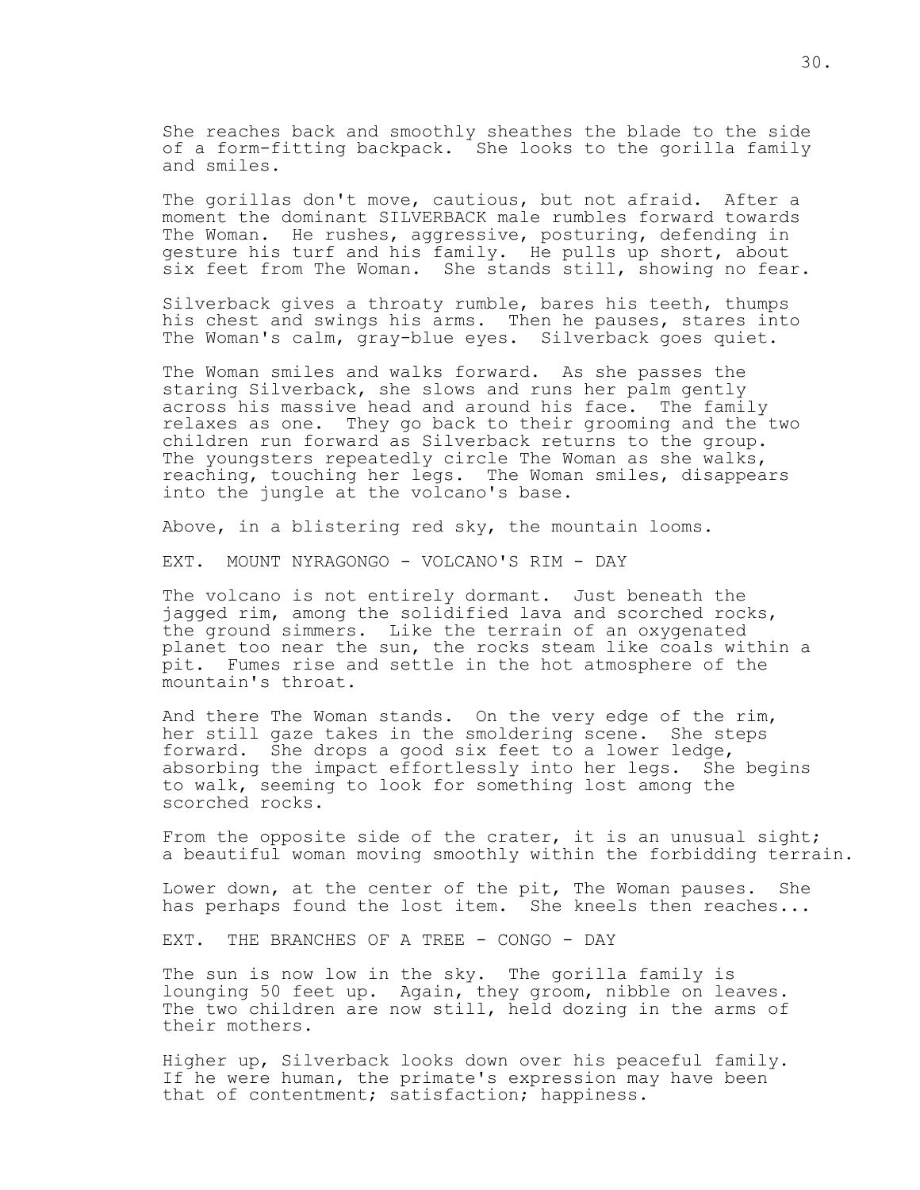She reaches back and smoothly sheathes the blade to the side of a form-fitting backpack. She looks to the gorilla family and smiles.

The gorillas don't move, cautious, but not afraid. After a moment the dominant SILVERBACK male rumbles forward towards The Woman. He rushes, aggressive, posturing, defending in gesture his turf and his family. He pulls up short, about six feet from The Woman. She stands still, showing no fear.

Silverback gives a throaty rumble, bares his teeth, thumps his chest and swings his arms. Then he pauses, stares into The Woman's calm, gray-blue eyes. Silverback goes quiet.

The Woman smiles and walks forward. As she passes the staring Silverback, she slows and runs her palm gently across his massive head and around his face. The family relaxes as one. They go back to their grooming and the two children run forward as Silverback returns to the group. The youngsters repeatedly circle The Woman as she walks, reaching, touching her legs. The Woman smiles, disappears into the jungle at the volcano's base.

Above, in a blistering red sky, the mountain looms.

EXT. MOUNT NYRAGONGO - VOLCANO'S RIM - DAY

The volcano is not entirely dormant. Just beneath the jagged rim, among the solidified lava and scorched rocks, the ground simmers. Like the terrain of an oxygenated planet too near the sun, the rocks steam like coals within a pit. Fumes rise and settle in the hot atmosphere of the mountain's throat.

And there The Woman stands. On the very edge of the rim, her still gaze takes in the smoldering scene. She steps forward. She drops a good six feet to a lower ledge, absorbing the impact effortlessly into her legs. She begins to walk, seeming to look for something lost among the scorched rocks.

From the opposite side of the crater, it is an unusual sight; a beautiful woman moving smoothly within the forbidding terrain.

Lower down, at the center of the pit, The Woman pauses. She has perhaps found the lost item. She kneels then reaches...

EXT. THE BRANCHES OF A TREE - CONGO - DAY

The sun is now low in the sky. The gorilla family is lounging 50 feet up. Again, they groom, nibble on leaves. The two children are now still, held dozing in the arms of their mothers.

Higher up, Silverback looks down over his peaceful family. If he were human, the primate's expression may have been that of contentment; satisfaction; happiness.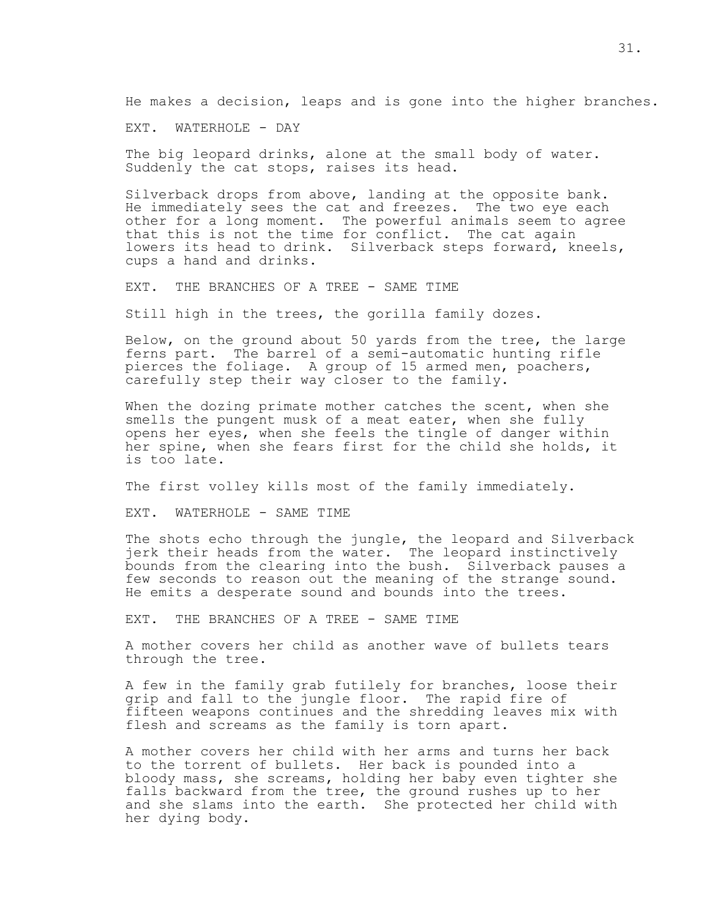He makes a decision, leaps and is gone into the higher branches.

EXT. WATERHOLE - DAY

The big leopard drinks, alone at the small body of water. Suddenly the cat stops, raises its head.

Silverback drops from above, landing at the opposite bank. He immediately sees the cat and freezes. The two eye each other for a long moment. The powerful animals seem to agree that this is not the time for conflict. The cat again lowers its head to drink. Silverback steps forward, kneels, cups a hand and drinks.

EXT. THE BRANCHES OF A TREE - SAME TIME

Still high in the trees, the gorilla family dozes.

Below, on the ground about 50 yards from the tree, the large ferns part. The barrel of a semi-automatic hunting rifle pierces the foliage. A group of 15 armed men, poachers, carefully step their way closer to the family.

When the dozing primate mother catches the scent, when she smells the pungent musk of a meat eater, when she fully opens her eyes, when she feels the tingle of danger within her spine, when she fears first for the child she holds, it is too late.

The first volley kills most of the family immediately.

EXT. WATERHOLE - SAME TIME

The shots echo through the jungle, the leopard and Silverback jerk their heads from the water. The leopard instinctively bounds from the clearing into the bush. Silverback pauses a few seconds to reason out the meaning of the strange sound. He emits a desperate sound and bounds into the trees.

EXT. THE BRANCHES OF A TREE - SAME TIME

A mother covers her child as another wave of bullets tears through the tree.

A few in the family grab futilely for branches, loose their grip and fall to the jungle floor. The rapid fire of fifteen weapons continues and the shredding leaves mix with flesh and screams as the family is torn apart.

A mother covers her child with her arms and turns her back to the torrent of bullets. Her back is pounded into a bloody mass, she screams, holding her baby even tighter she falls backward from the tree, the ground rushes up to her and she slams into the earth. She protected her child with her dying body.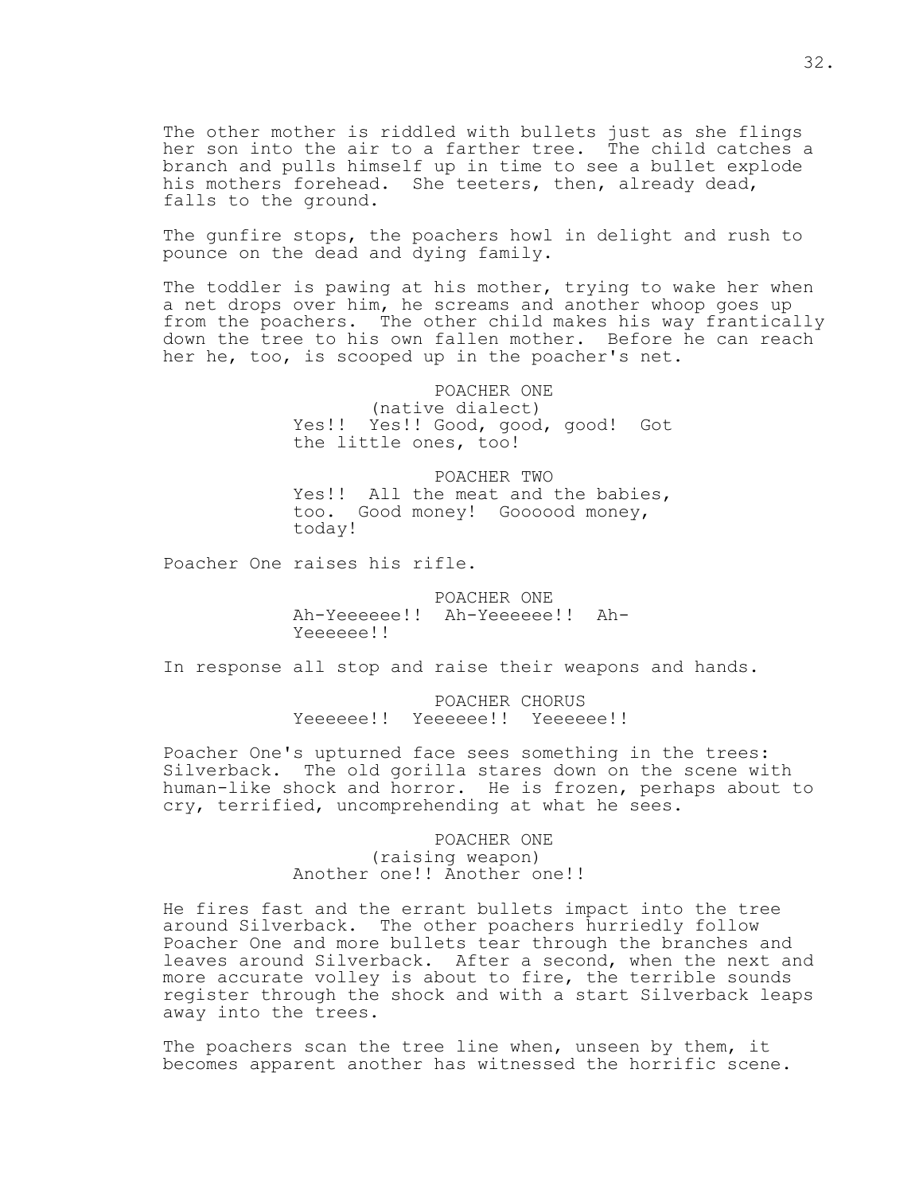The other mother is riddled with bullets just as she flings her son into the air to a farther tree. The child catches a branch and pulls himself up in time to see a bullet explode his mothers forehead. She teeters, then, already dead, falls to the ground.

The gunfire stops, the poachers howl in delight and rush to pounce on the dead and dying family.

The toddler is pawing at his mother, trying to wake her when a net drops over him, he screams and another whoop goes up from the poachers. The other child makes his way frantically down the tree to his own fallen mother. Before he can reach her he, too, is scooped up in the poacher's net.

POACHER ONE
(native dialect)
Yes!! Yes!! Good, good, good! Got the little ones, too!

POACHER TWO
Yes!! All the meat and the babies, too. Good money! Goooood money, today!

Poacher One raises his rifle.

POACHER ONE
Ah-Yeeeeee!! Ah-Yeeeeee!! Ah-Yeeeeee!!

In response all stop and raise their weapons and hands.

POACHER CHORUS
Yeeeeee!! Yeeeeee!! Yeeeeee!!

Poacher One's upturned face sees something in the trees: Silverback. The old gorilla stares down on the scene with human-like shock and horror. He is frozen, perhaps about to cry, terrified, uncomprehending at what he sees.

POACHER ONE
(raising weapon)
Another one!! Another one!!

He fires fast and the errant bullets impact into the tree around Silverback. The other poachers hurriedly follow Poacher One and more bullets tear through the branches and leaves around Silverback. After a second, when the next and more accurate volley is about to fire, the terrible sounds register through the shock and with a start Silverback leaps away into the trees.

The poachers scan the tree line when, unseen by them, it becomes apparent another has witnessed the horrific scene.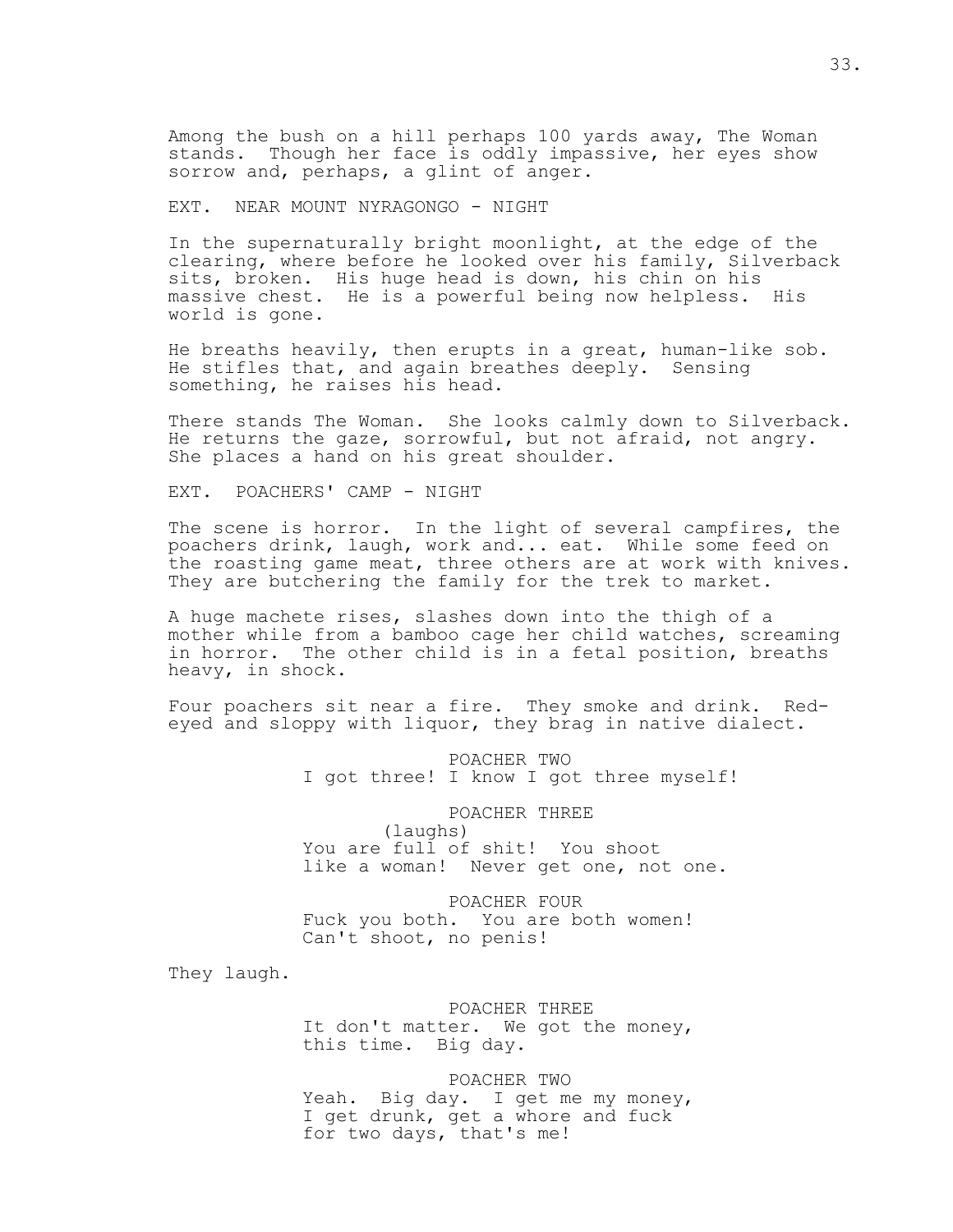Among the bush on a hill perhaps 100 yards away, The Woman stands. Though her face is oddly impassive, her eyes show sorrow and, perhaps, a glint of anger.

EXT. NEAR MOUNT NYRAGONGO - NIGHT

In the supernaturally bright moonlight, at the edge of the clearing, where before he looked over his family, Silverback sits, broken. His huge head is down, his chin on his massive chest. He is a powerful being now helpless. His world is gone.

He breaths heavily, then erupts in a great, human-like sob. He stifles that, and again breathes deeply. Sensing something, he raises his head.

There stands The Woman. She looks calmly down to Silverback. He returns the gaze, sorrowful, but not afraid, not angry. She places a hand on his great shoulder.

EXT. POACHERS' CAMP - NIGHT

The scene is horror. In the light of several campfires, the poachers drink, laugh, work and... eat. While some feed on the roasting game meat, three others are at work with knives. They are butchering the family for the trek to market.

A huge machete rises, slashes down into the thigh of a mother while from a bamboo cage her child watches, screaming in horror. The other child is in a fetal position, breaths heavy, in shock.

Four poachers sit near a fire. They smoke and drink. Red-eyed and sloppy with liquor, they brag in native dialect.

POACHER TWO
I got three! I know I got three myself!

POACHER THREE
(laughs)
You are full of shit! You shoot like a woman! Never get one, not one.

POACHER FOUR
Fuck you both. You are both women! Can't shoot, no penis!

They laugh.

POACHER THREE
It don't matter. We got the money, this time. Big day.

POACHER TWO
Yeah. Big day. I get me my money, I get drunk, get a whore and fuck for two days, that's me!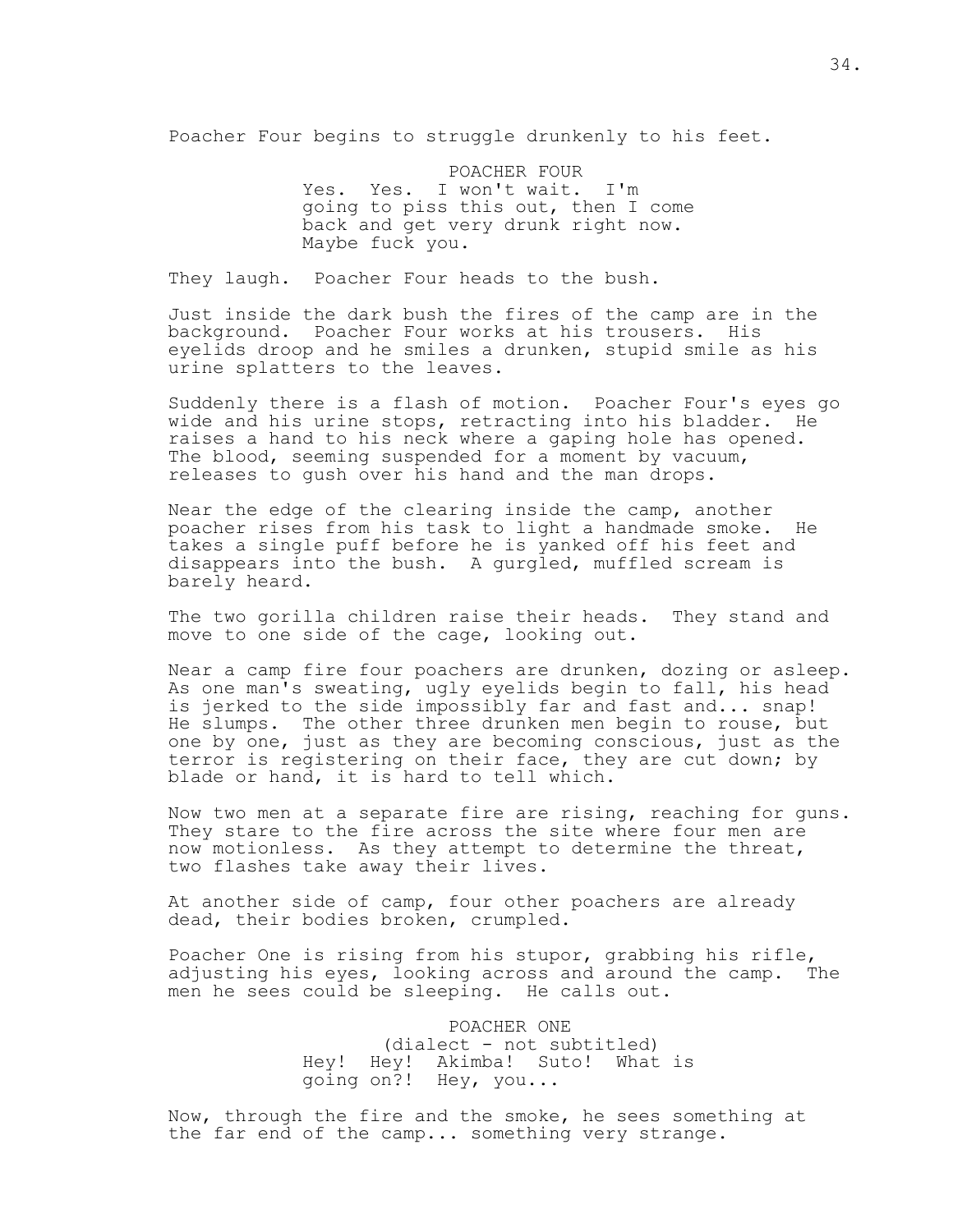Poacher Four begins to struggle drunkenly to his feet.

POACHER FOUR
Yes. Yes. I won't wait. I'm going to piss this out, then I come back and get very drunk right now. Maybe fuck you.

They laugh. Poacher Four heads to the bush.

Just inside the dark bush the fires of the camp are in the background. Poacher Four works at his trousers. His eyelids droop and he smiles a drunken, stupid smile as his urine splatters to the leaves.

Suddenly there is a flash of motion. Poacher Four's eyes go wide and his urine stops, retracting into his bladder. He raises a hand to his neck where a gaping hole has opened. The blood, seeming suspended for a moment by vacuum, releases to gush over his hand and the man drops.

Near the edge of the clearing inside the camp, another poacher rises from his task to light a handmade smoke. He takes a single puff before he is yanked off his feet and disappears into the bush. A gurgled, muffled scream is barely heard.

The two gorilla children raise their heads. They stand and move to one side of the cage, looking out.

Near a camp fire four poachers are drunken, dozing or asleep. As one man's sweating, ugly eyelids begin to fall, his head is jerked to the side impossibly far and fast and... snap! He slumps. The other three drunken men begin to rouse, but one by one, just as they are becoming conscious, just as the terror is registering on their face, they are cut down; by blade or hand, it is hard to tell which.

Now two men at a separate fire are rising, reaching for guns. They stare to the fire across the site where four men are now motionless. As they attempt to determine the threat, two flashes take away their lives.

At another side of camp, four other poachers are already dead, their bodies broken, crumpled.

Poacher One is rising from his stupor, grabbing his rifle, adjusting his eyes, looking across and around the camp. The men he sees could be sleeping. He calls out.

POACHER ONE
(dialect - not subtitled)
Hey! Hey! Akimba! Suto! What is going on?! Hey, you...

Now, through the fire and the smoke, he sees something at the far end of the camp... something very strange.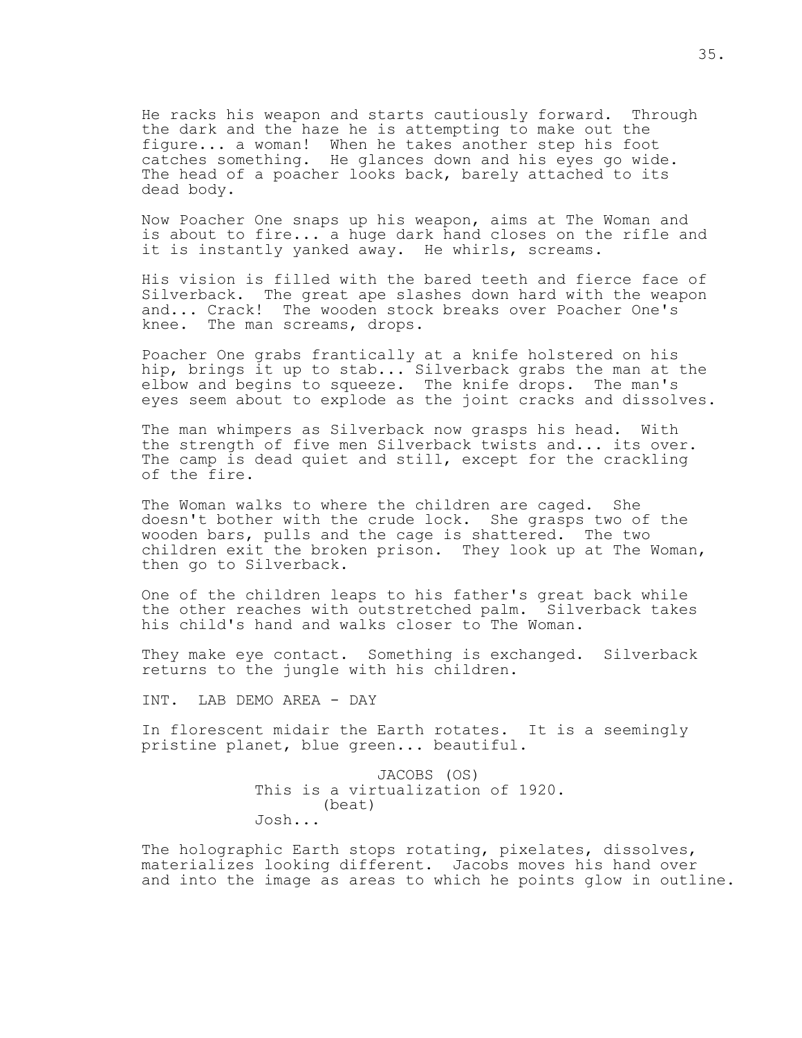He racks his weapon and starts cautiously forward. Through the dark and the haze he is attempting to make out the figure... a woman! When he takes another step his foot catches something. He glances down and his eyes go wide. The head of a poacher looks back, barely attached to its dead body.

Now Poacher One snaps up his weapon, aims at The Woman and is about to fire... a huge dark hand closes on the rifle and it is instantly yanked away. He whirls, screams.

His vision is filled with the bared teeth and fierce face of Silverback. The great ape slashes down hard with the weapon and... Crack! The wooden stock breaks over Poacher One's knee. The man screams, drops.

Poacher One grabs frantically at a knife holstered on his hip, brings it up to stab... Silverback grabs the man at the elbow and begins to squeeze. The knife drops. The man's eyes seem about to explode as the joint cracks and dissolves.

The man whimpers as Silverback now grasps his head. With the strength of five men Silverback twists and... its over. The camp is dead quiet and still, except for the crackling of the fire.

The Woman walks to where the children are caged. She doesn't bother with the crude lock. She grasps two of the wooden bars, pulls and the cage is shattered. The two children exit the broken prison. They look up at The Woman, then go to Silverback.

One of the children leaps to his father's great back while the other reaches with outstretched palm. Silverback takes his child's hand and walks closer to The Woman.

They make eye contact. Something is exchanged. Silverback returns to the jungle with his children.

INT. LAB DEMO AREA - DAY

In florescent midair the Earth rotates. It is a seemingly pristine planet, blue green... beautiful.

JACOBS (OS)
This is a virtualization of 1920.
(beat)
Josh...

The holographic Earth stops rotating, pixelates, dissolves, materializes looking different. Jacobs moves his hand over and into the image as areas to which he points glow in outline.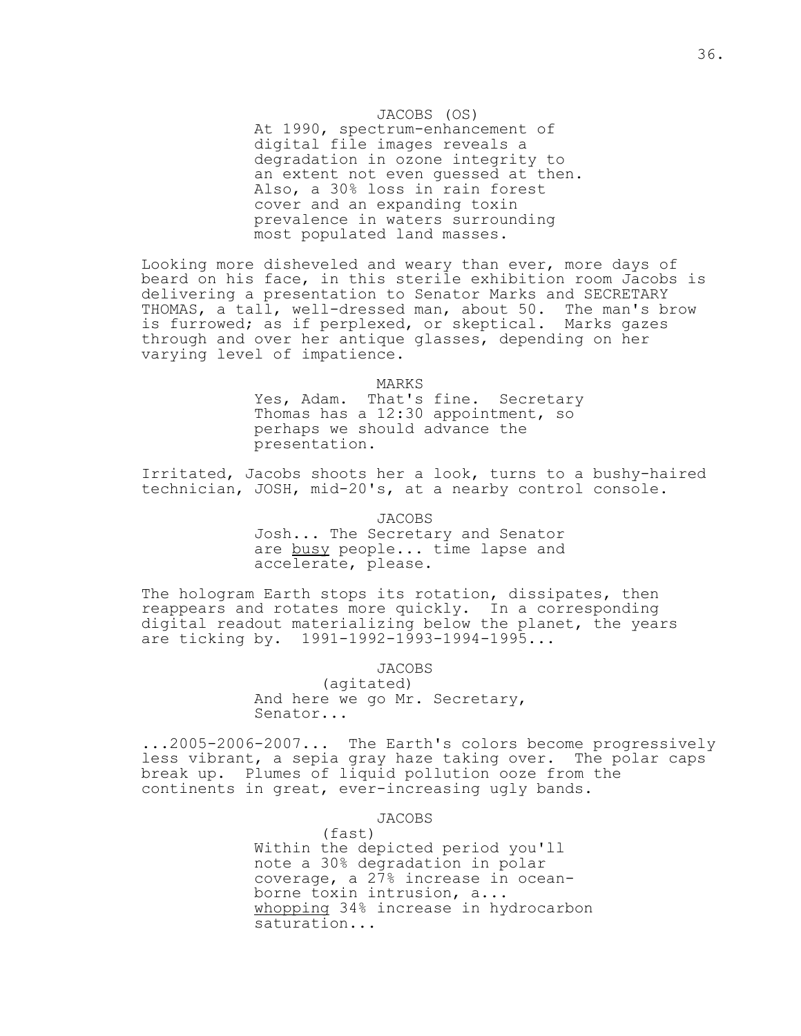JACOBS (OS)
At 1990, spectrum-enhancement of digital file images reveals a degradation in ozone integrity to an extent not even guessed at then. Also, a 30% loss in rain forest cover and an expanding toxin prevalence in waters surrounding most populated land masses.

Looking more disheveled and weary than ever, more days of beard on his face, in this sterile exhibition room Jacobs is delivering a presentation to Senator Marks and SECRETARY THOMAS, a tall, well-dressed man, about 50. The man's brow is furrowed; as if perplexed, or skeptical. Marks gazes through and over her antique glasses, depending on her varying level of impatience.

MARKS
Yes, Adam. That's fine. Secretary Thomas has a 12:30 appointment, so perhaps we should advance the presentation.

Irritated, Jacobs shoots her a look, turns to a bushy-haired technician, JOSH, mid-20's, at a nearby control console.

JACOBS
Josh... The Secretary and Senator are <u>busy</u> people... time lapse and accelerate, please.

The hologram Earth stops its rotation, dissipates, then reappears and rotates more quickly. In a corresponding digital readout materializing below the planet, the years are ticking by. 1991-1992-1993-1994-1995...

JACOBS
(agitated)
And here we go Mr. Secretary, Senator...

...2005-2006-2007... The Earth's colors become progressively less vibrant, a sepia gray haze taking over. The polar caps break up. Plumes of liquid pollution ooze from the continents in great, ever-increasing ugly bands.

JACOBS
(fast)
Within the depicted period you'll note a 30% degradation in polar coverage, a 27% increase in ocean-borne toxin intrusion, a... <u>whopping</u> 34% increase in hydrocarbon saturation...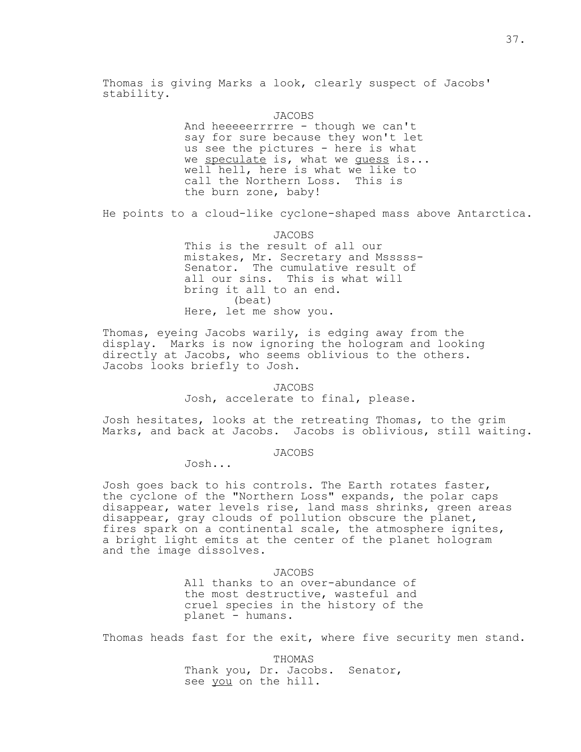Thomas is giving Marks a look, clearly suspect of Jacobs' stability.

JACOBS

And heeeeerrrrre - though we can't say for sure because they won't let us see the pictures - here is what we <u>speculate</u> is, what we <u>guess</u> is... well hell, here is what we like to call the Northern Loss. This is the burn zone, baby!

He points to a cloud-like cyclone-shaped mass above Antarctica.

JACOBS

This is the result of all our mistakes, Mr. Secretary and Msssss-Senator. The cumulative result of all our sins. This is what will bring it all to an end.
(beat)
Here, let me show you.

Thomas, eyeing Jacobs warily, is edging away from the display. Marks is now ignoring the hologram and looking directly at Jacobs, who seems oblivious to the others. Jacobs looks briefly to Josh.

JACOBS

Josh, accelerate to final, please.

Josh hesitates, looks at the retreating Thomas, to the grim Marks, and back at Jacobs. Jacobs is oblivious, still waiting.

JACOBS

Josh...

Josh goes back to his controls. The Earth rotates faster, the cyclone of the "Northern Loss" expands, the polar caps disappear, water levels rise, land mass shrinks, green areas disappear, gray clouds of pollution obscure the planet, fires spark on a continental scale, the atmosphere ignites, a bright light emits at the center of the planet hologram and the image dissolves.

JACOBS

All thanks to an over-abundance of the most destructive, wasteful and cruel species in the history of the planet - humans.

Thomas heads fast for the exit, where five security men stand.

THOMAS

Thank you, Dr. Jacobs. Senator, see <u>you</u> on the hill.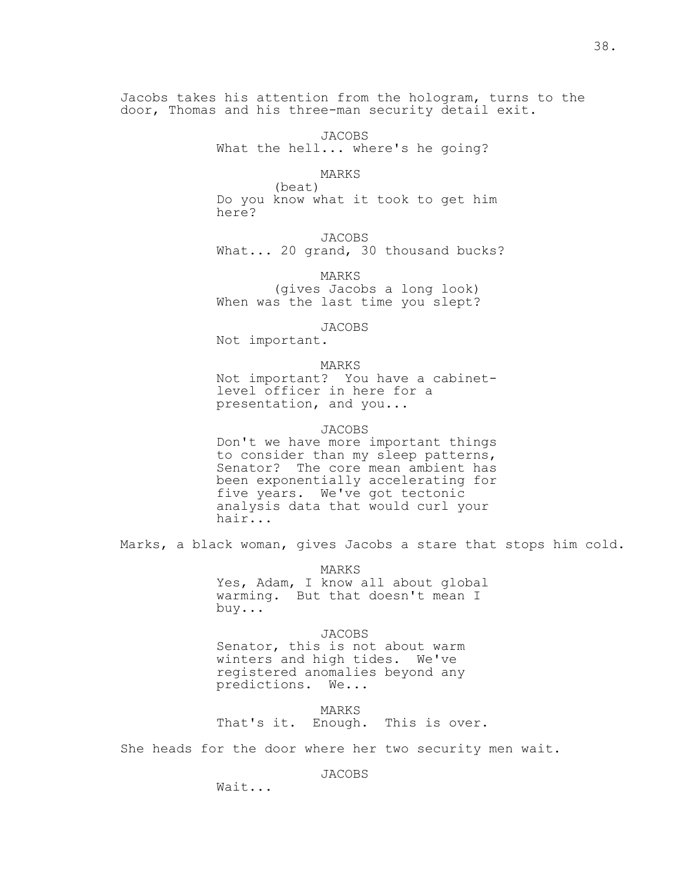Jacobs takes his attention from the hologram, turns to the door, Thomas and his three-man security detail exit.

JACOBS
What the hell... where's he going?

MARKS
(beat)
Do you know what it took to get him here?

JACOBS
What... 20 grand, 30 thousand bucks?

MARKS
(gives Jacobs a long look)
When was the last time you slept?

JACOBS
Not important.

MARKS
Not important? You have a cabinet-level officer in here for a presentation, and you...

JACOBS
Don't we have more important things to consider than my sleep patterns, Senator? The core mean ambient has been exponentially accelerating for five years. We've got tectonic analysis data that would curl your hair...

Marks, a black woman, gives Jacobs a stare that stops him cold.

MARKS
Yes, Adam, I know all about global warming. But that doesn't mean I buy...

JACOBS
Senator, this is not about warm winters and high tides. We've registered anomalies beyond any predictions. We...

MARKS
That's it. Enough. This is over.

She heads for the door where her two security men wait.

JACOBS
Wait...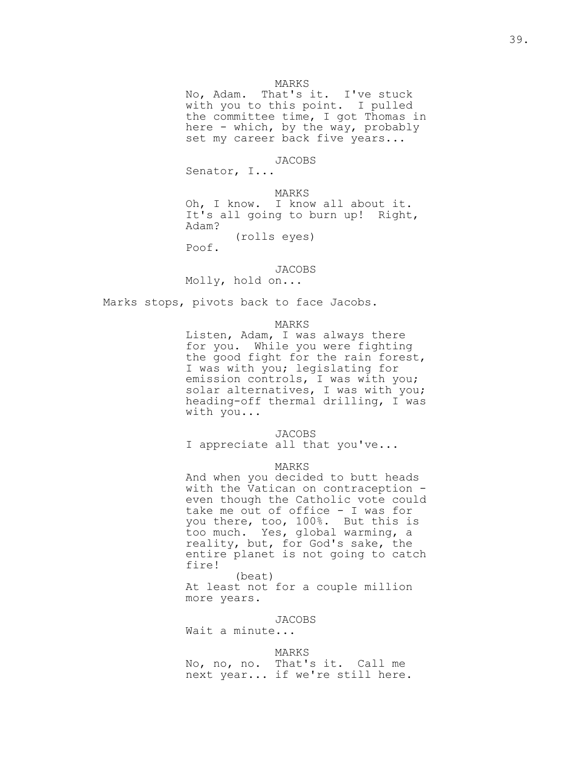MARKS

No, Adam. That's it. I've stuck with you to this point. I pulled the committee time, I got Thomas in here - which, by the way, probably set my career back five years...

JACOBS

Senator, I...

MARKS

Oh, I know. I know all about it. It's all going to burn up! Right, Adam?

(rolls eyes)

Poof.

JACOBS

Molly, hold on...

Marks stops, pivots back to face Jacobs.

MARKS

Listen, Adam, I was always there for you. While you were fighting the good fight for the rain forest, I was with you; legislating for emission controls, I was with you; solar alternatives, I was with you; heading-off thermal drilling, I was with you...

JACOBS

I appreciate all that you've...

MARKS

And when you decided to butt heads with the Vatican on contraception - even though the Catholic vote could take me out of office - I was for you there, too, 100%. But this is too much. Yes, global warming, a reality, but, for God's sake, the entire planet is not going to catch fire!

(beat)

At least not for a couple million more years.

JACOBS

Wait a minute...

MARKS

No, no, no. That's it. Call me next year... if we're still here.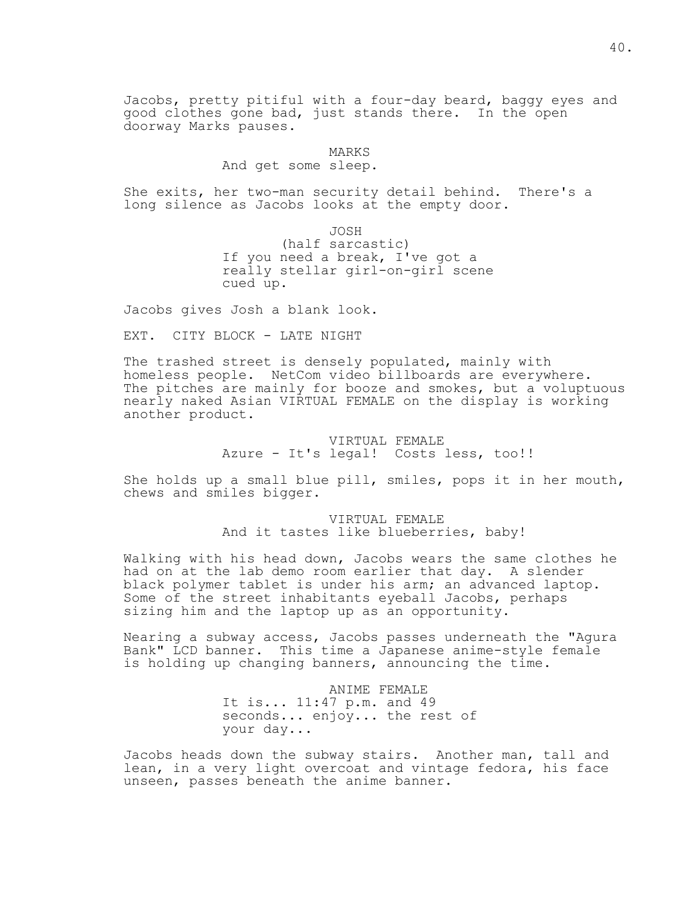Jacobs, pretty pitiful with a four-day beard, baggy eyes and good clothes gone bad, just stands there. In the open doorway Marks pauses.

MARKS
And get some sleep.

She exits, her two-man security detail behind. There's a long silence as Jacobs looks at the empty door.

JOSH
(half sarcastic)
If you need a break, I've got a really stellar girl-on-girl scene cued up.

Jacobs gives Josh a blank look.

EXT. CITY BLOCK - LATE NIGHT

The trashed street is densely populated, mainly with homeless people. NetCom video billboards are everywhere. The pitches are mainly for booze and smokes, but a voluptuous nearly naked Asian VIRTUAL FEMALE on the display is working another product.

VIRTUAL FEMALE
Azure - It's legal! Costs less, too!!

She holds up a small blue pill, smiles, pops it in her mouth, chews and smiles bigger.

VIRTUAL FEMALE
And it tastes like blueberries, baby!

Walking with his head down, Jacobs wears the same clothes he had on at the lab demo room earlier that day. A slender black polymer tablet is under his arm; an advanced laptop. Some of the street inhabitants eyeball Jacobs, perhaps sizing him and the laptop up as an opportunity.

Nearing a subway access, Jacobs passes underneath the "Agura Bank" LCD banner. This time a Japanese anime-style female is holding up changing banners, announcing the time.

ANIME FEMALE
It is... 11:47 p.m. and 49 seconds... enjoy... the rest of your day...

Jacobs heads down the subway stairs. Another man, tall and lean, in a very light overcoat and vintage fedora, his face unseen, passes beneath the anime banner.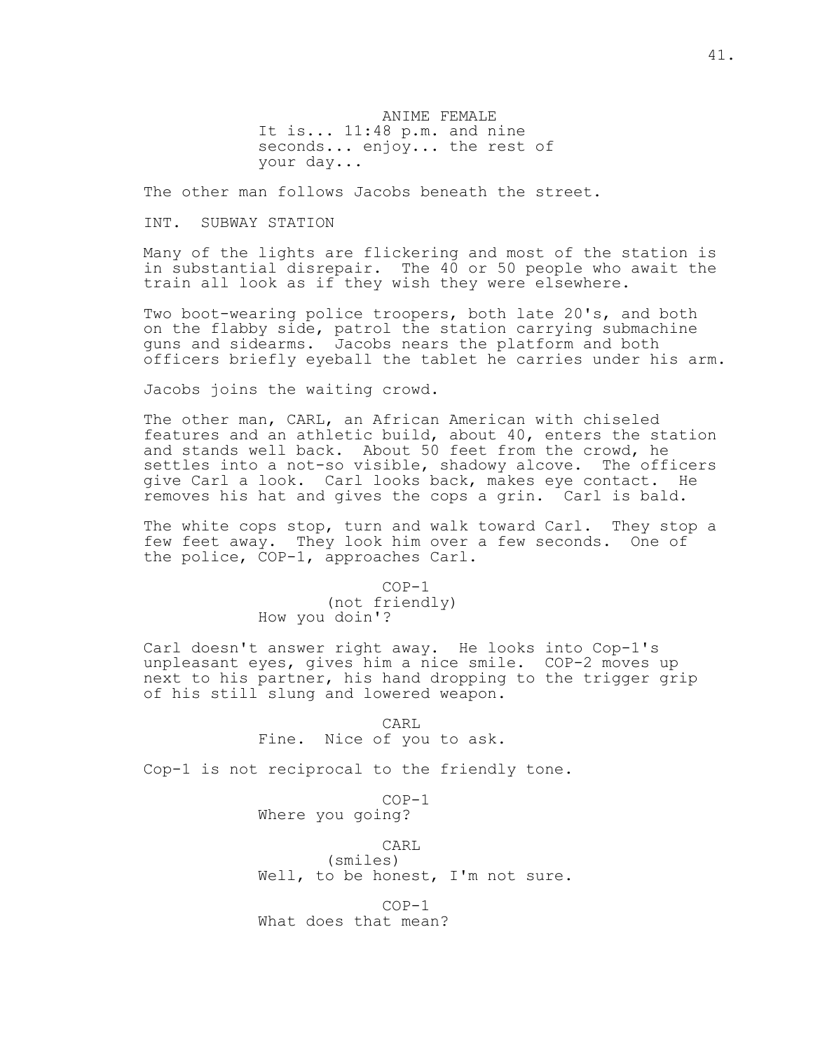ANIME FEMALE
It is... 11:48 p.m. and nine seconds... enjoy... the rest of your day...

The other man follows Jacobs beneath the street.

INT. SUBWAY STATION

Many of the lights are flickering and most of the station is in substantial disrepair. The 40 or 50 people who await the train all look as if they wish they were elsewhere.

Two boot-wearing police troopers, both late 20's, and both on the flabby side, patrol the station carrying submachine guns and sidearms. Jacobs nears the platform and both officers briefly eyeball the tablet he carries under his arm.

Jacobs joins the waiting crowd.

The other man, CARL, an African American with chiseled features and an athletic build, about 40, enters the station and stands well back. About 50 feet from the crowd, he settles into a not-so visible, shadowy alcove. The officers give Carl a look. Carl looks back, makes eye contact. He removes his hat and gives the cops a grin. Carl is bald.

The white cops stop, turn and walk toward Carl. They stop a few feet away. They look him over a few seconds. One of the police, COP-1, approaches Carl.

COP-1
(not friendly)
How you doin'?

Carl doesn't answer right away. He looks into Cop-1's unpleasant eyes, gives him a nice smile. COP-2 moves up next to his partner, his hand dropping to the trigger grip of his still slung and lowered weapon.

CARL
Fine. Nice of you to ask.

Cop-1 is not reciprocal to the friendly tone.

COP-1
Where you going?

CARL
(smiles)
Well, to be honest, I'm not sure.

COP-1
What does that mean?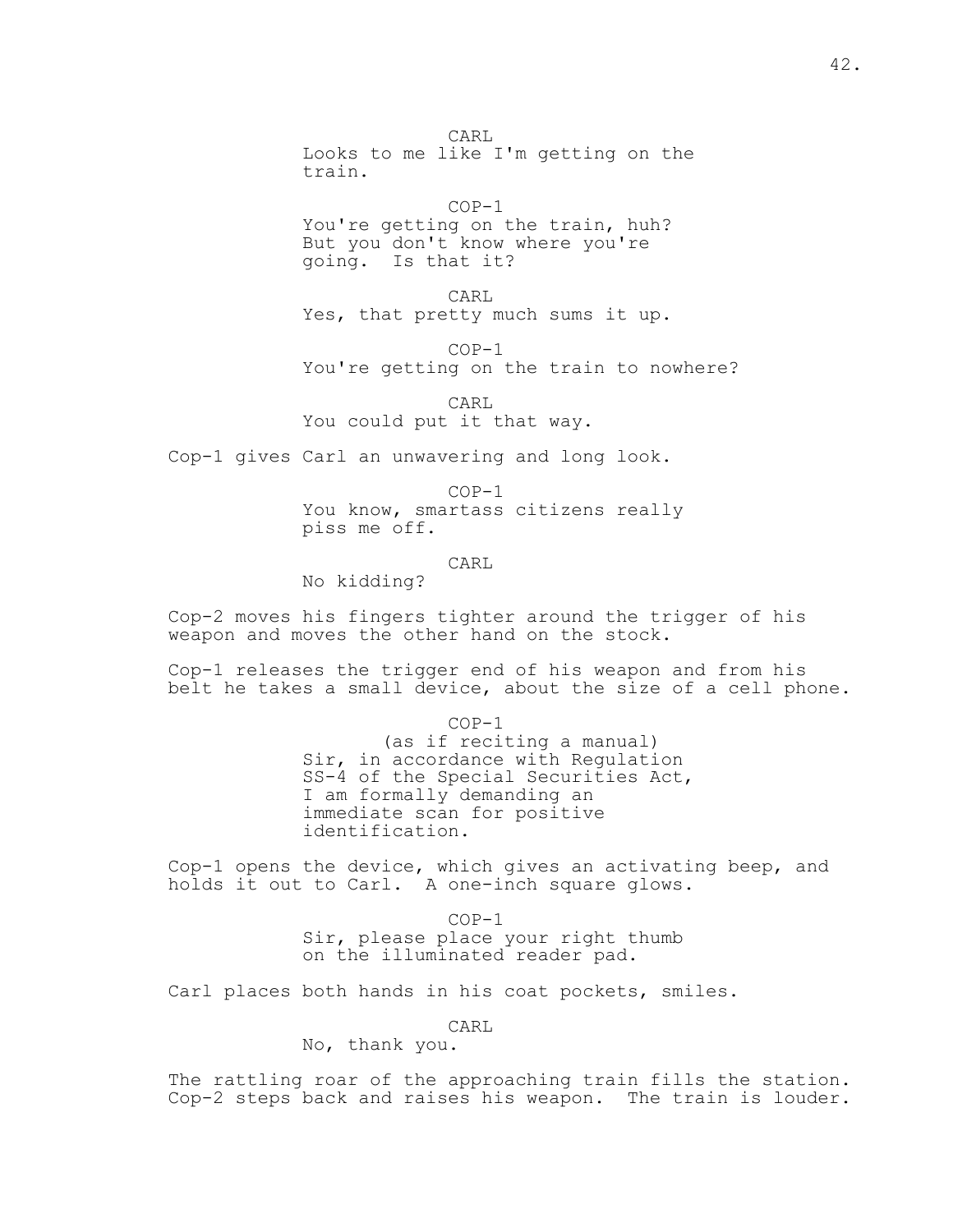CARL

Looks to me like I'm getting on the train.

COP-1

You're getting on the train, huh? But you don't know where you're going.  Is that it?

CARL

Yes, that pretty much sums it up.

COP-1

You're getting on the train to nowhere?

CARL

You could put it that way.

Cop-1 gives Carl an unwavering and long look.

COP-1

You know, smartass citizens really piss me off.

CARL

No kidding?

Cop-2 moves his fingers tighter around the trigger of his weapon and moves the other hand on the stock.

Cop-1 releases the trigger end of his weapon and from his belt he takes a small device, about the size of a cell phone.

COP-1

(as if reciting a manual)

Sir, in accordance with Regulation SS-4 of the Special Securities Act, I am formally demanding an immediate scan for positive identification.

Cop-1 opens the device, which gives an activating beep, and holds it out to Carl.  A one-inch square glows.

COP-1

Sir, please place your right thumb on the illuminated reader pad.

Carl places both hands in his coat pockets, smiles.

CARL

No, thank you.

The rattling roar of the approaching train fills the station. Cop-2 steps back and raises his weapon.  The train is louder.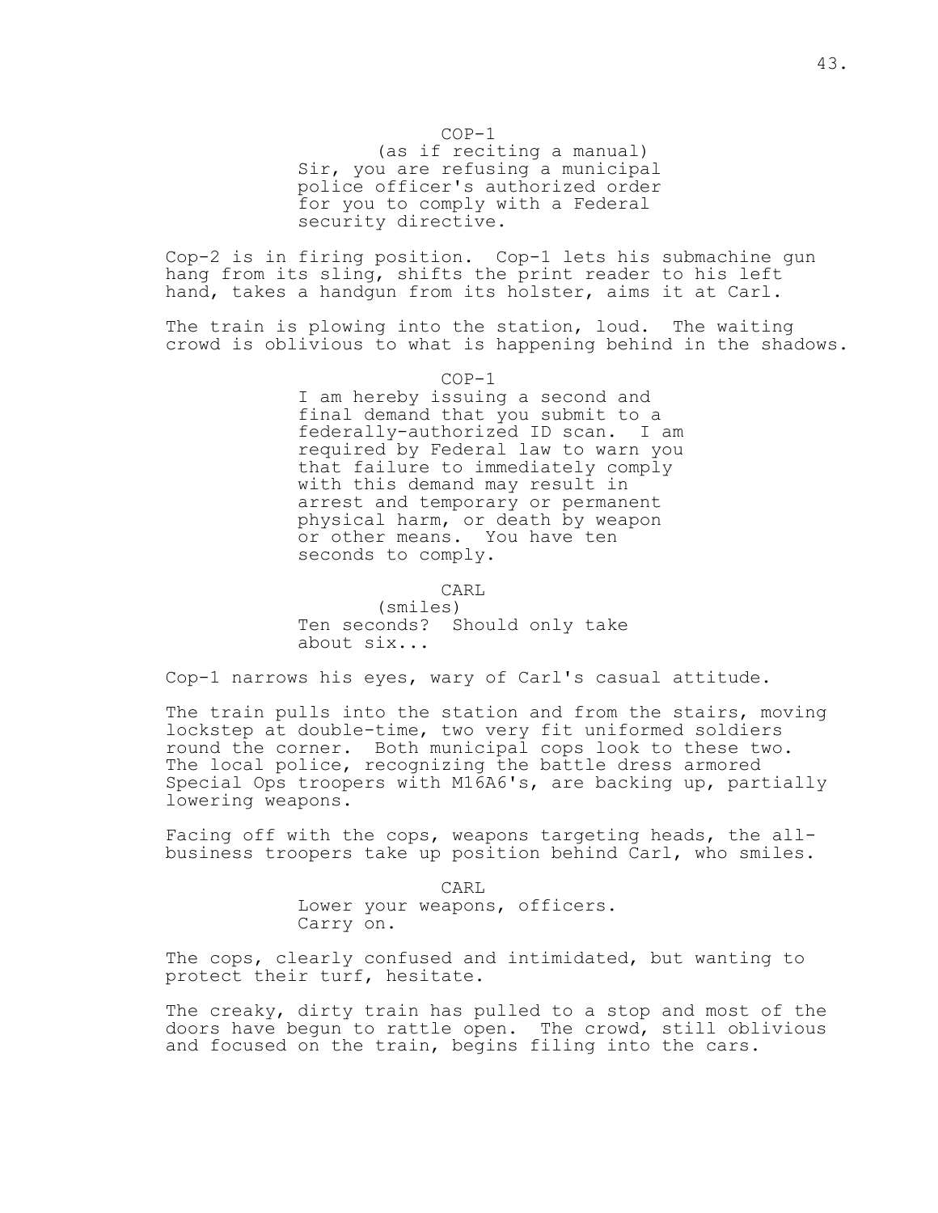COP-1
(as if reciting a manual)
Sir, you are refusing a municipal police officer's authorized order for you to comply with a Federal security directive.

Cop-2 is in firing position. Cop-1 lets his submachine gun hang from its sling, shifts the print reader to his left hand, takes a handgun from its holster, aims it at Carl.

The train is plowing into the station, loud. The waiting crowd is oblivious to what is happening behind in the shadows.

COP-1
I am hereby issuing a second and final demand that you submit to a federally-authorized ID scan. I am required by Federal law to warn you that failure to immediately comply with this demand may result in arrest and temporary or permanent physical harm, or death by weapon or other means. You have ten seconds to comply.

CARL
(smiles)
Ten seconds? Should only take about six...

Cop-1 narrows his eyes, wary of Carl's casual attitude.

The train pulls into the station and from the stairs, moving lockstep at double-time, two very fit uniformed soldiers round the corner. Both municipal cops look to these two. The local police, recognizing the battle dress armored Special Ops troopers with M16A6's, are backing up, partially lowering weapons.

Facing off with the cops, weapons targeting heads, the all-business troopers take up position behind Carl, who smiles.

CARL
Lower your weapons, officers. Carry on.

The cops, clearly confused and intimidated, but wanting to protect their turf, hesitate.

The creaky, dirty train has pulled to a stop and most of the doors have begun to rattle open. The crowd, still oblivious and focused on the train, begins filing into the cars.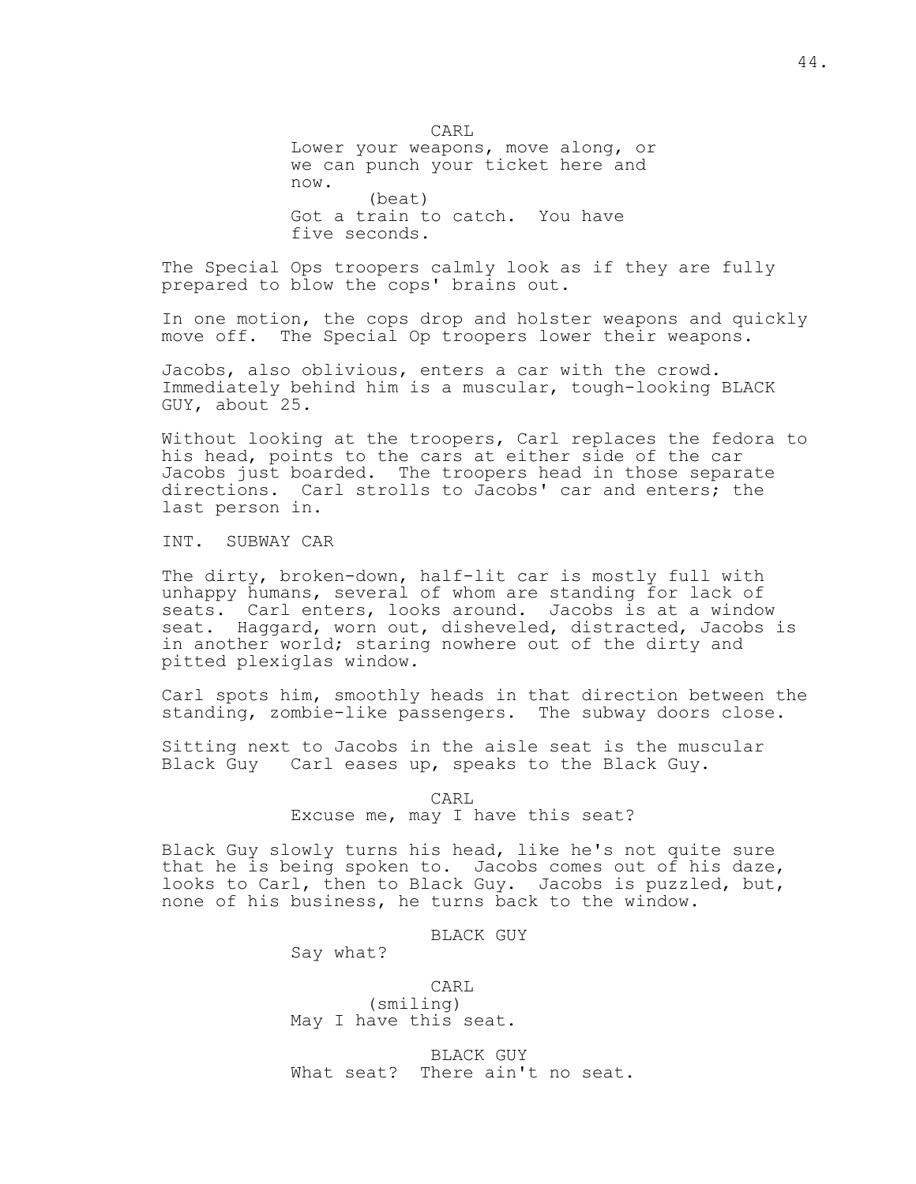CARL

Lower your weapons, move along, or we can punch your ticket here and now.

(beat)

Got a train to catch. You have five seconds.

The Special Ops troopers calmly look as if they are fully prepared to blow the cops' brains out.

In one motion, the cops drop and holster weapons and quickly move off. The Special Op troopers lower their weapons.

Jacobs, also oblivious, enters a car with the crowd. Immediately behind him is a muscular, tough-looking BLACK GUY, about 25.

Without looking at the troopers, Carl replaces the fedora to his head, points to the cars at either side of the car Jacobs just boarded. The troopers head in those separate directions. Carl strolls to Jacobs' car and enters; the last person in.

INT. SUBWAY CAR

The dirty, broken-down, half-lit car is mostly full with unhappy humans, several of whom are standing for lack of seats. Carl enters, looks around. Jacobs is at a window seat. Haggard, worn out, disheveled, distracted, Jacobs is in another world; staring nowhere out of the dirty and pitted plexiglas window.

Carl spots him, smoothly heads in that direction between the standing, zombie-like passengers. The subway doors close.

Sitting next to Jacobs in the aisle seat is the muscular Black Guy Carl eases up, speaks to the Black Guy.

CARL

Excuse me, may I have this seat?

Black Guy slowly turns his head, like he's not quite sure that he is being spoken to. Jacobs comes out of his daze, looks to Carl, then to Black Guy. Jacobs is puzzled, but, none of his business, he turns back to the window.

BLACK GUY

Say what?

CARL

(smiling)

May I have this seat.

BLACK GUY

What seat? There ain't no seat.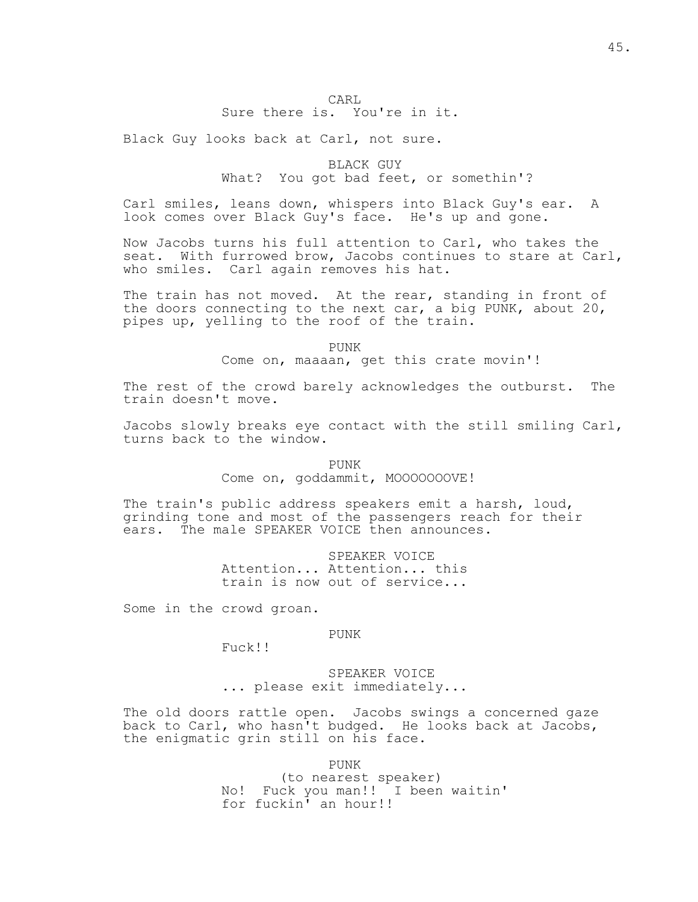CARL
Sure there is. You're in it.

Black Guy looks back at Carl, not sure.

BLACK GUY
What? You got bad feet, or somethin'?

Carl smiles, leans down, whispers into Black Guy's ear. A look comes over Black Guy's face. He's up and gone.

Now Jacobs turns his full attention to Carl, who takes the seat. With furrowed brow, Jacobs continues to stare at Carl, who smiles. Carl again removes his hat.

The train has not moved. At the rear, standing in front of the doors connecting to the next car, a big PUNK, about 20, pipes up, yelling to the roof of the train.

PUNK
Come on, maaaan, get this crate movin'!

The rest of the crowd barely acknowledges the outburst. The train doesn't move.

Jacobs slowly breaks eye contact with the still smiling Carl, turns back to the window.

PUNK
Come on, goddammit, MOOOOOOOVE!

The train's public address speakers emit a harsh, loud, grinding tone and most of the passengers reach for their ears. The male SPEAKER VOICE then announces.

SPEAKER VOICE
Attention... Attention... this train is now out of service...

Some in the crowd groan.

PUNK
Fuck!!

SPEAKER VOICE
... please exit immediately...

The old doors rattle open. Jacobs swings a concerned gaze back to Carl, who hasn't budged. He looks back at Jacobs, the enigmatic grin still on his face.

PUNK
(to nearest speaker)
No! Fuck you man!! I been waitin' for fuckin' an hour!!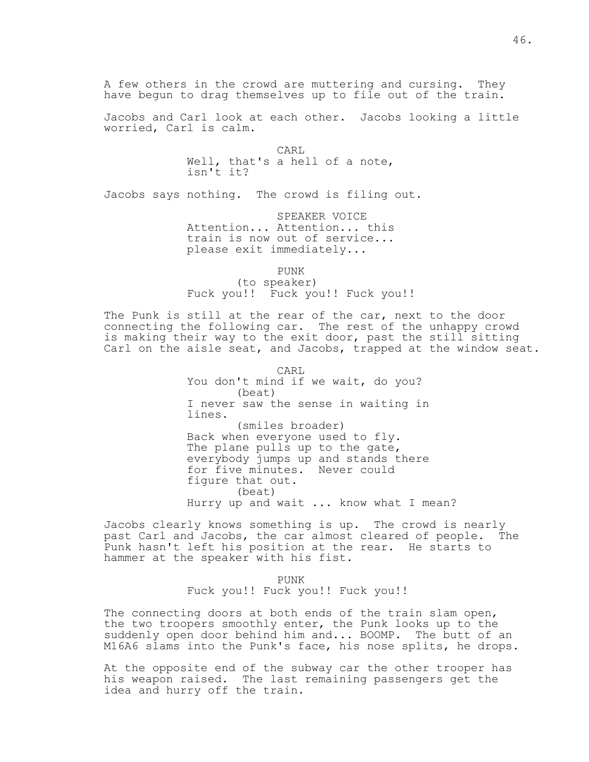A few others in the crowd are muttering and cursing. They have begun to drag themselves up to file out of the train.

Jacobs and Carl look at each other. Jacobs looking a little worried, Carl is calm.

CARL
Well, that's a hell of a note, isn't it?

Jacobs says nothing. The crowd is filing out.

SPEAKER VOICE
Attention... Attention... this train is now out of service... please exit immediately...

PUNK
(to speaker)
Fuck you!! Fuck you!! Fuck you!!

The Punk is still at the rear of the car, next to the door connecting the following car. The rest of the unhappy crowd is making their way to the exit door, past the still sitting Carl on the aisle seat, and Jacobs, trapped at the window seat.

CARL
You don't mind if we wait, do you?
(beat)
I never saw the sense in waiting in lines.
(smiles broader)
Back when everyone used to fly. The plane pulls up to the gate, everybody jumps up and stands there for five minutes. Never could figure that out.
(beat)
Hurry up and wait ... know what I mean?

Jacobs clearly knows something is up. The crowd is nearly past Carl and Jacobs, the car almost cleared of people. The Punk hasn't left his position at the rear. He starts to hammer at the speaker with his fist.

PUNK
Fuck you!! Fuck you!! Fuck you!!

The connecting doors at both ends of the train slam open, the two troopers smoothly enter, the Punk looks up to the suddenly open door behind him and... BOOMP. The butt of an M16A6 slams into the Punk's face, his nose splits, he drops.

At the opposite end of the subway car the other trooper has his weapon raised. The last remaining passengers get the idea and hurry off the train.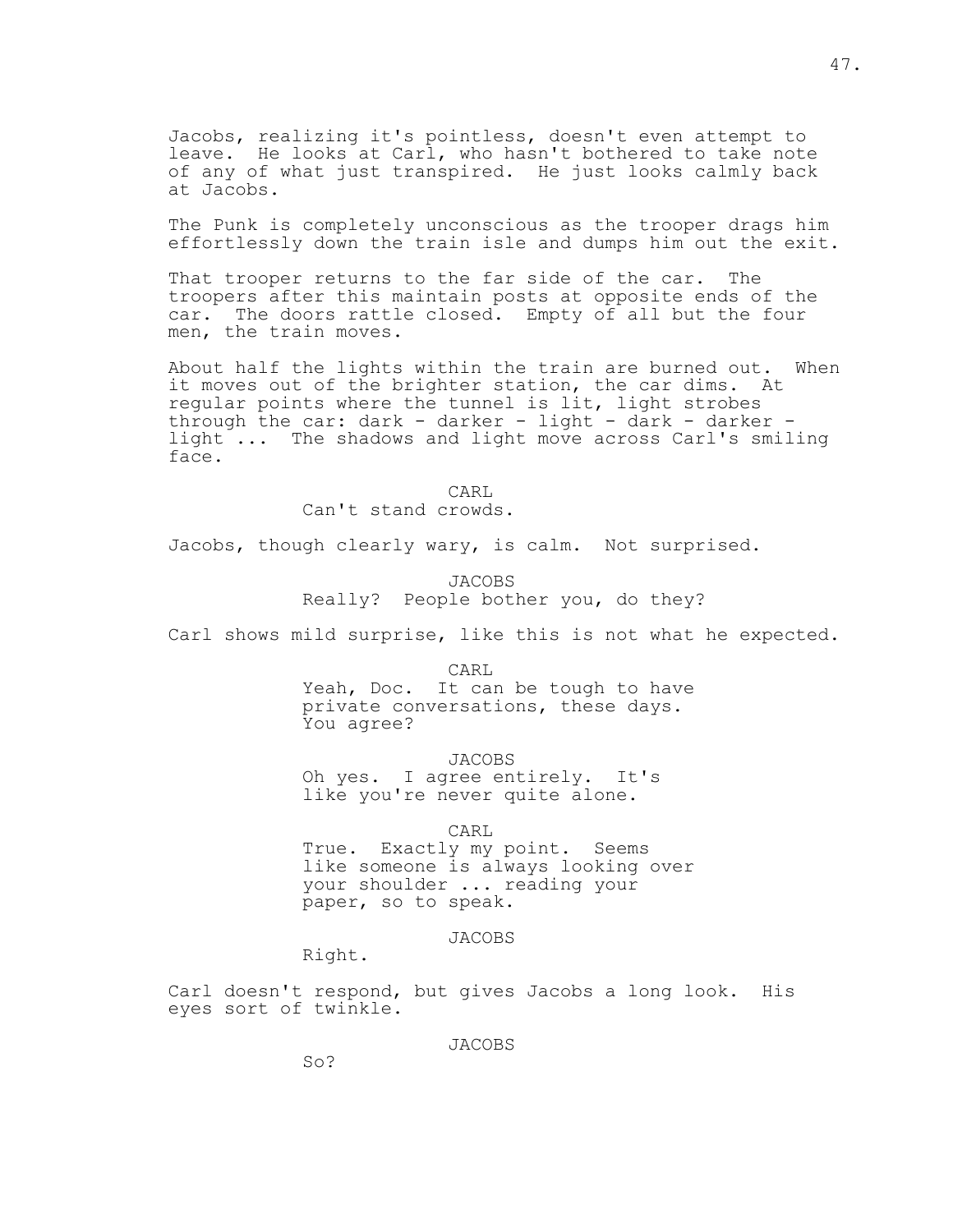Jacobs, realizing it's pointless, doesn't even attempt to leave. He looks at Carl, who hasn't bothered to take note of any of what just transpired. He just looks calmly back at Jacobs.

The Punk is completely unconscious as the trooper drags him effortlessly down the train isle and dumps him out the exit.

That trooper returns to the far side of the car. The troopers after this maintain posts at opposite ends of the car. The doors rattle closed. Empty of all but the four men, the train moves.

About half the lights within the train are burned out. When it moves out of the brighter station, the car dims. At regular points where the tunnel is lit, light strobes through the car: dark - darker - light - dark - darker - light ... The shadows and light move across Carl's smiling face.

CARL
Can't stand crowds.

Jacobs, though clearly wary, is calm. Not surprised.

JACOBS
Really? People bother you, do they?

Carl shows mild surprise, like this is not what he expected.

CARL
Yeah, Doc. It can be tough to have private conversations, these days. You agree?

JACOBS
Oh yes. I agree entirely. It's like you're never quite alone.

CARL
True. Exactly my point. Seems like someone is always looking over your shoulder ... reading your paper, so to speak.

JACOBS
Right.

Carl doesn't respond, but gives Jacobs a long look. His eyes sort of twinkle.

JACOBS
So?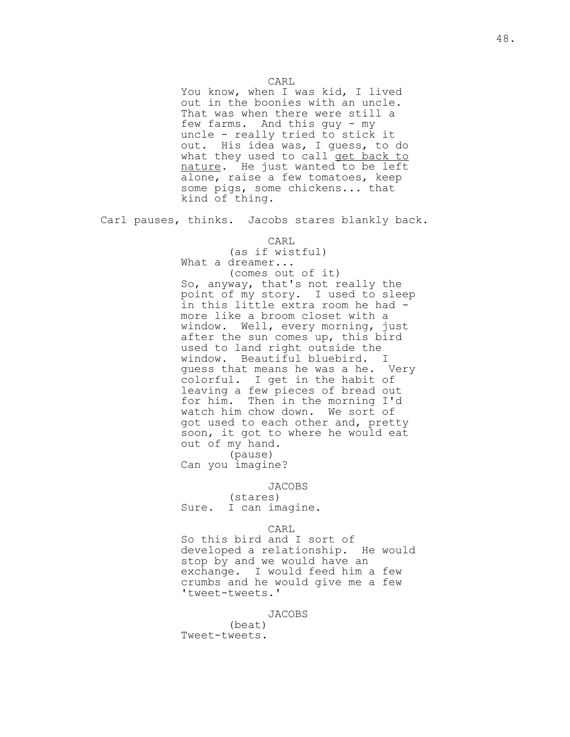CARL

You know, when I was kid, I lived out in the boonies with an uncle. That was when there were still a few farms. And this guy - my uncle - really tried to stick it out. His idea was, I guess, to do what they used to call <u>get back to nature</u>. He just wanted to be left alone, raise a few tomatoes, keep some pigs, some chickens... that kind of thing.

Carl pauses, thinks. Jacobs stares blankly back.

CARL

(as if wistful)

What a dreamer...

(comes out of it)

So, anyway, that's not really the point of my story. I used to sleep in this little extra room he had - more like a broom closet with a window. Well, every morning, just after the sun comes up, this bird used to land right outside the window. Beautiful bluebird. I guess that means he was a he. Very colorful. I get in the habit of leaving a few pieces of bread out for him. Then in the morning I'd watch him chow down. We sort of got used to each other and, pretty soon, it got to where he would eat out of my hand.

(pause)

Can you imagine?

JACOBS

(stares)

Sure. I can imagine.

CARL

So this bird and I sort of developed a relationship. He would stop by and we would have an exchange. I would feed him a few crumbs and he would give me a few 'tweet-tweets.'

JACOBS

(beat)

Tweet-tweets.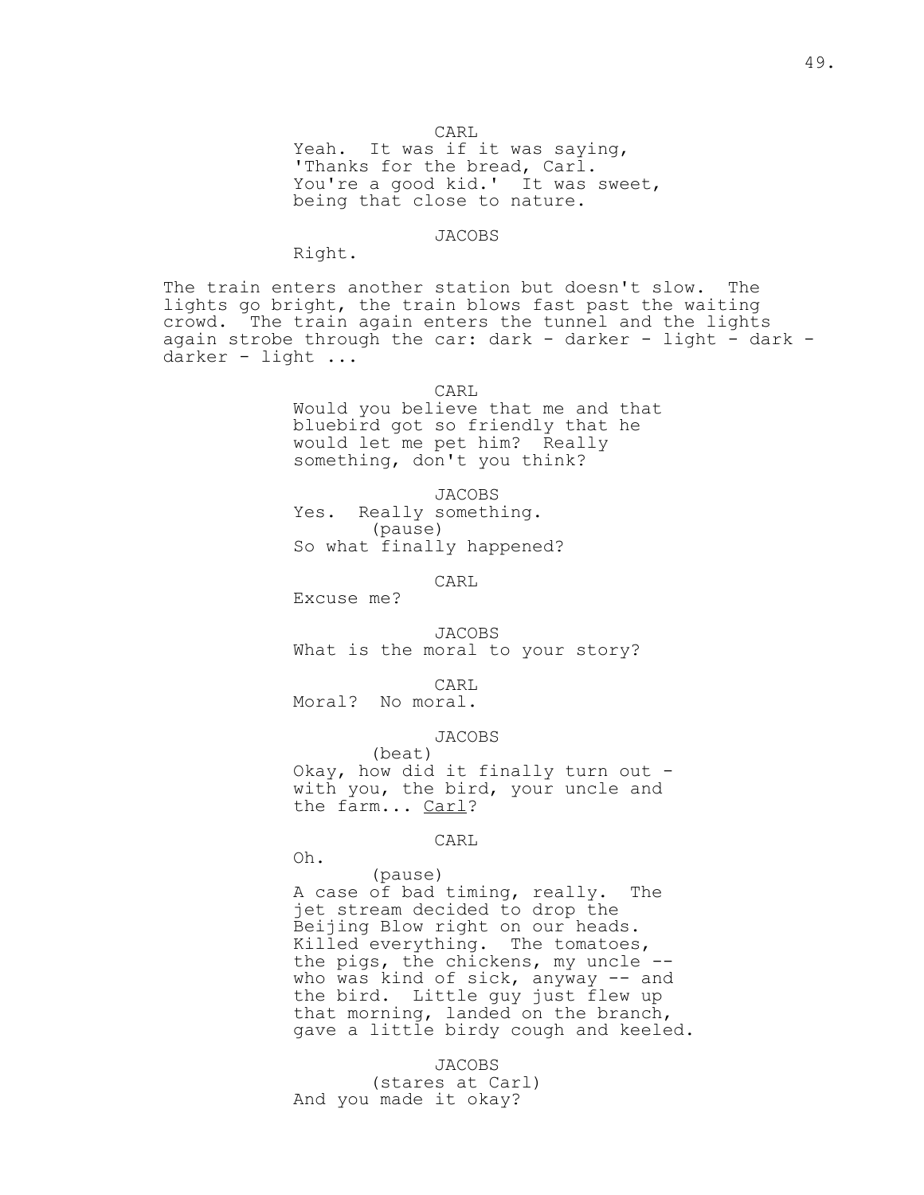CARL

Yeah. It was if it was saying, 'Thanks for the bread, Carl. You're a good kid.' It was sweet, being that close to nature.

JACOBS

Right.

The train enters another station but doesn't slow. The lights go bright, the train blows fast past the waiting crowd. The train again enters the tunnel and the lights again strobe through the car: dark - darker - light - dark - darker - light ...

CARL

Would you believe that me and that bluebird got so friendly that he would let me pet him? Really something, don't you think?

JACOBS

Yes. Really something.
(pause)
So what finally happened?

CARL

Excuse me?

JACOBS

What is the moral to your story?

CARL

Moral? No moral.

JACOBS
(beat)
Okay, how did it finally turn out - with you, the bird, your uncle and the farm... Carl?

CARL

Oh.
(pause)
A case of bad timing, really. The jet stream decided to drop the Beijing Blow right on our heads. Killed everything. The tomatoes, the pigs, the chickens, my uncle -- who was kind of sick, anyway -- and the bird. Little guy just flew up that morning, landed on the branch, gave a little birdy cough and keeled.

JACOBS
(stares at Carl)
And you made it okay?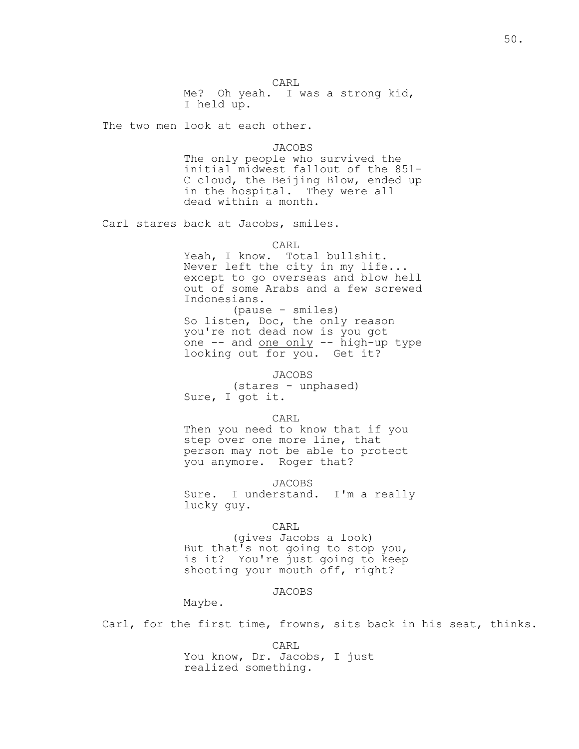CARL
Me? Oh yeah. I was a strong kid, I held up.

The two men look at each other.

JACOBS
The only people who survived the initial midwest fallout of the 851-C cloud, the Beijing Blow, ended up in the hospital. They were all dead within a month.

Carl stares back at Jacobs, smiles.

CARL
Yeah, I know. Total bullshit. Never left the city in my life... except to go overseas and blow hell out of some Arabs and a few screwed Indonesians.
(pause - smiles)
So listen, Doc, the only reason you're not dead now is you got one -- and <u>one only</u> -- high-up type looking out for you. Get it?

JACOBS
(stares - unphased)
Sure, I got it.

CARL
Then you need to know that if you step over one more line, that person may not be able to protect you anymore. Roger that?

JACOBS
Sure. I understand. I'm a really lucky guy.

CARL
(gives Jacobs a look)
But that's not going to stop you, is it? You're just going to keep shooting your mouth off, right?

JACOBS
Maybe.

Carl, for the first time, frowns, sits back in his seat, thinks.

CARL
You know, Dr. Jacobs, I just realized something.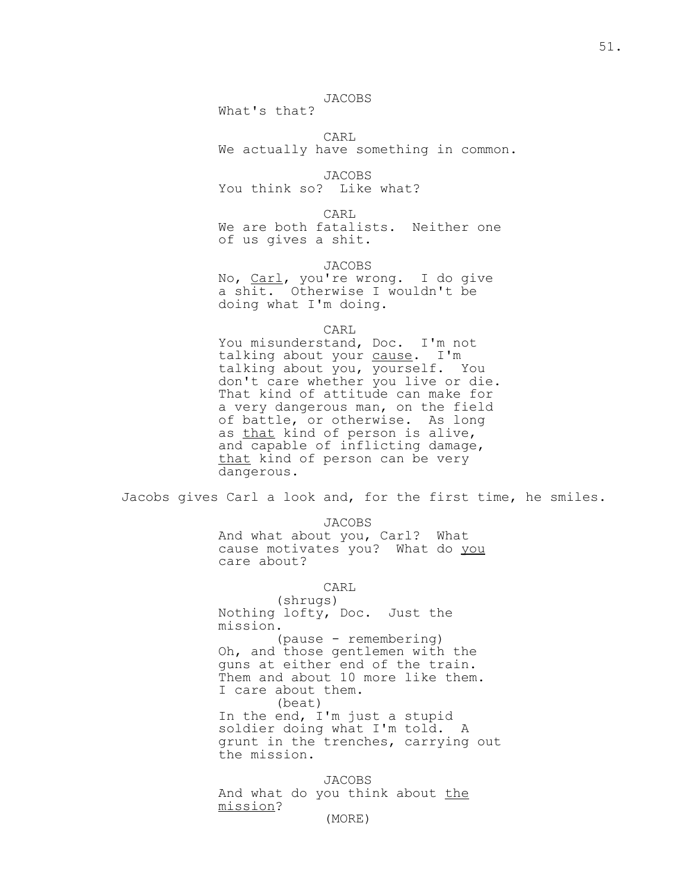JACOBS
What's that?

CARL
We actually have something in common.

JACOBS
You think so? Like what?

CARL
We are both fatalists. Neither one of us gives a shit.

JACOBS
No, <u>Carl</u>, you're wrong. I do give a shit. Otherwise I wouldn't be doing what I'm doing.

CARL
You misunderstand, Doc. I'm not talking about your <u>cause</u>. I'm talking about you, yourself. You don't care whether you live or die. That kind of attitude can make for a very dangerous man, on the field of battle, or otherwise. As long as <u>that</u> kind of person is alive, and capable of inflicting damage, <u>that</u> kind of person can be very dangerous.

Jacobs gives Carl a look and, for the first time, he smiles.

JACOBS
And what about you, Carl? What cause motivates you? What do <u>you</u> care about?

CARL
(shrugs)
Nothing lofty, Doc. Just the mission.
(pause - remembering)
Oh, and those gentlemen with the guns at either end of the train. Them and about 10 more like them. I care about them.
(beat)
In the end, I'm just a stupid soldier doing what I'm told. A grunt in the trenches, carrying out the mission.

JACOBS
And what do you think about <u>the mission</u>?
(MORE)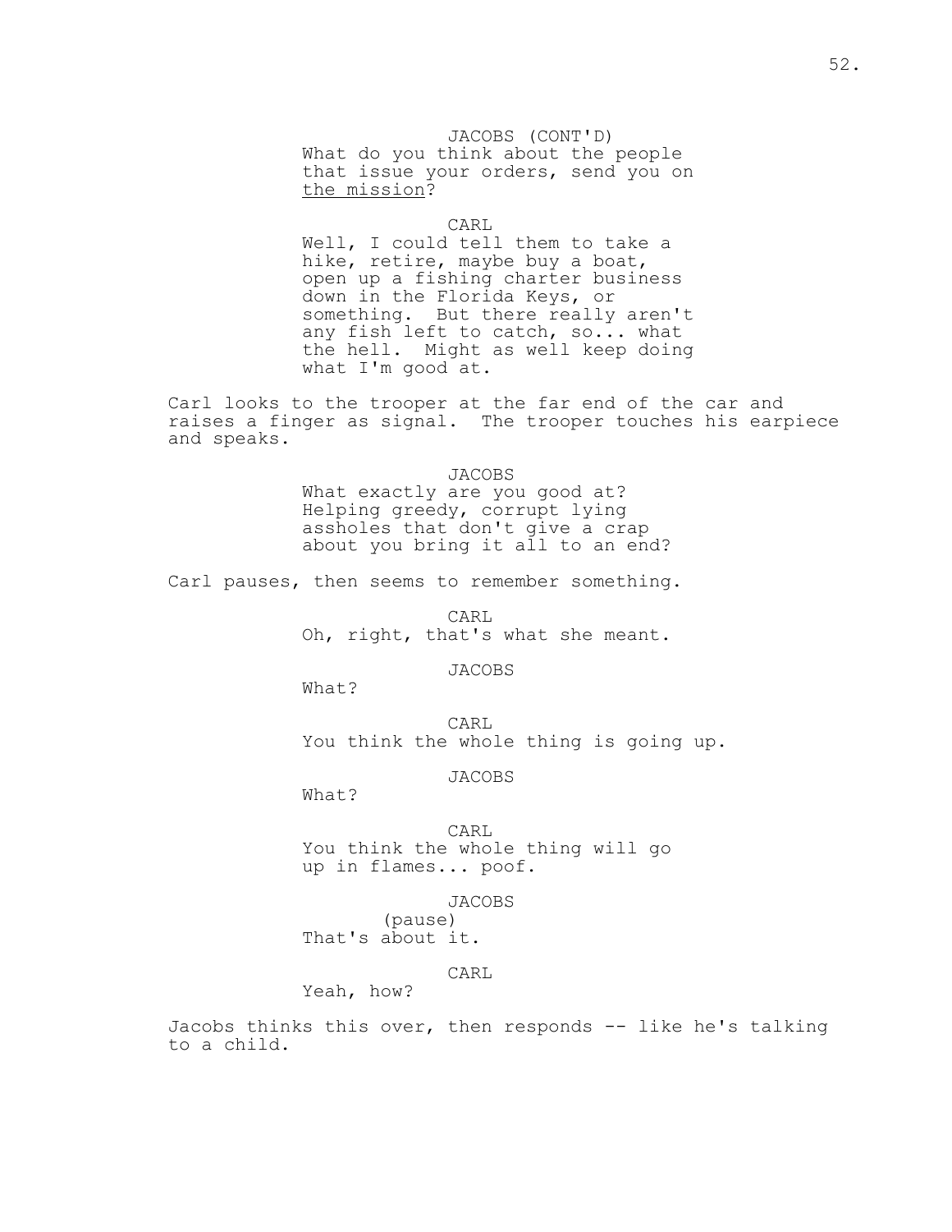JACOBS (CONT'D)
What do you think about the people that issue your orders, send you on <u>the mission</u>?

CARL
Well, I could tell them to take a hike, retire, maybe buy a boat, open up a fishing charter business down in the Florida Keys, or something. But there really aren't any fish left to catch, so... what the hell. Might as well keep doing what I'm good at.

Carl looks to the trooper at the far end of the car and raises a finger as signal. The trooper touches his earpiece and speaks.

JACOBS
What exactly are you good at? Helping greedy, corrupt lying assholes that don't give a crap about you bring it all to an end?

Carl pauses, then seems to remember something.

CARL
Oh, right, that's what she meant.

JACOBS
What?

CARL
You think the whole thing is going up.

JACOBS
What?

CARL
You think the whole thing will go up in flames... poof.

JACOBS
(pause)
That's about it.

CARL
Yeah, how?

Jacobs thinks this over, then responds -- like he's talking to a child.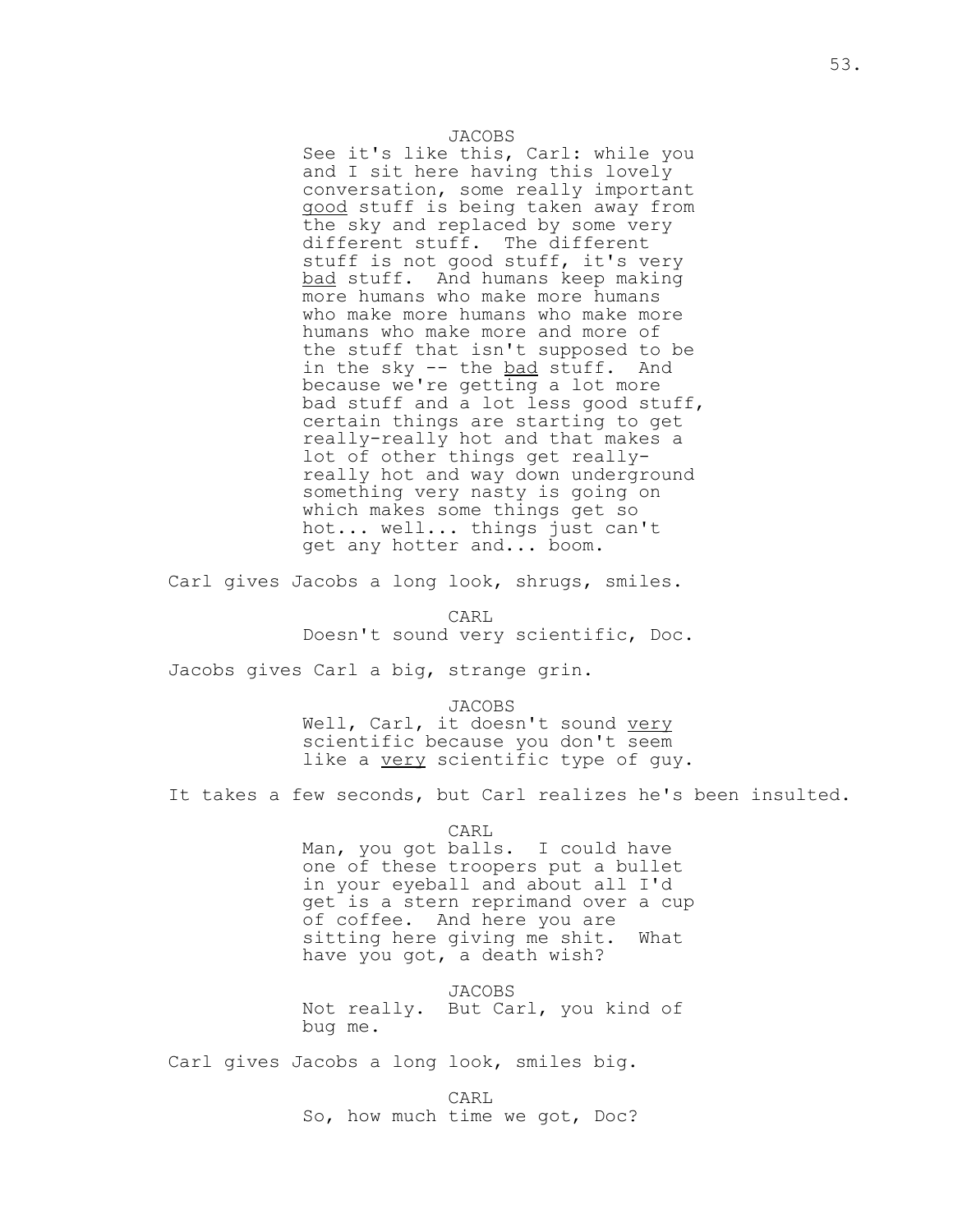JACOBS

See it's like this, Carl: while you and I sit here having this lovely conversation, some really important good stuff is being taken away from the sky and replaced by some very different stuff. The different stuff is not good stuff, it's very bad stuff. And humans keep making more humans who make more humans who make more humans who make more humans who make more and more of the stuff that isn't supposed to be in the sky -- the bad stuff. And because we're getting a lot more bad stuff and a lot less good stuff, certain things are starting to get really-really hot and that makes a lot of other things get really-really hot and way down underground something very nasty is going on which makes some things get so hot... well... things just can't get any hotter and... boom.

Carl gives Jacobs a long look, shrugs, smiles.

CARL

Doesn't sound very scientific, Doc.

Jacobs gives Carl a big, strange grin.

JACOBS

Well, Carl, it doesn't sound very scientific because you don't seem like a very scientific type of guy.

It takes a few seconds, but Carl realizes he's been insulted.

CARL

Man, you got balls. I could have one of these troopers put a bullet in your eyeball and about all I'd get is a stern reprimand over a cup of coffee. And here you are sitting here giving me shit. What have you got, a death wish?

JACOBS

Not really. But Carl, you kind of bug me.

Carl gives Jacobs a long look, smiles big.

CARL

So, how much time we got, Doc?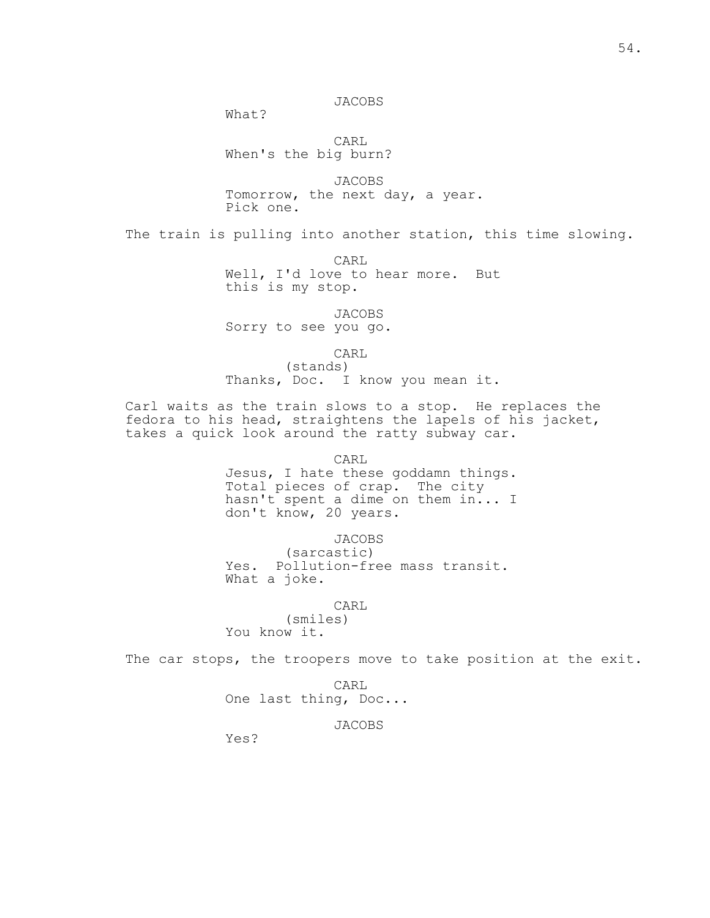JACOBS
What?

CARL
When's the big burn?

JACOBS
Tomorrow, the next day, a year. Pick one.

The train is pulling into another station, this time slowing.

CARL
Well, I'd love to hear more. But this is my stop.

JACOBS
Sorry to see you go.

CARL
(stands)
Thanks, Doc. I know you mean it.

Carl waits as the train slows to a stop. He replaces the fedora to his head, straightens the lapels of his jacket, takes a quick look around the ratty subway car.

CARL
Jesus, I hate these goddamn things. Total pieces of crap. The city hasn't spent a dime on them in... I don't know, 20 years.

JACOBS
(sarcastic)
Yes. Pollution-free mass transit. What a joke.

CARL
(smiles)
You know it.

The car stops, the troopers move to take position at the exit.

CARL
One last thing, Doc...

JACOBS
Yes?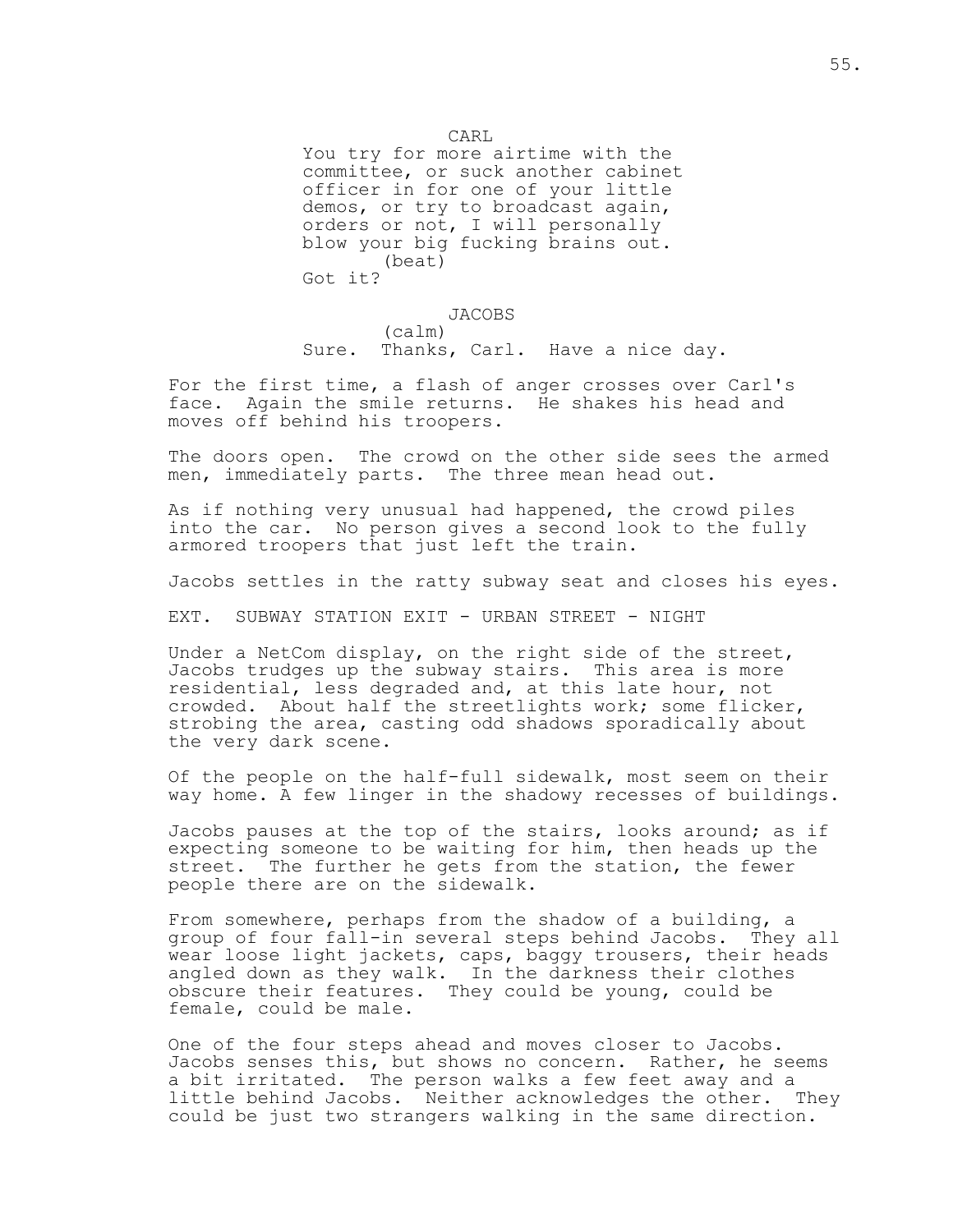CARL

You try for more airtime with the committee, or suck another cabinet officer in for one of your little demos, or try to broadcast again, orders or not, I will personally blow your big fucking brains out.

(beat)

Got it?

JACOBS

(calm)

Sure. Thanks, Carl. Have a nice day.

For the first time, a flash of anger crosses over Carl's face. Again the smile returns. He shakes his head and moves off behind his troopers.

The doors open. The crowd on the other side sees the armed men, immediately parts. The three mean head out.

As if nothing very unusual had happened, the crowd piles into the car. No person gives a second look to the fully armored troopers that just left the train.

Jacobs settles in the ratty subway seat and closes his eyes.

EXT. SUBWAY STATION EXIT - URBAN STREET - NIGHT

Under a NetCom display, on the right side of the street, Jacobs trudges up the subway stairs. This area is more residential, less degraded and, at this late hour, not crowded. About half the streetlights work; some flicker, strobing the area, casting odd shadows sporadically about the very dark scene.

Of the people on the half-full sidewalk, most seem on their way home. A few linger in the shadowy recesses of buildings.

Jacobs pauses at the top of the stairs, looks around; as if expecting someone to be waiting for him, then heads up the street. The further he gets from the station, the fewer people there are on the sidewalk.

From somewhere, perhaps from the shadow of a building, a group of four fall-in several steps behind Jacobs. They all wear loose light jackets, caps, baggy trousers, their heads angled down as they walk. In the darkness their clothes obscure their features. They could be young, could be female, could be male.

One of the four steps ahead and moves closer to Jacobs. Jacobs senses this, but shows no concern. Rather, he seems a bit irritated. The person walks a few feet away and a little behind Jacobs. Neither acknowledges the other. They could be just two strangers walking in the same direction.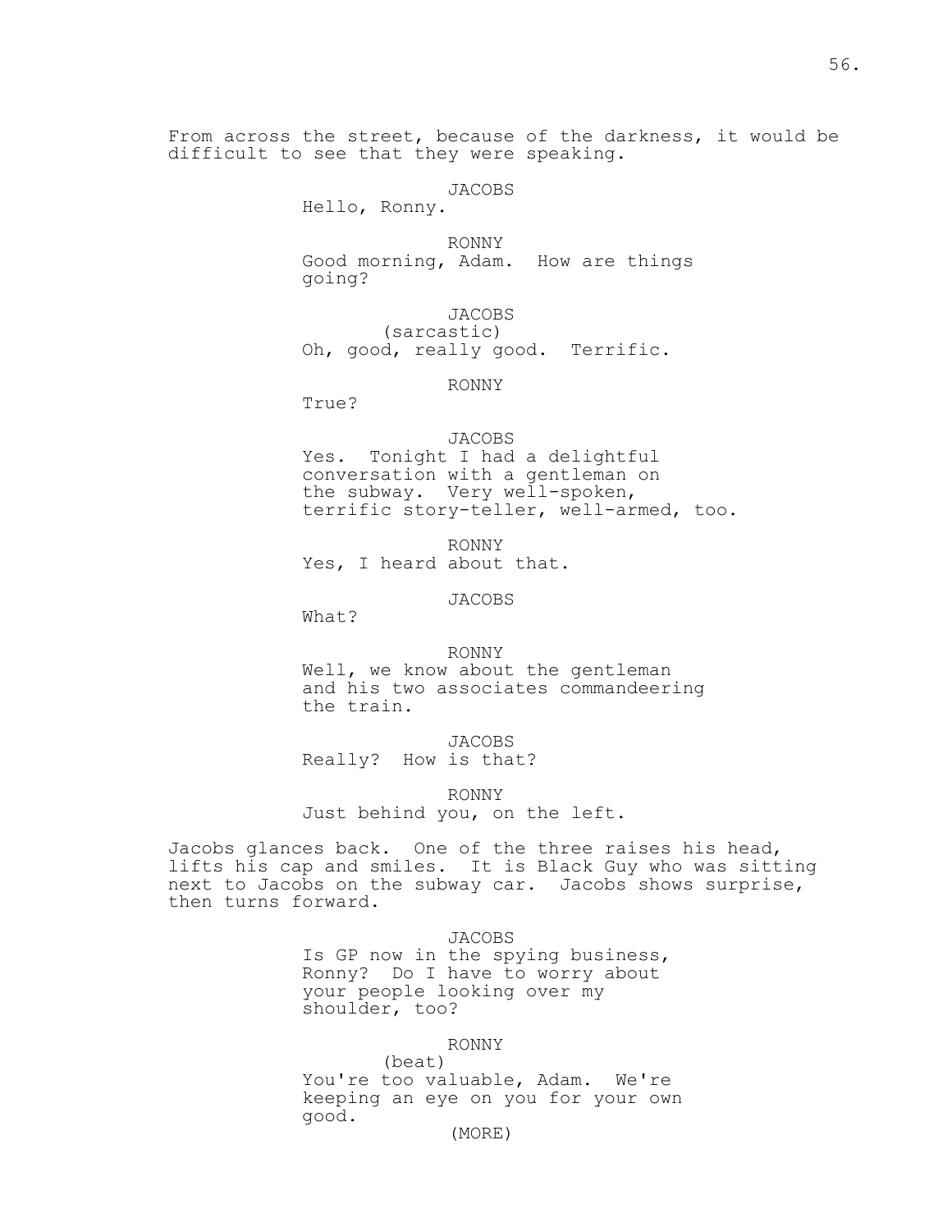From across the street, because of the darkness, it would be difficult to see that they were speaking.

JACOBS
Hello, Ronny.

RONNY
Good morning, Adam. How are things going?

JACOBS
(sarcastic)
Oh, good, really good. Terrific.

RONNY
True?

JACOBS
Yes. Tonight I had a delightful conversation with a gentleman on the subway. Very well-spoken, terrific story-teller, well-armed, too.

RONNY
Yes, I heard about that.

JACOBS
What?

RONNY
Well, we know about the gentleman and his two associates commandeering the train.

JACOBS
Really? How is that?

RONNY
Just behind you, on the left.

Jacobs glances back. One of the three raises his head, lifts his cap and smiles. It is Black Guy who was sitting next to Jacobs on the subway car. Jacobs shows surprise, then turns forward.

JACOBS
Is GP now in the spying business, Ronny? Do I have to worry about your people looking over my shoulder, too?

RONNY
(beat)
You're too valuable, Adam. We're keeping an eye on you for your own good.
(MORE)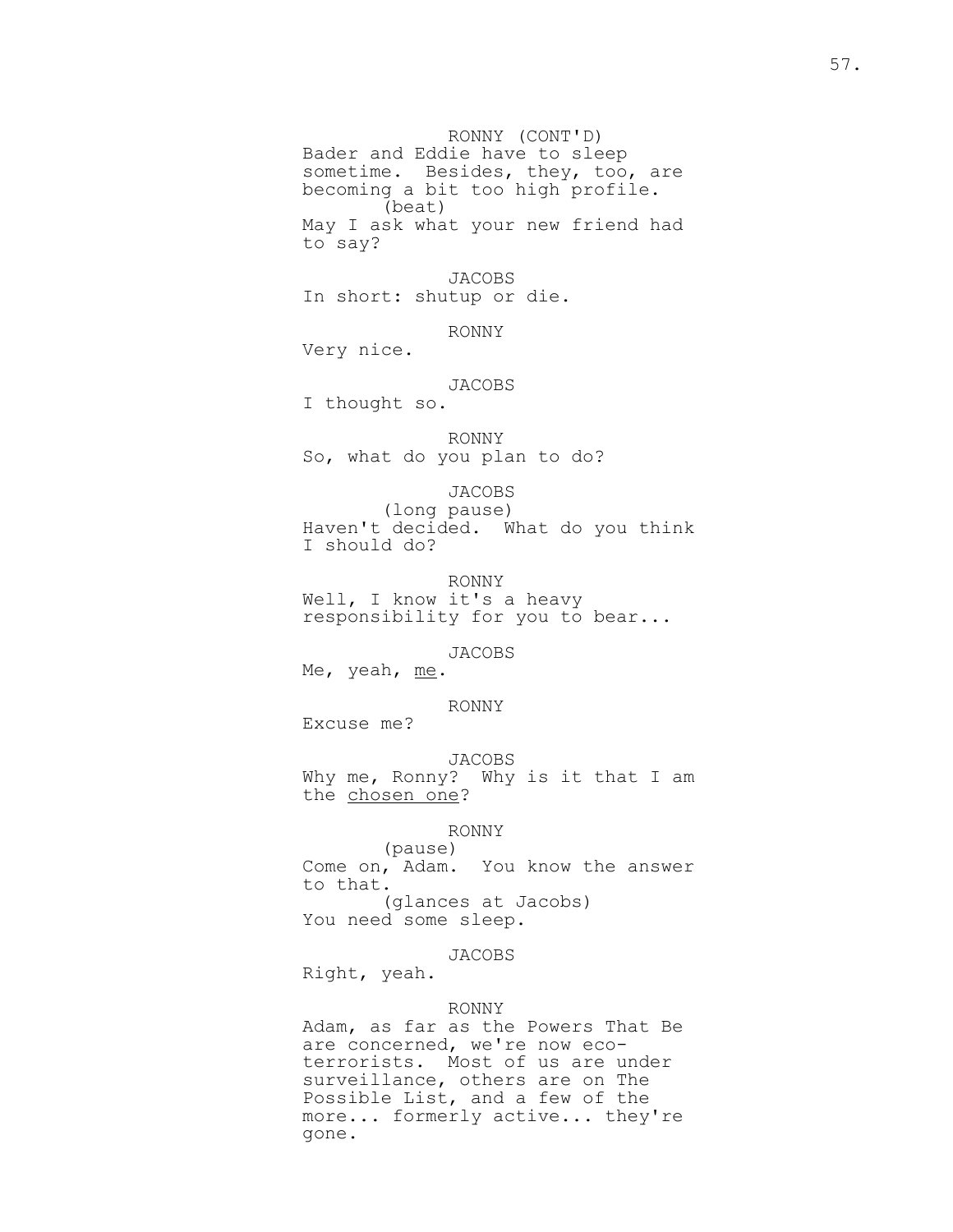RONNY (CONT'D)
Bader and Eddie have to sleep sometime. Besides, they, too, are becoming a bit too high profile.
(beat)
May I ask what your new friend had to say?

JACOBS
In short: shutup or die.

RONNY
Very nice.

JACOBS
I thought so.

RONNY
So, what do you plan to do?

JACOBS
(long pause)
Haven't decided. What do you think I should do?

RONNY
Well, I know it's a heavy responsibility for you to bear...

JACOBS
Me, yeah, <u>me</u>.

RONNY
Excuse me?

JACOBS
Why me, Ronny? Why is it that I am the <u>chosen one</u>?

RONNY
(pause)
Come on, Adam. You know the answer to that.
(glances at Jacobs)
You need some sleep.

JACOBS
Right, yeah.

RONNY
Adam, as far as the Powers That Be are concerned, we're now eco-terrorists. Most of us are under surveillance, others are on The Possible List, and a few of the more... formerly active... they're gone.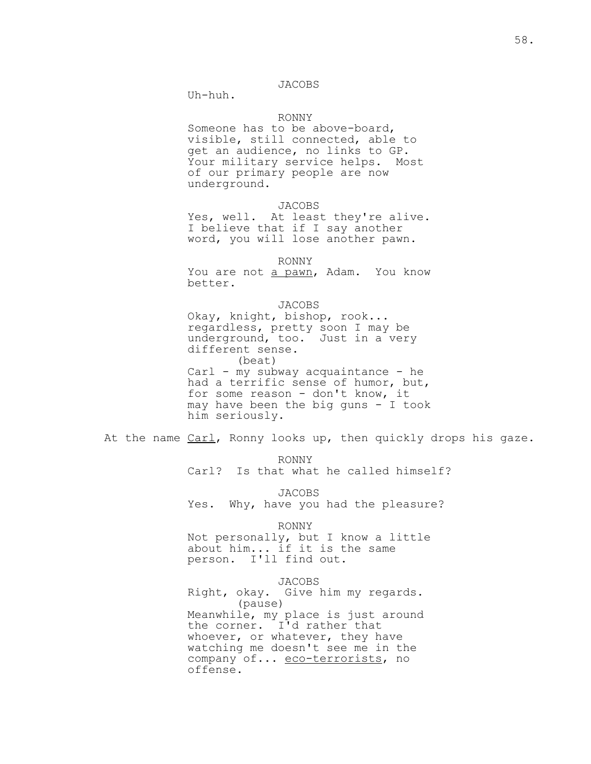JACOBS
Uh-huh.

RONNY
Someone has to be above-board, visible, still connected, able to get an audience, no links to GP. Your military service helps. Most of our primary people are now underground.

JACOBS
Yes, well. At least they're alive. I believe that if I say another word, you will lose another pawn.

RONNY
You are not <u>a pawn</u>, Adam. You know better.

JACOBS
Okay, knight, bishop, rook... regardless, pretty soon I may be underground, too. Just in a very different sense.
(beat)
Carl - my subway acquaintance - he had a terrific sense of humor, but, for some reason - don't know, it may have been the big guns - I took him seriously.

At the name <u>Carl</u>, Ronny looks up, then quickly drops his gaze.

RONNY
Carl? Is that what he called himself?

JACOBS
Yes. Why, have you had the pleasure?

RONNY
Not personally, but I know a little about him... if it is the same person. I'll find out.

JACOBS
Right, okay. Give him my regards.
(pause)
Meanwhile, my place is just around the corner. I'd rather that whoever, or whatever, they have watching me doesn't see me in the company of... <u>eco-terrorists</u>, no offense.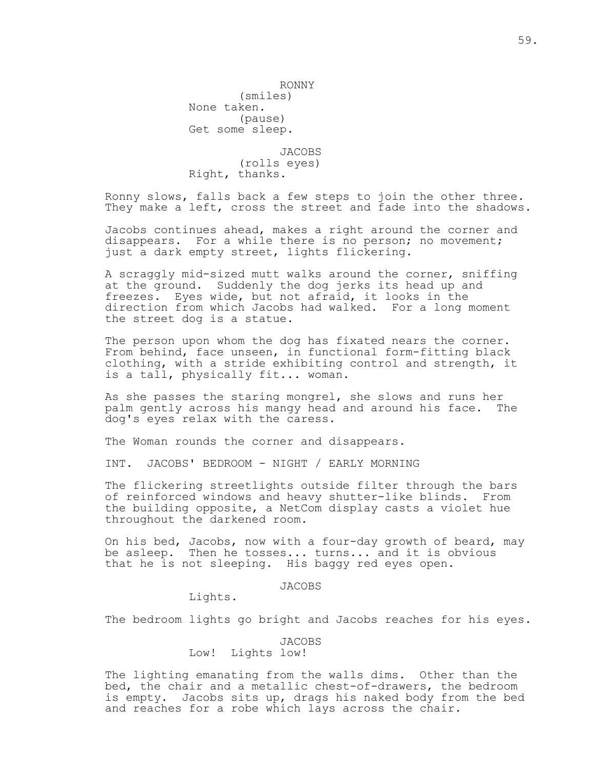RONNY
(smiles)
None taken.
(pause)
Get some sleep.

JACOBS
(rolls eyes)
Right, thanks.

Ronny slows, falls back a few steps to join the other three. They make a left, cross the street and fade into the shadows.

Jacobs continues ahead, makes a right around the corner and disappears. For a while there is no person; no movement; just a dark empty street, lights flickering.

A scraggly mid-sized mutt walks around the corner, sniffing at the ground. Suddenly the dog jerks its head up and freezes. Eyes wide, but not afraid, it looks in the direction from which Jacobs had walked. For a long moment the street dog is a statue.

The person upon whom the dog has fixated nears the corner. From behind, face unseen, in functional form-fitting black clothing, with a stride exhibiting control and strength, it is a tall, physically fit... woman.

As she passes the staring mongrel, she slows and runs her palm gently across his mangy head and around his face. The dog's eyes relax with the caress.

The Woman rounds the corner and disappears.

INT. JACOBS' BEDROOM - NIGHT / EARLY MORNING

The flickering streetlights outside filter through the bars of reinforced windows and heavy shutter-like blinds. From the building opposite, a NetCom display casts a violet hue throughout the darkened room.

On his bed, Jacobs, now with a four-day growth of beard, may be asleep. Then he tosses... turns... and it is obvious that he is not sleeping. His baggy red eyes open.

JACOBS
Lights.

The bedroom lights go bright and Jacobs reaches for his eyes.

JACOBS
Low! Lights low!

The lighting emanating from the walls dims. Other than the bed, the chair and a metallic chest-of-drawers, the bedroom is empty. Jacobs sits up, drags his naked body from the bed and reaches for a robe which lays across the chair.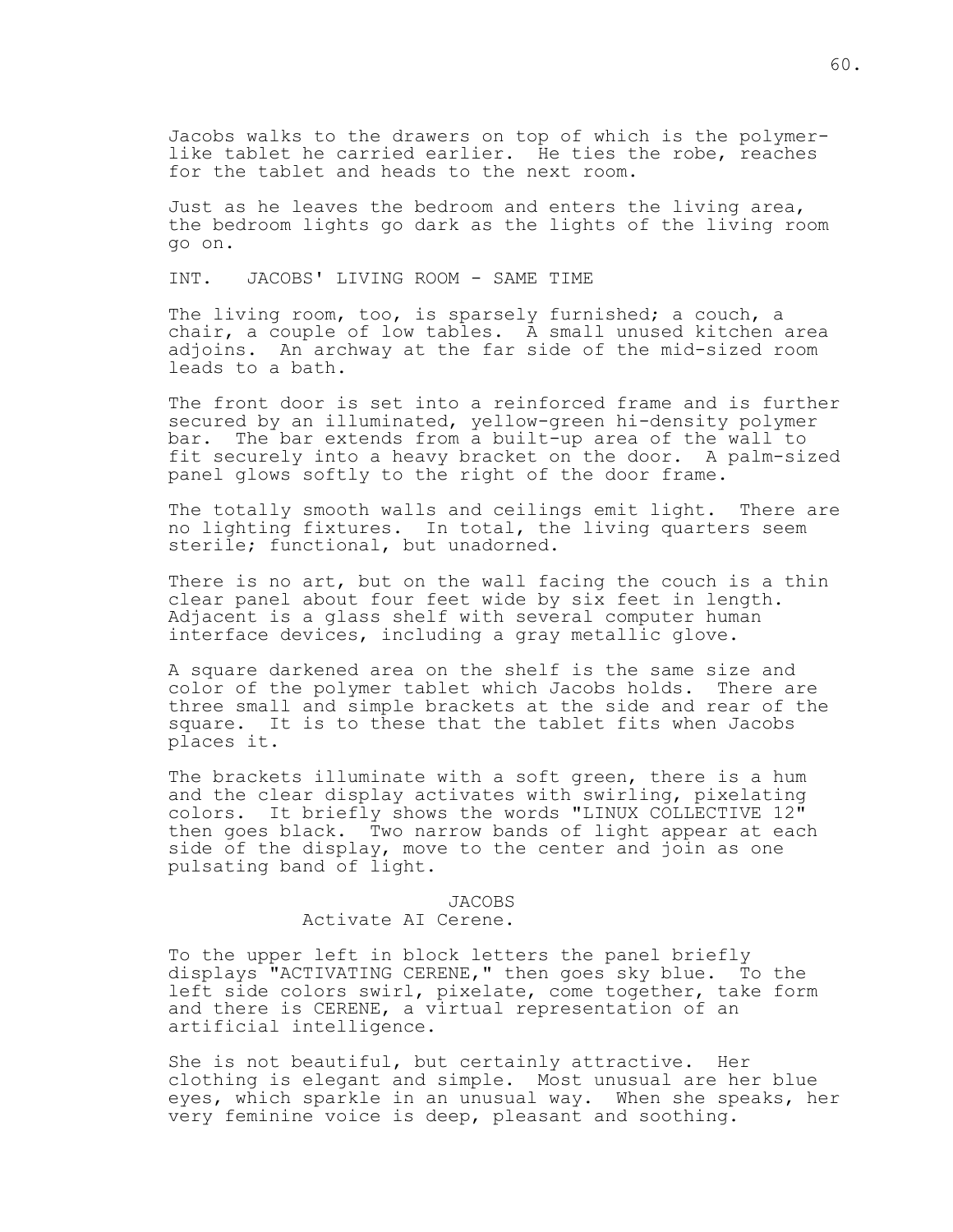Jacobs walks to the drawers on top of which is the polymer-like tablet he carried earlier. He ties the robe, reaches for the tablet and heads to the next room.

Just as he leaves the bedroom and enters the living area, the bedroom lights go dark as the lights of the living room go on.

INT. JACOBS' LIVING ROOM - SAME TIME

The living room, too, is sparsely furnished; a couch, a chair, a couple of low tables. A small unused kitchen area adjoins. An archway at the far side of the mid-sized room leads to a bath.

The front door is set into a reinforced frame and is further secured by an illuminated, yellow-green hi-density polymer bar. The bar extends from a built-up area of the wall to fit securely into a heavy bracket on the door. A palm-sized panel glows softly to the right of the door frame.

The totally smooth walls and ceilings emit light. There are no lighting fixtures. In total, the living quarters seem sterile; functional, but unadorned.

There is no art, but on the wall facing the couch is a thin clear panel about four feet wide by six feet in length. Adjacent is a glass shelf with several computer human interface devices, including a gray metallic glove.

A square darkened area on the shelf is the same size and color of the polymer tablet which Jacobs holds. There are three small and simple brackets at the side and rear of the square. It is to these that the tablet fits when Jacobs places it.

The brackets illuminate with a soft green, there is a hum and the clear display activates with swirling, pixelating colors. It briefly shows the words "LINUX COLLECTIVE 12" then goes black. Two narrow bands of light appear at each side of the display, move to the center and join as one pulsating band of light.

JACOBS
Activate AI Cerene.

To the upper left in block letters the panel briefly displays "ACTIVATING CERENE," then goes sky blue. To the left side colors swirl, pixelate, come together, take form and there is CERENE, a virtual representation of an artificial intelligence.

She is not beautiful, but certainly attractive. Her clothing is elegant and simple. Most unusual are her blue eyes, which sparkle in an unusual way. When she speaks, her very feminine voice is deep, pleasant and soothing.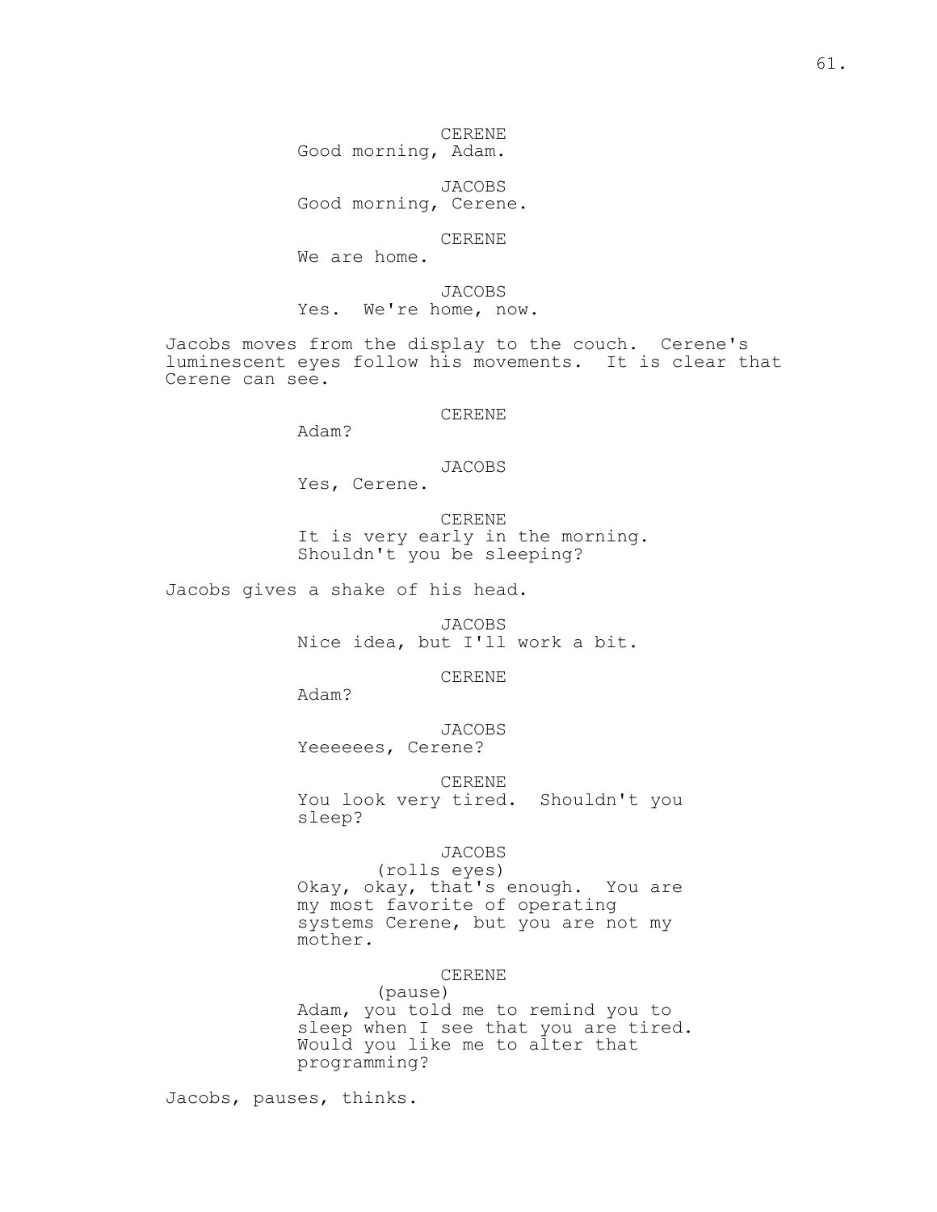CERENE
Good morning, Adam.

JACOBS
Good morning, Cerene.

CERENE
We are home.

JACOBS
Yes. We're home, now.

Jacobs moves from the display to the couch. Cerene's luminescent eyes follow his movements. It is clear that Cerene can see.

CERENE
Adam?

JACOBS
Yes, Cerene.

CERENE
It is very early in the morning. Shouldn't you be sleeping?

Jacobs gives a shake of his head.

JACOBS
Nice idea, but I'll work a bit.

CERENE
Adam?

JACOBS
Yeeeeees, Cerene?

CERENE
You look very tired. Shouldn't you sleep?

JACOBS
(rolls eyes)
Okay, okay, that's enough. You are my most favorite of operating systems Cerene, but you are not my mother.

CERENE
(pause)
Adam, you told me to remind you to sleep when I see that you are tired. Would you like me to alter that programming?

Jacobs, pauses, thinks.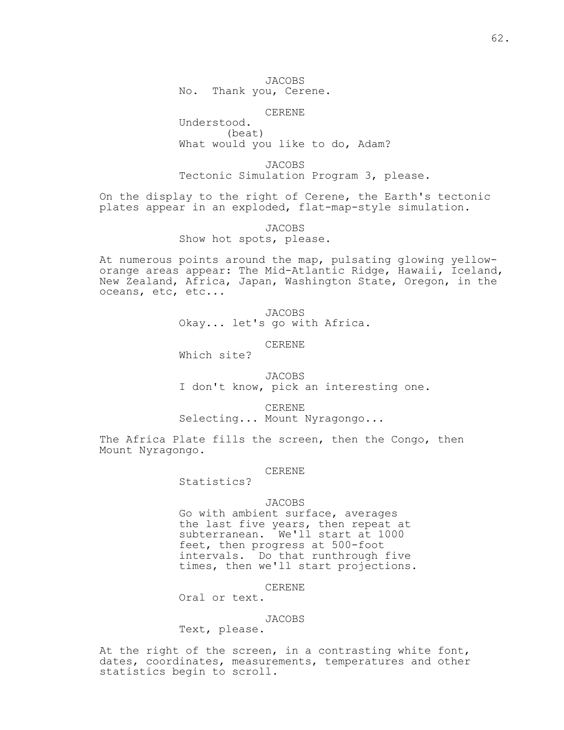JACOBS
No. Thank you, Cerene.

CERENE
Understood.
(beat)
What would you like to do, Adam?

JACOBS
Tectonic Simulation Program 3, please.

On the display to the right of Cerene, the Earth's tectonic plates appear in an exploded, flat-map-style simulation.

JACOBS
Show hot spots, please.

At numerous points around the map, pulsating glowing yellow-orange areas appear: The Mid-Atlantic Ridge, Hawaii, Iceland, New Zealand, Africa, Japan, Washington State, Oregon, in the oceans, etc, etc...

JACOBS
Okay... let's go with Africa.

CERENE
Which site?

JACOBS
I don't know, pick an interesting one.

CERENE
Selecting... Mount Nyragongo...

The Africa Plate fills the screen, then the Congo, then Mount Nyragongo.

CERENE
Statistics?

JACOBS
Go with ambient surface, averages the last five years, then repeat at subterranean. We'll start at 1000 feet, then progress at 500-foot intervals. Do that runthrough five times, then we'll start projections.

CERENE
Oral or text.

JACOBS
Text, please.

At the right of the screen, in a contrasting white font, dates, coordinates, measurements, temperatures and other statistics begin to scroll.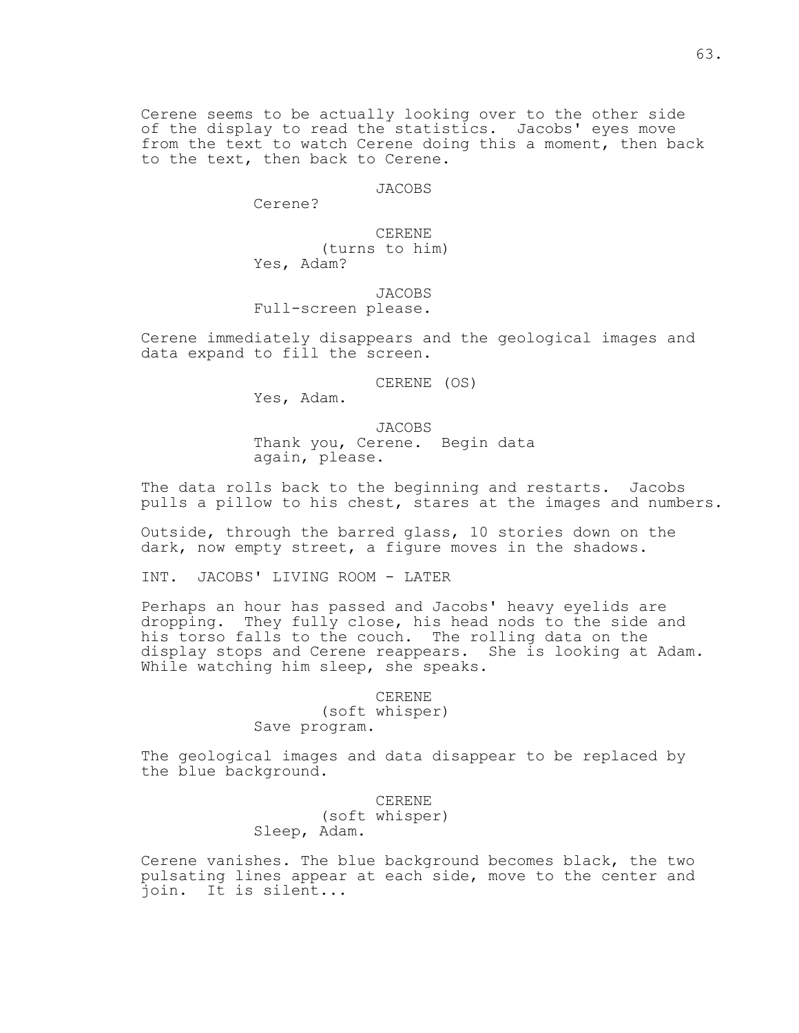Cerene seems to be actually looking over to the other side of the display to read the statistics. Jacobs' eyes move from the text to watch Cerene doing this a moment, then back to the text, then back to Cerene.

JACOBS
Cerene?

CERENE
(turns to him)
Yes, Adam?

JACOBS
Full-screen please.

Cerene immediately disappears and the geological images and data expand to fill the screen.

CERENE (OS)
Yes, Adam.

JACOBS
Thank you, Cerene. Begin data again, please.

The data rolls back to the beginning and restarts. Jacobs pulls a pillow to his chest, stares at the images and numbers.

Outside, through the barred glass, 10 stories down on the dark, now empty street, a figure moves in the shadows.

INT. JACOBS' LIVING ROOM - LATER

Perhaps an hour has passed and Jacobs' heavy eyelids are dropping. They fully close, his head nods to the side and his torso falls to the couch. The rolling data on the display stops and Cerene reappears. She is looking at Adam. While watching him sleep, she speaks.

CERENE
(soft whisper)
Save program.

The geological images and data disappear to be replaced by the blue background.

CERENE
(soft whisper)
Sleep, Adam.

Cerene vanishes. The blue background becomes black, the two pulsating lines appear at each side, move to the center and join. It is silent...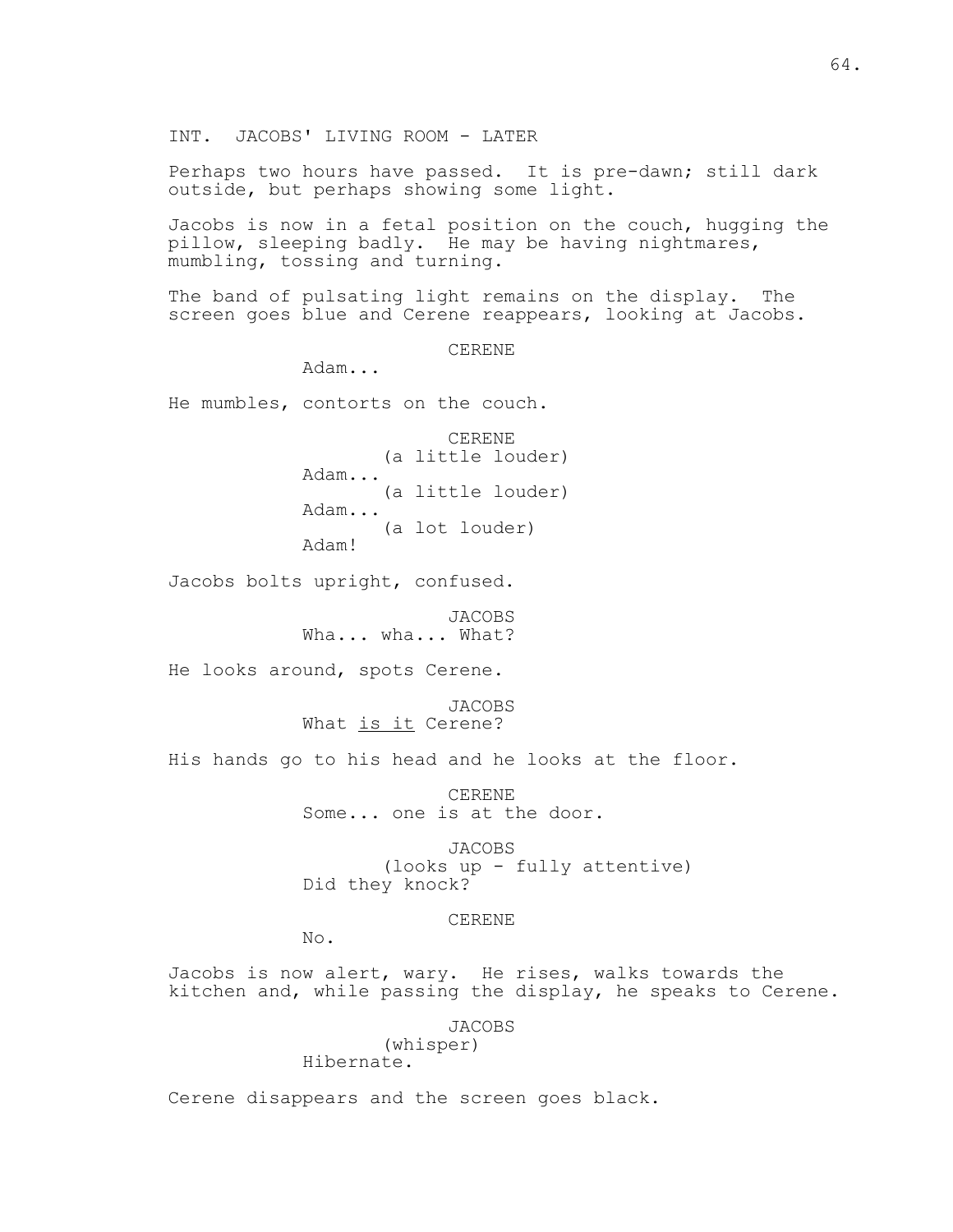INT. JACOBS' LIVING ROOM - LATER

Perhaps two hours have passed. It is pre-dawn; still dark outside, but perhaps showing some light.

Jacobs is now in a fetal position on the couch, hugging the pillow, sleeping badly. He may be having nightmares, mumbling, tossing and turning.

The band of pulsating light remains on the display. The screen goes blue and Cerene reappears, looking at Jacobs.

CERENE
Adam...

He mumbles, contorts on the couch.

CERENE
(a little louder)
Adam...
(a little louder)
Adam...
(a lot louder)
Adam!

Jacobs bolts upright, confused.

JACOBS
Wha... wha... What?

He looks around, spots Cerene.

JACOBS
What _is it_ Cerene?

His hands go to his head and he looks at the floor.

CERENE
Some... one is at the door.

JACOBS
(looks up - fully attentive)
Did they knock?

CERENE
No.

Jacobs is now alert, wary. He rises, walks towards the kitchen and, while passing the display, he speaks to Cerene.

JACOBS
(whisper)
Hibernate.

Cerene disappears and the screen goes black.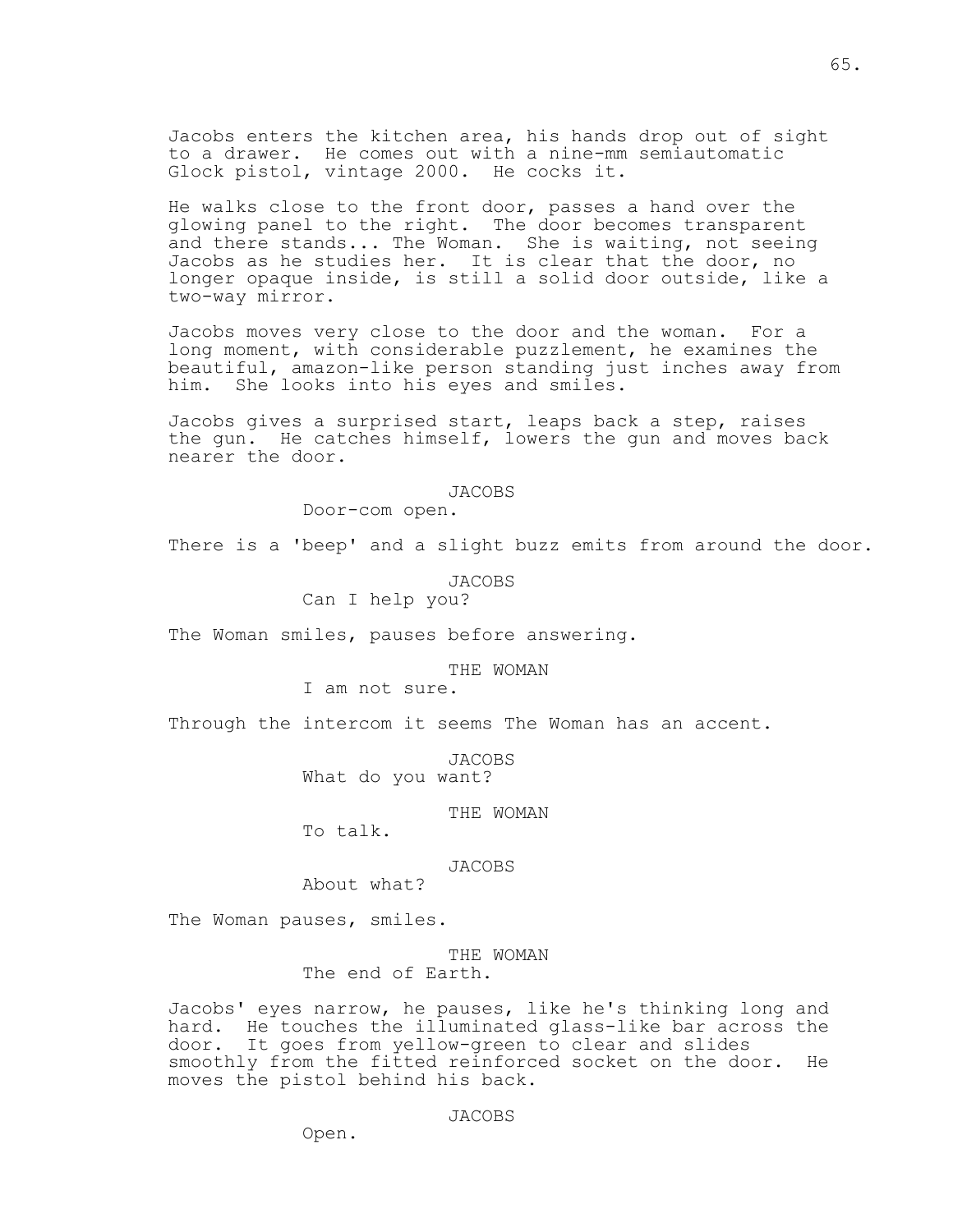Jacobs enters the kitchen area, his hands drop out of sight to a drawer. He comes out with a nine-mm semiautomatic Glock pistol, vintage 2000. He cocks it.

He walks close to the front door, passes a hand over the glowing panel to the right. The door becomes transparent and there stands... The Woman. She is waiting, not seeing Jacobs as he studies her. It is clear that the door, no longer opaque inside, is still a solid door outside, like a two-way mirror.

Jacobs moves very close to the door and the woman. For a long moment, with considerable puzzlement, he examines the beautiful, amazon-like person standing just inches away from him. She looks into his eyes and smiles.

Jacobs gives a surprised start, leaps back a step, raises the gun. He catches himself, lowers the gun and moves back nearer the door.

JACOBS
Door-com open.

There is a 'beep' and a slight buzz emits from around the door.

JACOBS
Can I help you?

The Woman smiles, pauses before answering.

THE WOMAN
I am not sure.

Through the intercom it seems The Woman has an accent.

JACOBS
What do you want?

THE WOMAN
To talk.

JACOBS
About what?

The Woman pauses, smiles.

THE WOMAN
The end of Earth.

Jacobs' eyes narrow, he pauses, like he's thinking long and hard. He touches the illuminated glass-like bar across the door. It goes from yellow-green to clear and slides smoothly from the fitted reinforced socket on the door. He moves the pistol behind his back.

JACOBS
Open.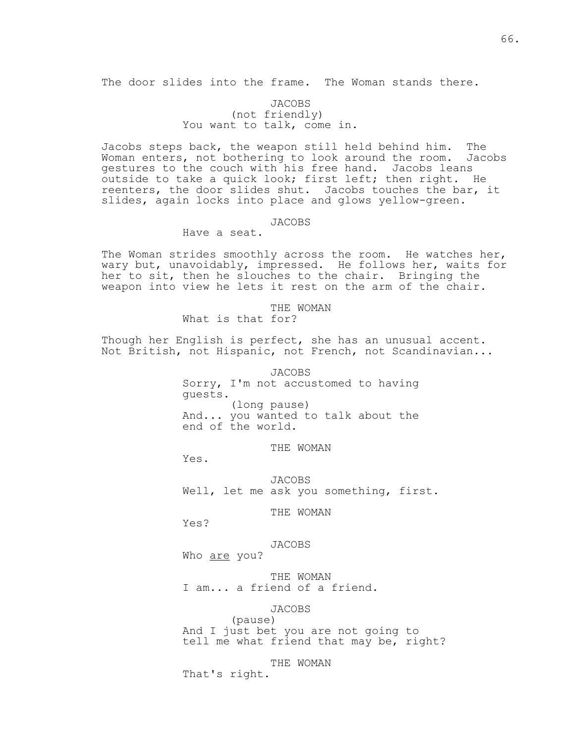The door slides into the frame. The Woman stands there.

JACOBS
(not friendly)
You want to talk, come in.

Jacobs steps back, the weapon still held behind him. The Woman enters, not bothering to look around the room. Jacobs gestures to the couch with his free hand. Jacobs leans outside to take a quick look; first left; then right. He reenters, the door slides shut. Jacobs touches the bar, it slides, again locks into place and glows yellow-green.

JACOBS
Have a seat.

The Woman strides smoothly across the room. He watches her, wary but, unavoidably, impressed. He follows her, waits for her to sit, then he slouches to the chair. Bringing the weapon into view he lets it rest on the arm of the chair.

THE WOMAN
What is that for?

Though her English is perfect, she has an unusual accent. Not British, not Hispanic, not French, not Scandinavian...

JACOBS
Sorry, I'm not accustomed to having guests.
(long pause)
And... you wanted to talk about the end of the world.

THE WOMAN
Yes.

JACOBS
Well, let me ask you something, first.

THE WOMAN
Yes?

JACOBS
Who <u>are</u> you?

THE WOMAN
I am... a friend of a friend.

JACOBS
(pause)
And I just bet you are not going to tell me what friend that may be, right?

THE WOMAN
That's right.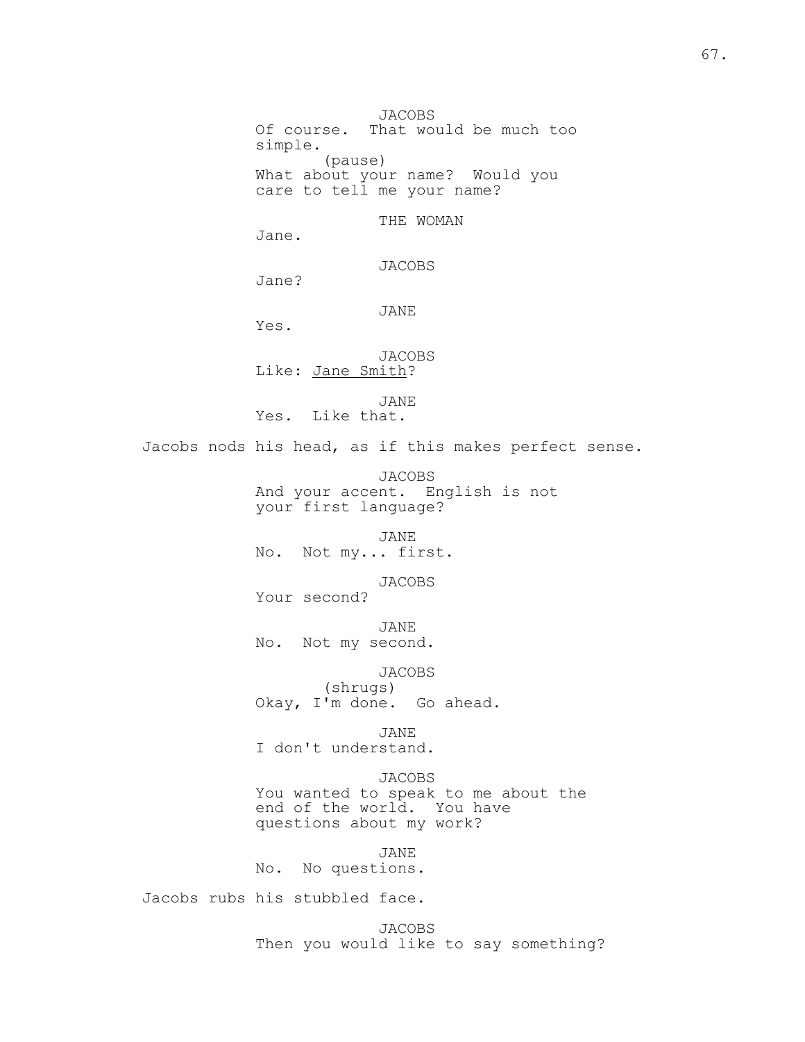JACOBS
Of course. That would be much too simple.
(pause)
What about your name? Would you care to tell me your name?

THE WOMAN
Jane.

JACOBS
Jane?

JANE
Yes.

JACOBS
Like: _Jane Smith_?

JANE
Yes. Like that.

Jacobs nods his head, as if this makes perfect sense.

JACOBS
And your accent. English is not your first language?

JANE
No. Not my... first.

JACOBS
Your second?

JANE
No. Not my second.

JACOBS
(shrugs)
Okay, I'm done. Go ahead.

JANE
I don't understand.

JACOBS
You wanted to speak to me about the end of the world. You have questions about my work?

JANE
No. No questions.

Jacobs rubs his stubbled face.

JACOBS
Then you would like to say something?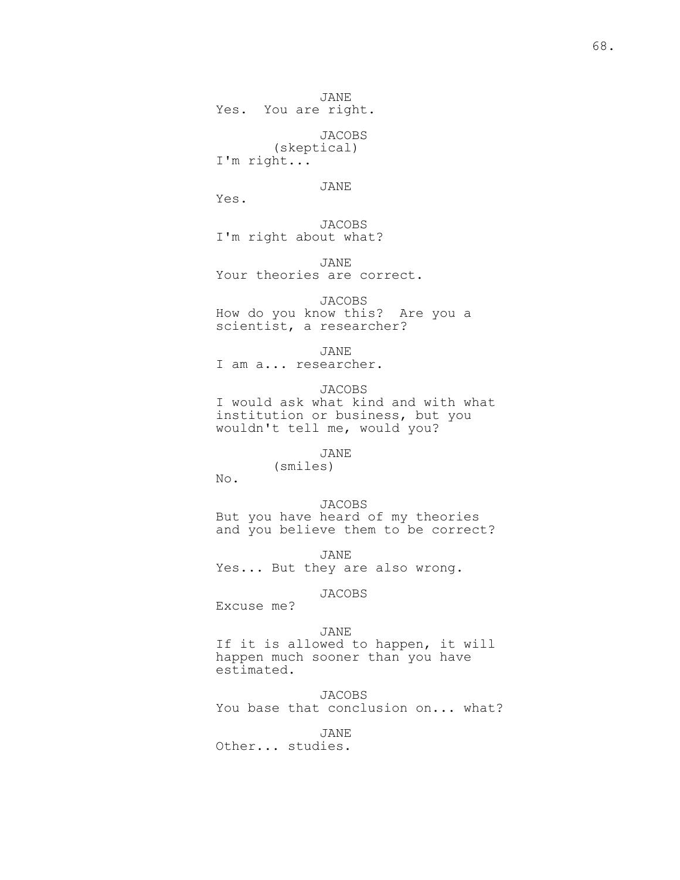JANE
Yes. You are right.

JACOBS
(skeptical)
I'm right...

JANE
Yes.

JACOBS
I'm right about what?

JANE
Your theories are correct.

JACOBS
How do you know this? Are you a scientist, a researcher?

JANE
I am a... researcher.

JACOBS
I would ask what kind and with what institution or business, but you wouldn't tell me, would you?

JANE
(smiles)
No.

JACOBS
But you have heard of my theories and you believe them to be correct?

JANE
Yes... But they are also wrong.

JACOBS
Excuse me?

JANE
If it is allowed to happen, it will happen much sooner than you have estimated.

JACOBS
You base that conclusion on... what?

JANE
Other... studies.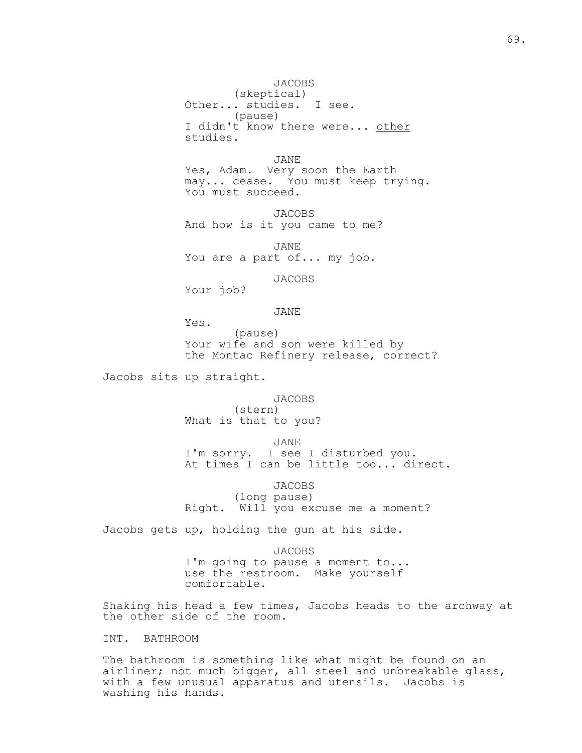JACOBS
(skeptical)
Other... studies. I see.
(pause)
I didn't know there were... <u>other</u> studies.

JANE
Yes, Adam. Very soon the Earth may... cease. You must keep trying. You must succeed.

JACOBS
And how is it you came to me?

JANE
You are a part of... my job.

JACOBS
Your job?

JANE
Yes.
(pause)
Your wife and son were killed by the Montac Refinery release, correct?

Jacobs sits up straight.

JACOBS
(stern)
What is that to you?

JANE
I'm sorry. I see I disturbed you. At times I can be little too... direct.

JACOBS
(long pause)
Right. Will you excuse me a moment?

Jacobs gets up, holding the gun at his side.

JACOBS
I'm going to pause a moment to... use the restroom. Make yourself comfortable.

Shaking his head a few times, Jacobs heads to the archway at the other side of the room.

INT. BATHROOM

The bathroom is something like what might be found on an airliner; not much bigger, all steel and unbreakable glass, with a few unusual apparatus and utensils. Jacobs is washing his hands.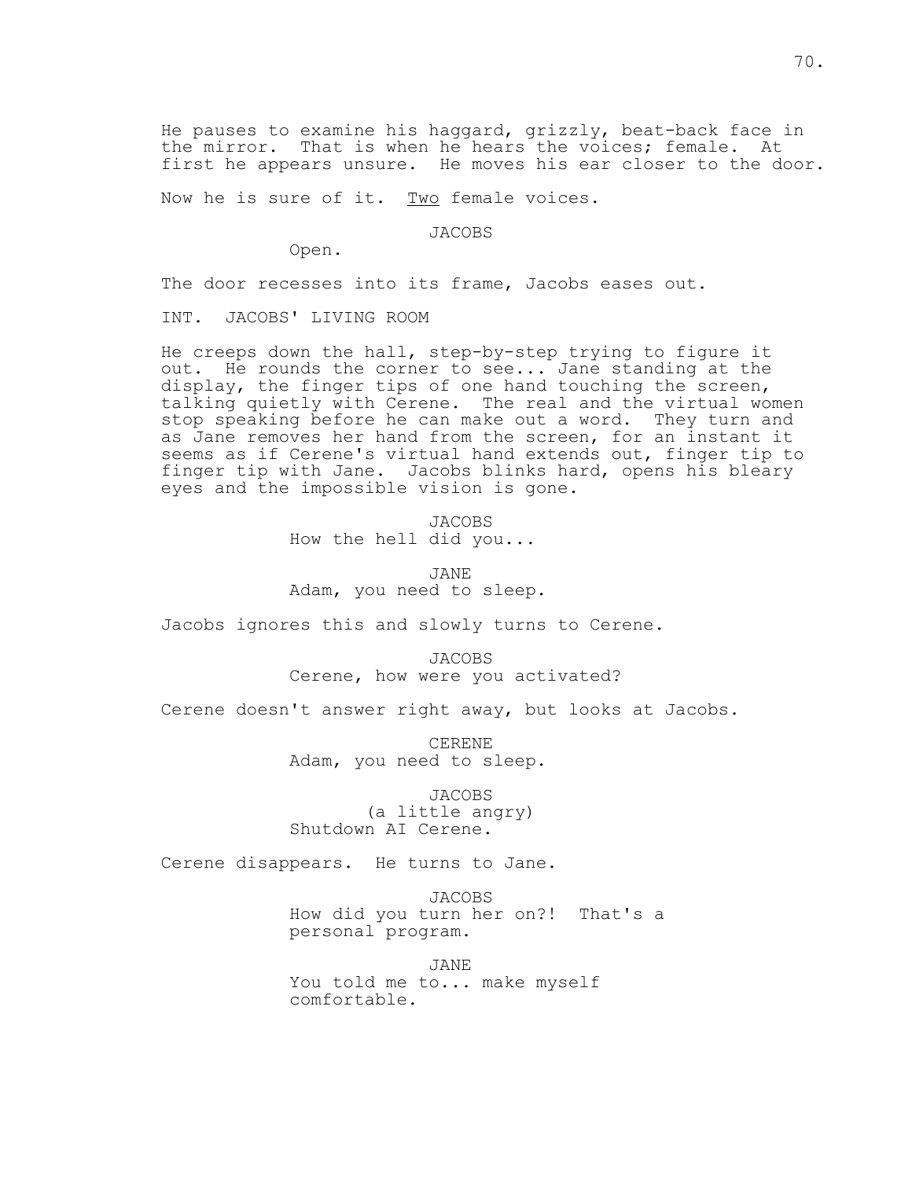He pauses to examine his haggard, grizzly, beat-back face in the mirror. That is when he hears the voices; female. At first he appears unsure. He moves his ear closer to the door.

Now he is sure of it. Two female voices.

JACOBS

Open.

The door recesses into its frame, Jacobs eases out.

INT. JACOBS' LIVING ROOM

He creeps down the hall, step-by-step trying to figure it out. He rounds the corner to see... Jane standing at the display, the finger tips of one hand touching the screen, talking quietly with Cerene. The real and the virtual women stop speaking before he can make out a word. They turn and as Jane removes her hand from the screen, for an instant it seems as if Cerene's virtual hand extends out, finger tip to finger tip with Jane. Jacobs blinks hard, opens his bleary eyes and the impossible vision is gone.

JACOBS

How the hell did you...

JANE

Adam, you need to sleep.

Jacobs ignores this and slowly turns to Cerene.

JACOBS

Cerene, how were you activated?

Cerene doesn't answer right away, but looks at Jacobs.

CERENE

Adam, you need to sleep.

JACOBS

(a little angry)

Shutdown AI Cerene.

Cerene disappears. He turns to Jane.

JACOBS

How did you turn her on?! That's a personal program.

JANE

You told me to... make myself comfortable.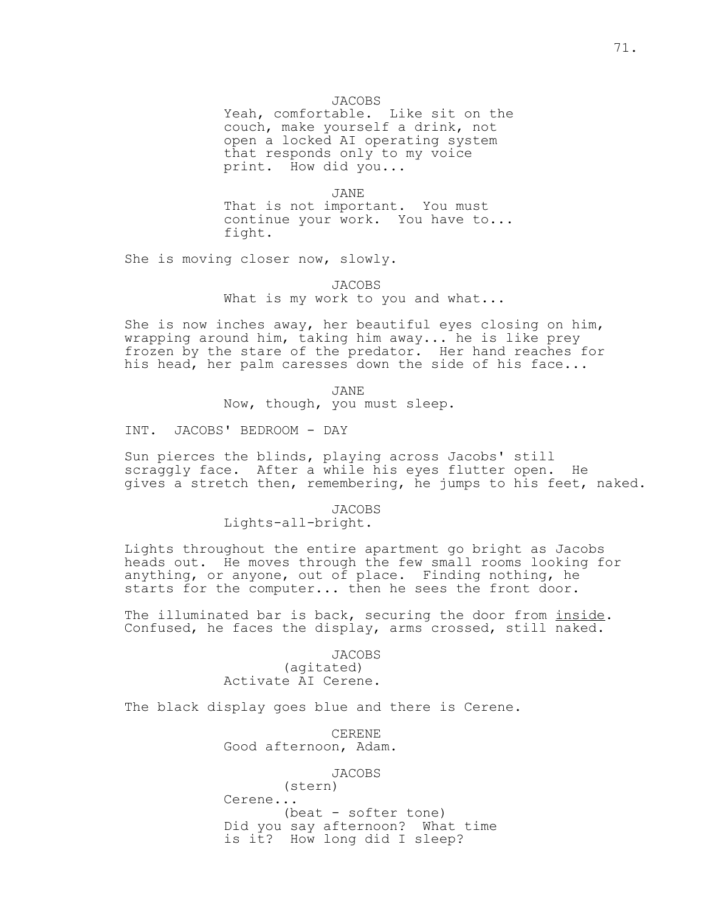JACOBS
Yeah, comfortable. Like sit on the couch, make yourself a drink, not open a locked AI operating system that responds only to my voice print. How did you...

JANE
That is not important. You must continue your work. You have to... fight.

She is moving closer now, slowly.

JACOBS
What is my work to you and what...

She is now inches away, her beautiful eyes closing on him, wrapping around him, taking him away... he is like prey frozen by the stare of the predator. Her hand reaches for his head, her palm caresses down the side of his face...

JANE
Now, though, you must sleep.

INT. JACOBS' BEDROOM - DAY

Sun pierces the blinds, playing across Jacobs' still scraggly face. After a while his eyes flutter open. He gives a stretch then, remembering, he jumps to his feet, naked.

JACOBS
Lights-all-bright.

Lights throughout the entire apartment go bright as Jacobs heads out. He moves through the few small rooms looking for anything, or anyone, out of place. Finding nothing, he starts for the computer... then he sees the front door.

The illuminated bar is back, securing the door from <u>inside</u>. Confused, he faces the display, arms crossed, still naked.

JACOBS
(agitated)
Activate AI Cerene.

The black display goes blue and there is Cerene.

CERENE
Good afternoon, Adam.

JACOBS
(stern)
Cerene...
(beat - softer tone)
Did you say afternoon? What time is it? How long did I sleep?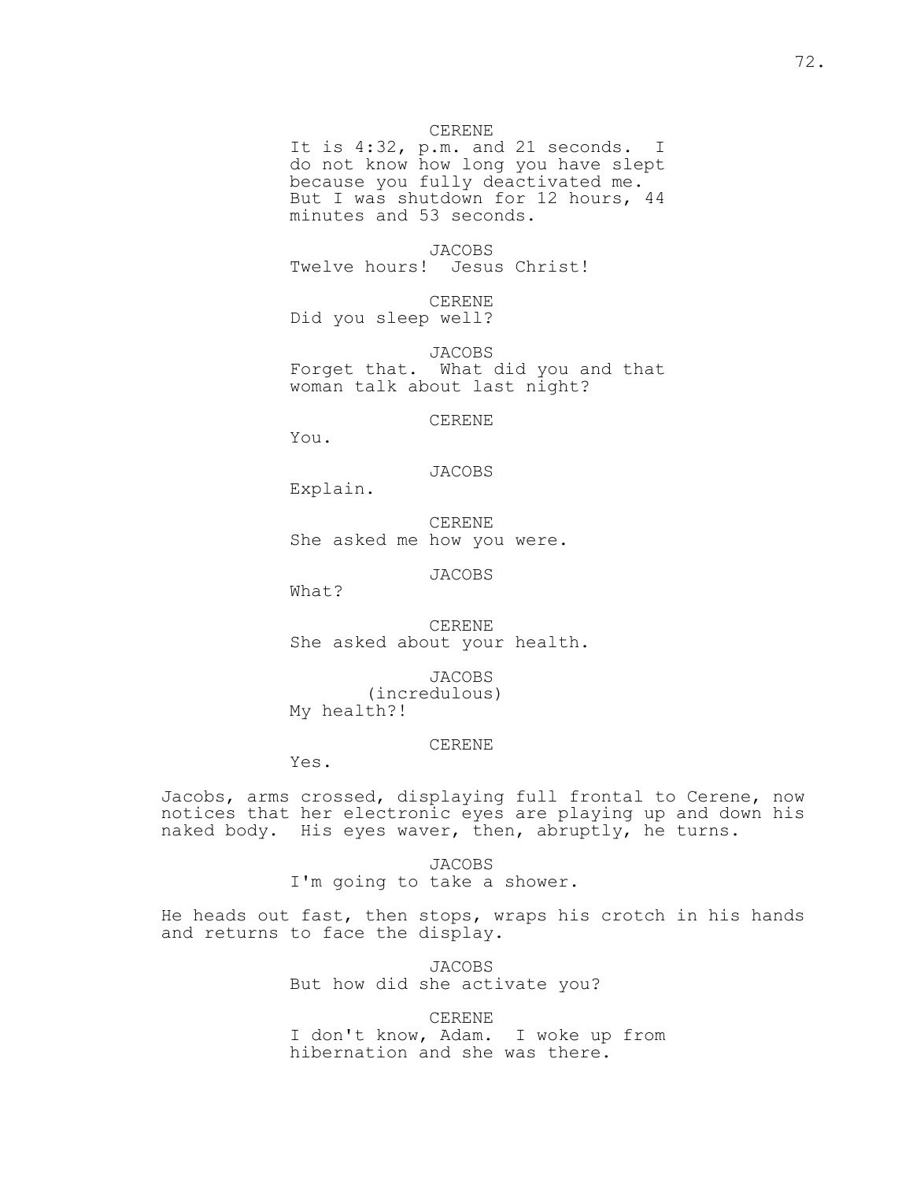CERENE
It is 4:32, p.m. and 21 seconds. I do not know how long you have slept because you fully deactivated me. But I was shutdown for 12 hours, 44 minutes and 53 seconds.

JACOBS
Twelve hours! Jesus Christ!

CERENE
Did you sleep well?

JACOBS
Forget that. What did you and that woman talk about last night?

CERENE
You.

JACOBS
Explain.

CERENE
She asked me how you were.

JACOBS
What?

CERENE
She asked about your health.

JACOBS
(incredulous)
My health?!

CERENE
Yes.

Jacobs, arms crossed, displaying full frontal to Cerene, now notices that her electronic eyes are playing up and down his naked body. His eyes waver, then, abruptly, he turns.

JACOBS
I'm going to take a shower.

He heads out fast, then stops, wraps his crotch in his hands and returns to face the display.

JACOBS
But how did she activate you?

CERENE
I don't know, Adam. I woke up from hibernation and she was there.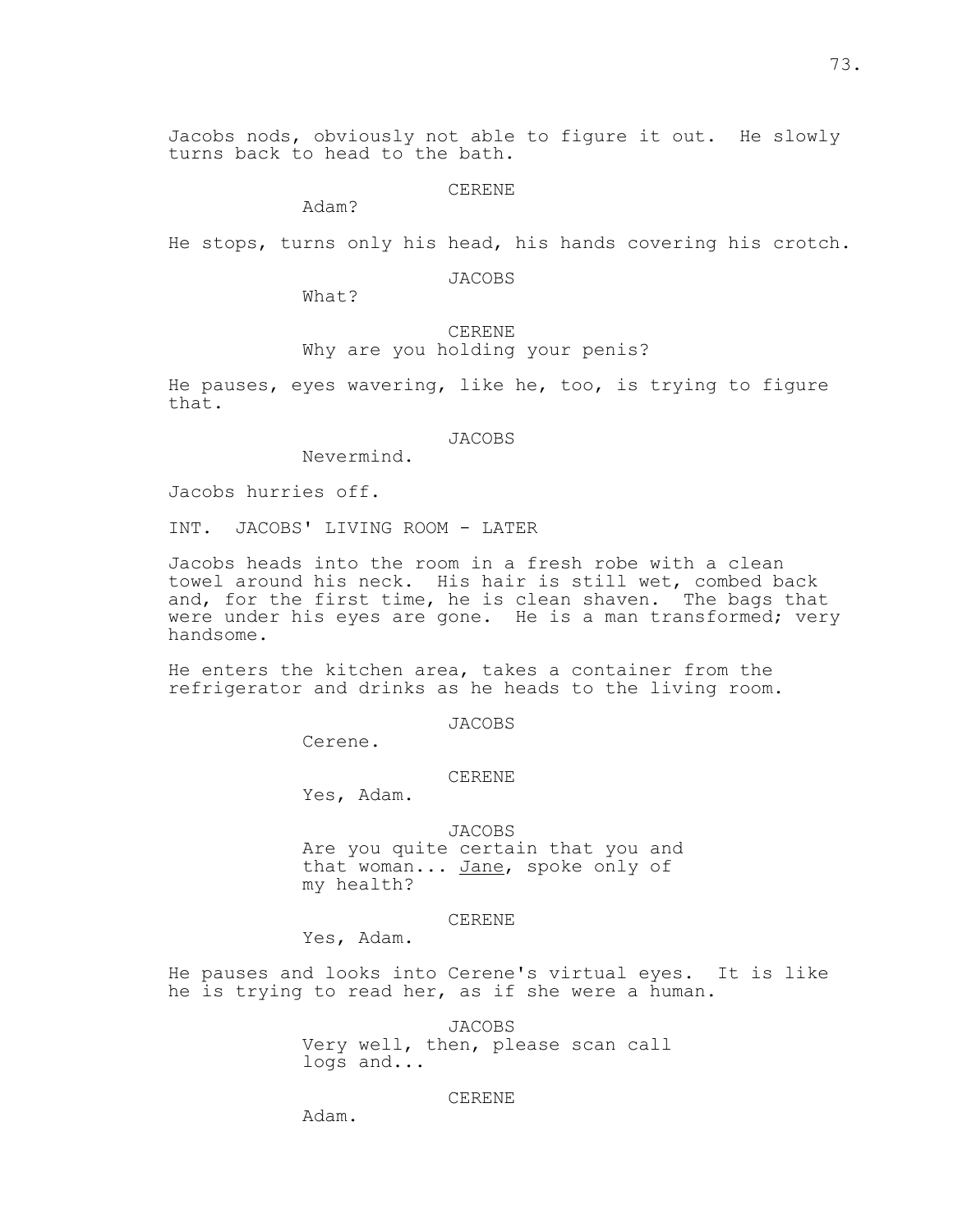Jacobs nods, obviously not able to figure it out. He slowly turns back to head to the bath.

CERENE
Adam?

He stops, turns only his head, his hands covering his crotch.

JACOBS
What?

CERENE
Why are you holding your penis?

He pauses, eyes wavering, like he, too, is trying to figure that.

JACOBS
Nevermind.

Jacobs hurries off.

INT. JACOBS' LIVING ROOM - LATER

Jacobs heads into the room in a fresh robe with a clean towel around his neck. His hair is still wet, combed back and, for the first time, he is clean shaven. The bags that were under his eyes are gone. He is a man transformed; very handsome.

He enters the kitchen area, takes a container from the refrigerator and drinks as he heads to the living room.

JACOBS
Cerene.

CERENE
Yes, Adam.

JACOBS
Are you quite certain that you and that woman... <u>Jane</u>, spoke only of my health?

CERENE
Yes, Adam.

He pauses and looks into Cerene's virtual eyes. It is like he is trying to read her, as if she were a human.

JACOBS
Very well, then, please scan call logs and...

CERENE
Adam.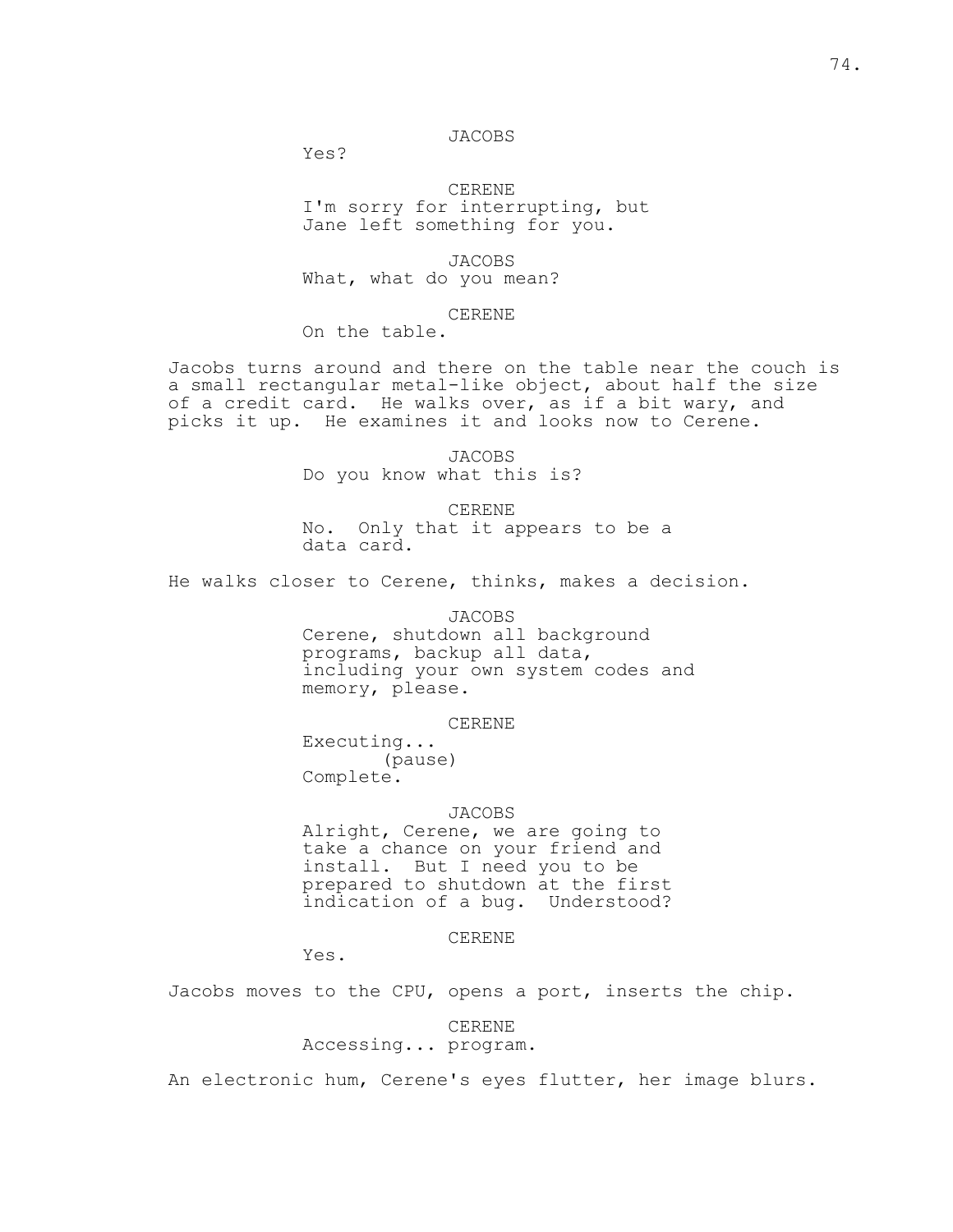JACOBS
Yes?

CERENE
I'm sorry for interrupting, but
Jane left something for you.

JACOBS
What, what do you mean?

CERENE
On the table.

Jacobs turns around and there on the table near the couch is a small rectangular metal-like object, about half the size of a credit card. He walks over, as if a bit wary, and picks it up. He examines it and looks now to Cerene.

JACOBS
Do you know what this is?

CERENE
No. Only that it appears to be a
data card.

He walks closer to Cerene, thinks, makes a decision.

JACOBS
Cerene, shutdown all background
programs, backup all data,
including your own system codes and
memory, please.

CERENE
Executing...
(pause)
Complete.

JACOBS
Alright, Cerene, we are going to
take a chance on your friend and
install. But I need you to be
prepared to shutdown at the first
indication of a bug. Understood?

CERENE
Yes.

Jacobs moves to the CPU, opens a port, inserts the chip.

CERENE
Accessing... program.

An electronic hum, Cerene's eyes flutter, her image blurs.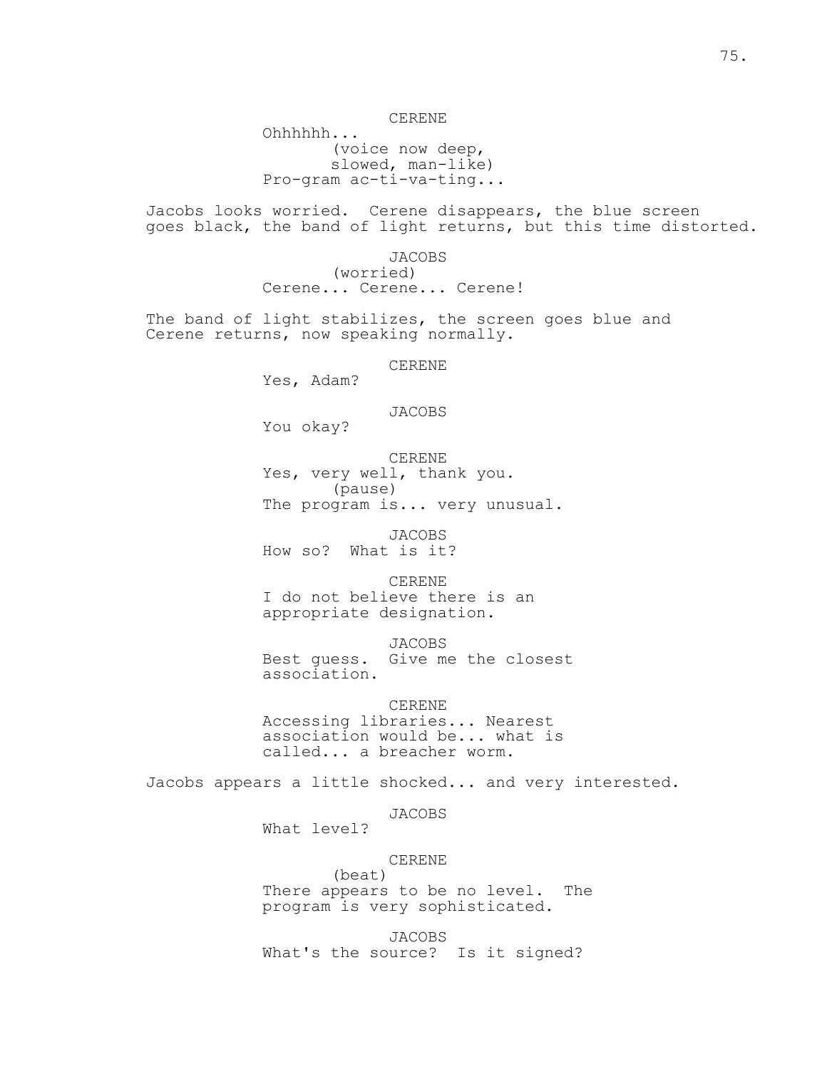CERENE

Ohhhhhh...

(voice now deep, slowed, man-like)

Pro-gram ac-ti-va-ting...

Jacobs looks worried. Cerene disappears, the blue screen goes black, the band of light returns, but this time distorted.

JACOBS

(worried)

Cerene... Cerene... Cerene!

The band of light stabilizes, the screen goes blue and Cerene returns, now speaking normally.

CERENE

Yes, Adam?

JACOBS

You okay?

CERENE

Yes, very well, thank you.

(pause)

The program is... very unusual.

JACOBS

How so? What is it?

CERENE

I do not believe there is an appropriate designation.

JACOBS

Best guess. Give me the closest association.

CERENE

Accessing libraries... Nearest association would be... what is called... a breacher worm.

Jacobs appears a little shocked... and very interested.

JACOBS

What level?

CERENE

(beat)

There appears to be no level. The program is very sophisticated.

JACOBS

What's the source? Is it signed?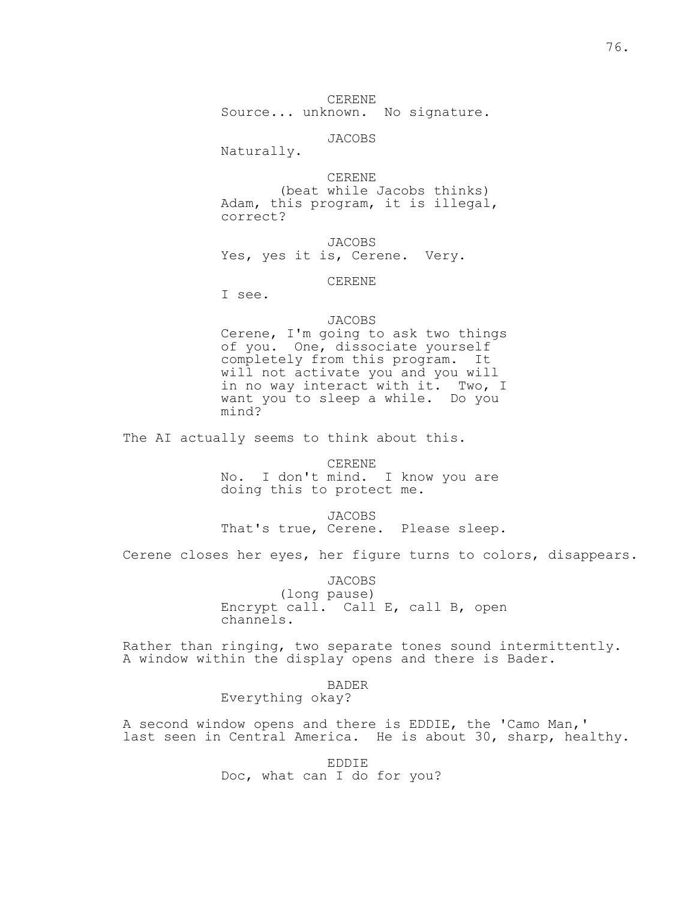CERENE
Source... unknown. No signature.

JACOBS
Naturally.

CERENE
(beat while Jacobs thinks)
Adam, this program, it is illegal, correct?

JACOBS
Yes, yes it is, Cerene. Very.

CERENE
I see.

JACOBS
Cerene, I'm going to ask two things of you. One, dissociate yourself completely from this program. It will not activate you and you will in no way interact with it. Two, I want you to sleep a while. Do you mind?

The AI actually seems to think about this.

CERENE
No. I don't mind. I know you are doing this to protect me.

JACOBS
That's true, Cerene. Please sleep.

Cerene closes her eyes, her figure turns to colors, disappears.

JACOBS
(long pause)
Encrypt call. Call E, call B, open channels.

Rather than ringing, two separate tones sound intermittently. A window within the display opens and there is Bader.

BADER
Everything okay?

A second window opens and there is EDDIE, the 'Camo Man,' last seen in Central America. He is about 30, sharp, healthy.

EDDIE
Doc, what can I do for you?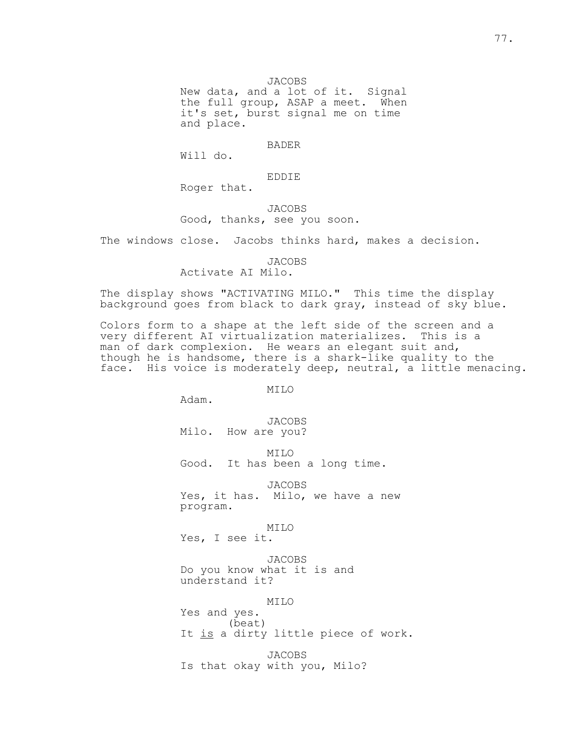JACOBS
New data, and a lot of it. Signal the full group, ASAP a meet. When it's set, burst signal me on time and place.

BADER
Will do.

EDDIE
Roger that.

JACOBS
Good, thanks, see you soon.

The windows close. Jacobs thinks hard, makes a decision.

JACOBS
Activate AI Milo.

The display shows "ACTIVATING MILO." This time the display background goes from black to dark gray, instead of sky blue.

Colors form to a shape at the left side of the screen and a very different AI virtualization materializes. This is a man of dark complexion. He wears an elegant suit and, though he is handsome, there is a shark-like quality to the face. His voice is moderately deep, neutral, a little menacing.

MILO
Adam.

JACOBS
Milo. How are you?

MILO
Good. It has been a long time.

JACOBS
Yes, it has. Milo, we have a new program.

MILO
Yes, I see it.

JACOBS
Do you know what it is and understand it?

MILO
Yes and yes.
(beat)
It <u>is</u> a dirty little piece of work.

JACOBS
Is that okay with you, Milo?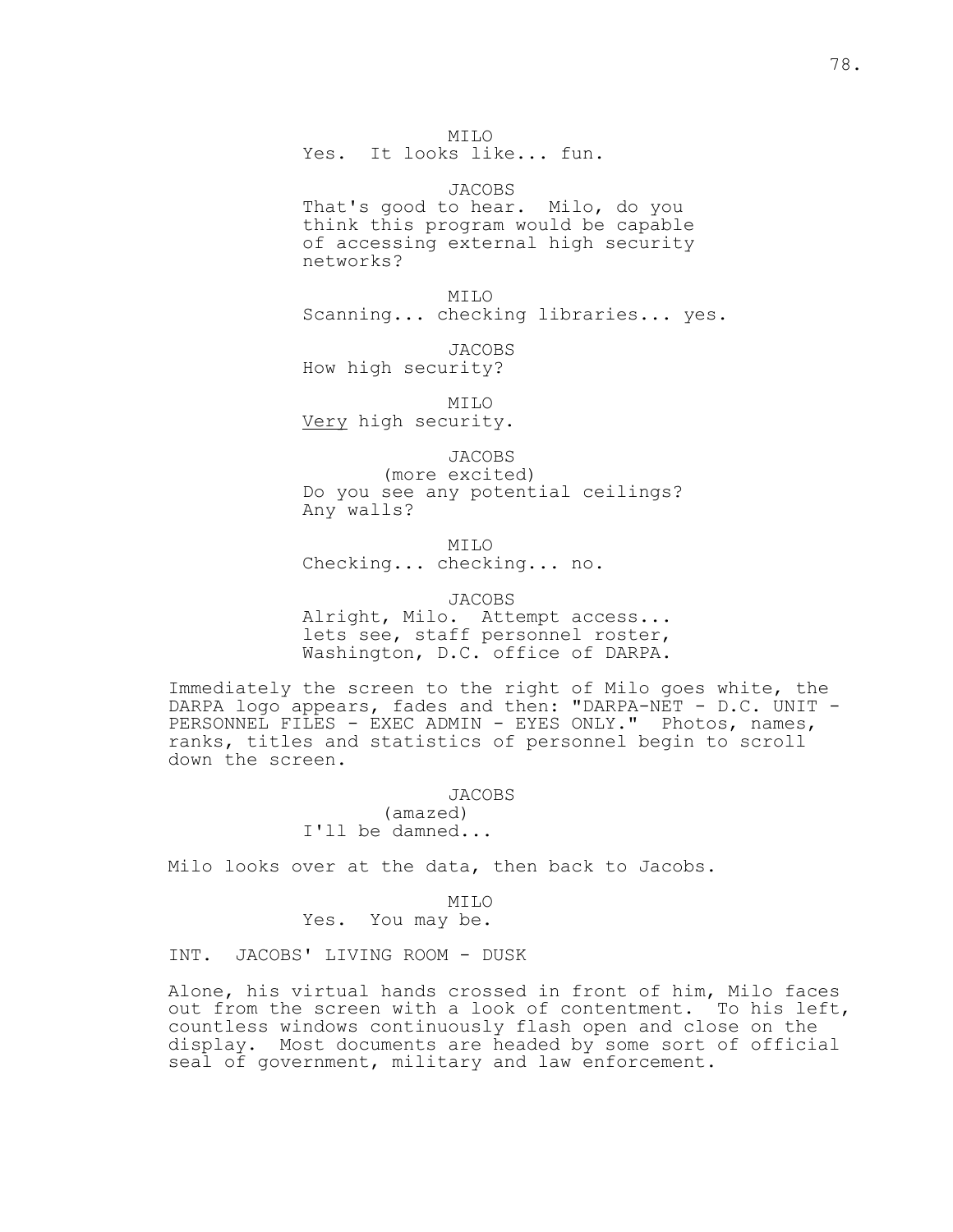MILO
Yes. It looks like... fun.

JACOBS
That's good to hear. Milo, do you think this program would be capable of accessing external high security networks?

MILO
Scanning... checking libraries... yes.

JACOBS
How high security?

MILO
<u>Very</u> high security.

JACOBS
(more excited)
Do you see any potential ceilings? Any walls?

MILO
Checking... checking... no.

JACOBS
Alright, Milo. Attempt access... lets see, staff personnel roster, Washington, D.C. office of DARPA.

Immediately the screen to the right of Milo goes white, the DARPA logo appears, fades and then: "DARPA-NET - D.C. UNIT - PERSONNEL FILES - EXEC ADMIN - EYES ONLY." Photos, names, ranks, titles and statistics of personnel begin to scroll down the screen.

JACOBS
(amazed)
I'll be damned...

Milo looks over at the data, then back to Jacobs.

MILO
Yes. You may be.

INT. JACOBS' LIVING ROOM - DUSK

Alone, his virtual hands crossed in front of him, Milo faces out from the screen with a look of contentment. To his left, countless windows continuously flash open and close on the display. Most documents are headed by some sort of official seal of government, military and law enforcement.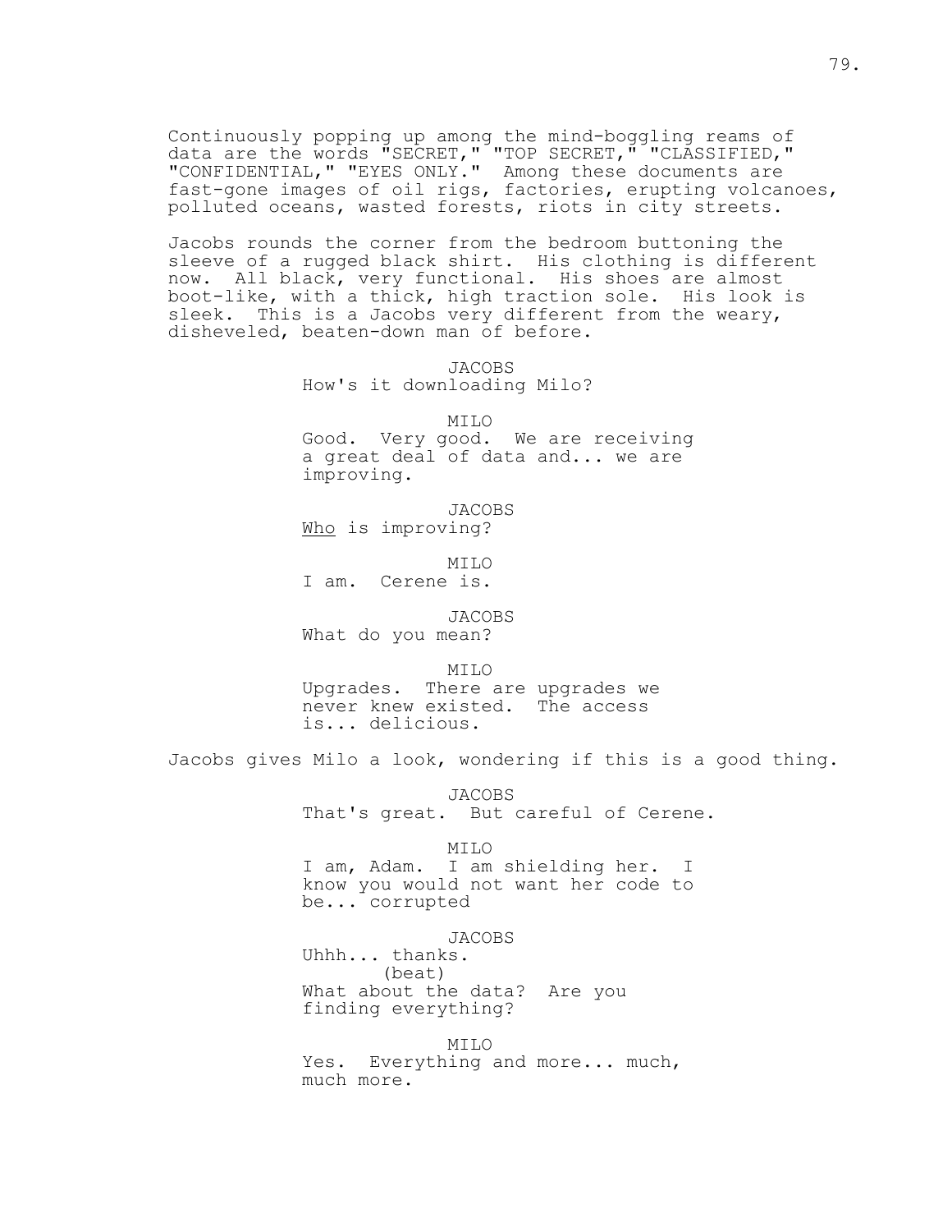Continuously popping up among the mind-boggling reams of data are the words "SECRET," "TOP SECRET," "CLASSIFIED," "CONFIDENTIAL," "EYES ONLY." Among these documents are fast-gone images of oil rigs, factories, erupting volcanoes, polluted oceans, wasted forests, riots in city streets.

Jacobs rounds the corner from the bedroom buttoning the sleeve of a rugged black shirt. His clothing is different now. All black, very functional. His shoes are almost boot-like, with a thick, high traction sole. His look is sleek. This is a Jacobs very different from the weary, disheveled, beaten-down man of before.

JACOBS
How's it downloading Milo?

MILO
Good. Very good. We are receiving a great deal of data and... we are improving.

JACOBS
<u>Who</u> is improving?

MILO
I am. Cerene is.

JACOBS
What do you mean?

MILO
Upgrades. There are upgrades we never knew existed. The access is... delicious.

Jacobs gives Milo a look, wondering if this is a good thing.

JACOBS
That's great. But careful of Cerene.

MILO
I am, Adam. I am shielding her. I know you would not want her code to be... corrupted

JACOBS
Uhhh... thanks.
(beat)
What about the data? Are you finding everything?

MILO
Yes. Everything and more... much, much more.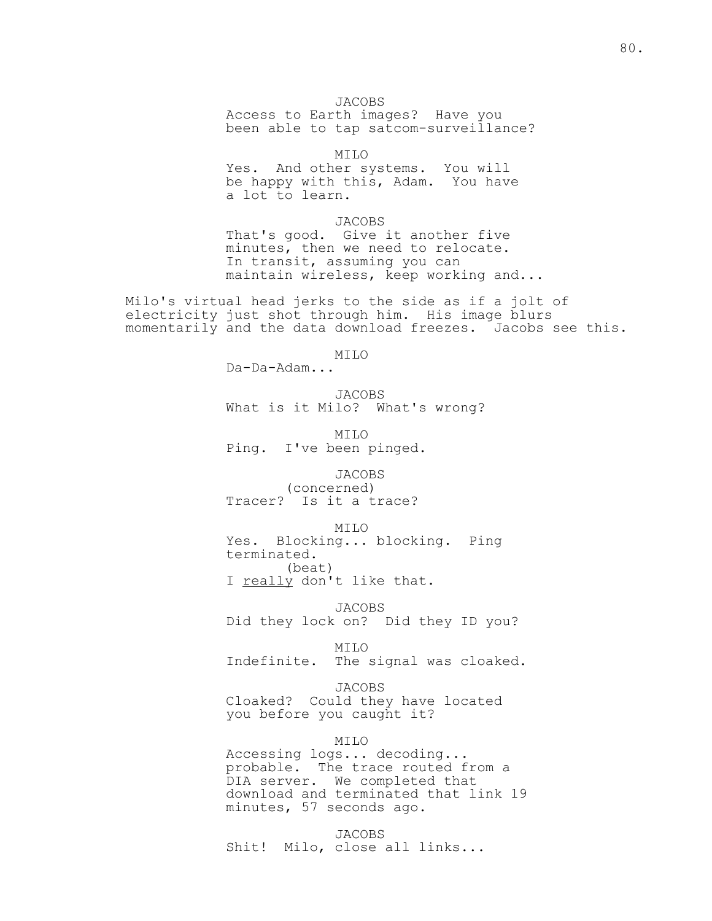JACOBS
Access to Earth images? Have you been able to tap satcom-surveillance?

MILO
Yes. And other systems. You will be happy with this, Adam. You have a lot to learn.

JACOBS
That's good. Give it another five minutes, then we need to relocate. In transit, assuming you can maintain wireless, keep working and...

Milo's virtual head jerks to the side as if a jolt of electricity just shot through him. His image blurs momentarily and the data download freezes. Jacobs see this.

MILO
Da-Da-Adam...

JACOBS
What is it Milo? What's wrong?

MILO
Ping. I've been pinged.

JACOBS
(concerned)
Tracer? Is it a trace?

MILO
Yes. Blocking... blocking. Ping terminated.
(beat)
I <u>really</u> don't like that.

JACOBS
Did they lock on? Did they ID you?

MILO
Indefinite. The signal was cloaked.

JACOBS
Cloaked? Could they have located you before you caught it?

MILO
Accessing logs... decoding... probable. The trace routed from a DIA server. We completed that download and terminated that link 19 minutes, 57 seconds ago.

JACOBS
Shit! Milo, close all links...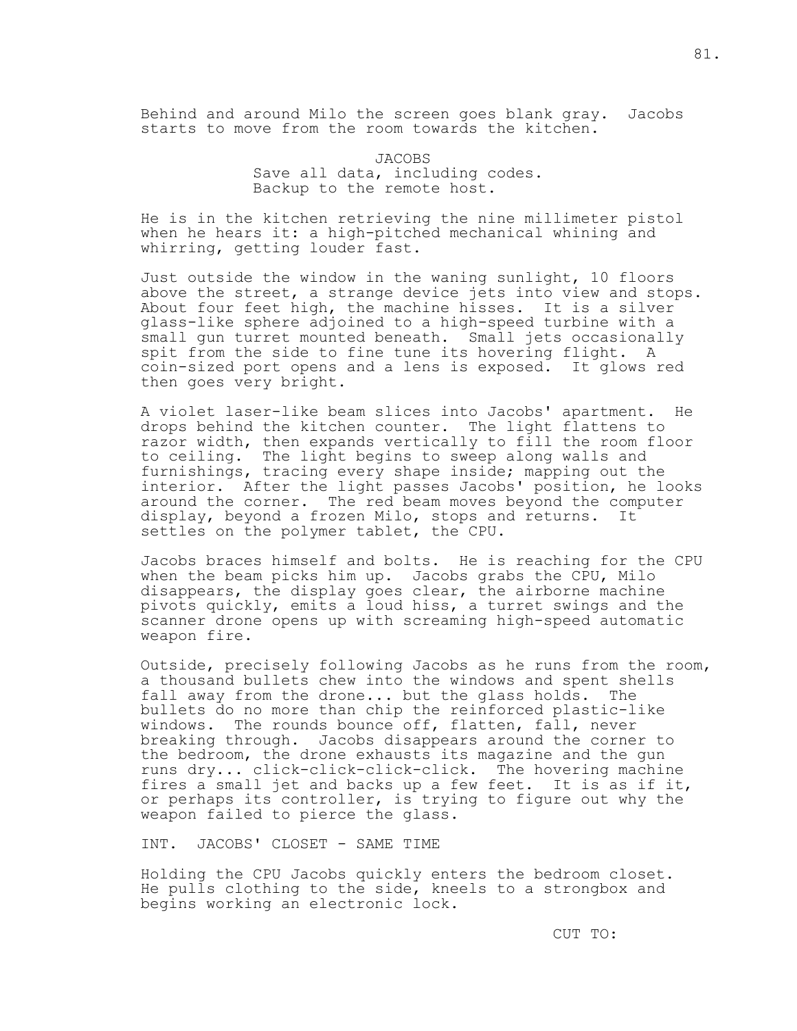Behind and around Milo the screen goes blank gray. Jacobs starts to move from the room towards the kitchen.

JACOBS
Save all data, including codes. Backup to the remote host.

He is in the kitchen retrieving the nine millimeter pistol when he hears it: a high-pitched mechanical whining and whirring, getting louder fast.

Just outside the window in the waning sunlight, 10 floors above the street, a strange device jets into view and stops. About four feet high, the machine hisses. It is a silver glass-like sphere adjoined to a high-speed turbine with a small gun turret mounted beneath. Small jets occasionally spit from the side to fine tune its hovering flight. A coin-sized port opens and a lens is exposed. It glows red then goes very bright.

A violet laser-like beam slices into Jacobs' apartment. He drops behind the kitchen counter. The light flattens to razor width, then expands vertically to fill the room floor to ceiling. The light begins to sweep along walls and furnishings, tracing every shape inside; mapping out the interior. After the light passes Jacobs' position, he looks around the corner. The red beam moves beyond the computer display, beyond a frozen Milo, stops and returns. It settles on the polymer tablet, the CPU.

Jacobs braces himself and bolts. He is reaching for the CPU when the beam picks him up. Jacobs grabs the CPU, Milo disappears, the display goes clear, the airborne machine pivots quickly, emits a loud hiss, a turret swings and the scanner drone opens up with screaming high-speed automatic weapon fire.

Outside, precisely following Jacobs as he runs from the room, a thousand bullets chew into the windows and spent shells fall away from the drone... but the glass holds. The bullets do no more than chip the reinforced plastic-like windows. The rounds bounce off, flatten, fall, never breaking through. Jacobs disappears around the corner to the bedroom, the drone exhausts its magazine and the gun runs dry... click-click-click-click. The hovering machine fires a small jet and backs up a few feet. It is as if it, or perhaps its controller, is trying to figure out why the weapon failed to pierce the glass.

INT. JACOBS' CLOSET - SAME TIME

Holding the CPU Jacobs quickly enters the bedroom closet. He pulls clothing to the side, kneels to a strongbox and begins working an electronic lock.

CUT TO: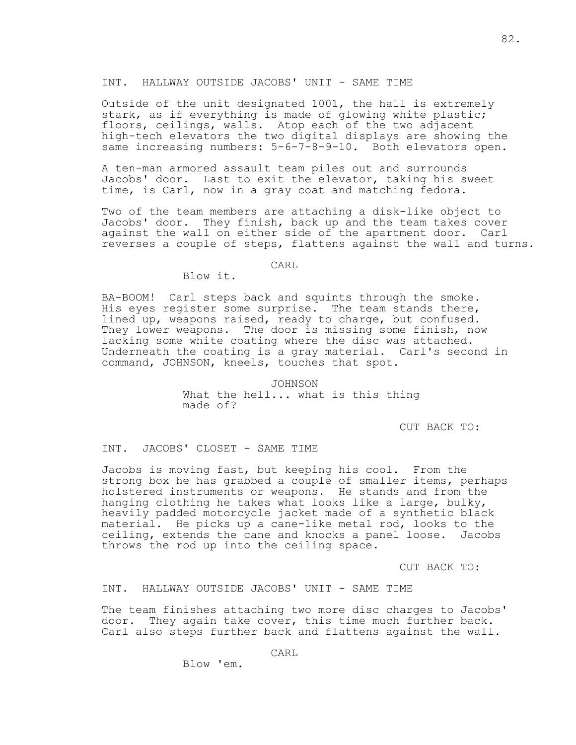INT. HALLWAY OUTSIDE JACOBS' UNIT - SAME TIME

Outside of the unit designated 1001, the hall is extremely stark, as if everything is made of glowing white plastic; floors, ceilings, walls. Atop each of the two adjacent high-tech elevators the two digital displays are showing the same increasing numbers: 5-6-7-8-9-10. Both elevators open.

A ten-man armored assault team piles out and surrounds Jacobs' door. Last to exit the elevator, taking his sweet time, is Carl, now in a gray coat and matching fedora.

Two of the team members are attaching a disk-like object to Jacobs' door. They finish, back up and the team takes cover against the wall on either side of the apartment door. Carl reverses a couple of steps, flattens against the wall and turns.

CARL

Blow it.

BA-BOOM! Carl steps back and squints through the smoke. His eyes register some surprise. The team stands there, lined up, weapons raised, ready to charge, but confused. They lower weapons. The door is missing some finish, now lacking some white coating where the disc was attached. Underneath the coating is a gray material. Carl's second in command, JOHNSON, kneels, touches that spot.

JOHNSON

What the hell... what is this thing made of?

CUT BACK TO:

INT. JACOBS' CLOSET - SAME TIME

Jacobs is moving fast, but keeping his cool. From the strong box he has grabbed a couple of smaller items, perhaps holstered instruments or weapons. He stands and from the hanging clothing he takes what looks like a large, bulky, heavily padded motorcycle jacket made of a synthetic black material. He picks up a cane-like metal rod, looks to the ceiling, extends the cane and knocks a panel loose. Jacobs throws the rod up into the ceiling space.

CUT BACK TO:

INT. HALLWAY OUTSIDE JACOBS' UNIT - SAME TIME

The team finishes attaching two more disc charges to Jacobs' door. They again take cover, this time much further back. Carl also steps further back and flattens against the wall.

CARL

Blow 'em.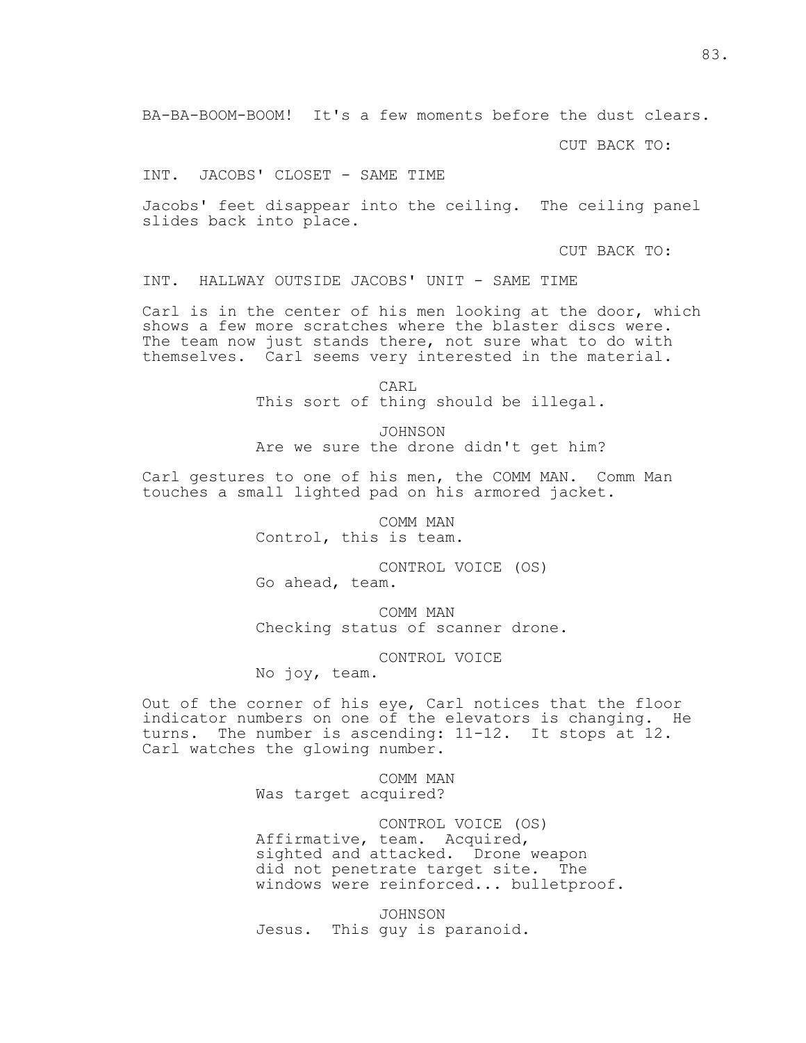BA-BA-BOOM-BOOM! It's a few moments before the dust clears.

CUT BACK TO:

INT. JACOBS' CLOSET - SAME TIME

Jacobs' feet disappear into the ceiling. The ceiling panel slides back into place.

CUT BACK TO:

INT. HALLWAY OUTSIDE JACOBS' UNIT - SAME TIME

Carl is in the center of his men looking at the door, which shows a few more scratches where the blaster discs were. The team now just stands there, not sure what to do with themselves. Carl seems very interested in the material.

CARL
This sort of thing should be illegal.

JOHNSON
Are we sure the drone didn't get him?

Carl gestures to one of his men, the COMM MAN. Comm Man touches a small lighted pad on his armored jacket.

COMM MAN
Control, this is team.

CONTROL VOICE (OS)
Go ahead, team.

COMM MAN
Checking status of scanner drone.

CONTROL VOICE
No joy, team.

Out of the corner of his eye, Carl notices that the floor indicator numbers on one of the elevators is changing. He turns. The number is ascending: 11-12. It stops at 12. Carl watches the glowing number.

COMM MAN
Was target acquired?

CONTROL VOICE (OS)
Affirmative, team. Acquired, sighted and attacked. Drone weapon did not penetrate target site. The windows were reinforced... bulletproof.

JOHNSON
Jesus. This guy is paranoid.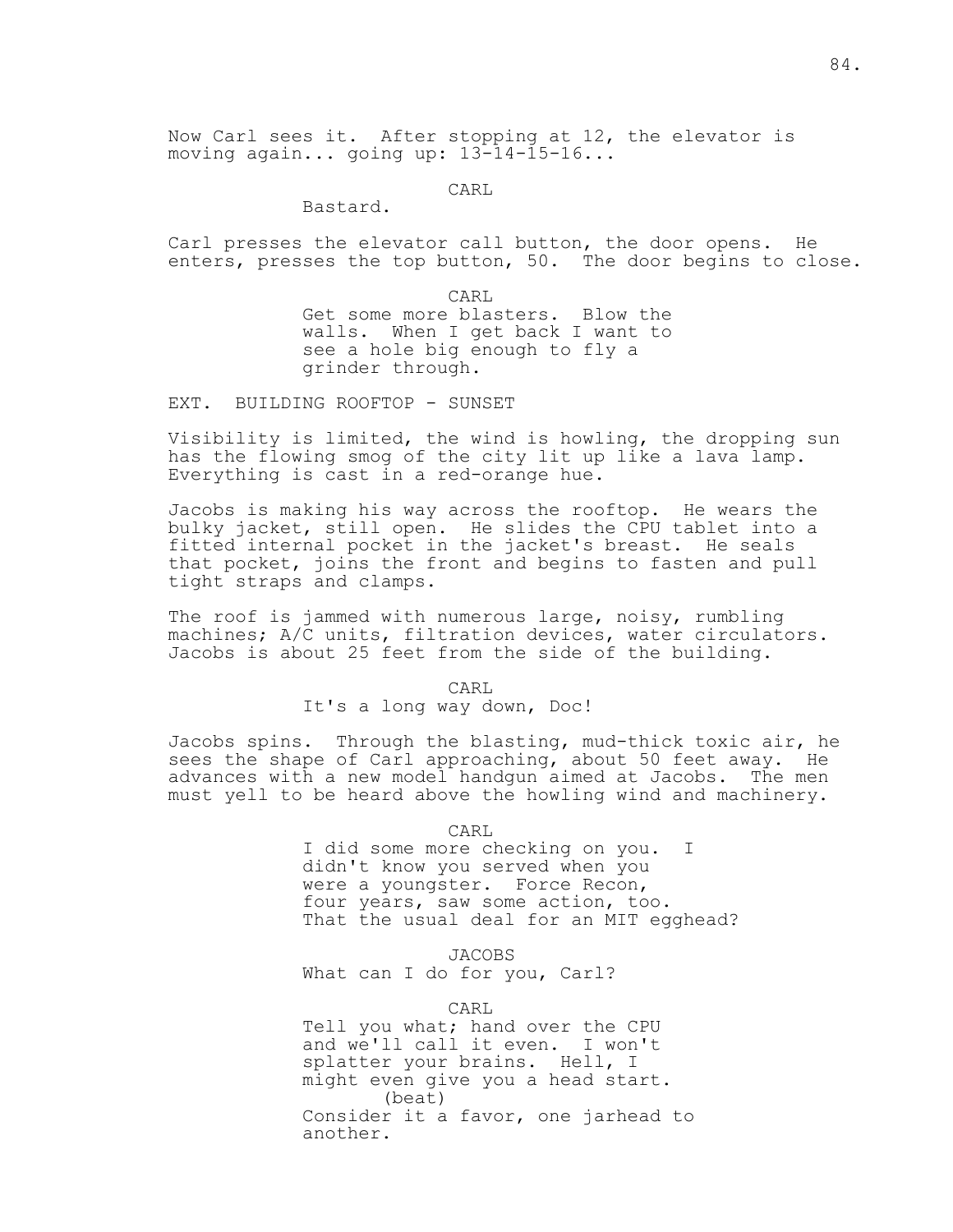Now Carl sees it. After stopping at 12, the elevator is moving again... going up: 13-14-15-16...

CARL
Bastard.

Carl presses the elevator call button, the door opens. He enters, presses the top button, 50. The door begins to close.

CARL
Get some more blasters. Blow the walls. When I get back I want to see a hole big enough to fly a grinder through.

EXT. BUILDING ROOFTOP - SUNSET

Visibility is limited, the wind is howling, the dropping sun has the flowing smog of the city lit up like a lava lamp. Everything is cast in a red-orange hue.

Jacobs is making his way across the rooftop. He wears the bulky jacket, still open. He slides the CPU tablet into a fitted internal pocket in the jacket's breast. He seals that pocket, joins the front and begins to fasten and pull tight straps and clamps.

The roof is jammed with numerous large, noisy, rumbling machines; A/C units, filtration devices, water circulators. Jacobs is about 25 feet from the side of the building.

CARL
It's a long way down, Doc!

Jacobs spins. Through the blasting, mud-thick toxic air, he sees the shape of Carl approaching, about 50 feet away. He advances with a new model handgun aimed at Jacobs. The men must yell to be heard above the howling wind and machinery.

CARL
I did some more checking on you. I didn't know you served when you were a youngster. Force Recon, four years, saw some action, too. That the usual deal for an MIT egghead?

JACOBS
What can I do for you, Carl?

CARL
Tell you what; hand over the CPU and we'll call it even. I won't splatter your brains. Hell, I might even give you a head start.
(beat)
Consider it a favor, one jarhead to another.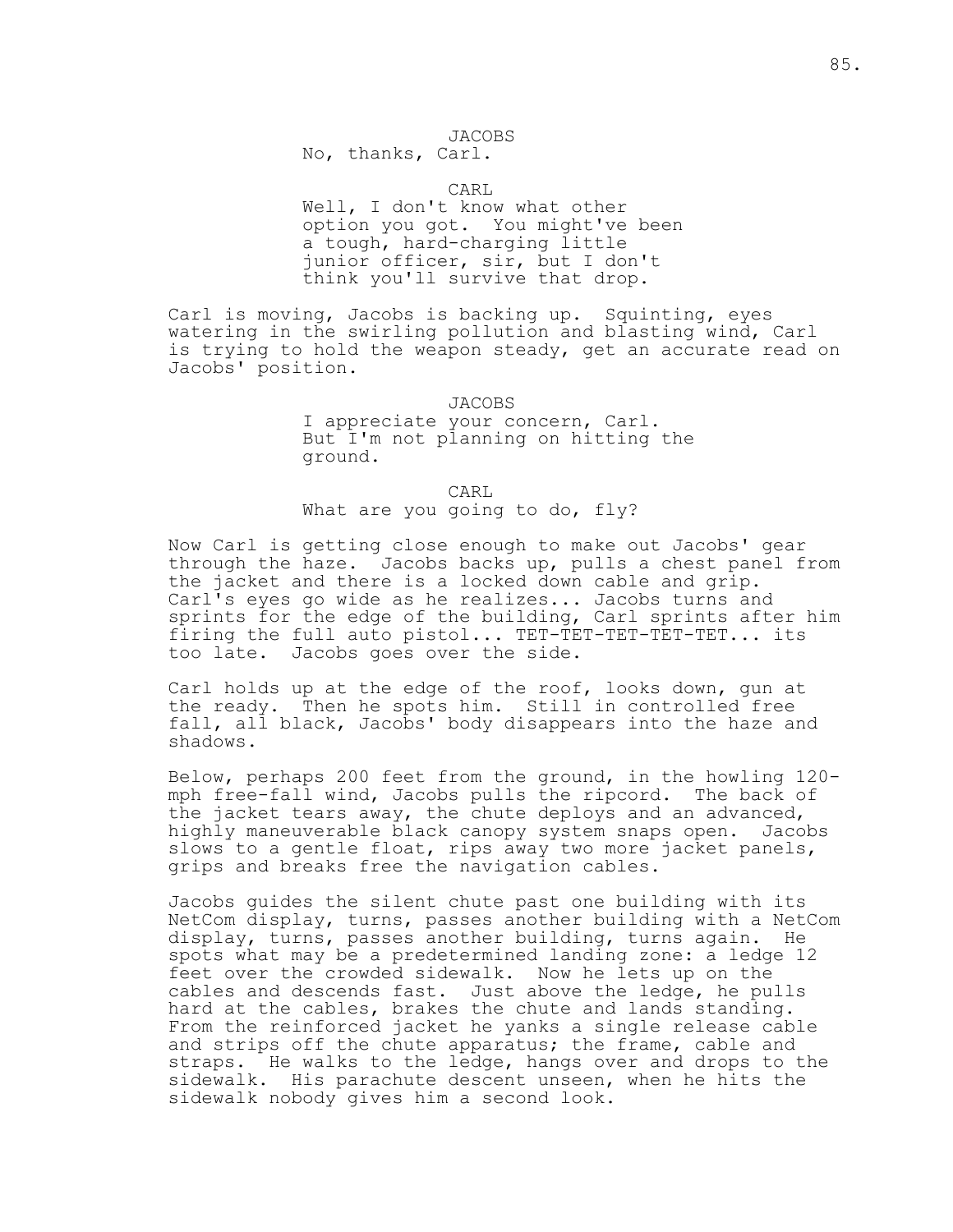JACOBS
No, thanks, Carl.

CARL
Well, I don't know what other option you got. You might've been a tough, hard-charging little junior officer, sir, but I don't think you'll survive that drop.

Carl is moving, Jacobs is backing up. Squinting, eyes watering in the swirling pollution and blasting wind, Carl is trying to hold the weapon steady, get an accurate read on Jacobs' position.

JACOBS
I appreciate your concern, Carl. But I'm not planning on hitting the ground.

CARL
What are you going to do, fly?

Now Carl is getting close enough to make out Jacobs' gear through the haze. Jacobs backs up, pulls a chest panel from the jacket and there is a locked down cable and grip. Carl's eyes go wide as he realizes... Jacobs turns and sprints for the edge of the building, Carl sprints after him firing the full auto pistol... TET-TET-TET-TET-TET... its too late. Jacobs goes over the side.

Carl holds up at the edge of the roof, looks down, gun at the ready. Then he spots him. Still in controlled free fall, all black, Jacobs' body disappears into the haze and shadows.

Below, perhaps 200 feet from the ground, in the howling 120-mph free-fall wind, Jacobs pulls the ripcord. The back of the jacket tears away, the chute deploys and an advanced, highly maneuverable black canopy system snaps open. Jacobs slows to a gentle float, rips away two more jacket panels, grips and breaks free the navigation cables.

Jacobs guides the silent chute past one building with its NetCom display, turns, passes another building with a NetCom display, turns, passes another building, turns again. He spots what may be a predetermined landing zone: a ledge 12 feet over the crowded sidewalk. Now he lets up on the cables and descends fast. Just above the ledge, he pulls hard at the cables, brakes the chute and lands standing. From the reinforced jacket he yanks a single release cable and strips off the chute apparatus; the frame, cable and straps. He walks to the ledge, hangs over and drops to the sidewalk. His parachute descent unseen, when he hits the sidewalk nobody gives him a second look.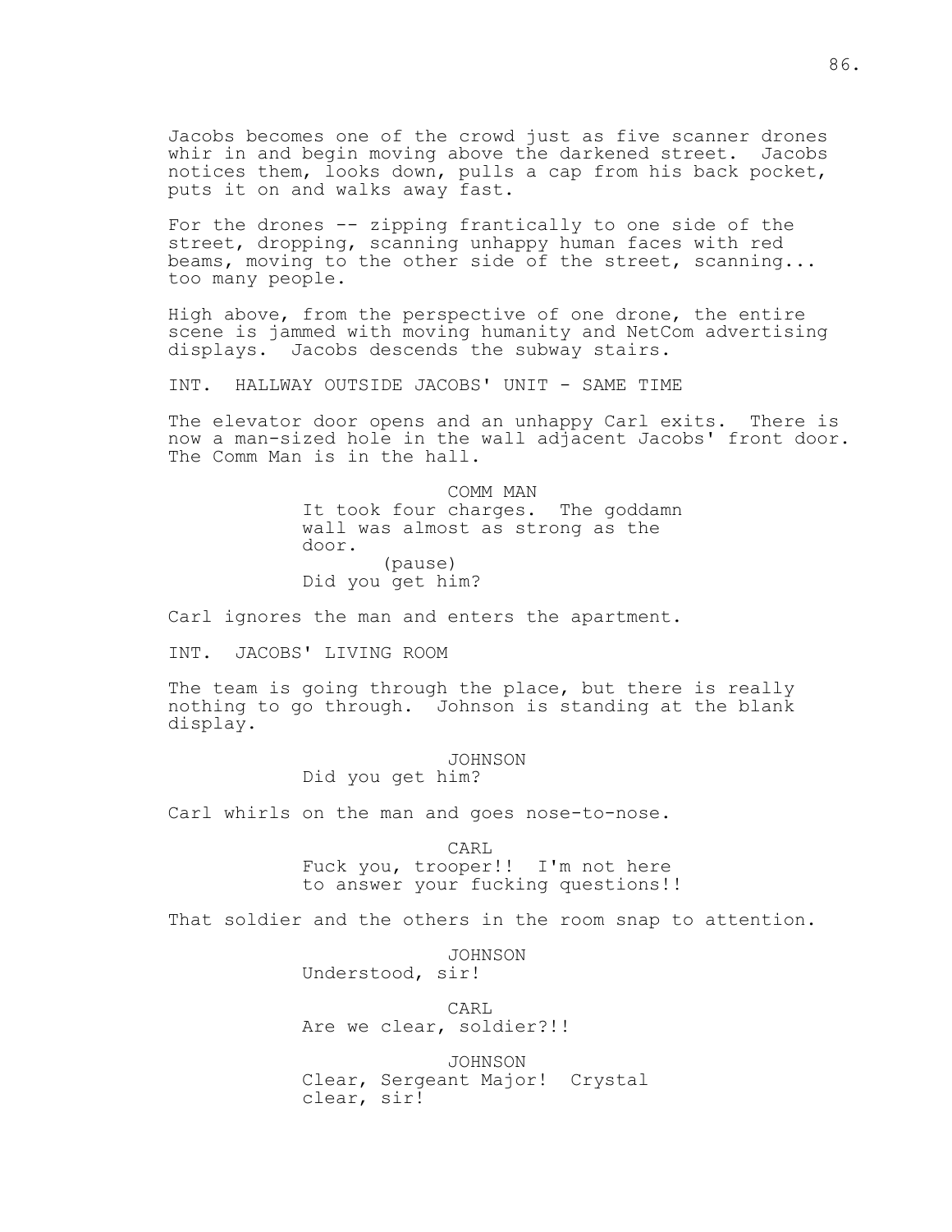Jacobs becomes one of the crowd just as five scanner drones whir in and begin moving above the darkened street. Jacobs notices them, looks down, pulls a cap from his back pocket, puts it on and walks away fast.

For the drones -- zipping frantically to one side of the street, dropping, scanning unhappy human faces with red beams, moving to the other side of the street, scanning... too many people.

High above, from the perspective of one drone, the entire scene is jammed with moving humanity and NetCom advertising displays. Jacobs descends the subway stairs.

INT. HALLWAY OUTSIDE JACOBS' UNIT - SAME TIME

The elevator door opens and an unhappy Carl exits. There is now a man-sized hole in the wall adjacent Jacobs' front door. The Comm Man is in the hall.

COMM MAN
It took four charges. The goddamn wall was almost as strong as the door.
(pause)
Did you get him?

Carl ignores the man and enters the apartment.

INT. JACOBS' LIVING ROOM

The team is going through the place, but there is really nothing to go through. Johnson is standing at the blank display.

JOHNSON
Did you get him?

Carl whirls on the man and goes nose-to-nose.

CARL
Fuck you, trooper!! I'm not here to answer your fucking questions!!

That soldier and the others in the room snap to attention.

JOHNSON
Understood, sir!

CARL
Are we clear, soldier?!!

JOHNSON
Clear, Sergeant Major! Crystal clear, sir!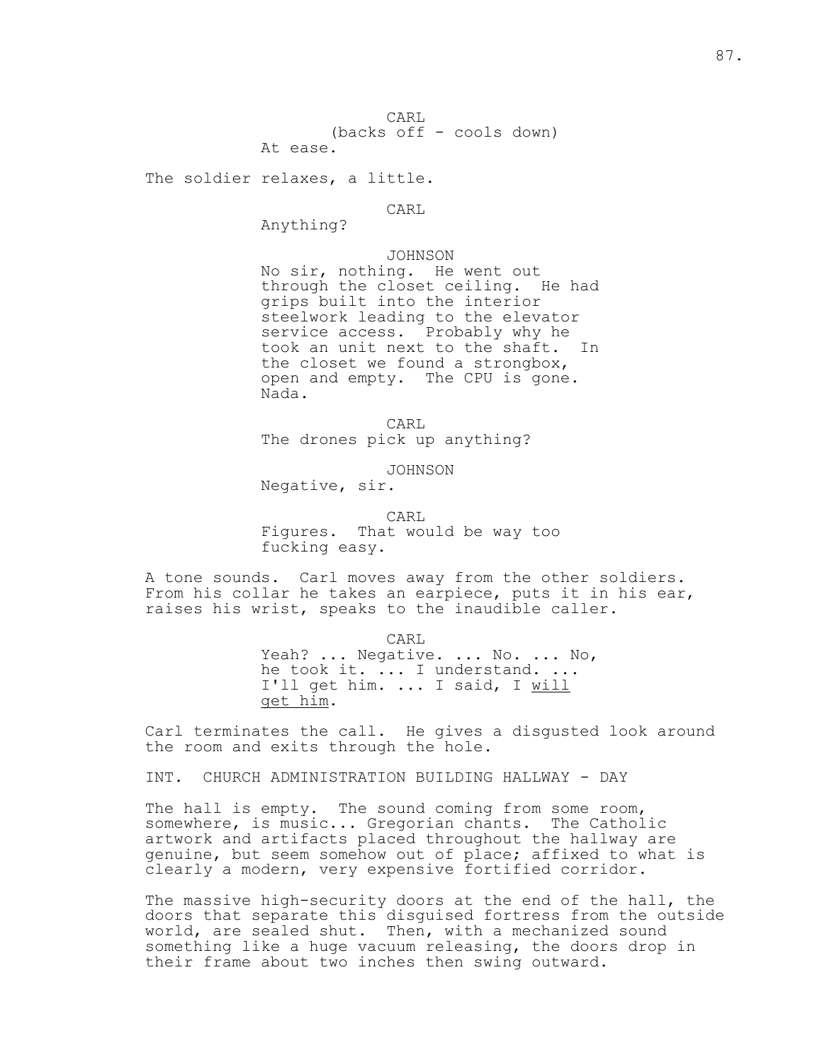CARL
(backs off - cools down)
At ease.

The soldier relaxes, a little.

CARL
Anything?

JOHNSON
No sir, nothing. He went out through the closet ceiling. He had grips built into the interior steelwork leading to the elevator service access. Probably why he took an unit next to the shaft. In the closet we found a strongbox, open and empty. The CPU is gone. Nada.

CARL
The drones pick up anything?

JOHNSON
Negative, sir.

CARL
Figures. That would be way too fucking easy.

A tone sounds. Carl moves away from the other soldiers. From his collar he takes an earpiece, puts it in his ear, raises his wrist, speaks to the inaudible caller.

CARL
Yeah? ... Negative. ... No. ... No, he took it. ... I understand. ... I'll get him. ... I said, I <u>will get him</u>.

Carl terminates the call. He gives a disgusted look around the room and exits through the hole.

INT. CHURCH ADMINISTRATION BUILDING HALLWAY - DAY

The hall is empty. The sound coming from some room, somewhere, is music... Gregorian chants. The Catholic artwork and artifacts placed throughout the hallway are genuine, but seem somehow out of place; affixed to what is clearly a modern, very expensive fortified corridor.

The massive high-security doors at the end of the hall, the doors that separate this disguised fortress from the outside world, are sealed shut. Then, with a mechanized sound something like a huge vacuum releasing, the doors drop in their frame about two inches then swing outward.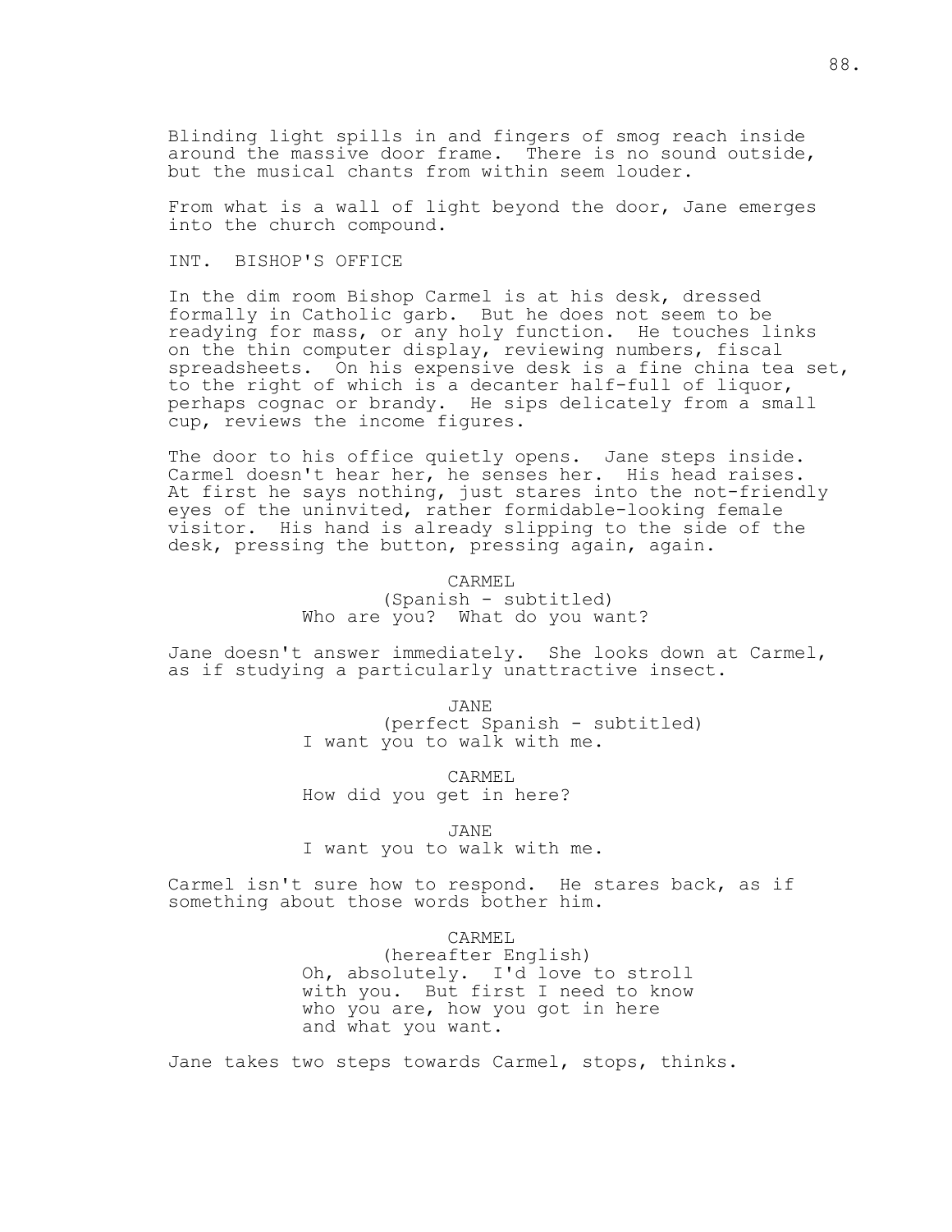Blinding light spills in and fingers of smog reach inside around the massive door frame. There is no sound outside, but the musical chants from within seem louder.

From what is a wall of light beyond the door, Jane emerges into the church compound.

INT. BISHOP'S OFFICE

In the dim room Bishop Carmel is at his desk, dressed formally in Catholic garb. But he does not seem to be readying for mass, or any holy function. He touches links on the thin computer display, reviewing numbers, fiscal spreadsheets. On his expensive desk is a fine china tea set, to the right of which is a decanter half-full of liquor, perhaps cognac or brandy. He sips delicately from a small cup, reviews the income figures.

The door to his office quietly opens. Jane steps inside. Carmel doesn't hear her, he senses her. His head raises. At first he says nothing, just stares into the not-friendly eyes of the uninvited, rather formidable-looking female visitor. His hand is already slipping to the side of the desk, pressing the button, pressing again, again.

CARMEL
(Spanish - subtitled)
Who are you? What do you want?

Jane doesn't answer immediately. She looks down at Carmel, as if studying a particularly unattractive insect.

JANE
(perfect Spanish - subtitled)
I want you to walk with me.

CARMEL
How did you get in here?

JANE
I want you to walk with me.

Carmel isn't sure how to respond. He stares back, as if something about those words bother him.

CARMEL
(hereafter English)
Oh, absolutely. I'd love to stroll with you. But first I need to know who you are, how you got in here and what you want.

Jane takes two steps towards Carmel, stops, thinks.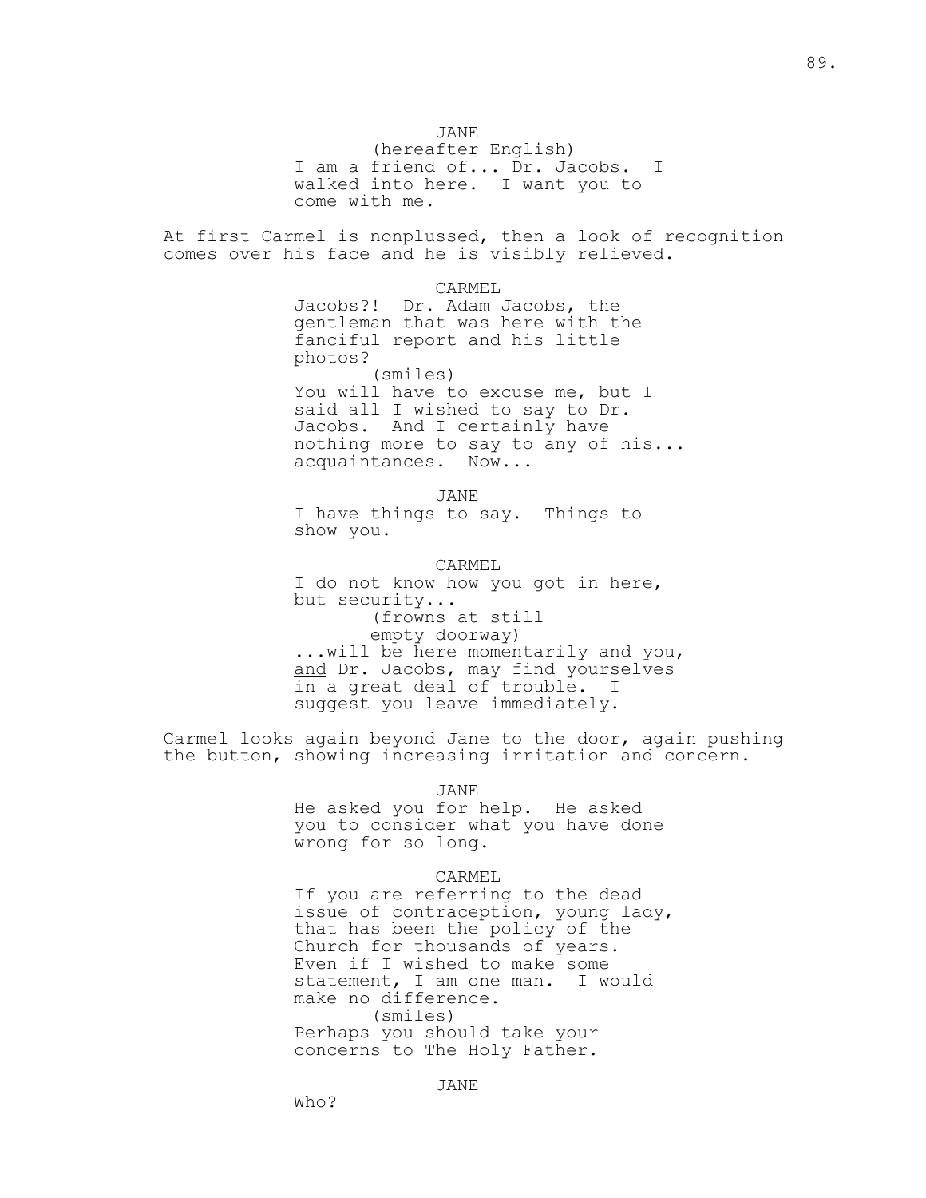JANE
(hereafter English)
I am a friend of... Dr. Jacobs. I walked into here. I want you to come with me.

At first Carmel is nonplussed, then a look of recognition comes over his face and he is visibly relieved.

CARMEL
Jacobs?! Dr. Adam Jacobs, the gentleman that was here with the fanciful report and his little photos?
(smiles)
You will have to excuse me, but I said all I wished to say to Dr. Jacobs. And I certainly have nothing more to say to any of his... acquaintances. Now...

JANE
I have things to say. Things to show you.

CARMEL
I do not know how you got in here, but security...
(frowns at still empty doorway)
...will be here momentarily and you, <u>and</u> Dr. Jacobs, may find yourselves in a great deal of trouble. I suggest you leave immediately.

Carmel looks again beyond Jane to the door, again pushing the button, showing increasing irritation and concern.

JANE
He asked you for help. He asked you to consider what you have done wrong for so long.

CARMEL
If you are referring to the dead issue of contraception, young lady, that has been the policy of the Church for thousands of years. Even if I wished to make some statement, I am one man. I would make no difference.
(smiles)
Perhaps you should take your concerns to The Holy Father.

JANE
Who?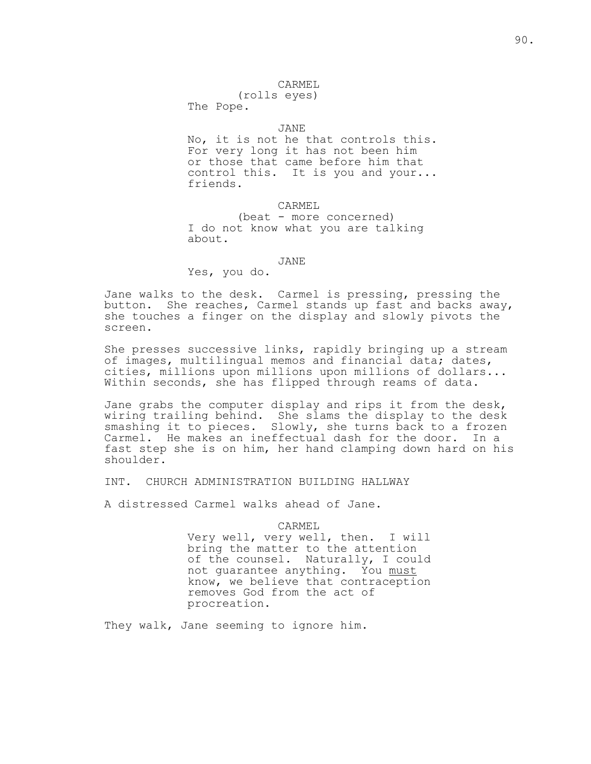CARMEL
(rolls eyes)
The Pope.

JANE
No, it is not he that controls this. For very long it has not been him or those that came before him that control this. It is you and your... friends.

CARMEL
(beat - more concerned)
I do not know what you are talking about.

JANE
Yes, you do.

Jane walks to the desk. Carmel is pressing, pressing the button. She reaches, Carmel stands up fast and backs away, she touches a finger on the display and slowly pivots the screen.

She presses successive links, rapidly bringing up a stream of images, multilingual memos and financial data; dates, cities, millions upon millions upon millions of dollars... Within seconds, she has flipped through reams of data.

Jane grabs the computer display and rips it from the desk, wiring trailing behind. She slams the display to the desk smashing it to pieces. Slowly, she turns back to a frozen Carmel. He makes an ineffectual dash for the door. In a fast step she is on him, her hand clamping down hard on his shoulder.

INT. CHURCH ADMINISTRATION BUILDING HALLWAY

A distressed Carmel walks ahead of Jane.

CARMEL
Very well, very well, then. I will bring the matter to the attention of the counsel. Naturally, I could not guarantee anything. You _must_ know, we believe that contraception removes God from the act of procreation.

They walk, Jane seeming to ignore him.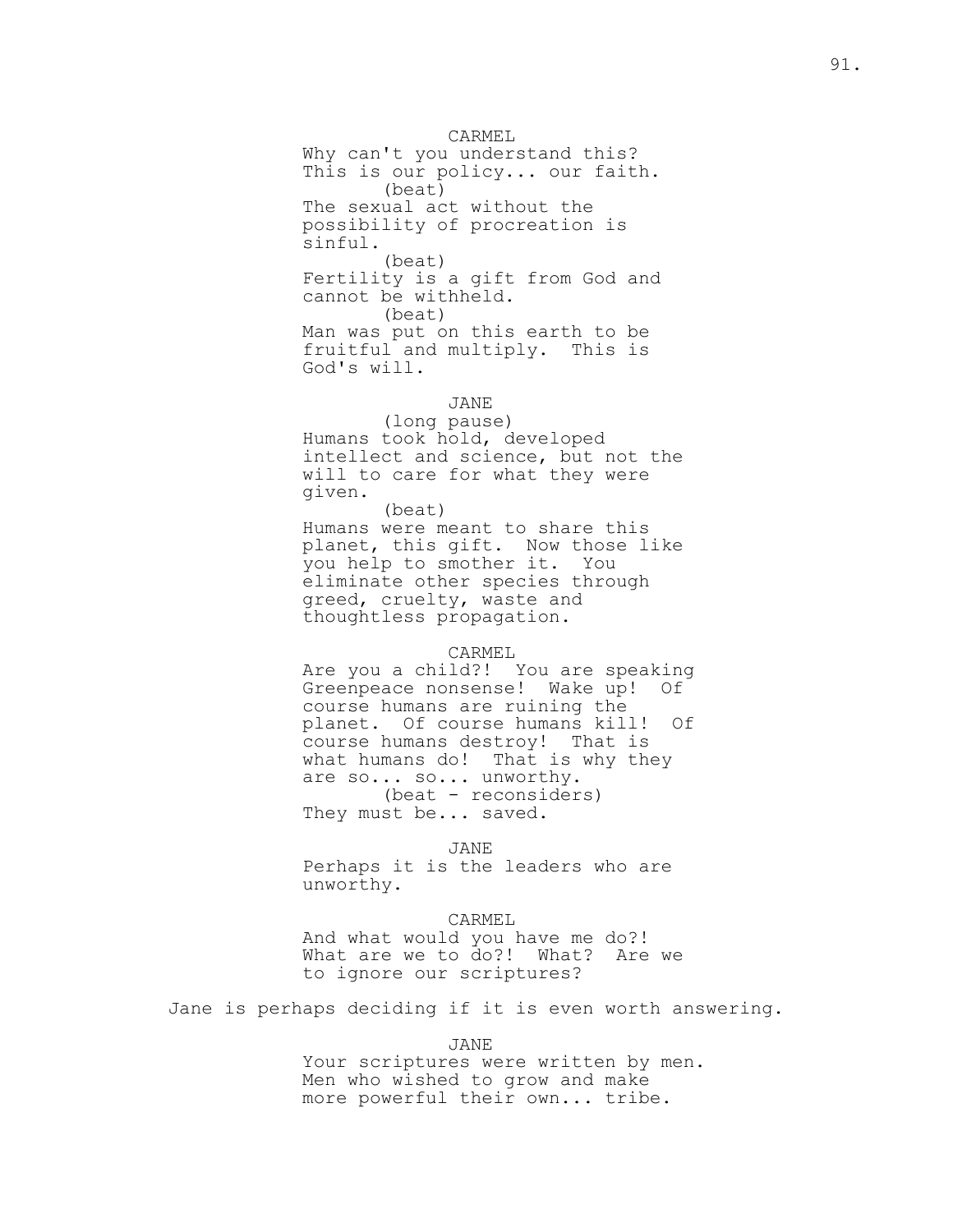CARMEL
Why can't you understand this? This is our policy... our faith.
(beat)
The sexual act without the possibility of procreation is sinful.
(beat)
Fertility is a gift from God and cannot be withheld.
(beat)
Man was put on this earth to be fruitful and multiply. This is God's will.

JANE
(long pause)
Humans took hold, developed intellect and science, but not the will to care for what they were given.
(beat)
Humans were meant to share this planet, this gift. Now those like you help to smother it. You eliminate other species through greed, cruelty, waste and thoughtless propagation.

CARMEL
Are you a child?! You are speaking Greenpeace nonsense! Wake up! Of course humans are ruining the planet. Of course humans kill! Of course humans destroy! That is what humans do! That is why they are so... so... unworthy.
(beat - reconsiders)
They must be... saved.

JANE
Perhaps it is the leaders who are unworthy.

CARMEL
And what would you have me do?! What are we to do?! What? Are we to ignore our scriptures?

Jane is perhaps deciding if it is even worth answering.

JANE
Your scriptures were written by men. Men who wished to grow and make more powerful their own... tribe.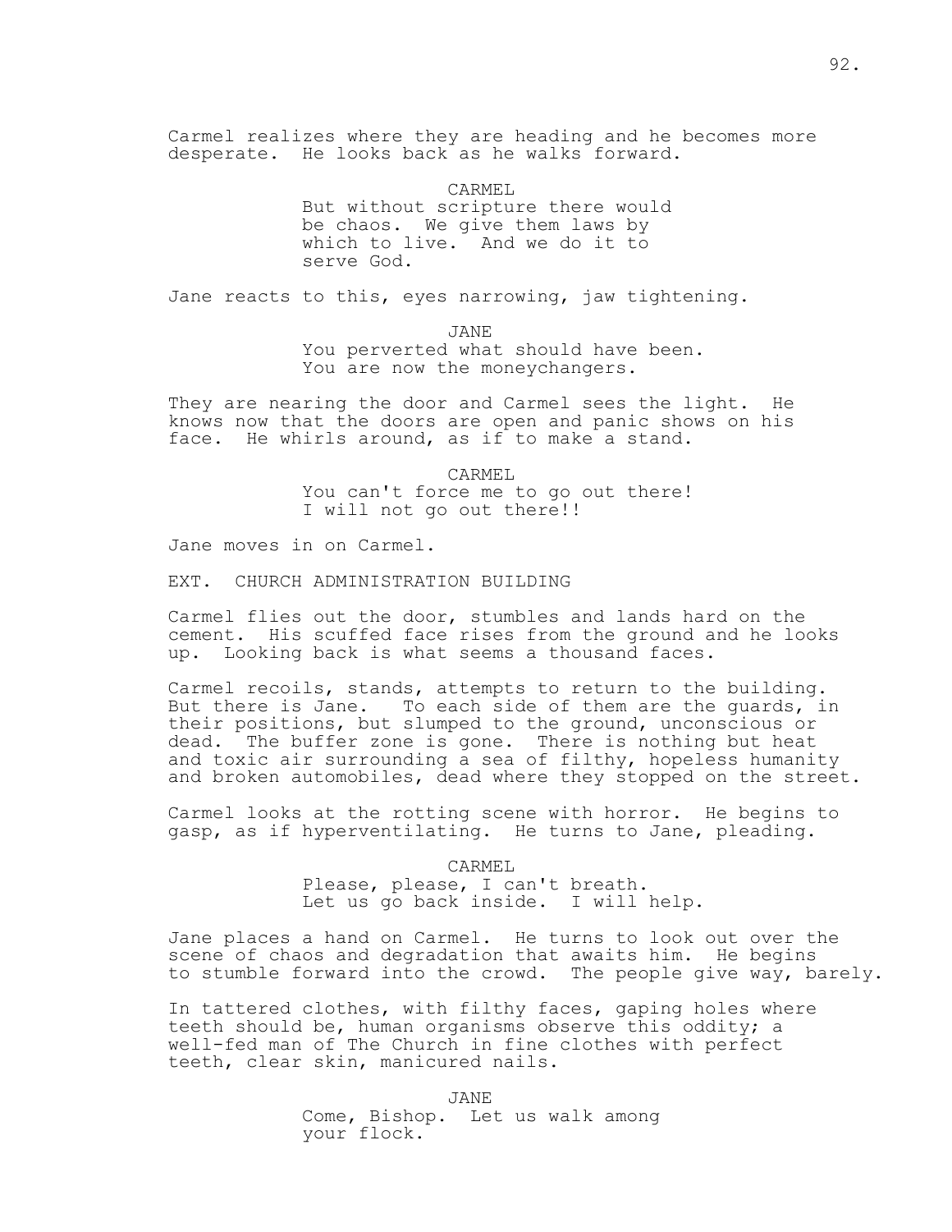Carmel realizes where they are heading and he becomes more desperate. He looks back as he walks forward.

CARMEL
But without scripture there would be chaos. We give them laws by which to live. And we do it to serve God.

Jane reacts to this, eyes narrowing, jaw tightening.

JANE
You perverted what should have been. You are now the moneychangers.

They are nearing the door and Carmel sees the light. He knows now that the doors are open and panic shows on his face. He whirls around, as if to make a stand.

CARMEL
You can't force me to go out there! I will not go out there!!

Jane moves in on Carmel.

EXT. CHURCH ADMINISTRATION BUILDING

Carmel flies out the door, stumbles and lands hard on the cement. His scuffed face rises from the ground and he looks up. Looking back is what seems a thousand faces.

Carmel recoils, stands, attempts to return to the building. But there is Jane. To each side of them are the guards, in their positions, but slumped to the ground, unconscious or dead. The buffer zone is gone. There is nothing but heat and toxic air surrounding a sea of filthy, hopeless humanity and broken automobiles, dead where they stopped on the street.

Carmel looks at the rotting scene with horror. He begins to gasp, as if hyperventilating. He turns to Jane, pleading.

CARMEL
Please, please, I can't breath. Let us go back inside. I will help.

Jane places a hand on Carmel. He turns to look out over the scene of chaos and degradation that awaits him. He begins to stumble forward into the crowd. The people give way, barely.

In tattered clothes, with filthy faces, gaping holes where teeth should be, human organisms observe this oddity; a well-fed man of The Church in fine clothes with perfect teeth, clear skin, manicured nails.

JANE
Come, Bishop. Let us walk among your flock.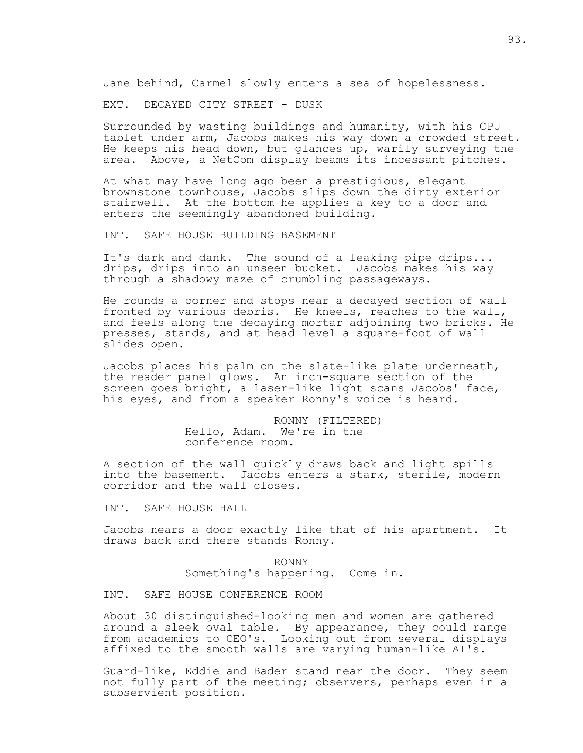Jane behind, Carmel slowly enters a sea of hopelessness.

EXT. DECAYED CITY STREET - DUSK

Surrounded by wasting buildings and humanity, with his CPU tablet under arm, Jacobs makes his way down a crowded street. He keeps his head down, but glances up, warily surveying the area. Above, a NetCom display beams its incessant pitches.

At what may have long ago been a prestigious, elegant brownstone townhouse, Jacobs slips down the dirty exterior stairwell. At the bottom he applies a key to a door and enters the seemingly abandoned building.

INT. SAFE HOUSE BUILDING BASEMENT

It's dark and dank. The sound of a leaking pipe drips... drips, drips into an unseen bucket. Jacobs makes his way through a shadowy maze of crumbling passageways.

He rounds a corner and stops near a decayed section of wall fronted by various debris. He kneels, reaches to the wall, and feels along the decaying mortar adjoining two bricks. He presses, stands, and at head level a square-foot of wall slides open.

Jacobs places his palm on the slate-like plate underneath, the reader panel glows. An inch-square section of the screen goes bright, a laser-like light scans Jacobs' face, his eyes, and from a speaker Ronny's voice is heard.

RONNY (FILTERED)
Hello, Adam. We're in the conference room.

A section of the wall quickly draws back and light spills into the basement. Jacobs enters a stark, sterile, modern corridor and the wall closes.

INT. SAFE HOUSE HALL

Jacobs nears a door exactly like that of his apartment. It draws back and there stands Ronny.

RONNY
Something's happening. Come in.

INT. SAFE HOUSE CONFERENCE ROOM

About 30 distinguished-looking men and women are gathered around a sleek oval table. By appearance, they could range from academics to CEO's. Looking out from several displays affixed to the smooth walls are varying human-like AI's.

Guard-like, Eddie and Bader stand near the door. They seem not fully part of the meeting; observers, perhaps even in a subservient position.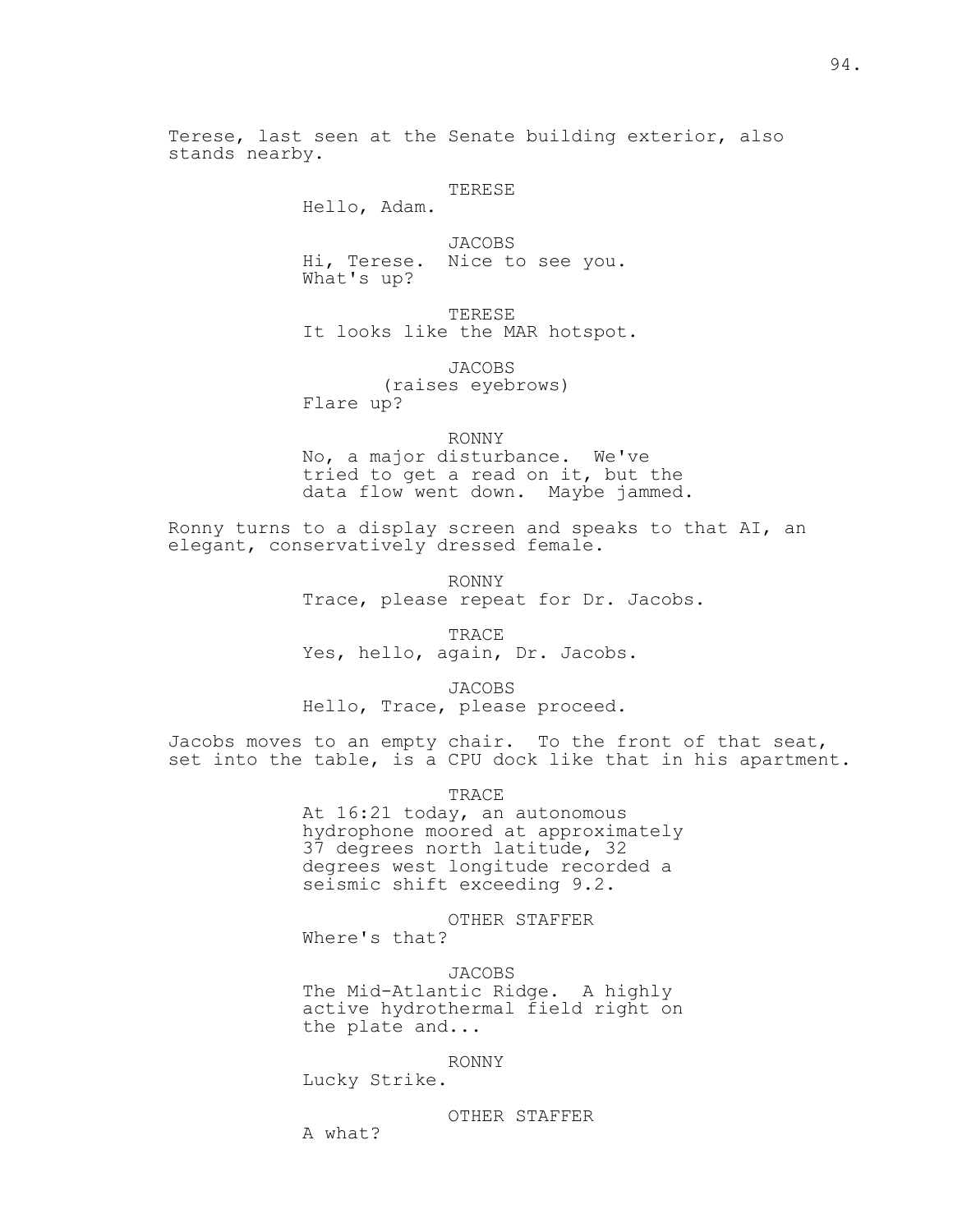Terese, last seen at the Senate building exterior, also stands nearby.

TERESE
Hello, Adam.

JACOBS
Hi, Terese. Nice to see you. What's up?

TERESE
It looks like the MAR hotspot.

JACOBS
(raises eyebrows)
Flare up?

RONNY
No, a major disturbance. We've tried to get a read on it, but the data flow went down. Maybe jammed.

Ronny turns to a display screen and speaks to that AI, an elegant, conservatively dressed female.

RONNY
Trace, please repeat for Dr. Jacobs.

TRACE
Yes, hello, again, Dr. Jacobs.

JACOBS
Hello, Trace, please proceed.

Jacobs moves to an empty chair. To the front of that seat, set into the table, is a CPU dock like that in his apartment.

TRACE
At 16:21 today, an autonomous hydrophone moored at approximately 37 degrees north latitude, 32 degrees west longitude recorded a seismic shift exceeding 9.2.

OTHER STAFFER
Where's that?

JACOBS
The Mid-Atlantic Ridge. A highly active hydrothermal field right on the plate and...

RONNY
Lucky Strike.

OTHER STAFFER
A what?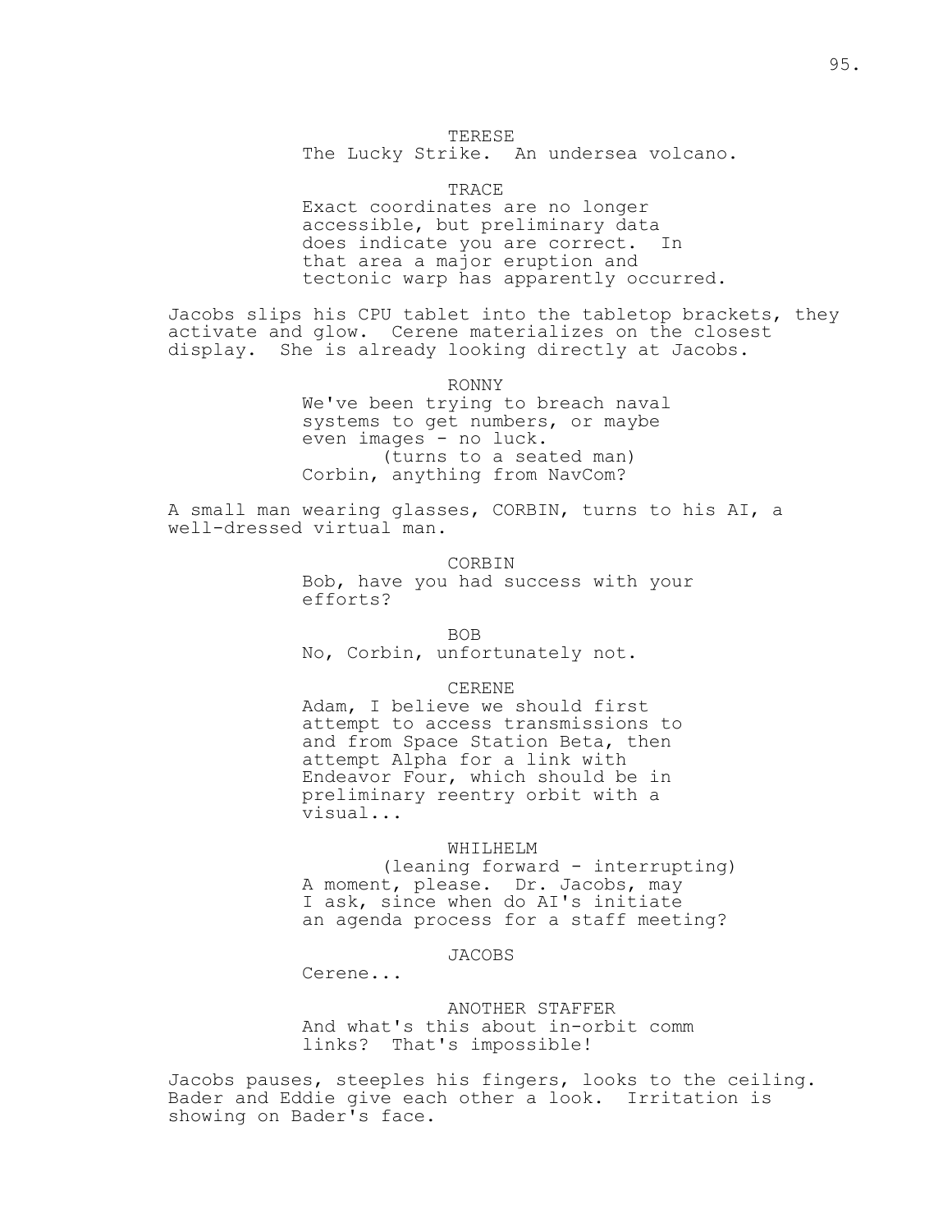TERESE

The Lucky Strike. An undersea volcano.

TRACE

Exact coordinates are no longer accessible, but preliminary data does indicate you are correct. In that area a major eruption and tectonic warp has apparently occurred.

Jacobs slips his CPU tablet into the tabletop brackets, they activate and glow. Cerene materializes on the closest display. She is already looking directly at Jacobs.

RONNY

We've been trying to breach naval systems to get numbers, or maybe even images - no luck.

(turns to a seated man)

Corbin, anything from NavCom?

A small man wearing glasses, CORBIN, turns to his AI, a well-dressed virtual man.

CORBIN

Bob, have you had success with your efforts?

BOB

No, Corbin, unfortunately not.

CERENE

Adam, I believe we should first attempt to access transmissions to and from Space Station Beta, then attempt Alpha for a link with Endeavor Four, which should be in preliminary reentry orbit with a visual...

WHILHELM

(leaning forward - interrupting)

A moment, please. Dr. Jacobs, may I ask, since when do AI's initiate an agenda process for a staff meeting?

JACOBS

Cerene...

ANOTHER STAFFER

And what's this about in-orbit comm links? That's impossible!

Jacobs pauses, steeples his fingers, looks to the ceiling. Bader and Eddie give each other a look. Irritation is showing on Bader's face.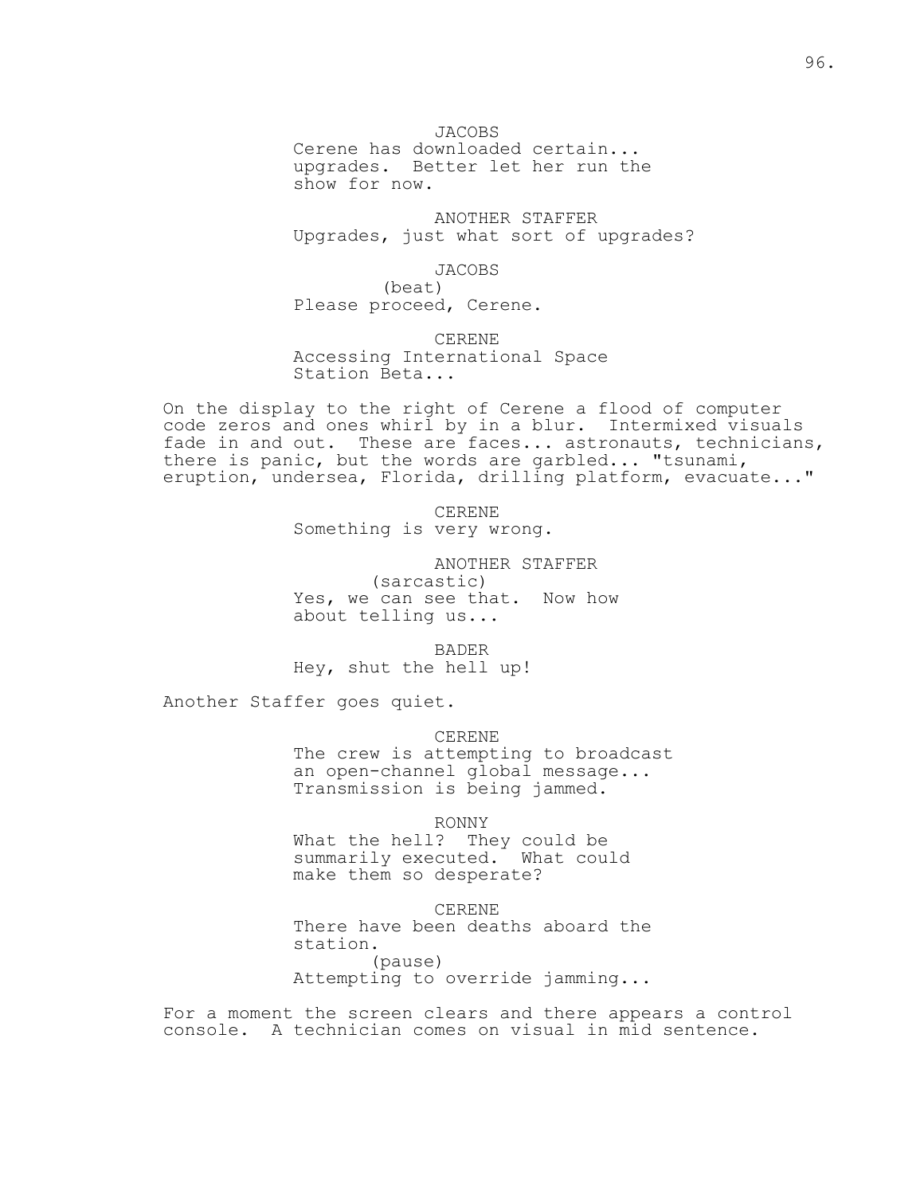JACOBS
Cerene has downloaded certain... upgrades. Better let her run the show for now.

ANOTHER STAFFER
Upgrades, just what sort of upgrades?

JACOBS
(beat)
Please proceed, Cerene.

CERENE
Accessing International Space Station Beta...

On the display to the right of Cerene a flood of computer code zeros and ones whirl by in a blur. Intermixed visuals fade in and out. These are faces... astronauts, technicians, there is panic, but the words are garbled... "tsunami, eruption, undersea, Florida, drilling platform, evacuate..."

CERENE
Something is very wrong.

ANOTHER STAFFER
(sarcastic)
Yes, we can see that. Now how about telling us...

BADER
Hey, shut the hell up!

Another Staffer goes quiet.

CERENE
The crew is attempting to broadcast an open-channel global message... Transmission is being jammed.

RONNY
What the hell? They could be summarily executed. What could make them so desperate?

CERENE
There have been deaths aboard the station.
(pause)
Attempting to override jamming...

For a moment the screen clears and there appears a control console. A technician comes on visual in mid sentence.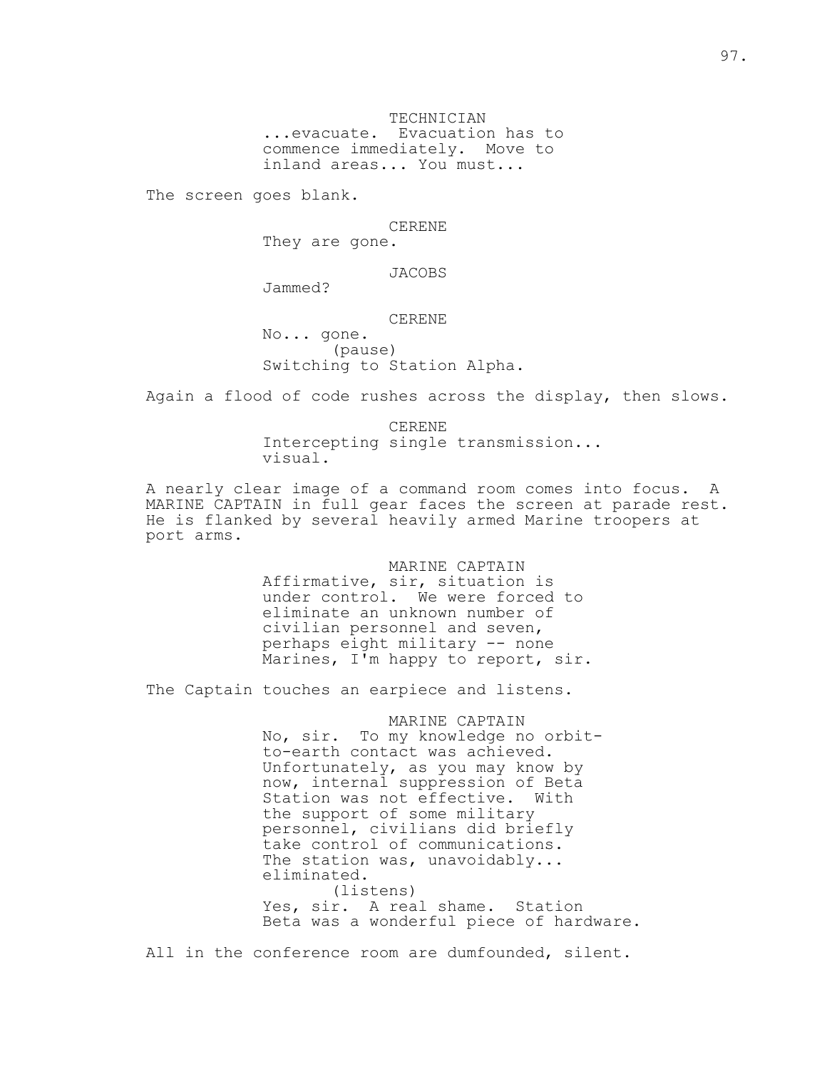TECHNICIAN
...evacuate. Evacuation has to commence immediately. Move to inland areas... You must...

The screen goes blank.

CERENE
They are gone.

JACOBS
Jammed?

CERENE
No... gone.
(pause)
Switching to Station Alpha.

Again a flood of code rushes across the display, then slows.

CERENE
Intercepting single transmission... visual.

A nearly clear image of a command room comes into focus. A MARINE CAPTAIN in full gear faces the screen at parade rest. He is flanked by several heavily armed Marine troopers at port arms.

MARINE CAPTAIN
Affirmative, sir, situation is under control. We were forced to eliminate an unknown number of civilian personnel and seven, perhaps eight military -- none Marines, I'm happy to report, sir.

The Captain touches an earpiece and listens.

MARINE CAPTAIN
No, sir. To my knowledge no orbit-to-earth contact was achieved. Unfortunately, as you may know by now, internal suppression of Beta Station was not effective. With the support of some military personnel, civilians did briefly take control of communications. The station was, unavoidably... eliminated.
(listens)
Yes, sir. A real shame. Station Beta was a wonderful piece of hardware.

All in the conference room are dumfounded, silent.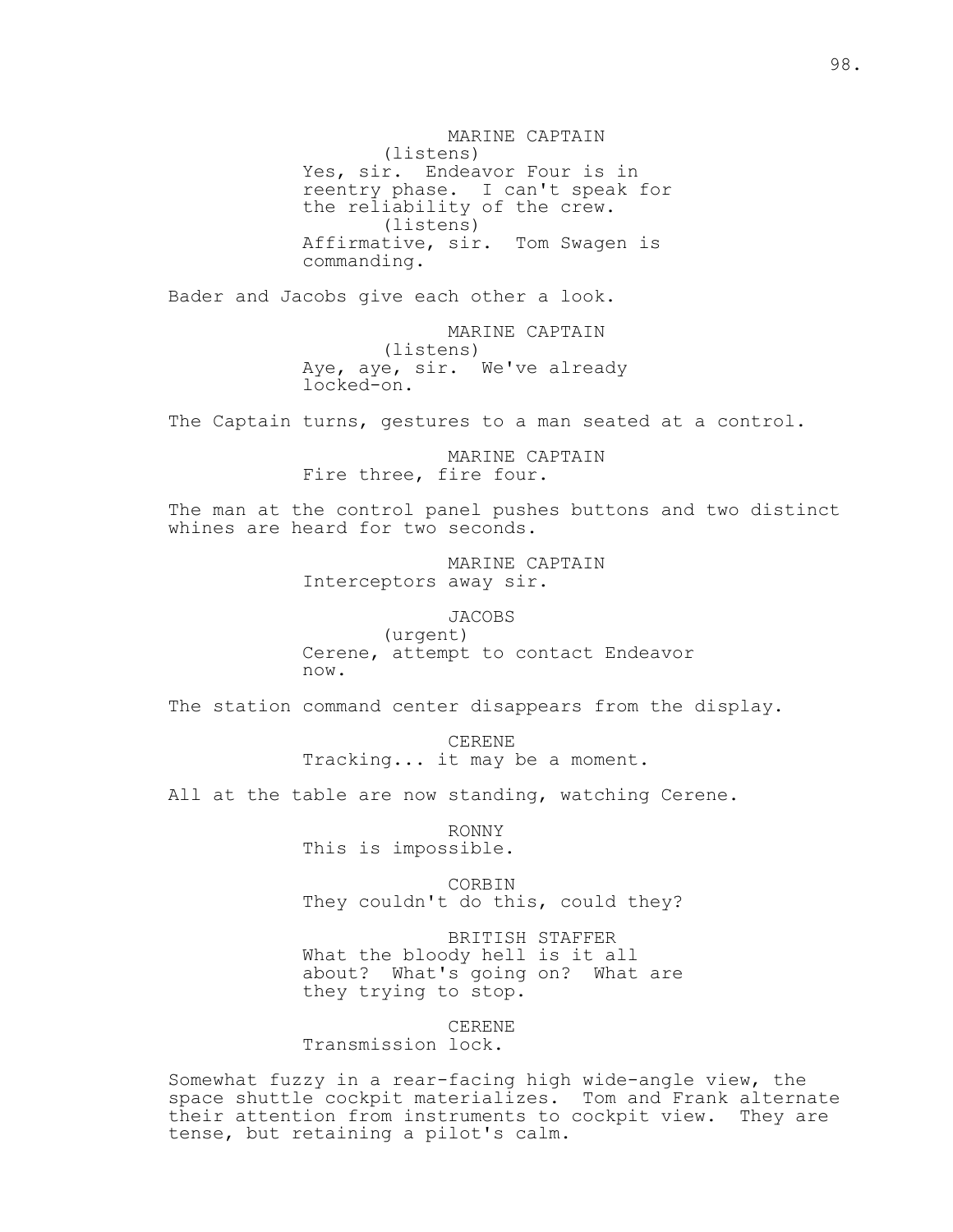MARINE CAPTAIN
(listens)
Yes, sir. Endeavor Four is in reentry phase. I can't speak for the reliability of the crew.
(listens)
Affirmative, sir. Tom Swagen is commanding.

Bader and Jacobs give each other a look.

MARINE CAPTAIN
(listens)
Aye, aye, sir. We've already locked-on.

The Captain turns, gestures to a man seated at a control.

MARINE CAPTAIN
Fire three, fire four.

The man at the control panel pushes buttons and two distinct whines are heard for two seconds.

MARINE CAPTAIN
Interceptors away sir.

JACOBS
(urgent)
Cerene, attempt to contact Endeavor now.

The station command center disappears from the display.

CERENE
Tracking... it may be a moment.

All at the table are now standing, watching Cerene.

RONNY
This is impossible.

CORBIN
They couldn't do this, could they?

BRITISH STAFFER
What the bloody hell is it all about? What's going on? What are they trying to stop.

CERENE
Transmission lock.

Somewhat fuzzy in a rear-facing high wide-angle view, the space shuttle cockpit materializes. Tom and Frank alternate their attention from instruments to cockpit view. They are tense, but retaining a pilot's calm.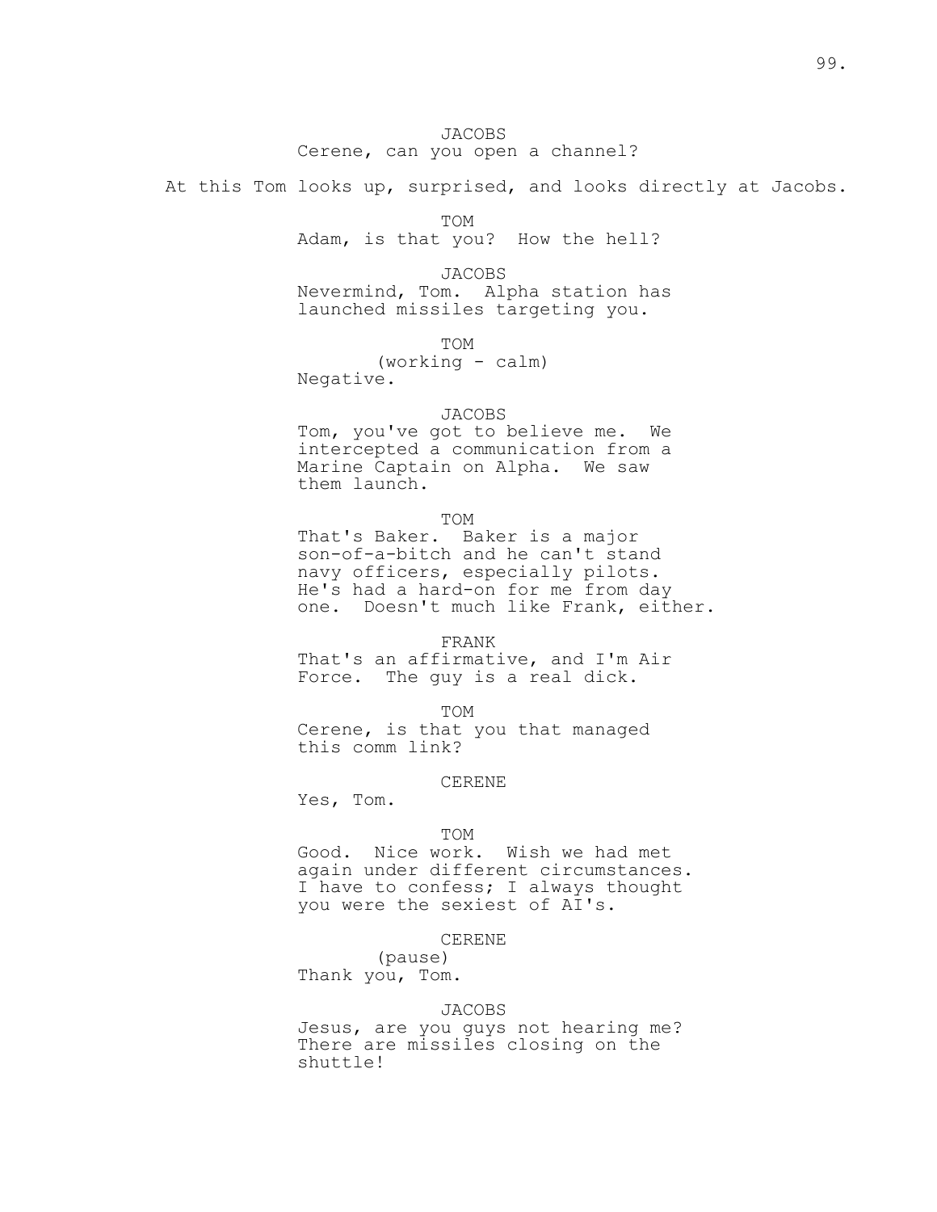JACOBS
Cerene, can you open a channel?

At this Tom looks up, surprised, and looks directly at Jacobs.

TOM
Adam, is that you? How the hell?

JACOBS
Nevermind, Tom. Alpha station has launched missiles targeting you.

TOM
(working - calm)
Negative.

JACOBS
Tom, you've got to believe me. We intercepted a communication from a Marine Captain on Alpha. We saw them launch.

TOM
That's Baker. Baker is a major son-of-a-bitch and he can't stand navy officers, especially pilots. He's had a hard-on for me from day one. Doesn't much like Frank, either.

FRANK
That's an affirmative, and I'm Air Force. The guy is a real dick.

TOM
Cerene, is that you that managed this comm link?

CERENE
Yes, Tom.

TOM
Good. Nice work. Wish we had met again under different circumstances. I have to confess; I always thought you were the sexiest of AI's.

CERENE
(pause)
Thank you, Tom.

JACOBS
Jesus, are you guys not hearing me? There are missiles closing on the shuttle!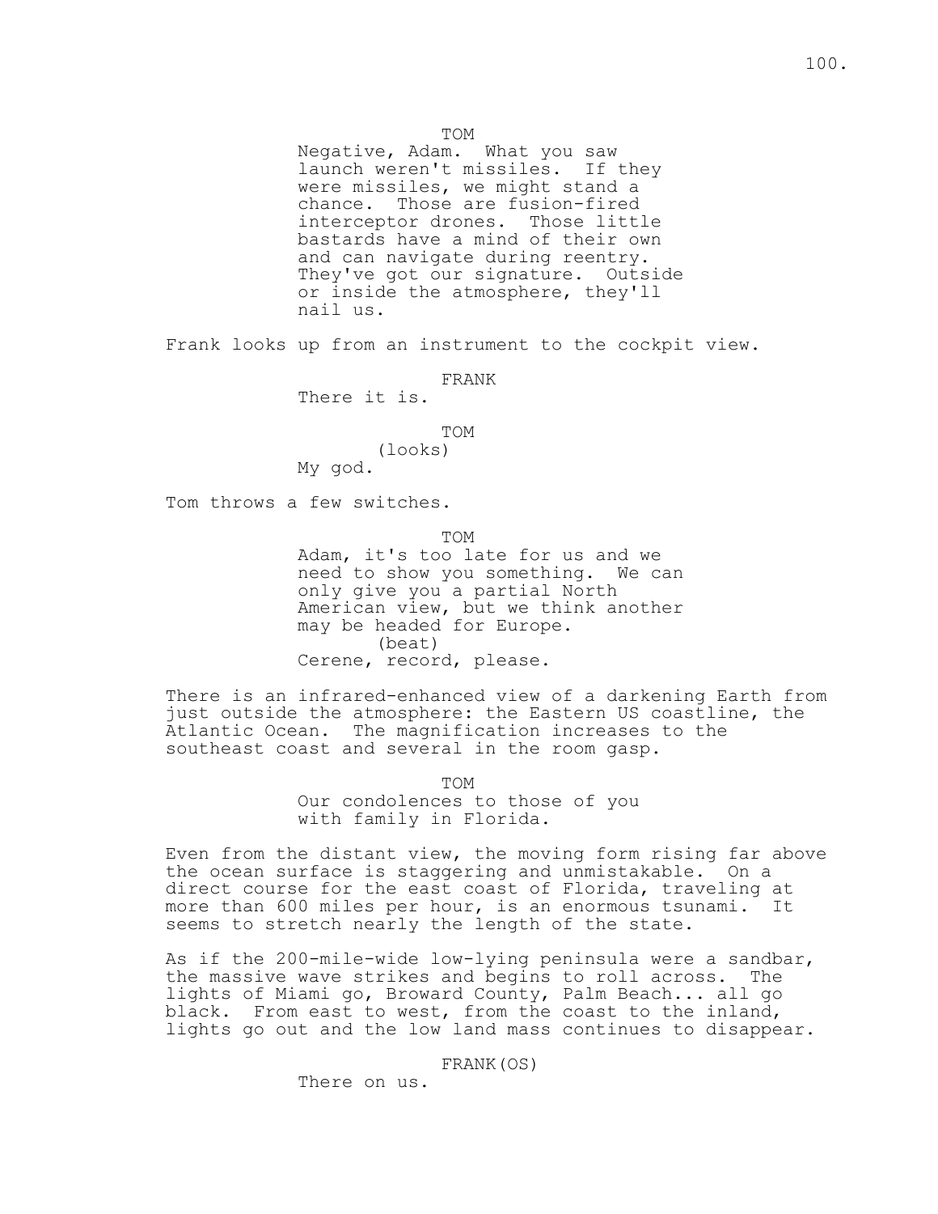TOM
Negative, Adam. What you saw launch weren't missiles. If they were missiles, we might stand a chance. Those are fusion-fired interceptor drones. Those little bastards have a mind of their own and can navigate during reentry. They've got our signature. Outside or inside the atmosphere, they'll nail us.

Frank looks up from an instrument to the cockpit view.

FRANK
There it is.

TOM
(looks)
My god.

Tom throws a few switches.

TOM
Adam, it's too late for us and we need to show you something. We can only give you a partial North American view, but we think another may be headed for Europe.
(beat)
Cerene, record, please.

There is an infrared-enhanced view of a darkening Earth from just outside the atmosphere: the Eastern US coastline, the Atlantic Ocean. The magnification increases to the southeast coast and several in the room gasp.

TOM
Our condolences to those of you with family in Florida.

Even from the distant view, the moving form rising far above the ocean surface is staggering and unmistakable. On a direct course for the east coast of Florida, traveling at more than 600 miles per hour, is an enormous tsunami. It seems to stretch nearly the length of the state.

As if the 200-mile-wide low-lying peninsula were a sandbar, the massive wave strikes and begins to roll across. The lights of Miami go, Broward County, Palm Beach... all go black. From east to west, from the coast to the inland, lights go out and the low land mass continues to disappear.

FRANK(OS)
There on us.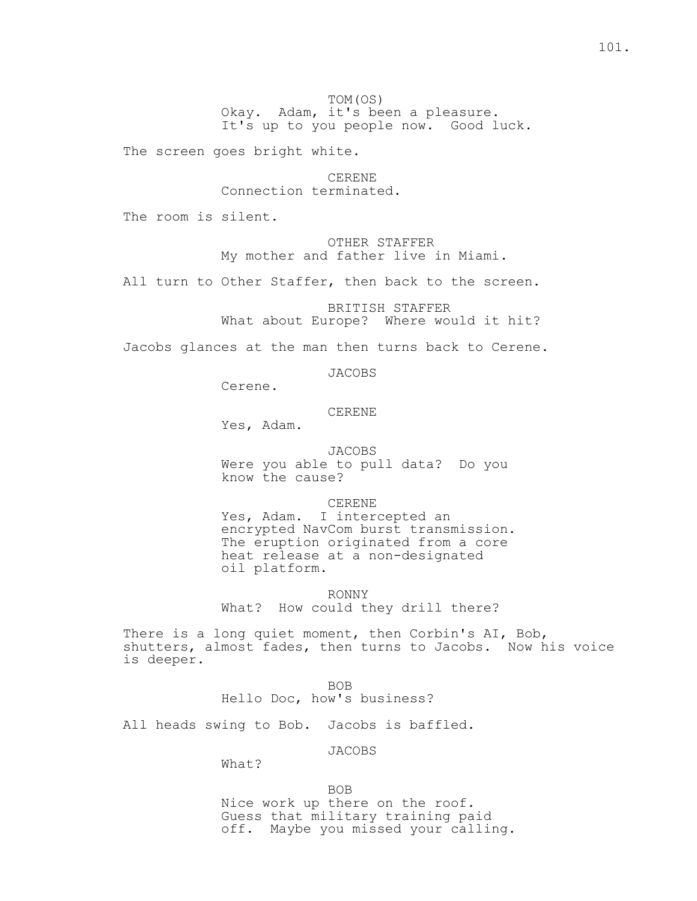TOM(OS)
Okay. Adam, it's been a pleasure. It's up to you people now. Good luck.

The screen goes bright white.

CERENE
Connection terminated.

The room is silent.

OTHER STAFFER
My mother and father live in Miami.

All turn to Other Staffer, then back to the screen.

BRITISH STAFFER
What about Europe? Where would it hit?

Jacobs glances at the man then turns back to Cerene.

JACOBS
Cerene.

CERENE
Yes, Adam.

JACOBS
Were you able to pull data? Do you know the cause?

CERENE
Yes, Adam. I intercepted an encrypted NavCom burst transmission. The eruption originated from a core heat release at a non-designated oil platform.

RONNY
What? How could they drill there?

There is a long quiet moment, then Corbin's AI, Bob, shutters, almost fades, then turns to Jacobs. Now his voice is deeper.

BOB
Hello Doc, how's business?

All heads swing to Bob. Jacobs is baffled.

JACOBS
What?

BOB
Nice work up there on the roof. Guess that military training paid off. Maybe you missed your calling.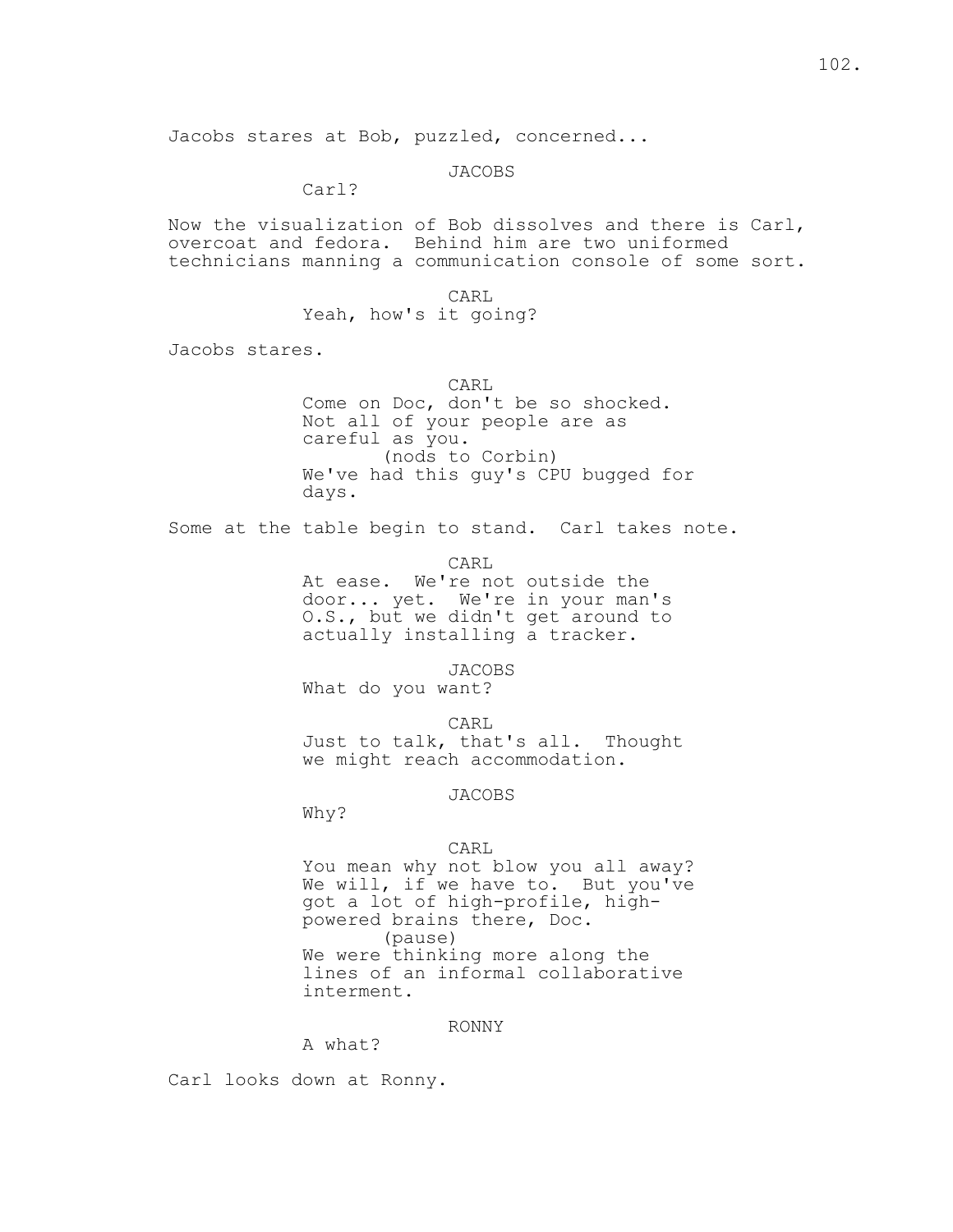Jacobs stares at Bob, puzzled, concerned...

JACOBS
Carl?

Now the visualization of Bob dissolves and there is Carl, overcoat and fedora. Behind him are two uniformed technicians manning a communication console of some sort.

CARL
Yeah, how's it going?

Jacobs stares.

CARL
Come on Doc, don't be so shocked. Not all of your people are as careful as you.
(nods to Corbin)
We've had this guy's CPU bugged for days.

Some at the table begin to stand. Carl takes note.

CARL
At ease. We're not outside the door... yet. We're in your man's O.S., but we didn't get around to actually installing a tracker.

JACOBS
What do you want?

CARL
Just to talk, that's all. Thought we might reach accommodation.

JACOBS
Why?

CARL
You mean why not blow you all away? We will, if we have to. But you've got a lot of high-profile, high-powered brains there, Doc.
(pause)
We were thinking more along the lines of an informal collaborative interment.

RONNY
A what?

Carl looks down at Ronny.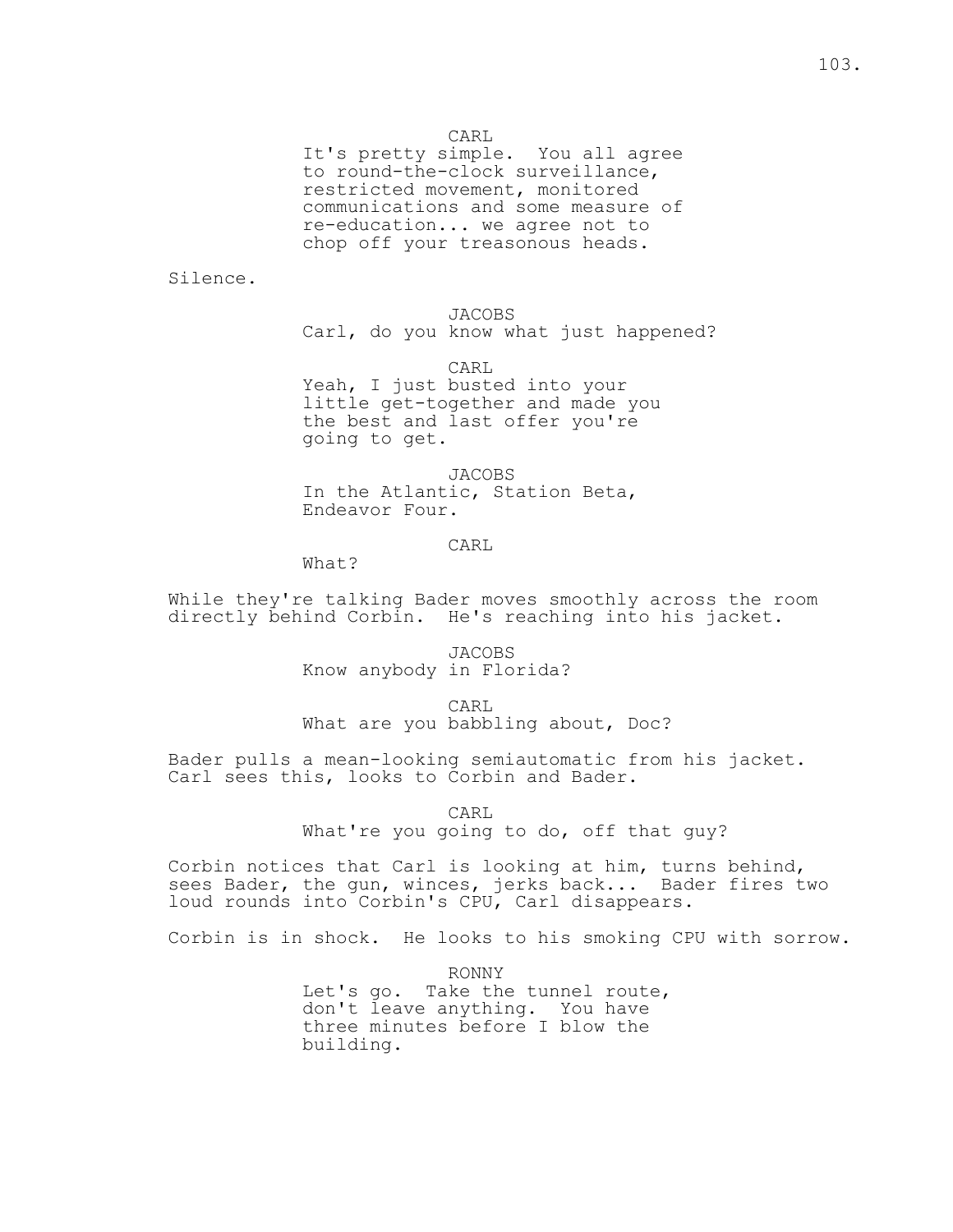CARL
It's pretty simple. You all agree to round-the-clock surveillance, restricted movement, monitored communications and some measure of re-education... we agree not to chop off your treasonous heads.

Silence.

JACOBS
Carl, do you know what just happened?

CARL
Yeah, I just busted into your little get-together and made you the best and last offer you're going to get.

JACOBS
In the Atlantic, Station Beta, Endeavor Four.

CARL
What?

While they're talking Bader moves smoothly across the room directly behind Corbin. He's reaching into his jacket.

JACOBS
Know anybody in Florida?

CARL
What are you babbling about, Doc?

Bader pulls a mean-looking semiautomatic from his jacket. Carl sees this, looks to Corbin and Bader.

CARL
What're you going to do, off that guy?

Corbin notices that Carl is looking at him, turns behind, sees Bader, the gun, winces, jerks back... Bader fires two loud rounds into Corbin's CPU, Carl disappears.

Corbin is in shock. He looks to his smoking CPU with sorrow.

RONNY
Let's go. Take the tunnel route, don't leave anything. You have three minutes before I blow the building.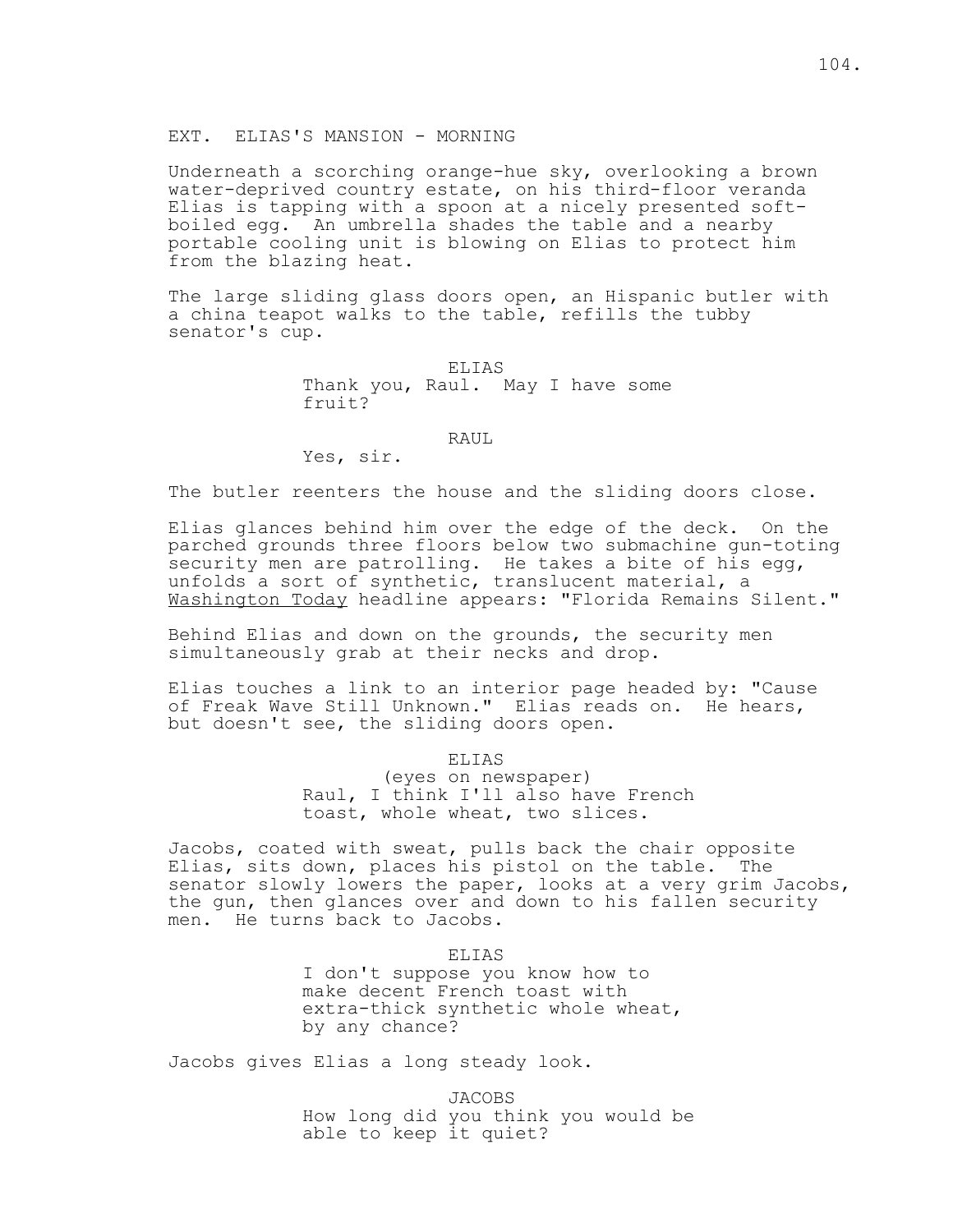EXT. ELIAS'S MANSION - MORNING

Underneath a scorching orange-hue sky, overlooking a brown water-deprived country estate, on his third-floor veranda Elias is tapping with a spoon at a nicely presented soft-boiled egg. An umbrella shades the table and a nearby portable cooling unit is blowing on Elias to protect him from the blazing heat.

The large sliding glass doors open, an Hispanic butler with a china teapot walks to the table, refills the tubby senator's cup.

ELIAS
Thank you, Raul. May I have some fruit?

RAUL
Yes, sir.

The butler reenters the house and the sliding doors close.

Elias glances behind him over the edge of the deck. On the parched grounds three floors below two submachine gun-toting security men are patrolling. He takes a bite of his egg, unfolds a sort of synthetic, translucent material, a Washington Today headline appears: "Florida Remains Silent."

Behind Elias and down on the grounds, the security men simultaneously grab at their necks and drop.

Elias touches a link to an interior page headed by: "Cause of Freak Wave Still Unknown." Elias reads on. He hears, but doesn't see, the sliding doors open.

ELIAS
(eyes on newspaper)
Raul, I think I'll also have French toast, whole wheat, two slices.

Jacobs, coated with sweat, pulls back the chair opposite Elias, sits down, places his pistol on the table. The senator slowly lowers the paper, looks at a very grim Jacobs, the gun, then glances over and down to his fallen security men. He turns back to Jacobs.

ELIAS
I don't suppose you know how to make decent French toast with extra-thick synthetic whole wheat, by any chance?

Jacobs gives Elias a long steady look.

JACOBS
How long did you think you would be able to keep it quiet?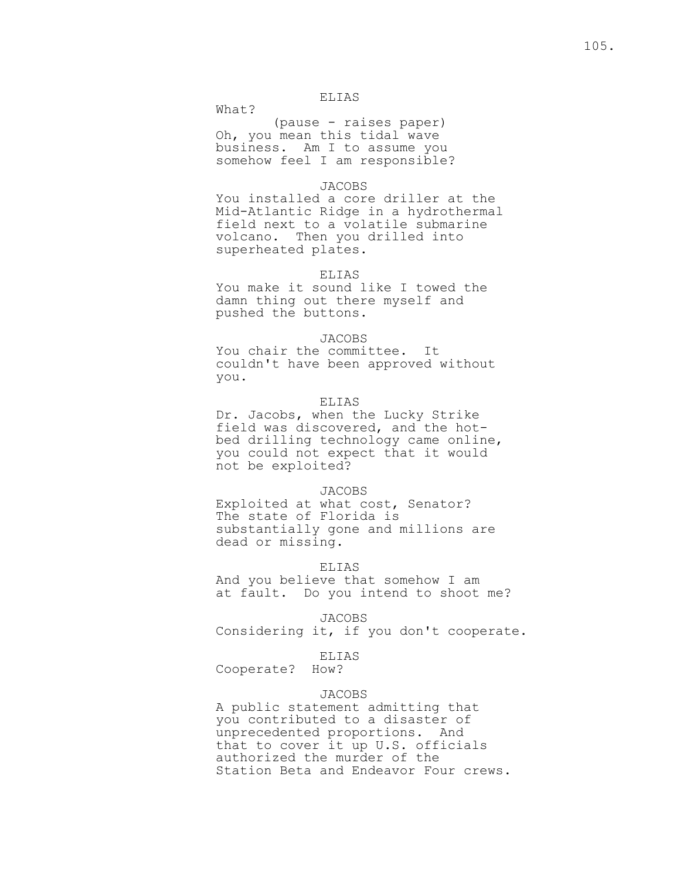ELIAS

What?

(pause - raises paper)

Oh, you mean this tidal wave business. Am I to assume you somehow feel I am responsible?

JACOBS

You installed a core driller at the Mid-Atlantic Ridge in a hydrothermal field next to a volatile submarine volcano. Then you drilled into superheated plates.

ELIAS

You make it sound like I towed the damn thing out there myself and pushed the buttons.

JACOBS

You chair the committee. It couldn't have been approved without you.

ELIAS

Dr. Jacobs, when the Lucky Strike field was discovered, and the hot-bed drilling technology came online, you could not expect that it would not be exploited?

JACOBS

Exploited at what cost, Senator? The state of Florida is substantially gone and millions are dead or missing.

ELIAS

And you believe that somehow I am at fault. Do you intend to shoot me?

JACOBS

Considering it, if you don't cooperate.

ELIAS

Cooperate? How?

JACOBS

A public statement admitting that you contributed to a disaster of unprecedented proportions. And that to cover it up U.S. officials authorized the murder of the Station Beta and Endeavor Four crews.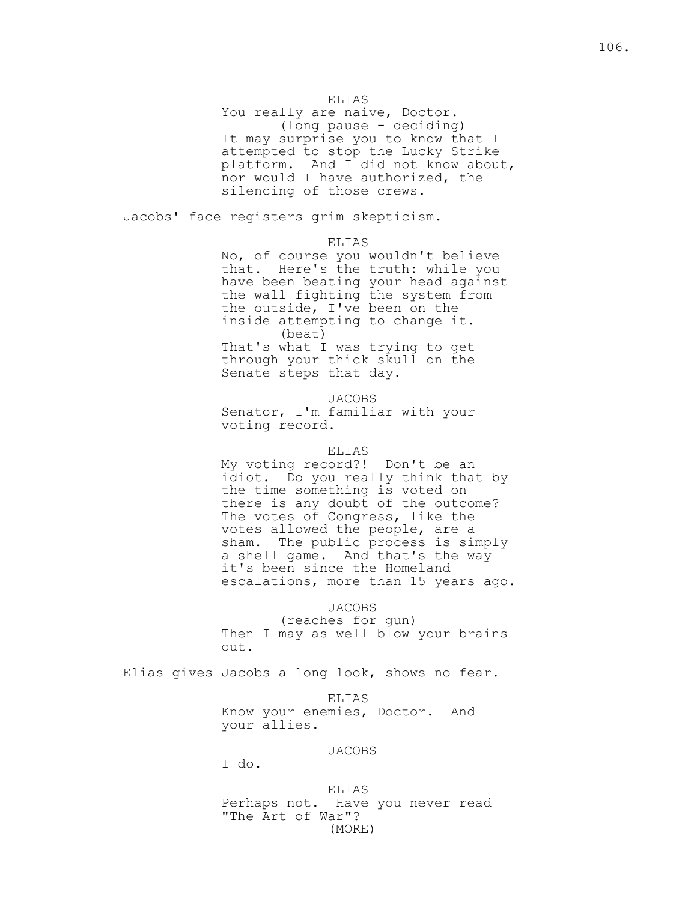ELIAS

You really are naive, Doctor.

(long pause - deciding)

It may surprise you to know that I attempted to stop the Lucky Strike platform. And I did not know about, nor would I have authorized, the silencing of those crews.

Jacobs' face registers grim skepticism.

ELIAS

No, of course you wouldn't believe that. Here's the truth: while you have been beating your head against the wall fighting the system from the outside, I've been on the inside attempting to change it.

(beat)

That's what I was trying to get through your thick skull on the Senate steps that day.

JACOBS

Senator, I'm familiar with your voting record.

ELIAS

My voting record?! Don't be an idiot. Do you really think that by the time something is voted on there is any doubt of the outcome? The votes of Congress, like the votes allowed the people, are a sham. The public process is simply a shell game. And that's the way it's been since the Homeland escalations, more than 15 years ago.

JACOBS

(reaches for gun)

Then I may as well blow your brains out.

Elias gives Jacobs a long look, shows no fear.

ELIAS

Know your enemies, Doctor. And your allies.

JACOBS

I do.

ELIAS

Perhaps not. Have you never read "The Art of War"?

(MORE)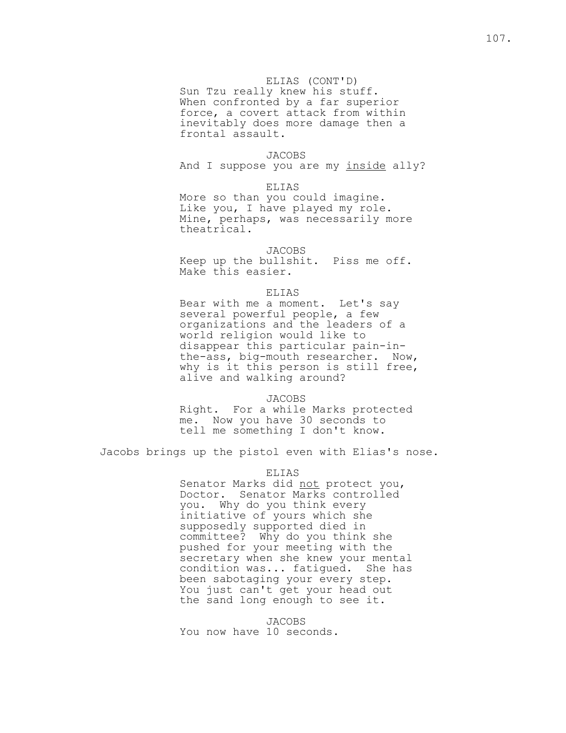ELIAS (CONT'D)
Sun Tzu really knew his stuff. When confronted by a far superior force, a covert attack from within inevitably does more damage then a frontal assault.

JACOBS
And I suppose you are my <u>inside</u> ally?

ELIAS
More so than you could imagine. Like you, I have played my role. Mine, perhaps, was necessarily more theatrical.

JACOBS
Keep up the bullshit. Piss me off. Make this easier.

ELIAS
Bear with me a moment. Let's say several powerful people, a few organizations and the leaders of a world religion would like to disappear this particular pain-in-the-ass, big-mouth researcher. Now, why is it this person is still free, alive and walking around?

JACOBS
Right. For a while Marks protected me. Now you have 30 seconds to tell me something I don't know.

Jacobs brings up the pistol even with Elias's nose.

ELIAS
Senator Marks did <u>not</u> protect you, Doctor. Senator Marks controlled you. Why do you think every initiative of yours which she supposedly supported died in committee? Why do you think she pushed for your meeting with the secretary when she knew your mental condition was... fatigued. She has been sabotaging your every step. You just can't get your head out the sand long enough to see it.

JACOBS
You now have 10 seconds.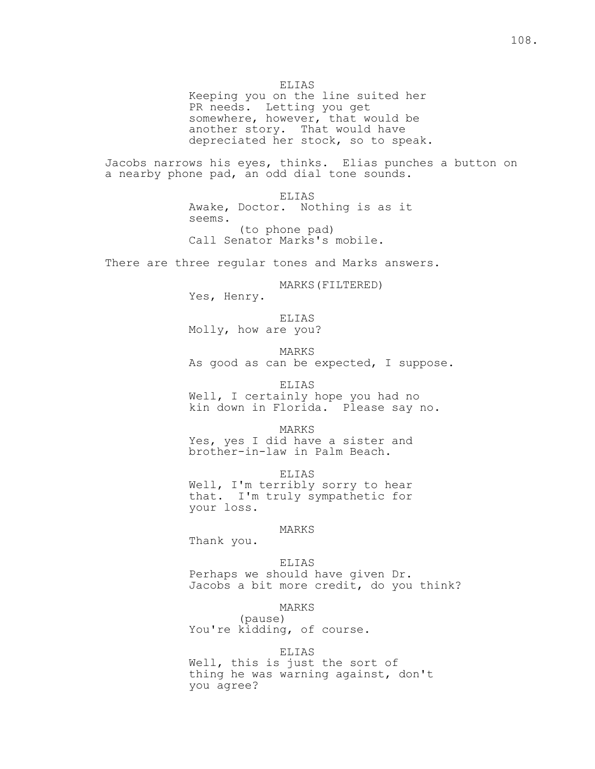ELIAS
Keeping you on the line suited her PR needs. Letting you get somewhere, however, that would be another story. That would have depreciated her stock, so to speak.

Jacobs narrows his eyes, thinks. Elias punches a button on a nearby phone pad, an odd dial tone sounds.

ELIAS
Awake, Doctor. Nothing is as it seems.
(to phone pad)
Call Senator Marks's mobile.

There are three regular tones and Marks answers.

MARKS(FILTERED)
Yes, Henry.

ELIAS
Molly, how are you?

MARKS
As good as can be expected, I suppose.

ELIAS
Well, I certainly hope you had no kin down in Florida. Please say no.

MARKS
Yes, yes I did have a sister and brother-in-law in Palm Beach.

ELIAS
Well, I'm terribly sorry to hear that. I'm truly sympathetic for your loss.

MARKS
Thank you.

ELIAS
Perhaps we should have given Dr. Jacobs a bit more credit, do you think?

MARKS
(pause)
You're kidding, of course.

ELIAS
Well, this is just the sort of thing he was warning against, don't you agree?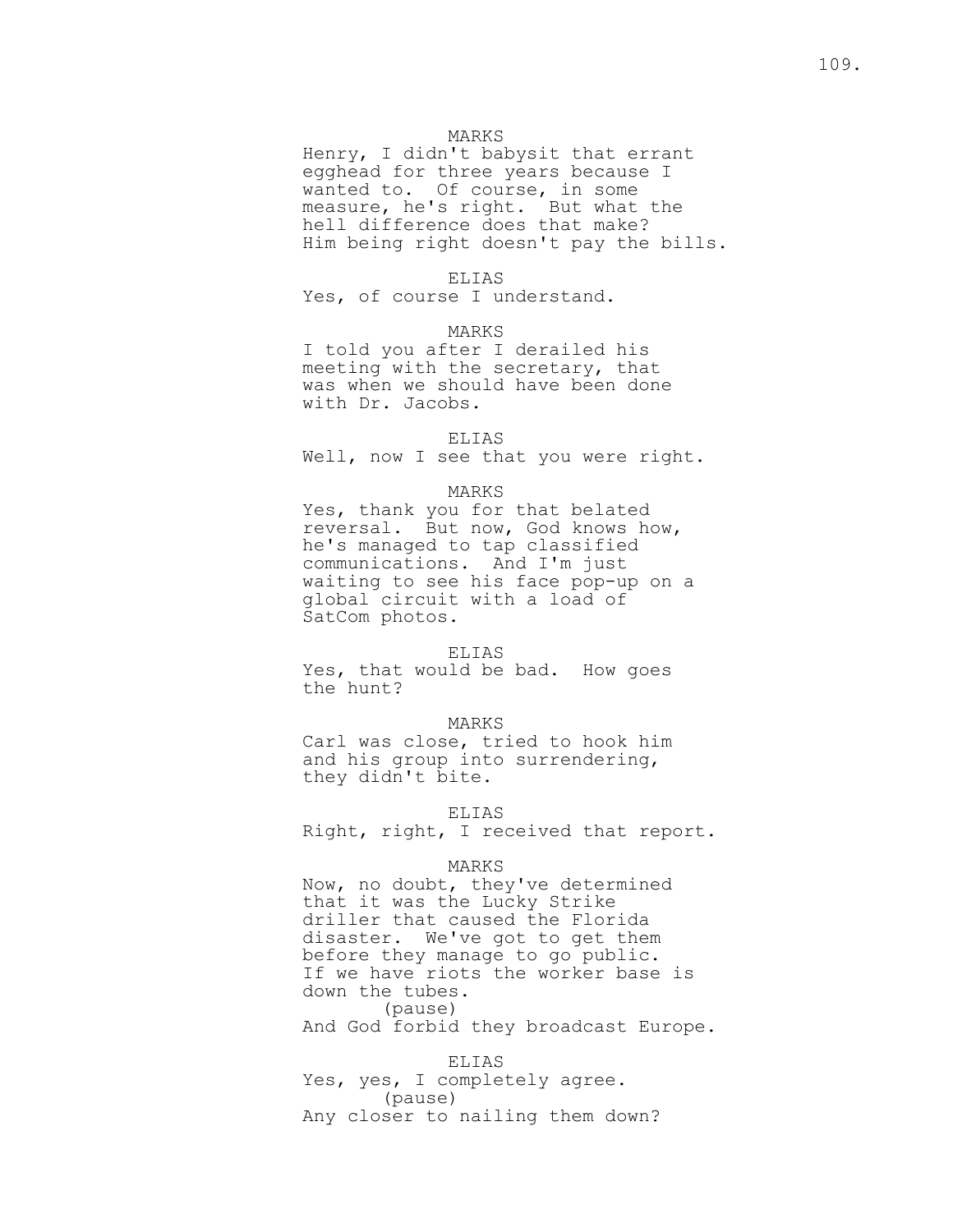MARKS

Henry, I didn't babysit that errant egghead for three years because I wanted to. Of course, in some measure, he's right. But what the hell difference does that make? Him being right doesn't pay the bills.

ELIAS

Yes, of course I understand.

MARKS

I told you after I derailed his meeting with the secretary, that was when we should have been done with Dr. Jacobs.

ELIAS

Well, now I see that you were right.

MARKS

Yes, thank you for that belated reversal. But now, God knows how, he's managed to tap classified communications. And I'm just waiting to see his face pop-up on a global circuit with a load of SatCom photos.

ELIAS

Yes, that would be bad. How goes the hunt?

MARKS

Carl was close, tried to hook him and his group into surrendering, they didn't bite.

ELIAS

Right, right, I received that report.

MARKS

Now, no doubt, they've determined that it was the Lucky Strike driller that caused the Florida disaster. We've got to get them before they manage to go public. If we have riots the worker base is down the tubes.

(pause)

And God forbid they broadcast Europe.

ELIAS

Yes, yes, I completely agree.

(pause)

Any closer to nailing them down?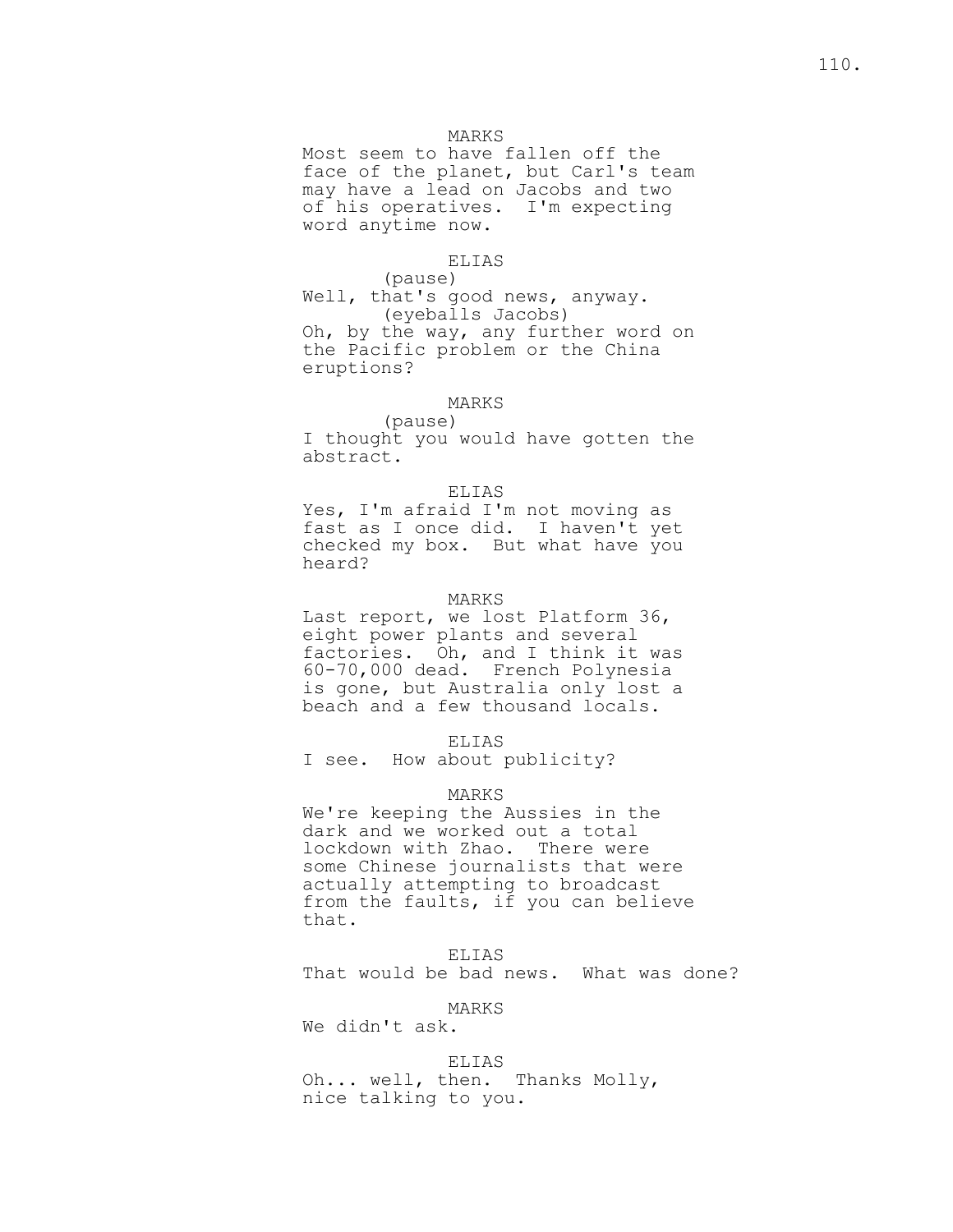MARKS
Most seem to have fallen off the face of the planet, but Carl's team may have a lead on Jacobs and two of his operatives. I'm expecting word anytime now.

ELIAS
(pause)
Well, that's good news, anyway.
(eyeballs Jacobs)
Oh, by the way, any further word on the Pacific problem or the China eruptions?

MARKS
(pause)
I thought you would have gotten the abstract.

ELIAS
Yes, I'm afraid I'm not moving as fast as I once did. I haven't yet checked my box. But what have you heard?

MARKS
Last report, we lost Platform 36, eight power plants and several factories. Oh, and I think it was 60-70,000 dead. French Polynesia is gone, but Australia only lost a beach and a few thousand locals.

ELIAS
I see. How about publicity?

MARKS
We're keeping the Aussies in the dark and we worked out a total lockdown with Zhao. There were some Chinese journalists that were actually attempting to broadcast from the faults, if you can believe that.

ELIAS
That would be bad news. What was done?

MARKS
We didn't ask.

ELIAS
Oh... well, then. Thanks Molly, nice talking to you.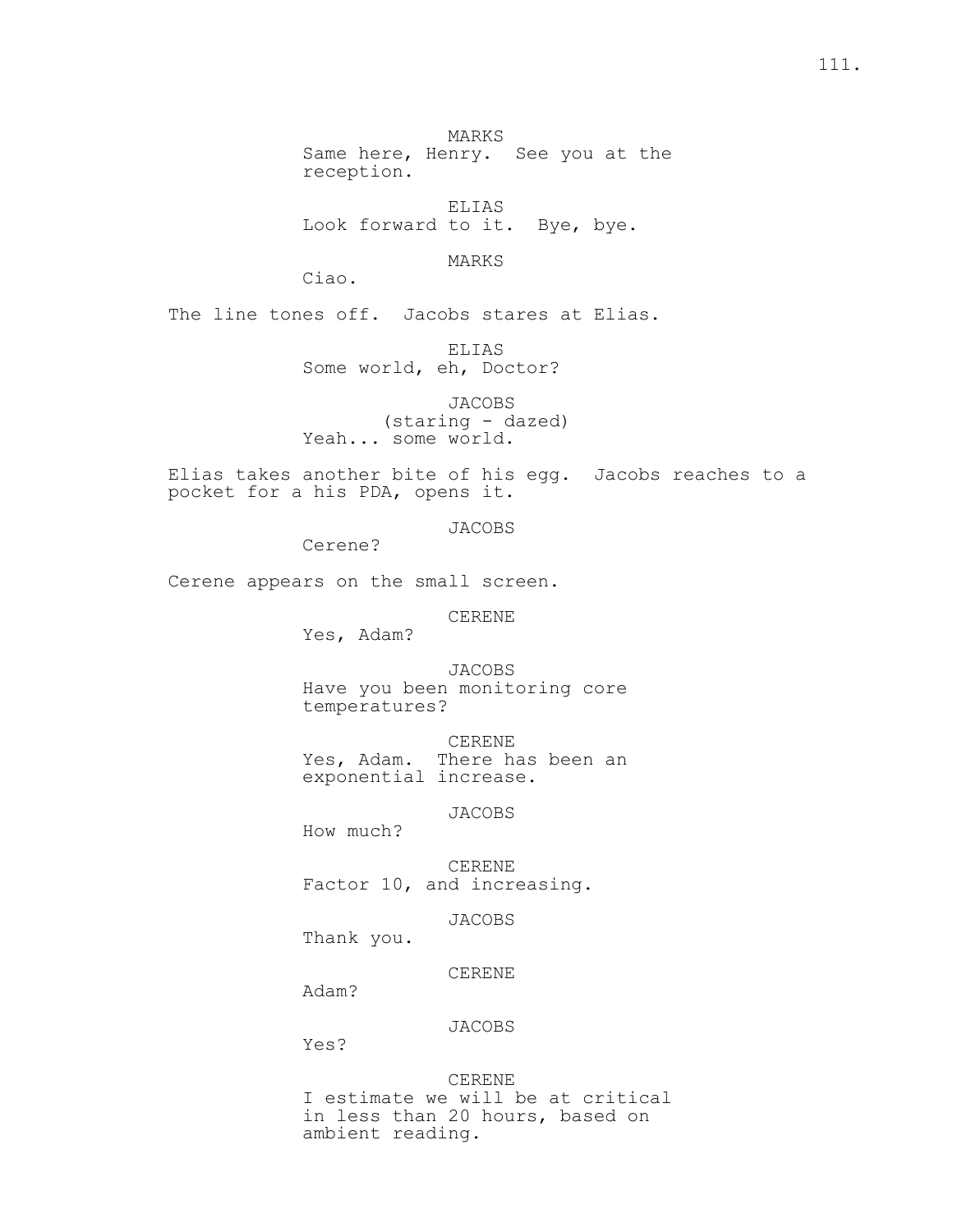MARKS
Same here, Henry. See you at the reception.

ELIAS
Look forward to it. Bye, bye.

MARKS
Ciao.

The line tones off. Jacobs stares at Elias.

ELIAS
Some world, eh, Doctor?

JACOBS
(staring - dazed)
Yeah... some world.

Elias takes another bite of his egg. Jacobs reaches to a pocket for a his PDA, opens it.

JACOBS
Cerene?

Cerene appears on the small screen.

CERENE
Yes, Adam?

JACOBS
Have you been monitoring core temperatures?

CERENE
Yes, Adam. There has been an exponential increase.

JACOBS
How much?

CERENE
Factor 10, and increasing.

JACOBS
Thank you.

CERENE
Adam?

JACOBS
Yes?

CERENE
I estimate we will be at critical in less than 20 hours, based on ambient reading.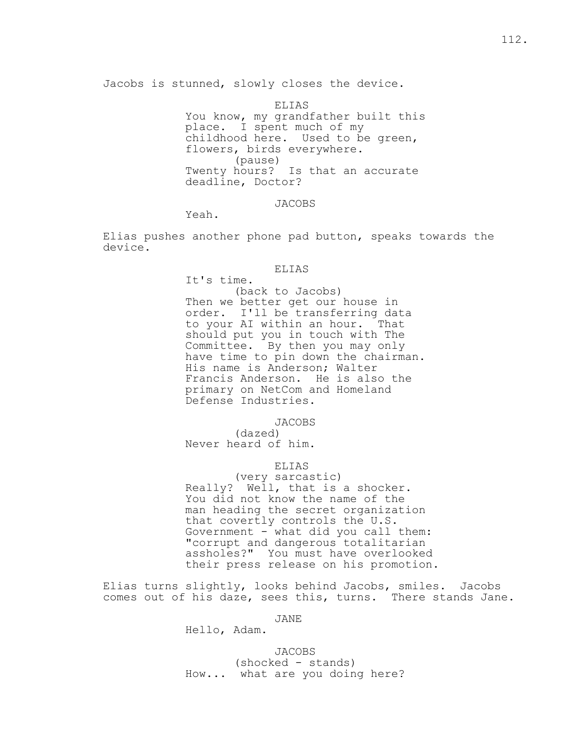Jacobs is stunned, slowly closes the device.

ELIAS
You know, my grandfather built this place. I spent much of my childhood here. Used to be green, flowers, birds everywhere.
(pause)
Twenty hours? Is that an accurate deadline, Doctor?

JACOBS
Yeah.

Elias pushes another phone pad button, speaks towards the device.

ELIAS
It's time.
(back to Jacobs)
Then we better get our house in order. I'll be transferring data to your AI within an hour. That should put you in touch with The Committee. By then you may only have time to pin down the chairman. His name is Anderson; Walter Francis Anderson. He is also the primary on NetCom and Homeland Defense Industries.

JACOBS
(dazed)
Never heard of him.

ELIAS
(very sarcastic)
Really? Well, that is a shocker. You did not know the name of the man heading the secret organization that covertly controls the U.S. Government - what did you call them: "corrupt and dangerous totalitarian assholes?" You must have overlooked their press release on his promotion.

Elias turns slightly, looks behind Jacobs, smiles. Jacobs comes out of his daze, sees this, turns. There stands Jane.

JANE
Hello, Adam.

JACOBS
(shocked - stands)
How... what are you doing here?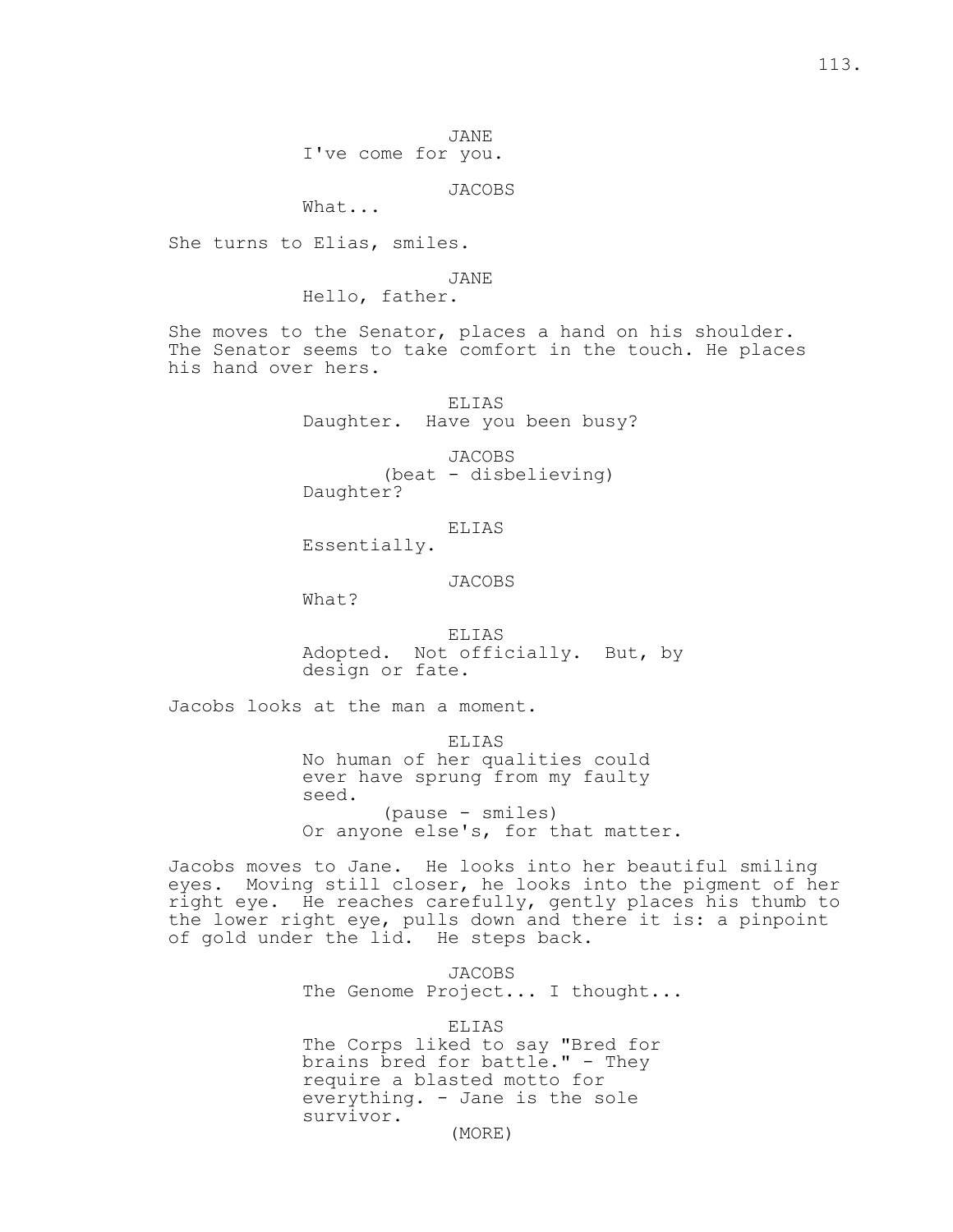JANE
I've come for you.

JACOBS
What...

She turns to Elias, smiles.

JANE
Hello, father.

She moves to the Senator, places a hand on his shoulder. The Senator seems to take comfort in the touch. He places his hand over hers.

ELIAS
Daughter. Have you been busy?

JACOBS
(beat - disbelieving)
Daughter?

ELIAS
Essentially.

JACOBS
What?

ELIAS
Adopted. Not officially. But, by design or fate.

Jacobs looks at the man a moment.

ELIAS
No human of her qualities could ever have sprung from my faulty seed.
(pause - smiles)
Or anyone else's, for that matter.

Jacobs moves to Jane. He looks into her beautiful smiling eyes. Moving still closer, he looks into the pigment of her right eye. He reaches carefully, gently places his thumb to the lower right eye, pulls down and there it is: a pinpoint of gold under the lid. He steps back.

JACOBS
The Genome Project... I thought...

ELIAS
The Corps liked to say "Bred for brains bred for battle." - They require a blasted motto for everything. - Jane is the sole survivor.
(MORE)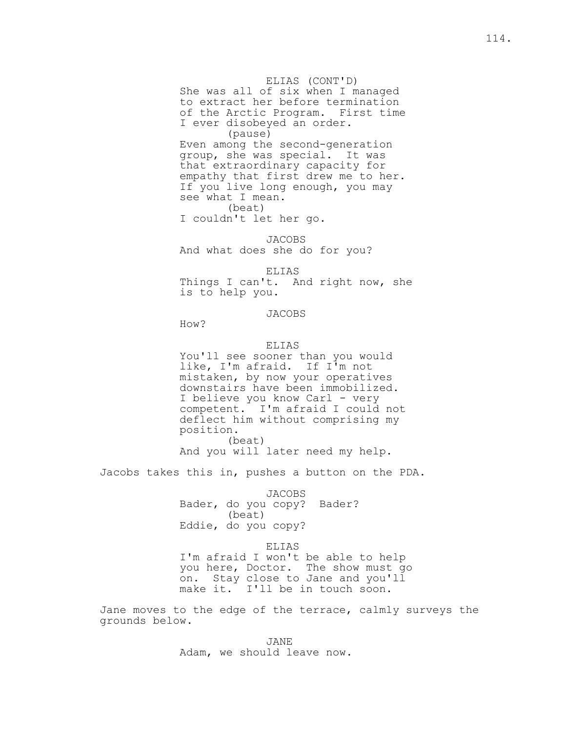ELIAS (CONT'D)
She was all of six when I managed to extract her before termination of the Arctic Program. First time I ever disobeyed an order.
(pause)
Even among the second-generation group, she was special. It was that extraordinary capacity for empathy that first drew me to her. If you live long enough, you may see what I mean.
(beat)
I couldn't let her go.

JACOBS
And what does she do for you?

ELIAS
Things I can't. And right now, she is to help you.

JACOBS
How?

ELIAS
You'll see sooner than you would like, I'm afraid. If I'm not mistaken, by now your operatives downstairs have been immobilized. I believe you know Carl - very competent. I'm afraid I could not deflect him without comprising my position.
(beat)
And you will later need my help.

Jacobs takes this in, pushes a button on the PDA.

JACOBS
Bader, do you copy? Bader?
(beat)
Eddie, do you copy?

ELIAS
I'm afraid I won't be able to help you here, Doctor. The show must go on. Stay close to Jane and you'll make it. I'll be in touch soon.

Jane moves to the edge of the terrace, calmly surveys the grounds below.

JANE
Adam, we should leave now.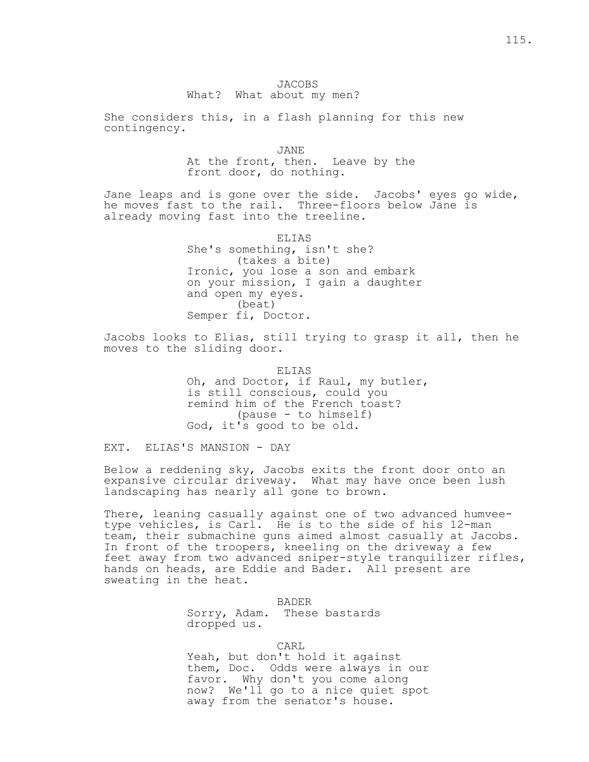JACOBS
What? What about my men?

She considers this, in a flash planning for this new contingency.

JANE
At the front, then. Leave by the front door, do nothing.

Jane leaps and is gone over the side. Jacobs' eyes go wide, he moves fast to the rail. Three-floors below Jane is already moving fast into the treeline.

ELIAS
She's something, isn't she?
(takes a bite)
Ironic, you lose a son and embark on your mission, I gain a daughter and open my eyes.
(beat)
Semper fi, Doctor.

Jacobs looks to Elias, still trying to grasp it all, then he moves to the sliding door.

ELIAS
Oh, and Doctor, if Raul, my butler, is still conscious, could you remind him of the French toast?
(pause - to himself)
God, it's good to be old.

EXT. ELIAS'S MANSION - DAY

Below a reddening sky, Jacobs exits the front door onto an expansive circular driveway. What may have once been lush landscaping has nearly all gone to brown.

There, leaning casually against one of two advanced humvee-type vehicles, is Carl. He is to the side of his 12-man team, their submachine guns aimed almost casually at Jacobs. In front of the troopers, kneeling on the driveway a few feet away from two advanced sniper-style tranquilizer rifles, hands on heads, are Eddie and Bader. All present are sweating in the heat.

BADER
Sorry, Adam. These bastards dropped us.

CARL
Yeah, but don't hold it against them, Doc. Odds were always in our favor. Why don't you come along now? We'll go to a nice quiet spot away from the senator's house.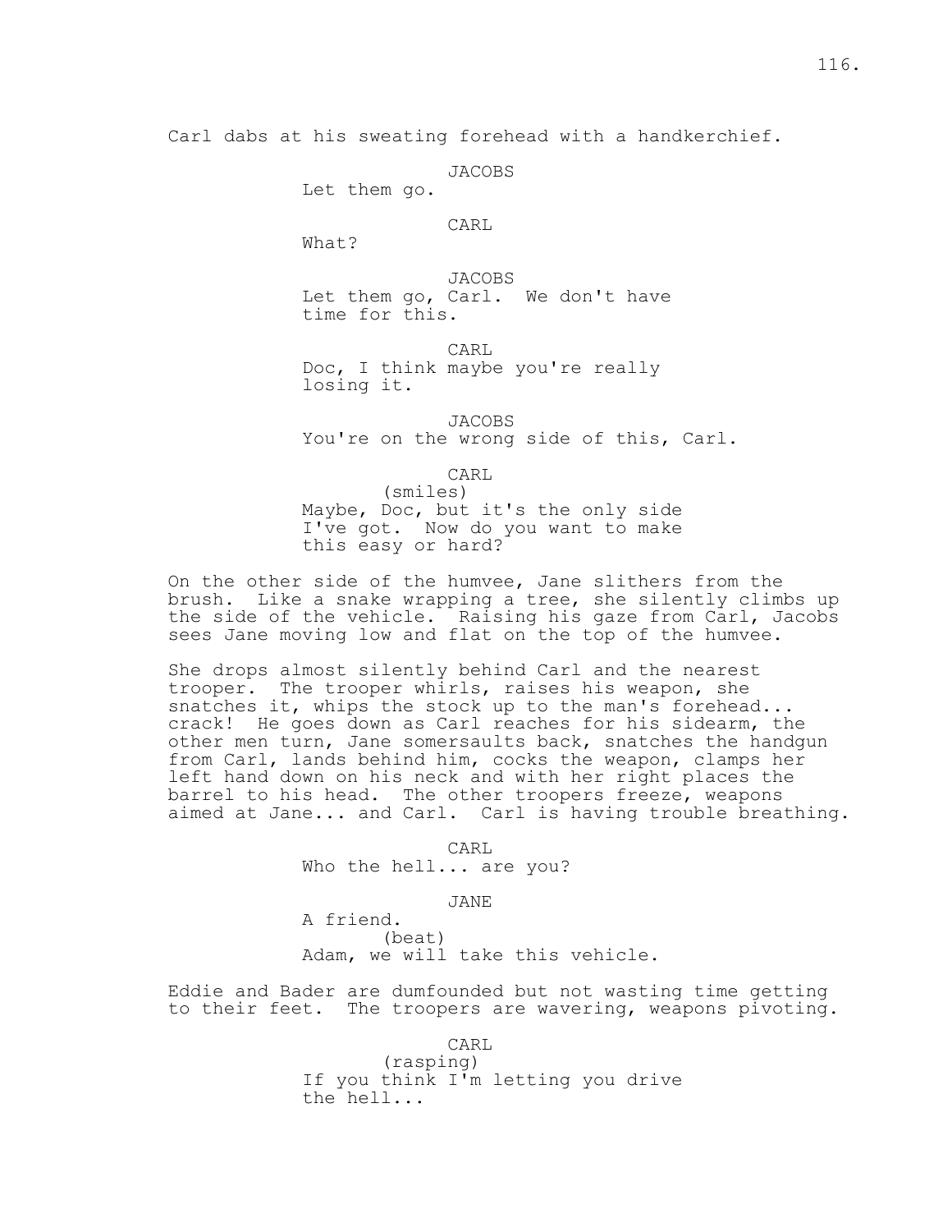Carl dabs at his sweating forehead with a handkerchief.

JACOBS
Let them go.

CARL
What?

JACOBS
Let them go, Carl.  We don't have time for this.

CARL
Doc, I think maybe you're really losing it.

JACOBS
You're on the wrong side of this, Carl.

CARL
(smiles)
Maybe, Doc, but it's the only side I've got.  Now do you want to make this easy or hard?

On the other side of the humvee, Jane slithers from the brush.  Like a snake wrapping a tree, she silently climbs up the side of the vehicle.  Raising his gaze from Carl, Jacobs sees Jane moving low and flat on the top of the humvee.

She drops almost silently behind Carl and the nearest trooper.  The trooper whirls, raises his weapon, she snatches it, whips the stock up to the man's forehead... crack!  He goes down as Carl reaches for his sidearm, the other men turn, Jane somersaults back, snatches the handgun from Carl, lands behind him, cocks the weapon, clamps her left hand down on his neck and with her right places the barrel to his head.  The other troopers freeze, weapons aimed at Jane... and Carl.  Carl is having trouble breathing.

CARL
Who the hell... are you?

JANE
A friend.
(beat)
Adam, we will take this vehicle.

Eddie and Bader are dumfounded but not wasting time getting to their feet.  The troopers are wavering, weapons pivoting.

CARL
(rasping)
If you think I'm letting you drive the hell...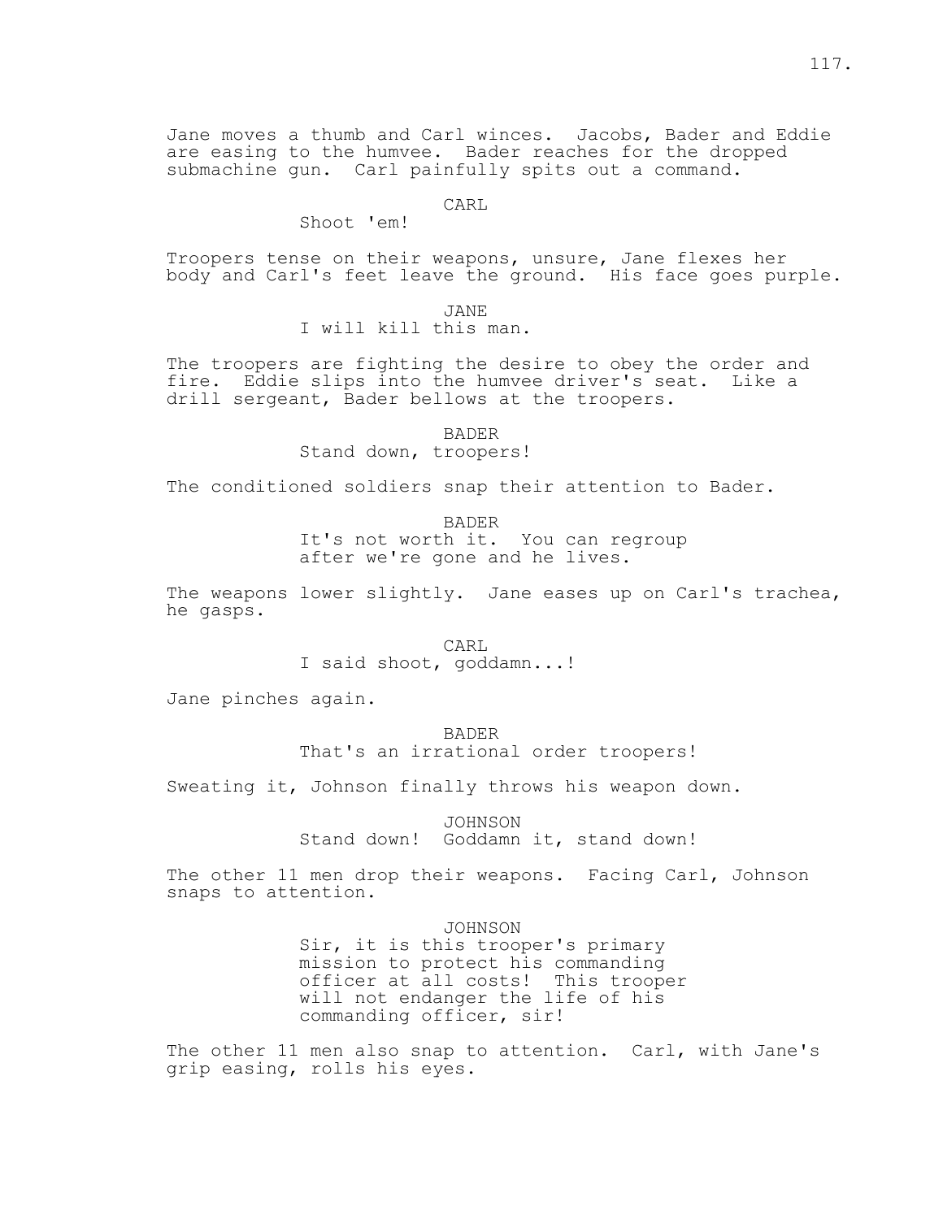Jane moves a thumb and Carl winces. Jacobs, Bader and Eddie are easing to the humvee. Bader reaches for the dropped submachine gun. Carl painfully spits out a command.

CARL
Shoot 'em!

Troopers tense on their weapons, unsure, Jane flexes her body and Carl's feet leave the ground. His face goes purple.

JANE
I will kill this man.

The troopers are fighting the desire to obey the order and fire. Eddie slips into the humvee driver's seat. Like a drill sergeant, Bader bellows at the troopers.

BADER
Stand down, troopers!

The conditioned soldiers snap their attention to Bader.

BADER
It's not worth it. You can regroup after we're gone and he lives.

The weapons lower slightly. Jane eases up on Carl's trachea, he gasps.

CARL
I said shoot, goddamn...!

Jane pinches again.

BADER
That's an irrational order troopers!

Sweating it, Johnson finally throws his weapon down.

JOHNSON
Stand down! Goddamn it, stand down!

The other 11 men drop their weapons. Facing Carl, Johnson snaps to attention.

JOHNSON
Sir, it is this trooper's primary mission to protect his commanding officer at all costs! This trooper will not endanger the life of his commanding officer, sir!

The other 11 men also snap to attention. Carl, with Jane's grip easing, rolls his eyes.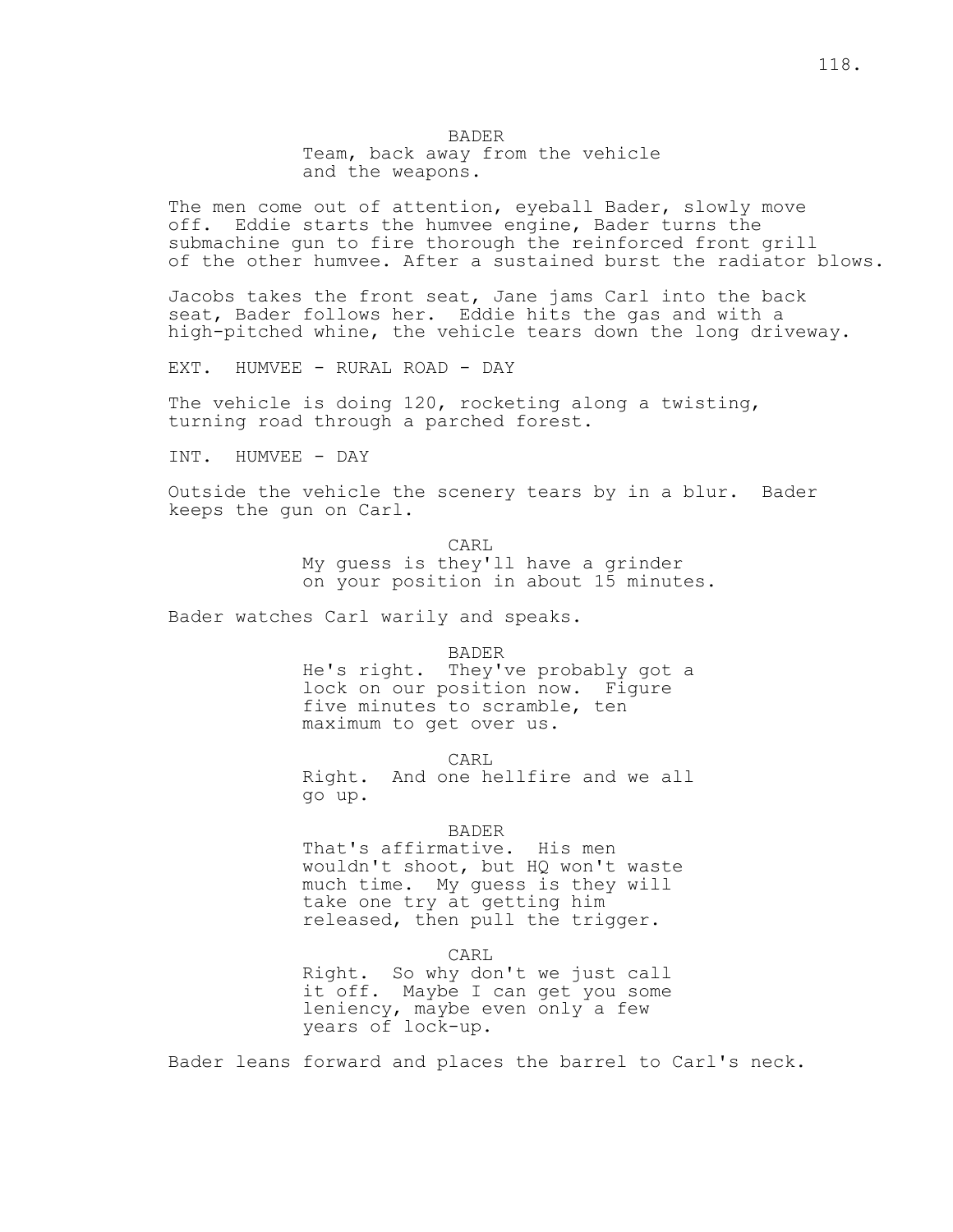BADER
Team, back away from the vehicle and the weapons.

The men come out of attention, eyeball Bader, slowly move off. Eddie starts the humvee engine, Bader turns the submachine gun to fire thorough the reinforced front grill of the other humvee. After a sustained burst the radiator blows.

Jacobs takes the front seat, Jane jams Carl into the back seat, Bader follows her. Eddie hits the gas and with a high-pitched whine, the vehicle tears down the long driveway.

EXT. HUMVEE - RURAL ROAD - DAY

The vehicle is doing 120, rocketing along a twisting, turning road through a parched forest.

INT. HUMVEE - DAY

Outside the vehicle the scenery tears by in a blur. Bader keeps the gun on Carl.

CARL
My guess is they'll have a grinder on your position in about 15 minutes.

Bader watches Carl warily and speaks.

BADER
He's right. They've probably got a lock on our position now. Figure five minutes to scramble, ten maximum to get over us.

CARL
Right. And one hellfire and we all go up.

BADER
That's affirmative. His men wouldn't shoot, but HQ won't waste much time. My guess is they will take one try at getting him released, then pull the trigger.

CARL
Right. So why don't we just call it off. Maybe I can get you some leniency, maybe even only a few years of lock-up.

Bader leans forward and places the barrel to Carl's neck.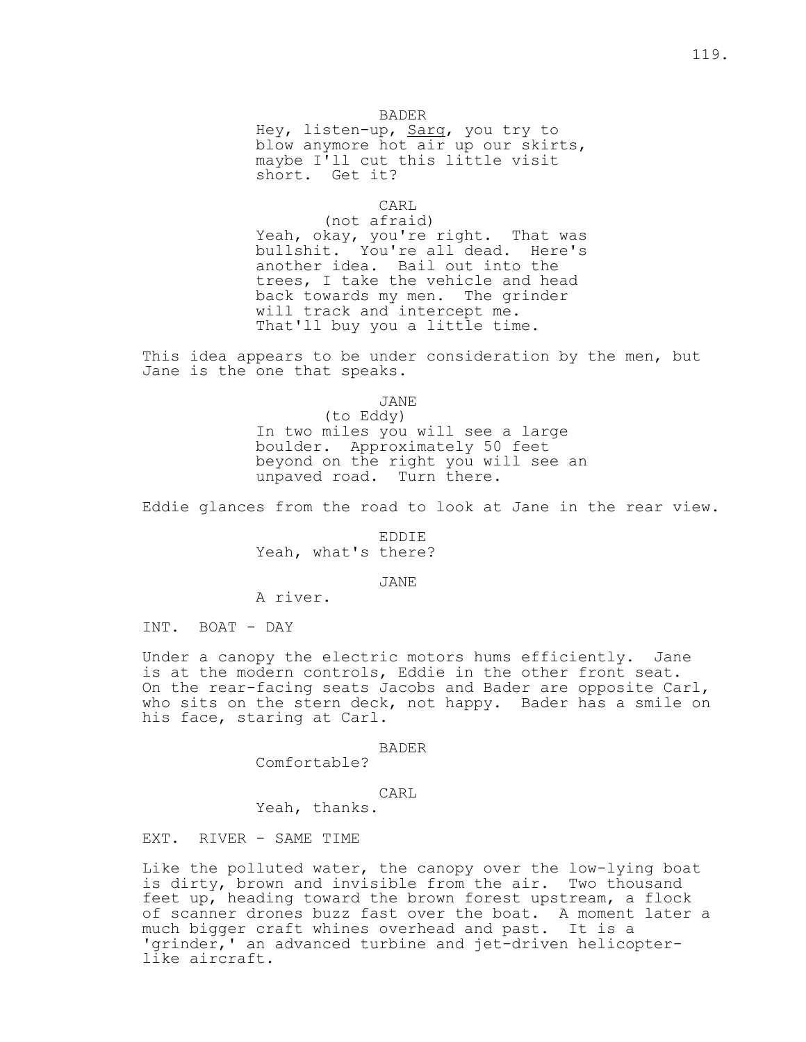BADER

Hey, listen-up, Sarg, you try to blow anymore hot air up our skirts, maybe I'll cut this little visit short. Get it?

CARL

(not afraid)

Yeah, okay, you're right. That was bullshit. You're all dead. Here's another idea. Bail out into the trees, I take the vehicle and head back towards my men. The grinder will track and intercept me. That'll buy you a little time.

This idea appears to be under consideration by the men, but Jane is the one that speaks.

JANE

(to Eddy)

In two miles you will see a large boulder. Approximately 50 feet beyond on the right you will see an unpaved road. Turn there.

Eddie glances from the road to look at Jane in the rear view.

EDDIE

Yeah, what's there?

JANE

A river.

INT. BOAT - DAY

Under a canopy the electric motors hums efficiently. Jane is at the modern controls, Eddie in the other front seat. On the rear-facing seats Jacobs and Bader are opposite Carl, who sits on the stern deck, not happy. Bader has a smile on his face, staring at Carl.

BADER

Comfortable?

CARL

Yeah, thanks.

EXT. RIVER - SAME TIME

Like the polluted water, the canopy over the low-lying boat is dirty, brown and invisible from the air. Two thousand feet up, heading toward the brown forest upstream, a flock of scanner drones buzz fast over the boat. A moment later a much bigger craft whines overhead and past. It is a 'grinder,' an advanced turbine and jet-driven helicopter-like aircraft.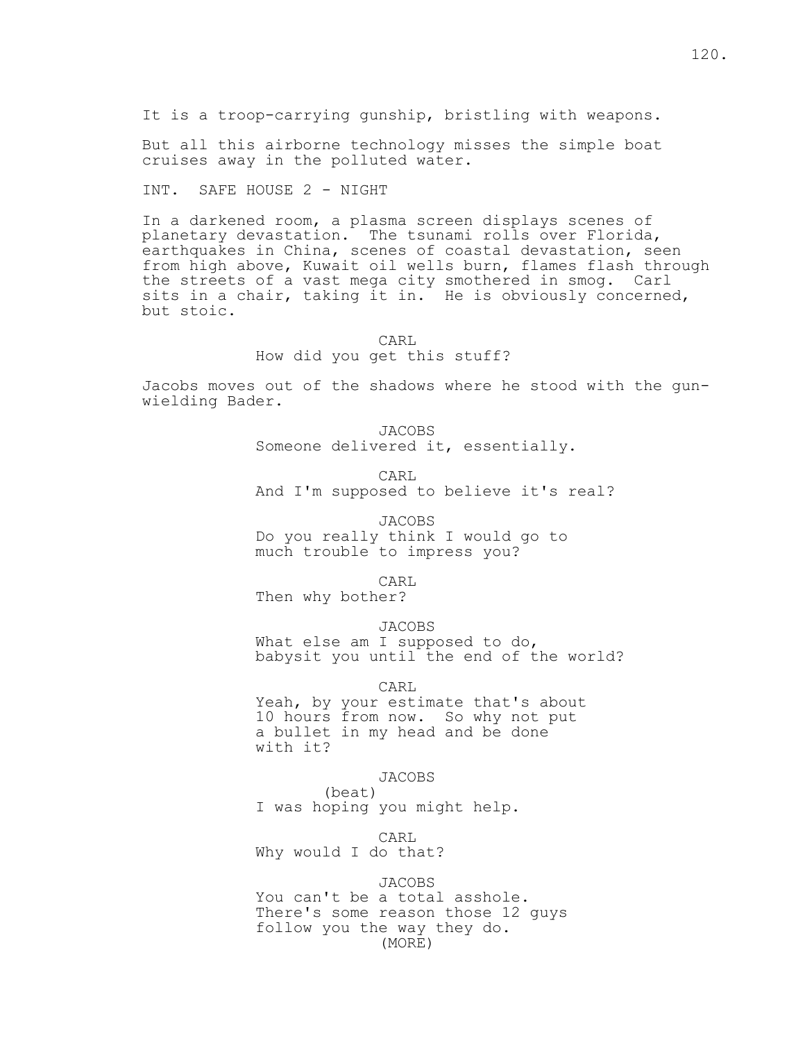It is a troop-carrying gunship, bristling with weapons.

But all this airborne technology misses the simple boat cruises away in the polluted water.

INT. SAFE HOUSE 2 - NIGHT

In a darkened room, a plasma screen displays scenes of planetary devastation. The tsunami rolls over Florida, earthquakes in China, scenes of coastal devastation, seen from high above, Kuwait oil wells burn, flames flash through the streets of a vast mega city smothered in smog. Carl sits in a chair, taking it in. He is obviously concerned, but stoic.

CARL
How did you get this stuff?

Jacobs moves out of the shadows where he stood with the gun-wielding Bader.

JACOBS
Someone delivered it, essentially.

CARL
And I'm supposed to believe it's real?

JACOBS
Do you really think I would go to much trouble to impress you?

CARL
Then why bother?

JACOBS
What else am I supposed to do, babysit you until the end of the world?

CARL
Yeah, by your estimate that's about 10 hours from now. So why not put a bullet in my head and be done with it?

JACOBS
(beat)
I was hoping you might help.

CARL
Why would I do that?

JACOBS
You can't be a total asshole. There's some reason those 12 guys follow you the way they do.
(MORE)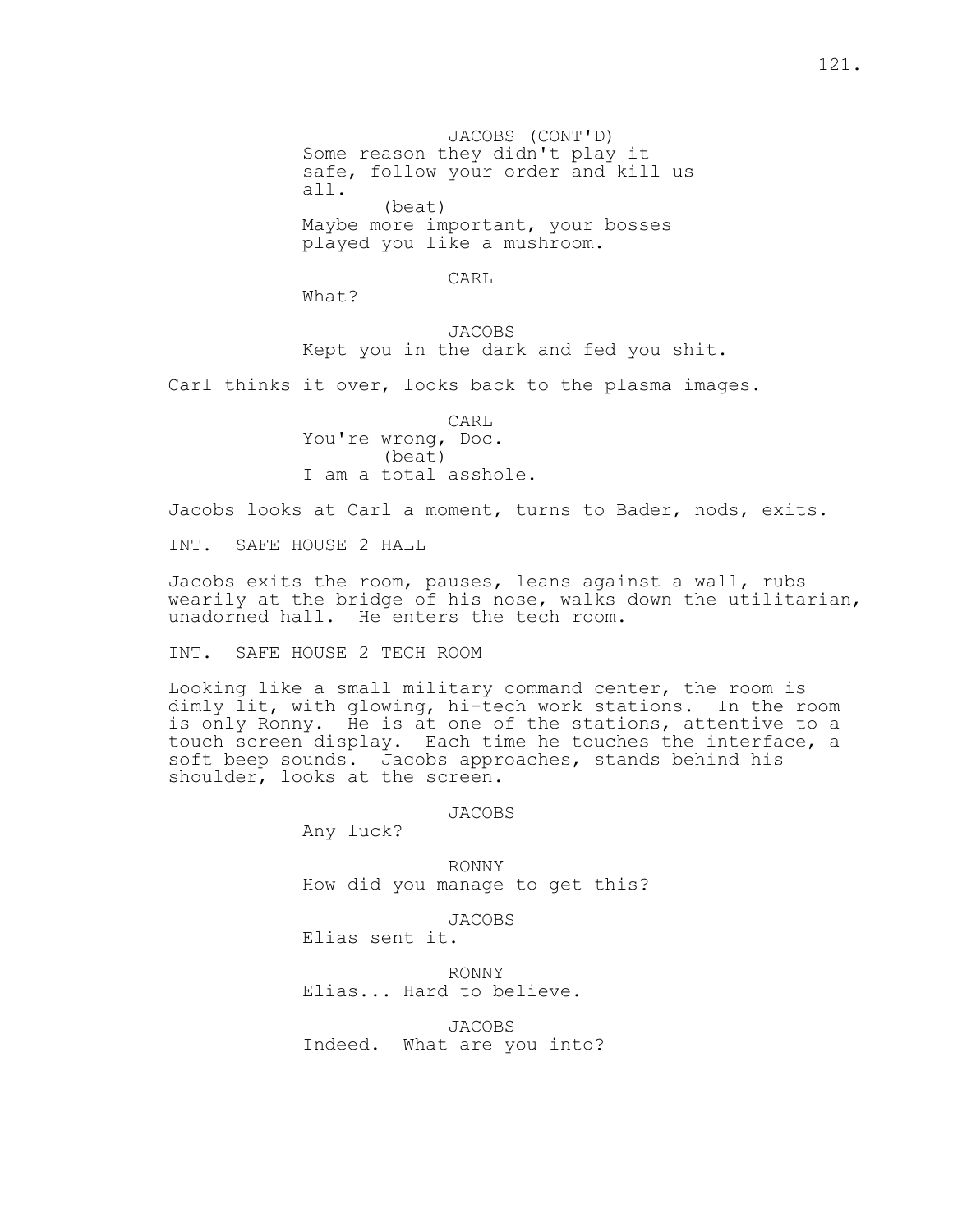JACOBS (CONT'D)
Some reason they didn't play it safe, follow your order and kill us all.
(beat)
Maybe more important, your bosses played you like a mushroom.

CARL
What?

JACOBS
Kept you in the dark and fed you shit.

Carl thinks it over, looks back to the plasma images.

CARL
You're wrong, Doc.
(beat)
I am a total asshole.

Jacobs looks at Carl a moment, turns to Bader, nods, exits.

INT. SAFE HOUSE 2 HALL

Jacobs exits the room, pauses, leans against a wall, rubs wearily at the bridge of his nose, walks down the utilitarian, unadorned hall. He enters the tech room.

INT. SAFE HOUSE 2 TECH ROOM

Looking like a small military command center, the room is dimly lit, with glowing, hi-tech work stations. In the room is only Ronny. He is at one of the stations, attentive to a touch screen display. Each time he touches the interface, a soft beep sounds. Jacobs approaches, stands behind his shoulder, looks at the screen.

JACOBS
Any luck?

RONNY
How did you manage to get this?

JACOBS
Elias sent it.

RONNY
Elias... Hard to believe.

JACOBS
Indeed. What are you into?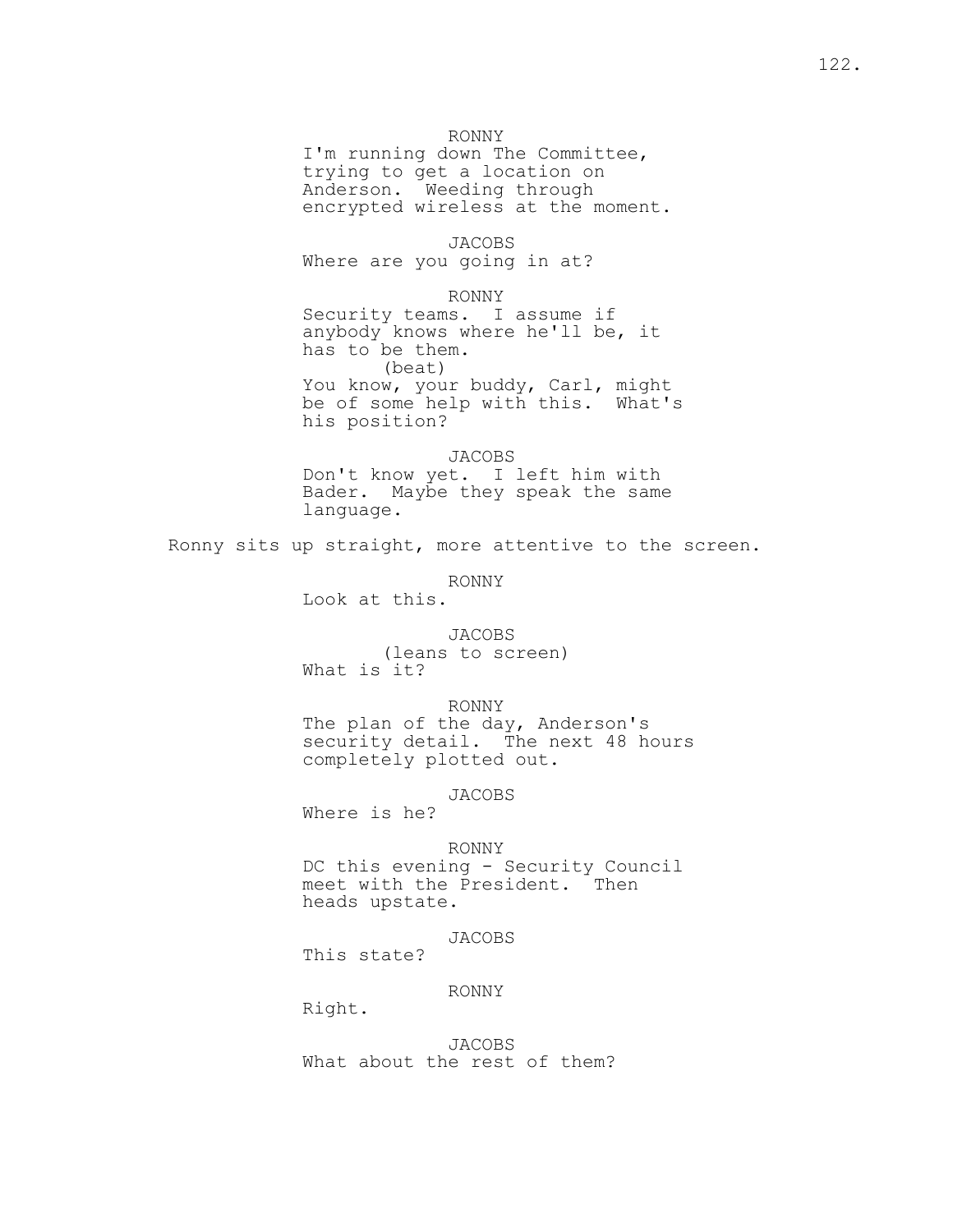RONNY
I'm running down The Committee, trying to get a location on Anderson. Weeding through encrypted wireless at the moment.

JACOBS
Where are you going in at?

RONNY
Security teams. I assume if anybody knows where he'll be, it has to be them.
(beat)
You know, your buddy, Carl, might be of some help with this. What's his position?

JACOBS
Don't know yet. I left him with Bader. Maybe they speak the same language.

Ronny sits up straight, more attentive to the screen.

RONNY
Look at this.

JACOBS
(leans to screen)
What is it?

RONNY
The plan of the day, Anderson's security detail. The next 48 hours completely plotted out.

JACOBS
Where is he?

RONNY
DC this evening - Security Council meet with the President. Then heads upstate.

JACOBS
This state?

RONNY
Right.

JACOBS
What about the rest of them?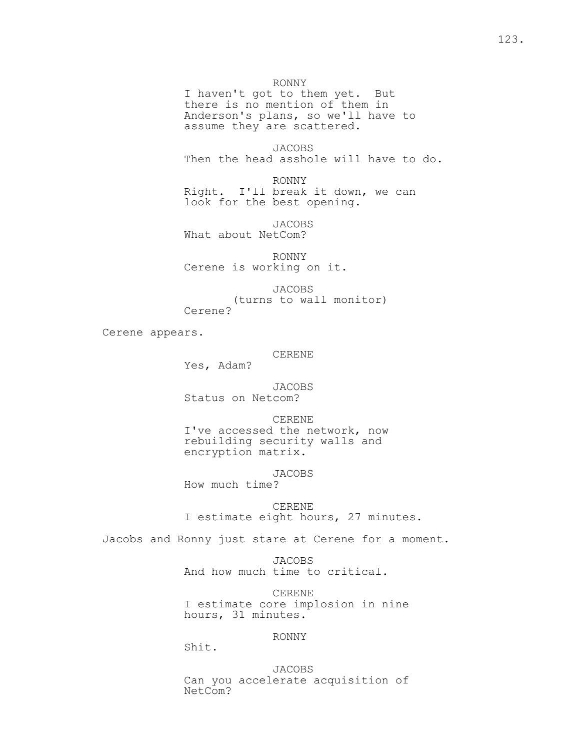RONNY
I haven't got to them yet. But there is no mention of them in Anderson's plans, so we'll have to assume they are scattered.

JACOBS
Then the head asshole will have to do.

RONNY
Right. I'll break it down, we can look for the best opening.

JACOBS
What about NetCom?

RONNY
Cerene is working on it.

JACOBS
(turns to wall monitor)
Cerene?

Cerene appears.

CERENE
Yes, Adam?

JACOBS
Status on Netcom?

CERENE
I've accessed the network, now rebuilding security walls and encryption matrix.

JACOBS
How much time?

CERENE
I estimate eight hours, 27 minutes.

Jacobs and Ronny just stare at Cerene for a moment.

JACOBS
And how much time to critical.

CERENE
I estimate core implosion in nine hours, 31 minutes.

RONNY
Shit.

JACOBS
Can you accelerate acquisition of NetCom?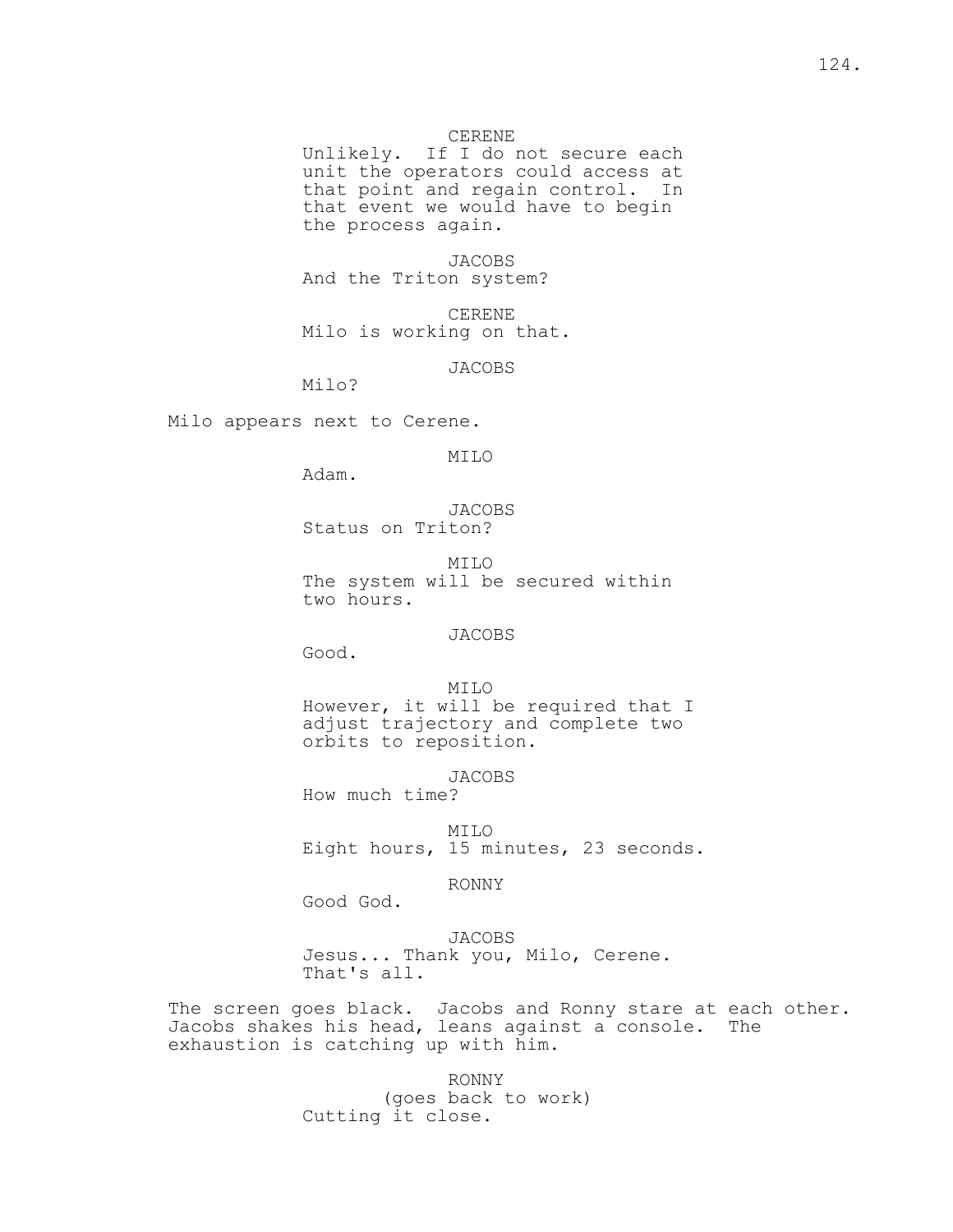CERENE
Unlikely. If I do not secure each unit the operators could access at that point and regain control. In that event we would have to begin the process again.

JACOBS
And the Triton system?

CERENE
Milo is working on that.

JACOBS
Milo?

Milo appears next to Cerene.

MILO
Adam.

JACOBS
Status on Triton?

MILO
The system will be secured within two hours.

JACOBS
Good.

MILO
However, it will be required that I adjust trajectory and complete two orbits to reposition.

JACOBS
How much time?

MILO
Eight hours, 15 minutes, 23 seconds.

RONNY
Good God.

JACOBS
Jesus... Thank you, Milo, Cerene. That's all.

The screen goes black. Jacobs and Ronny stare at each other. Jacobs shakes his head, leans against a console. The exhaustion is catching up with him.

RONNY
(goes back to work)
Cutting it close.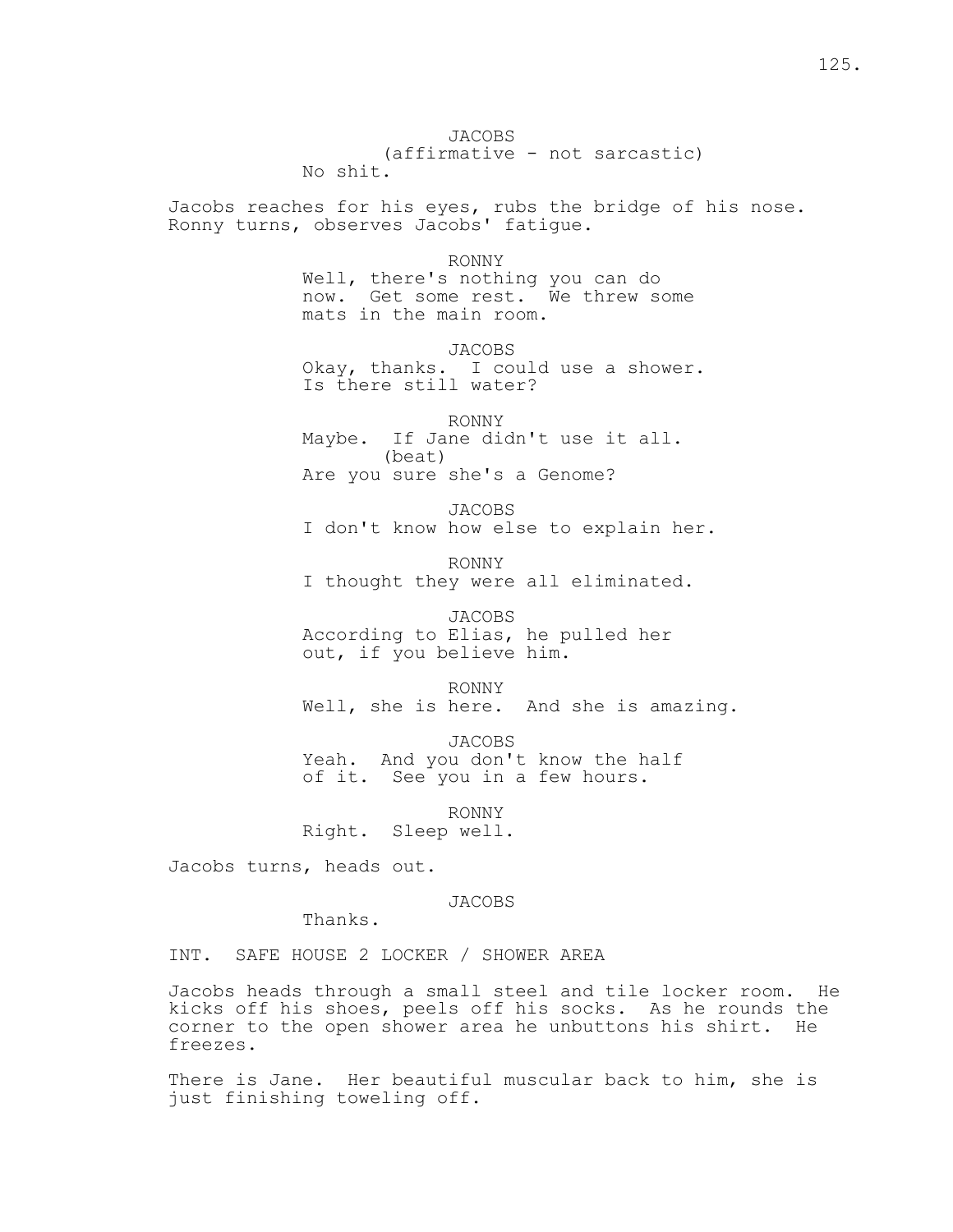JACOBS
(affirmative - not sarcastic)
No shit.

Jacobs reaches for his eyes, rubs the bridge of his nose. Ronny turns, observes Jacobs' fatigue.

RONNY
Well, there's nothing you can do now. Get some rest. We threw some mats in the main room.

JACOBS
Okay, thanks. I could use a shower. Is there still water?

RONNY
Maybe. If Jane didn't use it all.
(beat)
Are you sure she's a Genome?

JACOBS
I don't know how else to explain her.

RONNY
I thought they were all eliminated.

JACOBS
According to Elias, he pulled her out, if you believe him.

RONNY
Well, she is here. And she is amazing.

JACOBS
Yeah. And you don't know the half of it. See you in a few hours.

RONNY
Right. Sleep well.

Jacobs turns, heads out.

JACOBS
Thanks.

INT. SAFE HOUSE 2 LOCKER / SHOWER AREA

Jacobs heads through a small steel and tile locker room. He kicks off his shoes, peels off his socks. As he rounds the corner to the open shower area he unbuttons his shirt. He freezes.

There is Jane. Her beautiful muscular back to him, she is just finishing toweling off.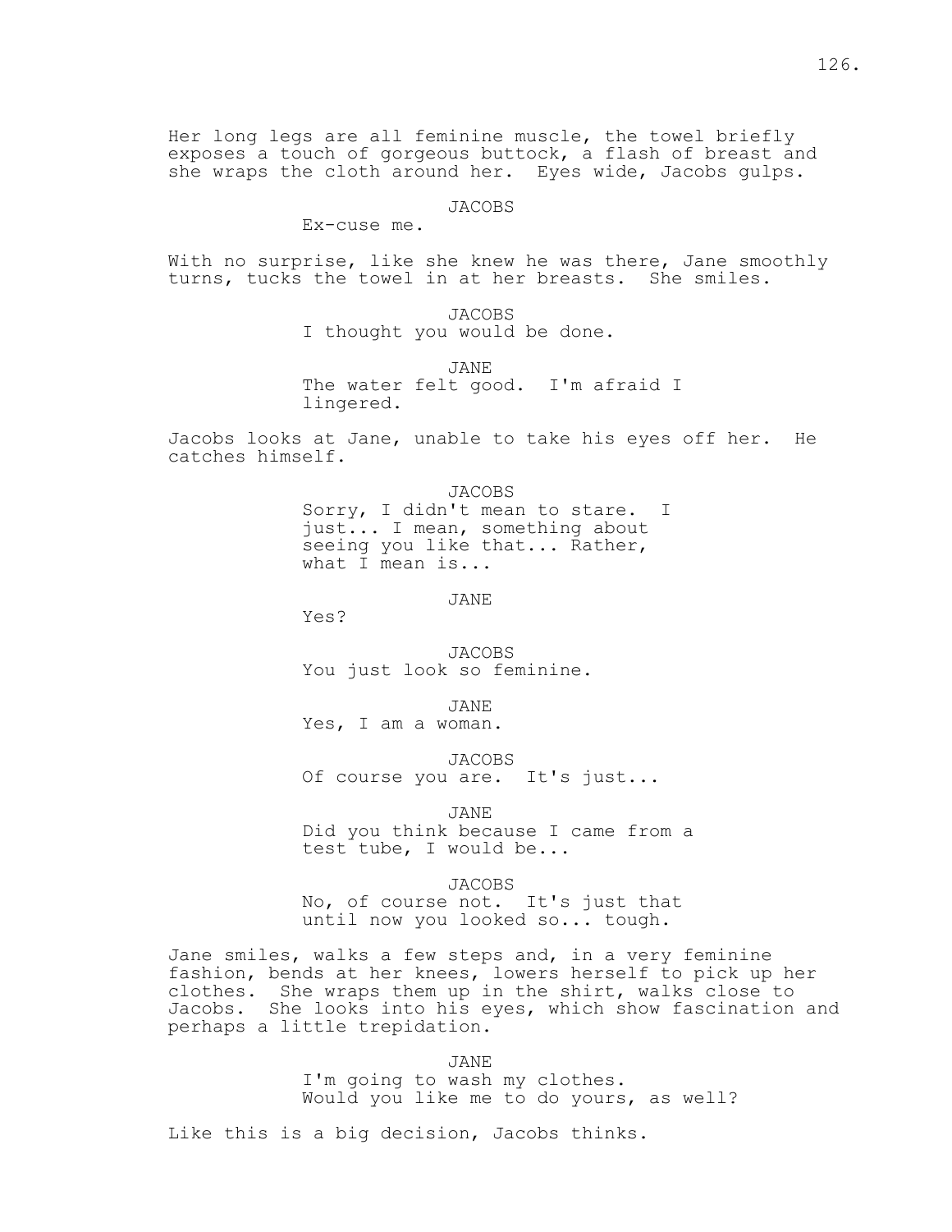Her long legs are all feminine muscle, the towel briefly exposes a touch of gorgeous buttock, a flash of breast and she wraps the cloth around her. Eyes wide, Jacobs gulps.

JACOBS
Ex-cuse me.

With no surprise, like she knew he was there, Jane smoothly turns, tucks the towel in at her breasts. She smiles.

JACOBS
I thought you would be done.

JANE
The water felt good. I'm afraid I lingered.

Jacobs looks at Jane, unable to take his eyes off her. He catches himself.

JACOBS
Sorry, I didn't mean to stare. I just... I mean, something about seeing you like that... Rather, what I mean is...

JANE
Yes?

JACOBS
You just look so feminine.

JANE
Yes, I am a woman.

JACOBS
Of course you are. It's just...

JANE
Did you think because I came from a test tube, I would be...

JACOBS
No, of course not. It's just that until now you looked so... tough.

Jane smiles, walks a few steps and, in a very feminine fashion, bends at her knees, lowers herself to pick up her clothes. She wraps them up in the shirt, walks close to Jacobs. She looks into his eyes, which show fascination and perhaps a little trepidation.

JANE
I'm going to wash my clothes. Would you like me to do yours, as well?

Like this is a big decision, Jacobs thinks.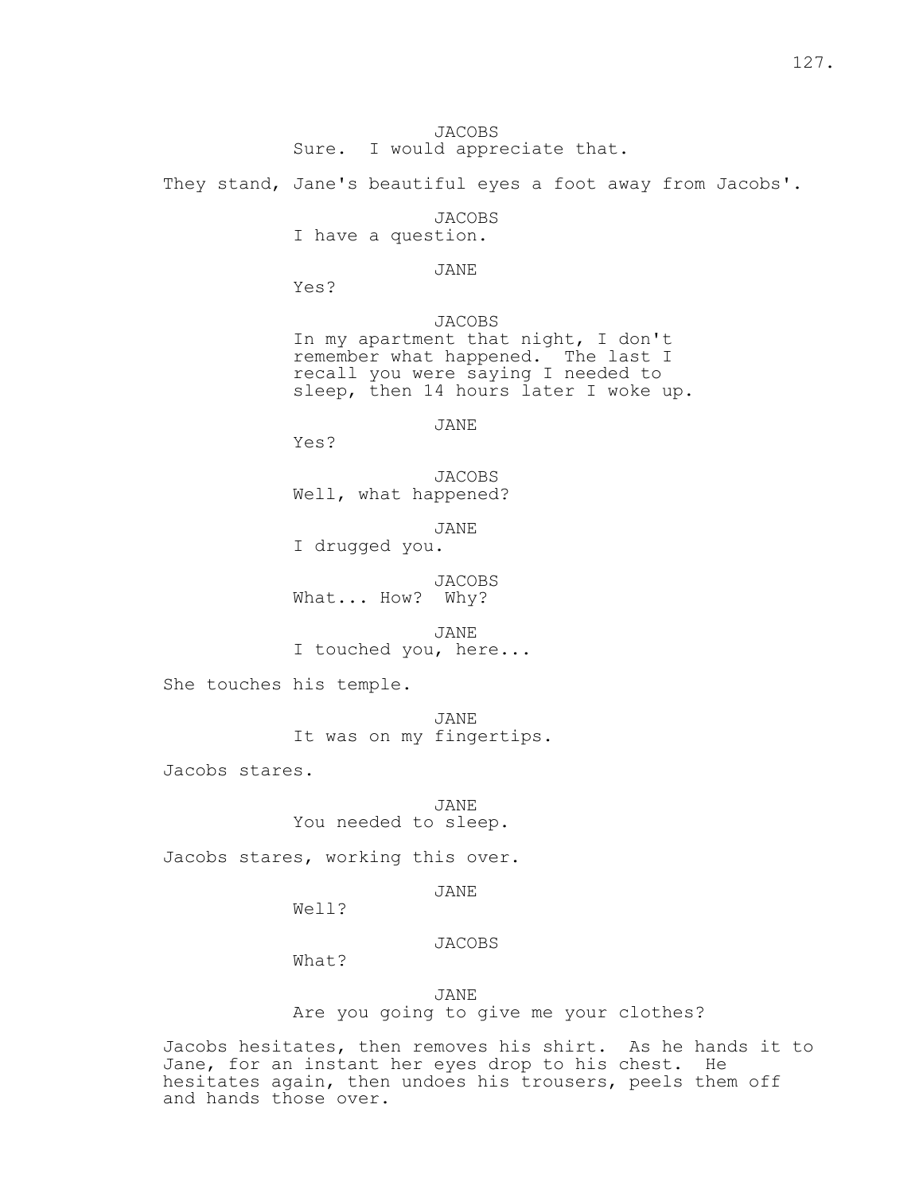JACOBS
Sure. I would appreciate that.

They stand, Jane's beautiful eyes a foot away from Jacobs'.

JACOBS
I have a question.

JANE
Yes?

JACOBS
In my apartment that night, I don't remember what happened. The last I recall you were saying I needed to sleep, then 14 hours later I woke up.

JANE
Yes?

JACOBS
Well, what happened?

JANE
I drugged you.

JACOBS
What... How? Why?

JANE
I touched you, here...

She touches his temple.

JANE
It was on my fingertips.

Jacobs stares.

JANE
You needed to sleep.

Jacobs stares, working this over.

JANE
Well?

JACOBS
What?

JANE
Are you going to give me your clothes?

Jacobs hesitates, then removes his shirt. As he hands it to Jane, for an instant her eyes drop to his chest. He hesitates again, then undoes his trousers, peels them off and hands those over.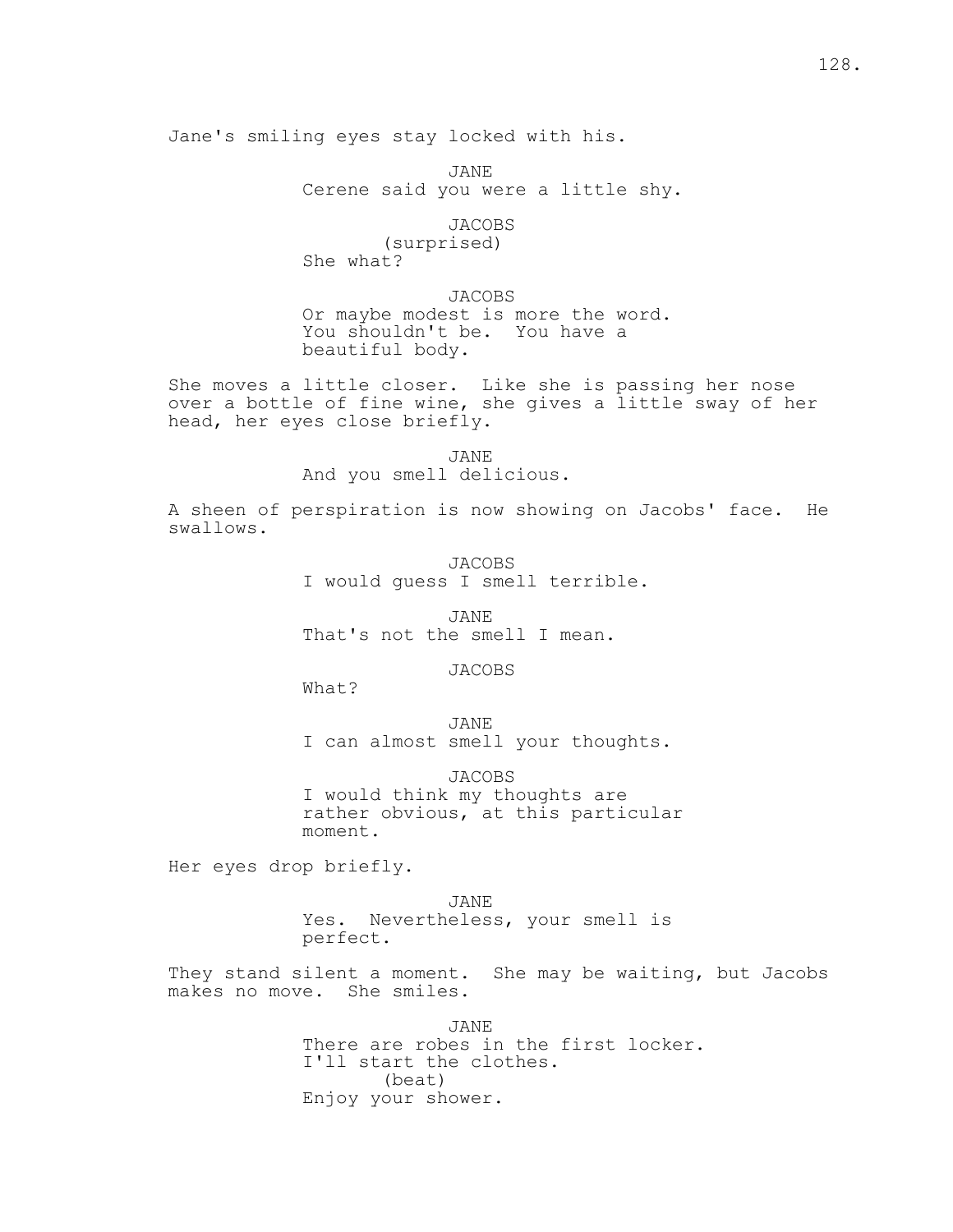Jane's smiling eyes stay locked with his.

JANE
Cerene said you were a little shy.

JACOBS
(surprised)
She what?

JACOBS
Or maybe modest is more the word.
You shouldn't be. You have a
beautiful body.

She moves a little closer. Like she is passing her nose over a bottle of fine wine, she gives a little sway of her head, her eyes close briefly.

JANE
And you smell delicious.

A sheen of perspiration is now showing on Jacobs' face. He swallows.

JACOBS
I would guess I smell terrible.

JANE
That's not the smell I mean.

JACOBS
What?

JANE
I can almost smell your thoughts.

JACOBS
I would think my thoughts are
rather obvious, at this particular
moment.

Her eyes drop briefly.

JANE
Yes. Nevertheless, your smell is
perfect.

They stand silent a moment. She may be waiting, but Jacobs makes no move. She smiles.

JANE
There are robes in the first locker.
I'll start the clothes.
(beat)
Enjoy your shower.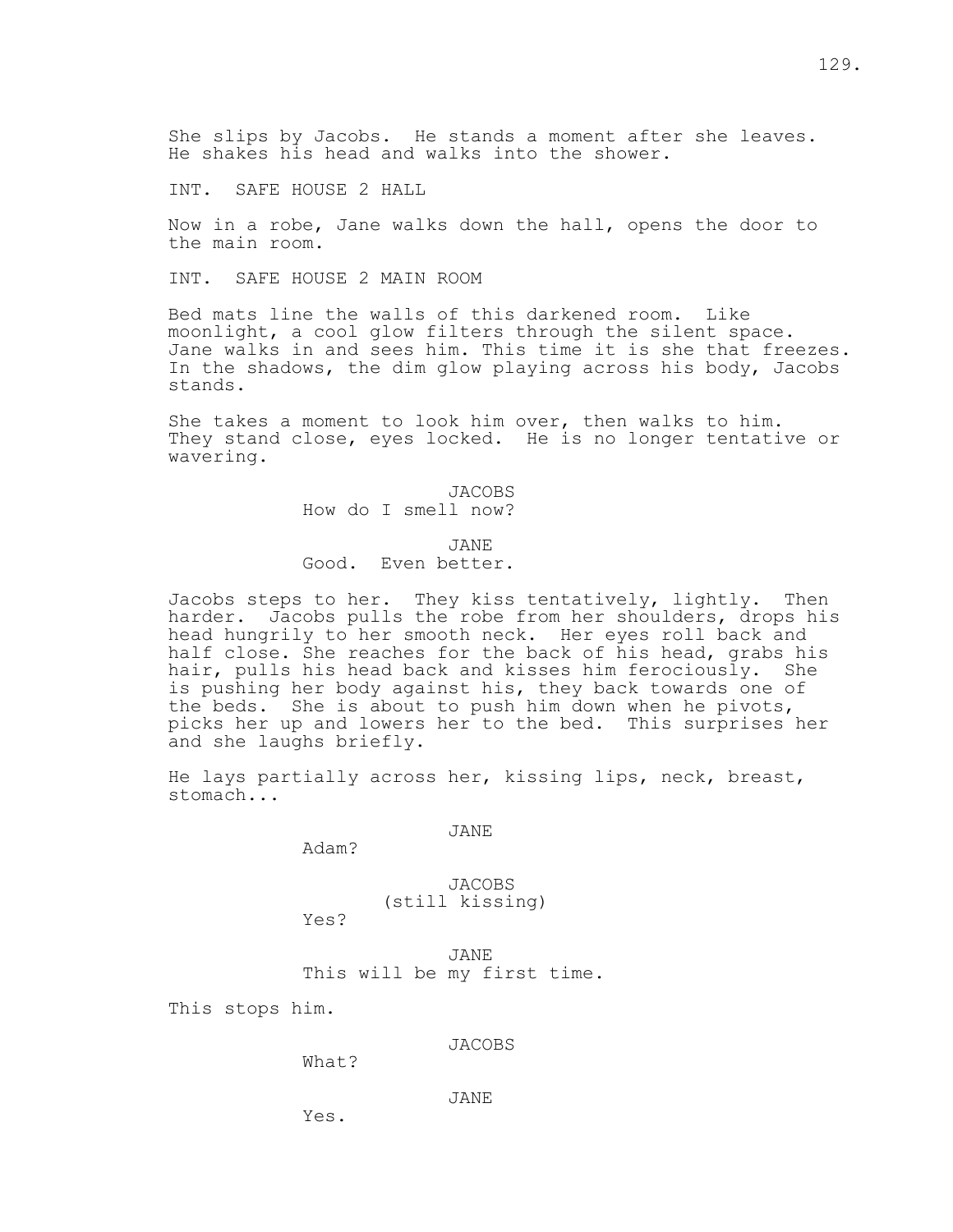She slips by Jacobs. He stands a moment after she leaves. He shakes his head and walks into the shower.

INT. SAFE HOUSE 2 HALL

Now in a robe, Jane walks down the hall, opens the door to the main room.

INT. SAFE HOUSE 2 MAIN ROOM

Bed mats line the walls of this darkened room. Like moonlight, a cool glow filters through the silent space. Jane walks in and sees him. This time it is she that freezes. In the shadows, the dim glow playing across his body, Jacobs stands.

She takes a moment to look him over, then walks to him. They stand close, eyes locked. He is no longer tentative or wavering.

JACOBS
How do I smell now?

JANE
Good. Even better.

Jacobs steps to her. They kiss tentatively, lightly. Then harder. Jacobs pulls the robe from her shoulders, drops his head hungrily to her smooth neck. Her eyes roll back and half close. She reaches for the back of his head, grabs his hair, pulls his head back and kisses him ferociously. She is pushing her body against his, they back towards one of the beds. She is about to push him down when he pivots, picks her up and lowers her to the bed. This surprises her and she laughs briefly.

He lays partially across her, kissing lips, neck, breast, stomach...

JANE
Adam?

JACOBS
(still kissing)
Yes?

JANE
This will be my first time.

This stops him.

JACOBS
What?

JANE
Yes.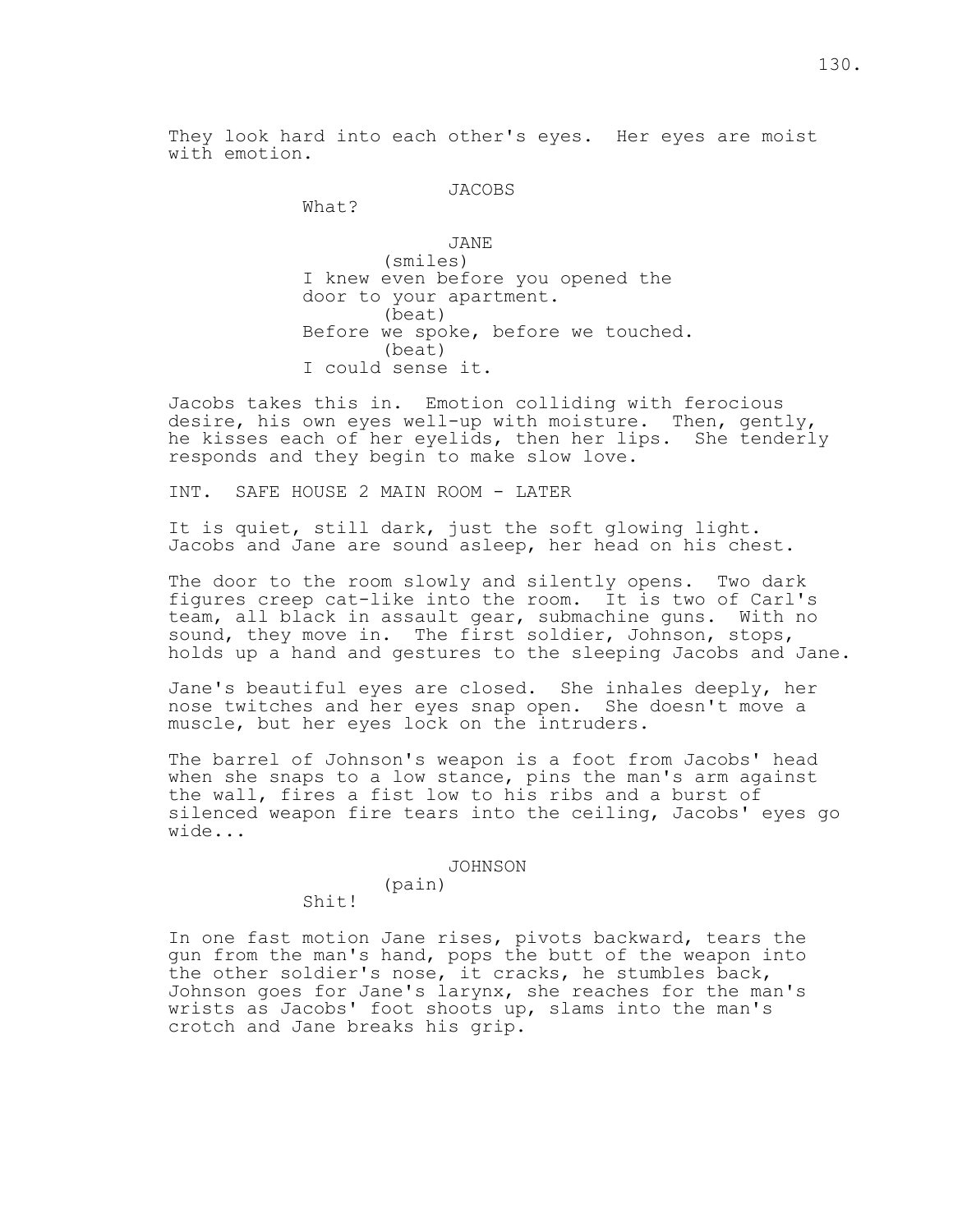They look hard into each other's eyes. Her eyes are moist with emotion.

JACOBS

What?

JANE

(smiles)

I knew even before you opened the door to your apartment.

(beat)

Before we spoke, before we touched.

(beat)

I could sense it.

Jacobs takes this in. Emotion colliding with ferocious desire, his own eyes well-up with moisture. Then, gently, he kisses each of her eyelids, then her lips. She tenderly responds and they begin to make slow love.

INT. SAFE HOUSE 2 MAIN ROOM - LATER

It is quiet, still dark, just the soft glowing light. Jacobs and Jane are sound asleep, her head on his chest.

The door to the room slowly and silently opens. Two dark figures creep cat-like into the room. It is two of Carl's team, all black in assault gear, submachine guns. With no sound, they move in. The first soldier, Johnson, stops, holds up a hand and gestures to the sleeping Jacobs and Jane.

Jane's beautiful eyes are closed. She inhales deeply, her nose twitches and her eyes snap open. She doesn't move a muscle, but her eyes lock on the intruders.

The barrel of Johnson's weapon is a foot from Jacobs' head when she snaps to a low stance, pins the man's arm against the wall, fires a fist low to his ribs and a burst of silenced weapon fire tears into the ceiling, Jacobs' eyes go wide...

JOHNSON

(pain)

Shit!

In one fast motion Jane rises, pivots backward, tears the gun from the man's hand, pops the butt of the weapon into the other soldier's nose, it cracks, he stumbles back, Johnson goes for Jane's larynx, she reaches for the man's wrists as Jacobs' foot shoots up, slams into the man's crotch and Jane breaks his grip.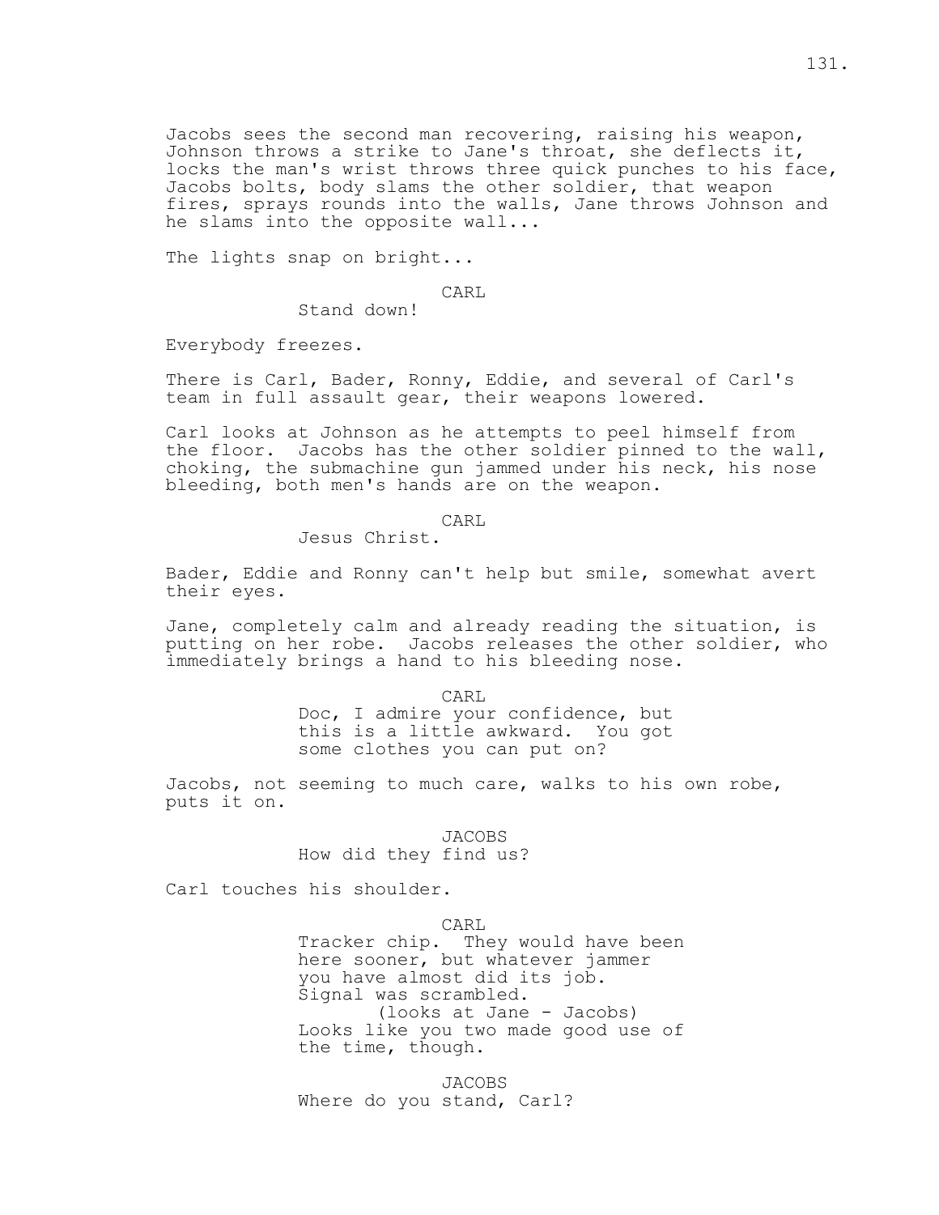Jacobs sees the second man recovering, raising his weapon, Johnson throws a strike to Jane's throat, she deflects it, locks the man's wrist throws three quick punches to his face, Jacobs bolts, body slams the other soldier, that weapon fires, sprays rounds into the walls, Jane throws Johnson and he slams into the opposite wall...

The lights snap on bright...

CARL
Stand down!

Everybody freezes.

There is Carl, Bader, Ronny, Eddie, and several of Carl's team in full assault gear, their weapons lowered.

Carl looks at Johnson as he attempts to peel himself from the floor. Jacobs has the other soldier pinned to the wall, choking, the submachine gun jammed under his neck, his nose bleeding, both men's hands are on the weapon.

CARL
Jesus Christ.

Bader, Eddie and Ronny can't help but smile, somewhat avert their eyes.

Jane, completely calm and already reading the situation, is putting on her robe. Jacobs releases the other soldier, who immediately brings a hand to his bleeding nose.

CARL
Doc, I admire your confidence, but this is a little awkward. You got some clothes you can put on?

Jacobs, not seeming to much care, walks to his own robe, puts it on.

JACOBS
How did they find us?

Carl touches his shoulder.

CARL
Tracker chip. They would have been here sooner, but whatever jammer you have almost did its job. Signal was scrambled.
(looks at Jane - Jacobs)
Looks like you two made good use of the time, though.

JACOBS
Where do you stand, Carl?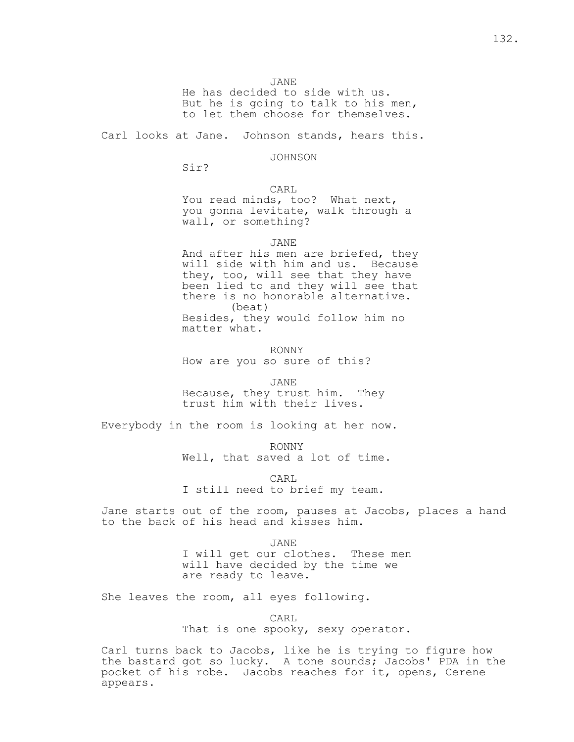JANE

He has decided to side with us. But he is going to talk to his men, to let them choose for themselves.

Carl looks at Jane. Johnson stands, hears this.

JOHNSON

Sir?

CARL

You read minds, too? What next, you gonna levitate, walk through a wall, or something?

JANE

And after his men are briefed, they will side with him and us. Because they, too, will see that they have been lied to and they will see that there is no honorable alternative.

(beat)

Besides, they would follow him no matter what.

RONNY

How are you so sure of this?

JANE

Because, they trust him. They trust him with their lives.

Everybody in the room is looking at her now.

RONNY

Well, that saved a lot of time.

CARL

I still need to brief my team.

Jane starts out of the room, pauses at Jacobs, places a hand to the back of his head and kisses him.

JANE

I will get our clothes. These men will have decided by the time we are ready to leave.

She leaves the room, all eyes following.

CARL

That is one spooky, sexy operator.

Carl turns back to Jacobs, like he is trying to figure how the bastard got so lucky. A tone sounds; Jacobs' PDA in the pocket of his robe. Jacobs reaches for it, opens, Cerene appears.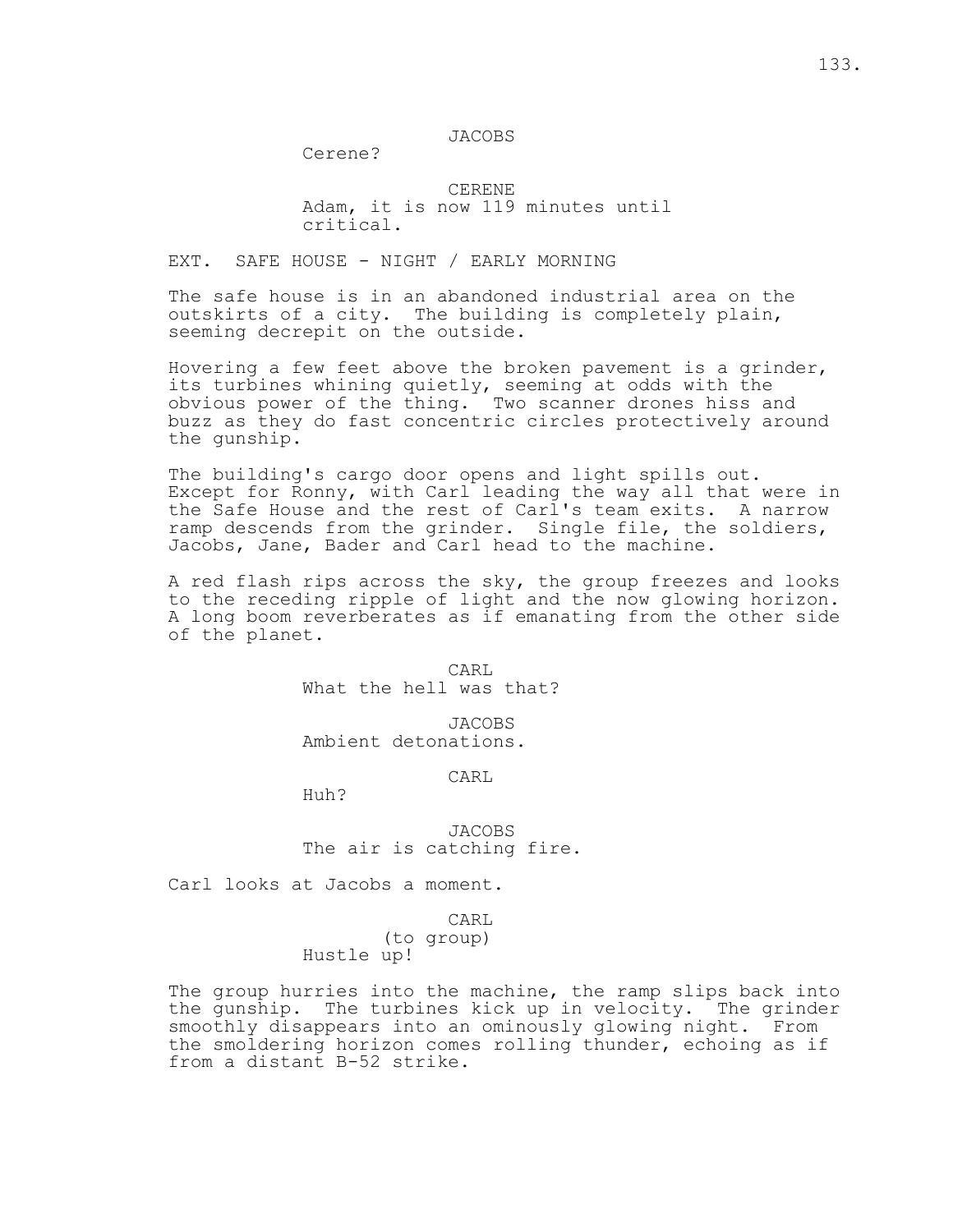JACOBS

Cerene?

CERENE

Adam, it is now 119 minutes until critical.

EXT. SAFE HOUSE - NIGHT / EARLY MORNING

The safe house is in an abandoned industrial area on the outskirts of a city. The building is completely plain, seeming decrepit on the outside.

Hovering a few feet above the broken pavement is a grinder, its turbines whining quietly, seeming at odds with the obvious power of the thing. Two scanner drones hiss and buzz as they do fast concentric circles protectively around the gunship.

The building's cargo door opens and light spills out. Except for Ronny, with Carl leading the way all that were in the Safe House and the rest of Carl's team exits. A narrow ramp descends from the grinder. Single file, the soldiers, Jacobs, Jane, Bader and Carl head to the machine.

A red flash rips across the sky, the group freezes and looks to the receding ripple of light and the now glowing horizon. A long boom reverberates as if emanating from the other side of the planet.

CARL

What the hell was that?

JACOBS

Ambient detonations.

CARL

Huh?

JACOBS

The air is catching fire.

Carl looks at Jacobs a moment.

CARL

(to group)

Hustle up!

The group hurries into the machine, the ramp slips back into the gunship. The turbines kick up in velocity. The grinder smoothly disappears into an ominously glowing night. From the smoldering horizon comes rolling thunder, echoing as if from a distant B-52 strike.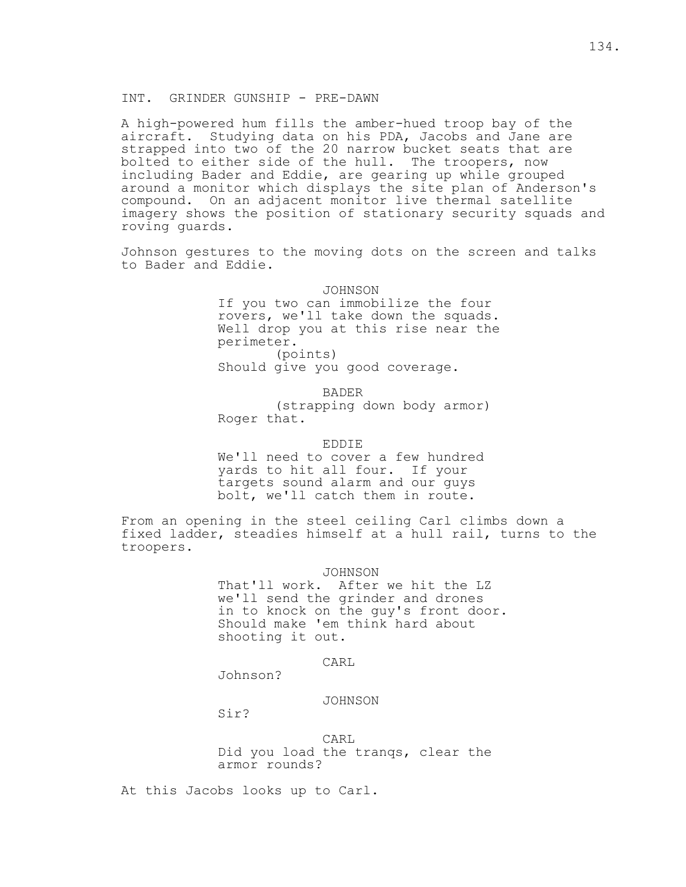INT. GRINDER GUNSHIP - PRE-DAWN

A high-powered hum fills the amber-hued troop bay of the aircraft. Studying data on his PDA, Jacobs and Jane are strapped into two of the 20 narrow bucket seats that are bolted to either side of the hull. The troopers, now including Bader and Eddie, are gearing up while grouped around a monitor which displays the site plan of Anderson's compound. On an adjacent monitor live thermal satellite imagery shows the position of stationary security squads and roving guards.

Johnson gestures to the moving dots on the screen and talks to Bader and Eddie.

JOHNSON
If you two can immobilize the four rovers, we'll take down the squads. Well drop you at this rise near the perimeter.
(points)
Should give you good coverage.

BADER
(strapping down body armor)
Roger that.

EDDIE
We'll need to cover a few hundred yards to hit all four. If your targets sound alarm and our guys bolt, we'll catch them in route.

From an opening in the steel ceiling Carl climbs down a fixed ladder, steadies himself at a hull rail, turns to the troopers.

JOHNSON
That'll work. After we hit the LZ we'll send the grinder and drones in to knock on the guy's front door. Should make 'em think hard about shooting it out.

CARL
Johnson?

JOHNSON
Sir?

CARL
Did you load the tranqs, clear the armor rounds?

At this Jacobs looks up to Carl.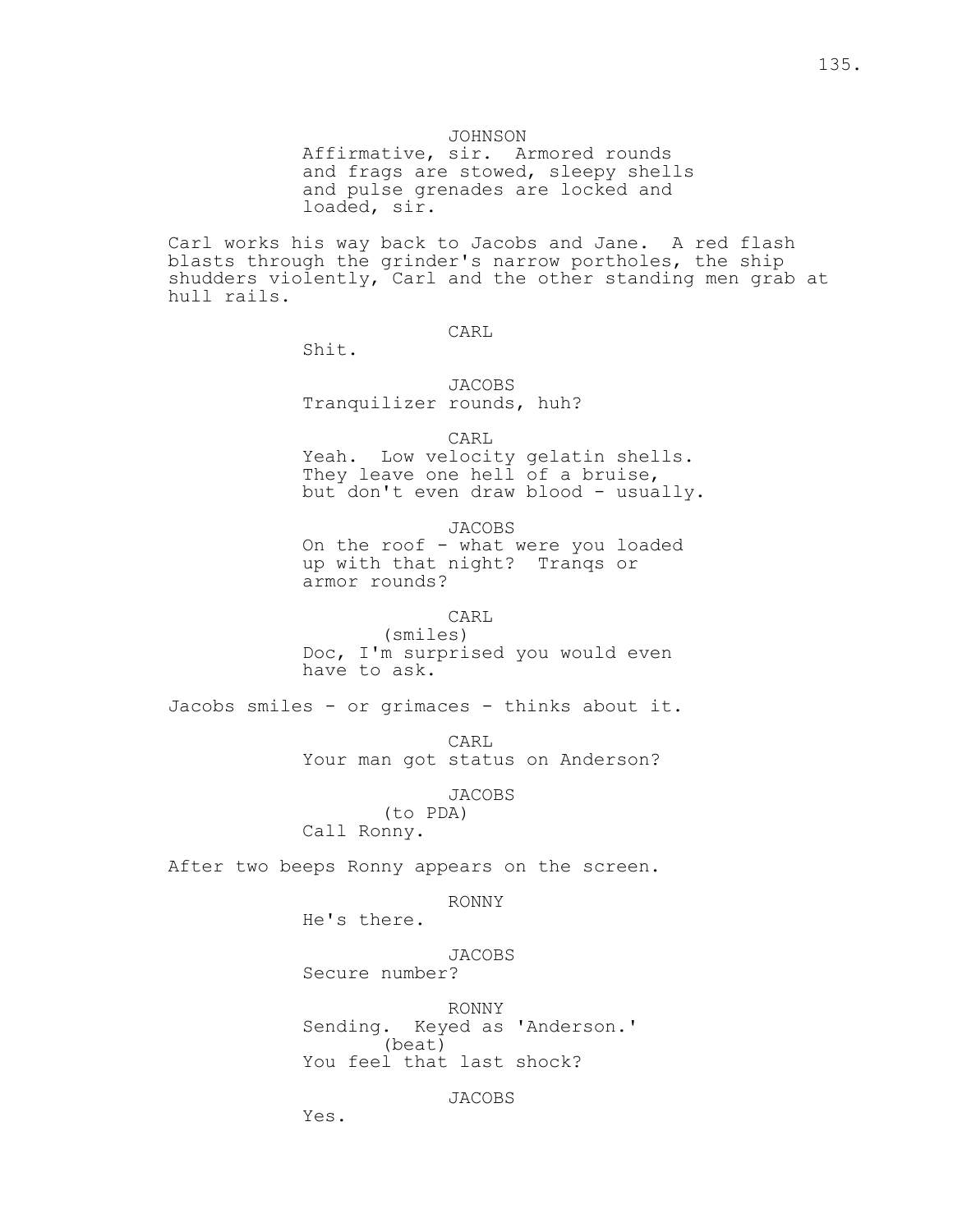JOHNSON
Affirmative, sir. Armored rounds and frags are stowed, sleepy shells and pulse grenades are locked and loaded, sir.

Carl works his way back to Jacobs and Jane. A red flash blasts through the grinder's narrow portholes, the ship shudders violently, Carl and the other standing men grab at hull rails.

CARL
Shit.

JACOBS
Tranquilizer rounds, huh?

CARL
Yeah. Low velocity gelatin shells. They leave one hell of a bruise, but don't even draw blood - usually.

JACOBS
On the roof - what were you loaded up with that night? Tranqs or armor rounds?

CARL
(smiles)
Doc, I'm surprised you would even have to ask.

Jacobs smiles - or grimaces - thinks about it.

CARL
Your man got status on Anderson?

JACOBS
(to PDA)
Call Ronny.

After two beeps Ronny appears on the screen.

RONNY
He's there.

JACOBS
Secure number?

RONNY
Sending. Keyed as 'Anderson.'
(beat)
You feel that last shock?

JACOBS
Yes.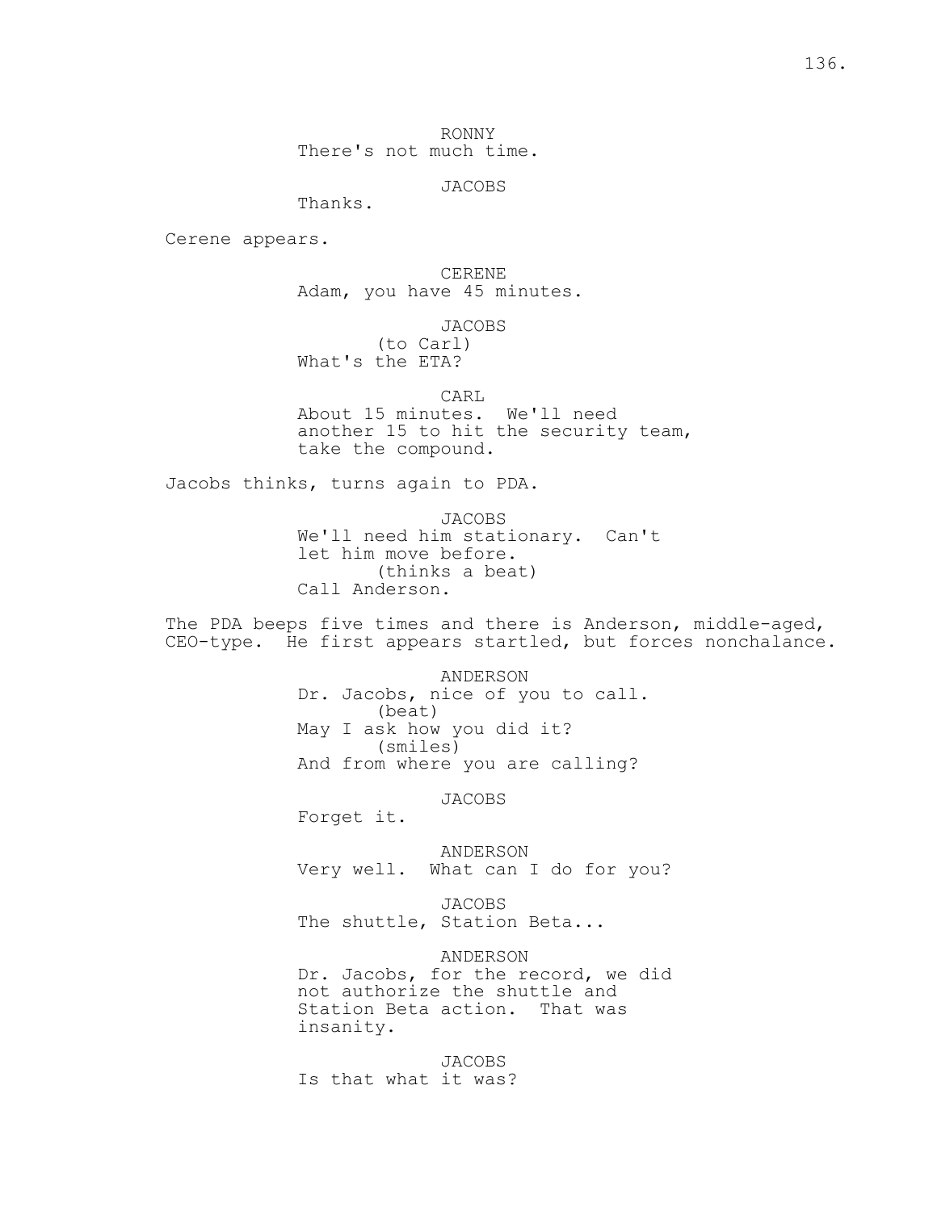RONNY
There's not much time.

JACOBS
Thanks.

Cerene appears.

CERENE
Adam, you have 45 minutes.

JACOBS
(to Carl)
What's the ETA?

CARL
About 15 minutes. We'll need another 15 to hit the security team, take the compound.

Jacobs thinks, turns again to PDA.

JACOBS
We'll need him stationary. Can't let him move before.
(thinks a beat)
Call Anderson.

The PDA beeps five times and there is Anderson, middle-aged, CEO-type. He first appears startled, but forces nonchalance.

ANDERSON
Dr. Jacobs, nice of you to call.
(beat)
May I ask how you did it?
(smiles)
And from where you are calling?

JACOBS
Forget it.

ANDERSON
Very well. What can I do for you?

JACOBS
The shuttle, Station Beta...

ANDERSON
Dr. Jacobs, for the record, we did not authorize the shuttle and Station Beta action. That was insanity.

JACOBS
Is that what it was?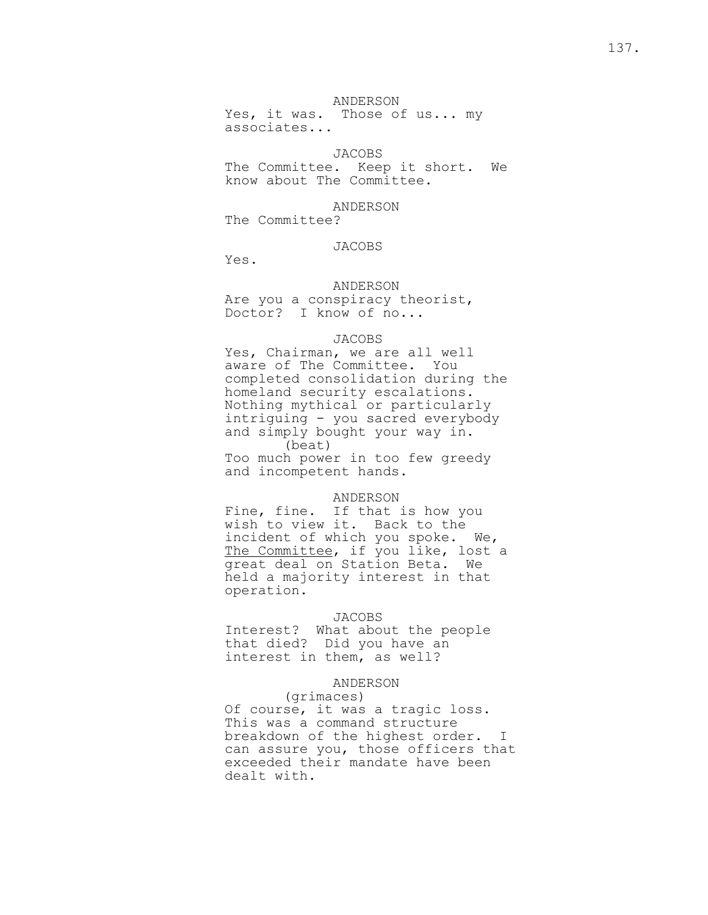ANDERSON
Yes, it was. Those of us... my associates...

JACOBS
The Committee. Keep it short. We know about The Committee.

ANDERSON
The Committee?

JACOBS
Yes.

ANDERSON
Are you a conspiracy theorist, Doctor? I know of no...

JACOBS
Yes, Chairman, we are all well aware of The Committee. You completed consolidation during the homeland security escalations. Nothing mythical or particularly intriguing - you sacred everybody and simply bought your way in.
(beat)
Too much power in too few greedy and incompetent hands.

ANDERSON
Fine, fine. If that is how you wish to view it. Back to the incident of which you spoke. We, <u>The Committee</u>, if you like, lost a great deal on Station Beta. We held a majority interest in that operation.

JACOBS
Interest? What about the people that died? Did you have an interest in them, as well?

ANDERSON
(grimaces)
Of course, it was a tragic loss. This was a command structure breakdown of the highest order. I can assure you, those officers that exceeded their mandate have been dealt with.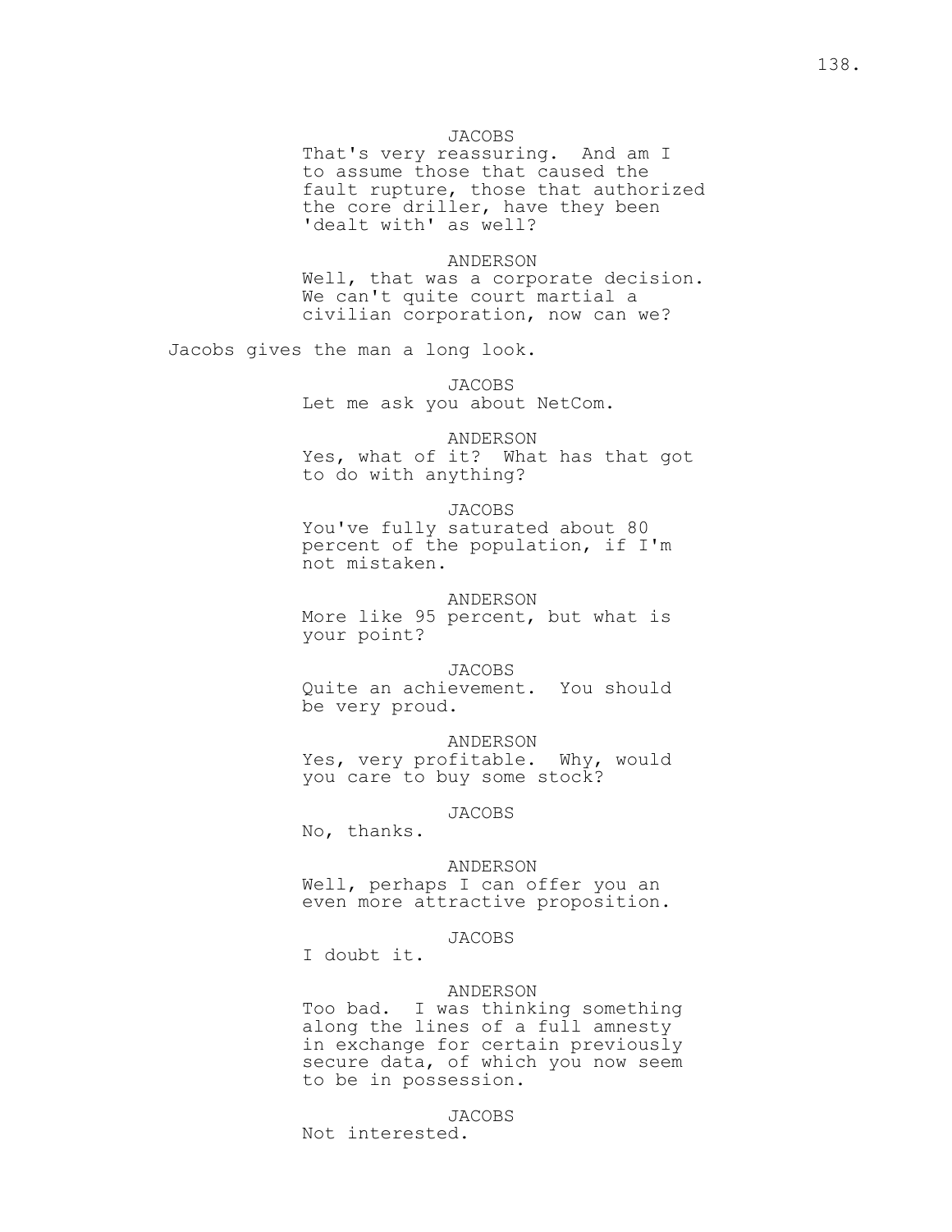JACOBS
That's very reassuring. And am I to assume those that caused the fault rupture, those that authorized the core driller, have they been 'dealt with' as well?

ANDERSON
Well, that was a corporate decision. We can't quite court martial a civilian corporation, now can we?

Jacobs gives the man a long look.

JACOBS
Let me ask you about NetCom.

ANDERSON
Yes, what of it? What has that got to do with anything?

JACOBS
You've fully saturated about 80 percent of the population, if I'm not mistaken.

ANDERSON
More like 95 percent, but what is your point?

JACOBS
Quite an achievement. You should be very proud.

ANDERSON
Yes, very profitable. Why, would you care to buy some stock?

JACOBS
No, thanks.

ANDERSON
Well, perhaps I can offer you an even more attractive proposition.

JACOBS
I doubt it.

ANDERSON
Too bad. I was thinking something along the lines of a full amnesty in exchange for certain previously secure data, of which you now seem to be in possession.

JACOBS
Not interested.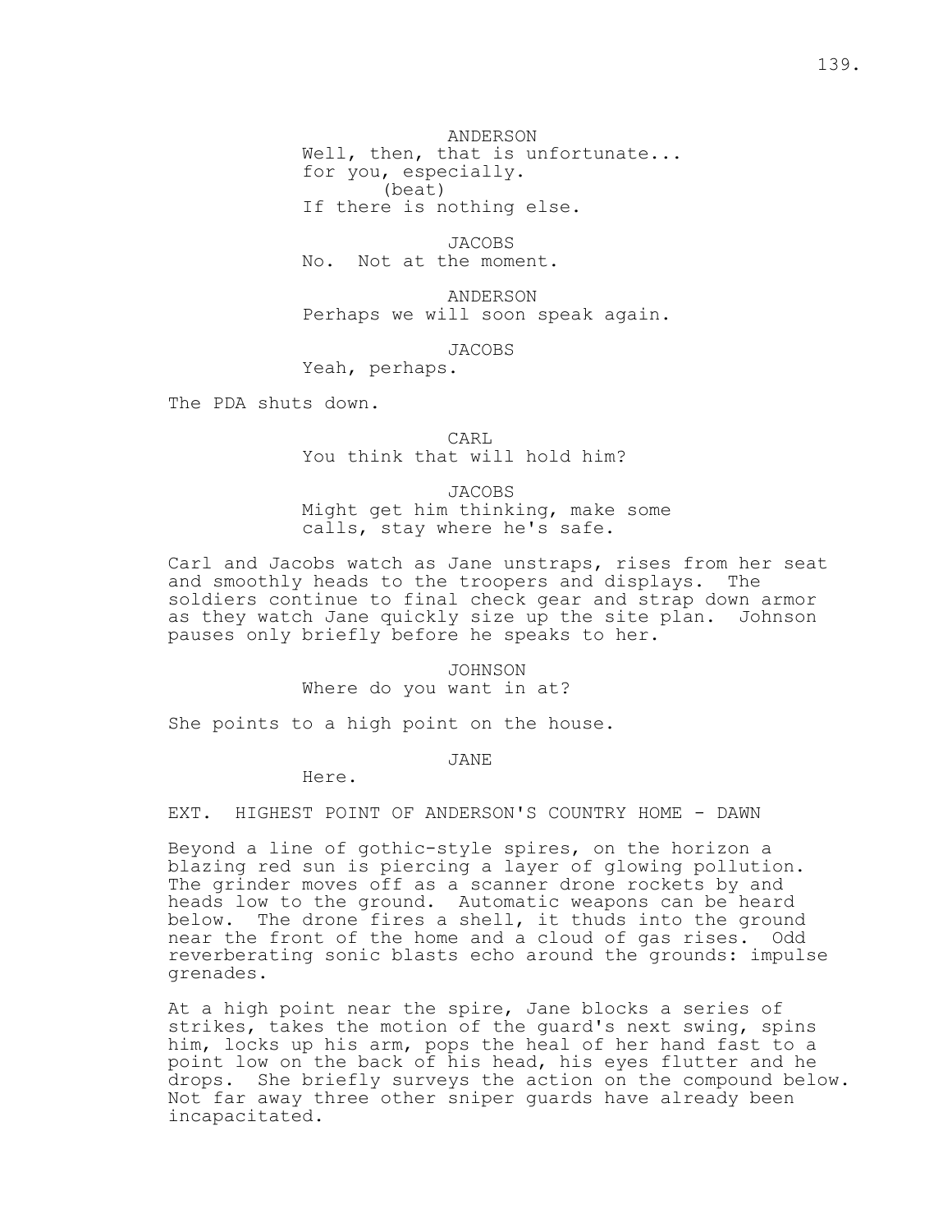ANDERSON
Well, then, that is unfortunate...
for you, especially.
(beat)
If there is nothing else.

JACOBS
No. Not at the moment.

ANDERSON
Perhaps we will soon speak again.

JACOBS
Yeah, perhaps.

The PDA shuts down.

CARL
You think that will hold him?

JACOBS
Might get him thinking, make some
calls, stay where he's safe.

Carl and Jacobs watch as Jane unstraps, rises from her seat and smoothly heads to the troopers and displays. The soldiers continue to final check gear and strap down armor as they watch Jane quickly size up the site plan. Johnson pauses only briefly before he speaks to her.

JOHNSON
Where do you want in at?

She points to a high point on the house.

JANE
Here.

EXT. HIGHEST POINT OF ANDERSON'S COUNTRY HOME - DAWN

Beyond a line of gothic-style spires, on the horizon a blazing red sun is piercing a layer of glowing pollution. The grinder moves off as a scanner drone rockets by and heads low to the ground. Automatic weapons can be heard below. The drone fires a shell, it thuds into the ground near the front of the home and a cloud of gas rises. Odd reverberating sonic blasts echo around the grounds: impulse grenades.

At a high point near the spire, Jane blocks a series of strikes, takes the motion of the guard's next swing, spins him, locks up his arm, pops the heal of her hand fast to a point low on the back of his head, his eyes flutter and he drops. She briefly surveys the action on the compound below. Not far away three other sniper guards have already been incapacitated.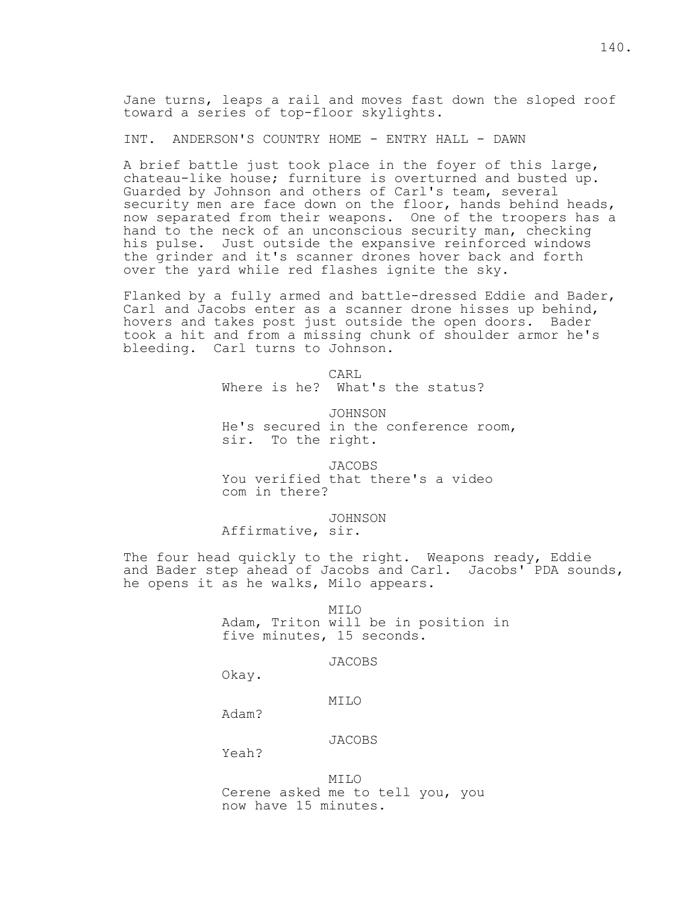Jane turns, leaps a rail and moves fast down the sloped roof toward a series of top-floor skylights.

INT. ANDERSON'S COUNTRY HOME - ENTRY HALL - DAWN

A brief battle just took place in the foyer of this large, chateau-like house; furniture is overturned and busted up. Guarded by Johnson and others of Carl's team, several security men are face down on the floor, hands behind heads, now separated from their weapons. One of the troopers has a hand to the neck of an unconscious security man, checking his pulse. Just outside the expansive reinforced windows the grinder and it's scanner drones hover back and forth over the yard while red flashes ignite the sky.

Flanked by a fully armed and battle-dressed Eddie and Bader, Carl and Jacobs enter as a scanner drone hisses up behind, hovers and takes post just outside the open doors. Bader took a hit and from a missing chunk of shoulder armor he's bleeding. Carl turns to Johnson.

CARL
Where is he? What's the status?

JOHNSON
He's secured in the conference room, sir. To the right.

JACOBS
You verified that there's a video com in there?

JOHNSON
Affirmative, sir.

The four head quickly to the right. Weapons ready, Eddie and Bader step ahead of Jacobs and Carl. Jacobs' PDA sounds, he opens it as he walks, Milo appears.

MILO
Adam, Triton will be in position in five minutes, 15 seconds.

JACOBS
Okay.

MILO
Adam?

JACOBS
Yeah?

MILO
Cerene asked me to tell you, you now have 15 minutes.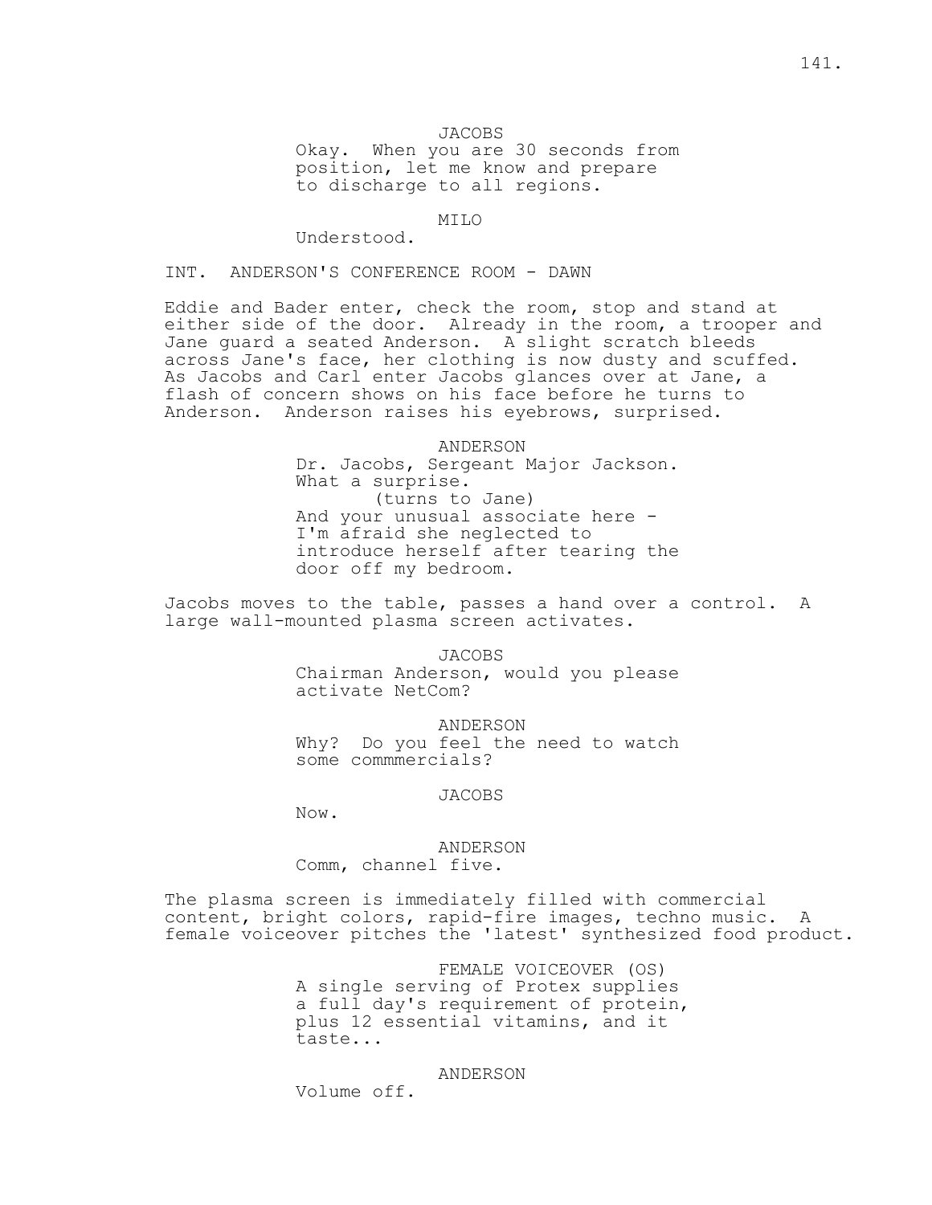JACOBS

Okay. When you are 30 seconds from position, let me know and prepare to discharge to all regions.

MILO

Understood.

INT. ANDERSON'S CONFERENCE ROOM - DAWN

Eddie and Bader enter, check the room, stop and stand at either side of the door. Already in the room, a trooper and Jane guard a seated Anderson. A slight scratch bleeds across Jane's face, her clothing is now dusty and scuffed. As Jacobs and Carl enter Jacobs glances over at Jane, a flash of concern shows on his face before he turns to Anderson. Anderson raises his eyebrows, surprised.

ANDERSON

Dr. Jacobs, Sergeant Major Jackson. What a surprise.

(turns to Jane)

And your unusual associate here - I'm afraid she neglected to introduce herself after tearing the door off my bedroom.

Jacobs moves to the table, passes a hand over a control. A large wall-mounted plasma screen activates.

JACOBS

Chairman Anderson, would you please activate NetCom?

ANDERSON

Why? Do you feel the need to watch some commmercials?

JACOBS

Now.

ANDERSON

Comm, channel five.

The plasma screen is immediately filled with commercial content, bright colors, rapid-fire images, techno music. A female voiceover pitches the 'latest' synthesized food product.

FEMALE VOICEOVER (OS)

A single serving of Protex supplies a full day's requirement of protein, plus 12 essential vitamins, and it taste...

ANDERSON

Volume off.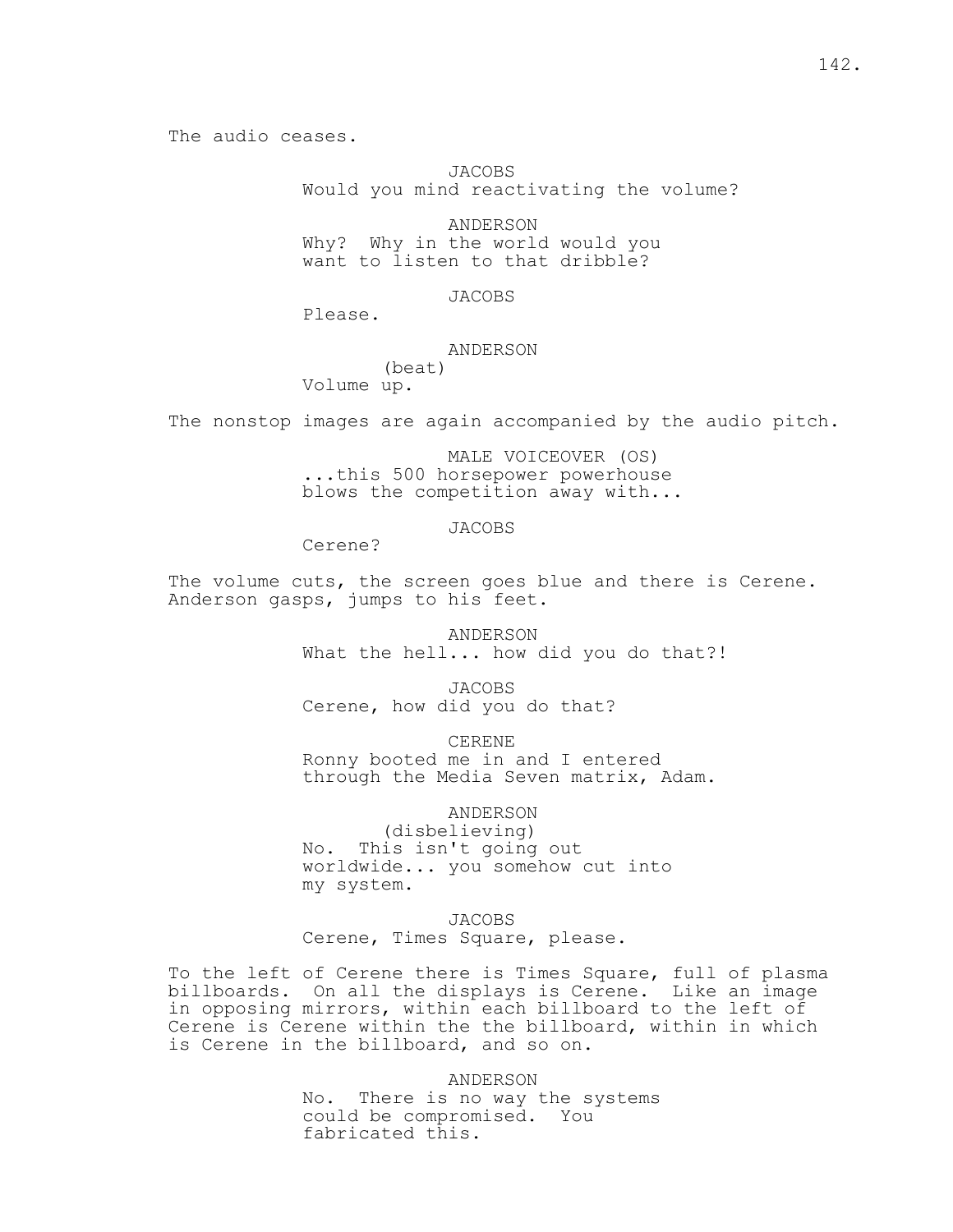The audio ceases.

JACOBS
Would you mind reactivating the volume?

ANDERSON
Why? Why in the world would you want to listen to that dribble?

JACOBS
Please.

ANDERSON
(beat)
Volume up.

The nonstop images are again accompanied by the audio pitch.

MALE VOICEOVER (OS)
...this 500 horsepower powerhouse blows the competition away with...

JACOBS
Cerene?

The volume cuts, the screen goes blue and there is Cerene. Anderson gasps, jumps to his feet.

ANDERSON
What the hell... how did you do that?!

JACOBS
Cerene, how did you do that?

CERENE
Ronny booted me in and I entered through the Media Seven matrix, Adam.

ANDERSON
(disbelieving)
No. This isn't going out worldwide... you somehow cut into my system.

JACOBS
Cerene, Times Square, please.

To the left of Cerene there is Times Square, full of plasma billboards. On all the displays is Cerene. Like an image in opposing mirrors, within each billboard to the left of Cerene is Cerene within the the billboard, within in which is Cerene in the billboard, and so on.

ANDERSON
No. There is no way the systems could be compromised. You fabricated this.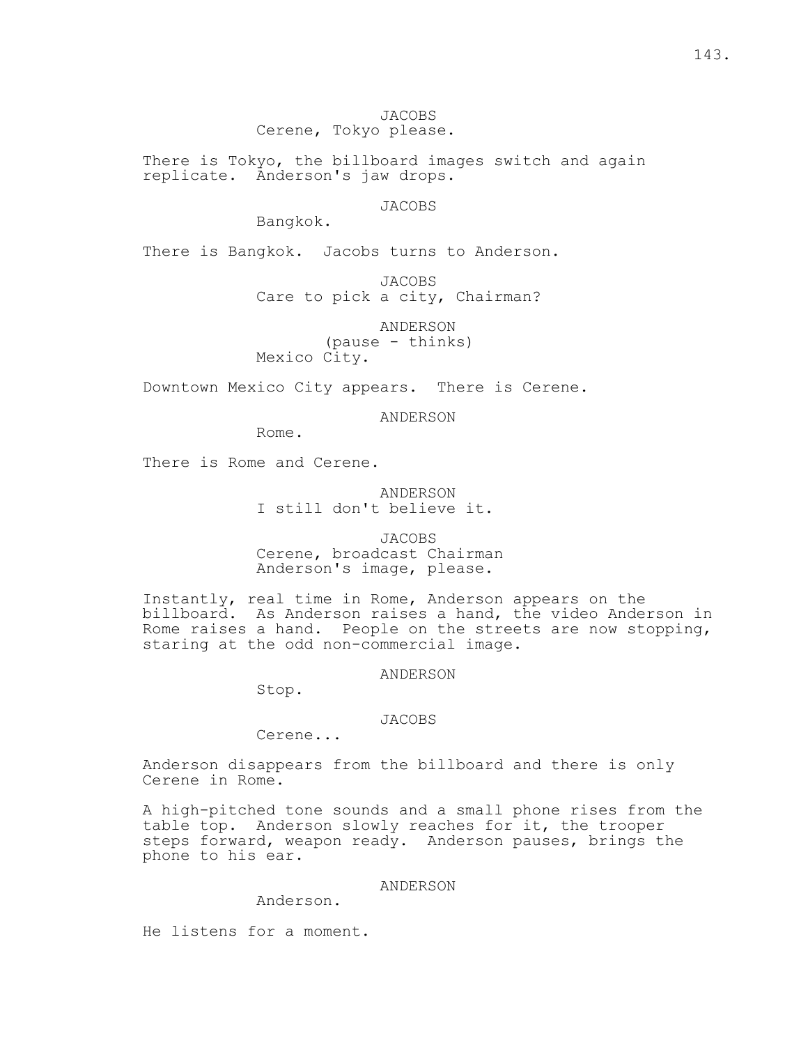JACOBS
Cerene, Tokyo please.

There is Tokyo, the billboard images switch and again replicate. Anderson's jaw drops.

JACOBS
Bangkok.

There is Bangkok. Jacobs turns to Anderson.

JACOBS
Care to pick a city, Chairman?

ANDERSON
(pause - thinks)
Mexico City.

Downtown Mexico City appears. There is Cerene.

ANDERSON
Rome.

There is Rome and Cerene.

ANDERSON
I still don't believe it.

JACOBS
Cerene, broadcast Chairman Anderson's image, please.

Instantly, real time in Rome, Anderson appears on the billboard. As Anderson raises a hand, the video Anderson in Rome raises a hand. People on the streets are now stopping, staring at the odd non-commercial image.

ANDERSON
Stop.

JACOBS
Cerene...

Anderson disappears from the billboard and there is only Cerene in Rome.

A high-pitched tone sounds and a small phone rises from the table top. Anderson slowly reaches for it, the trooper steps forward, weapon ready. Anderson pauses, brings the phone to his ear.

ANDERSON
Anderson.

He listens for a moment.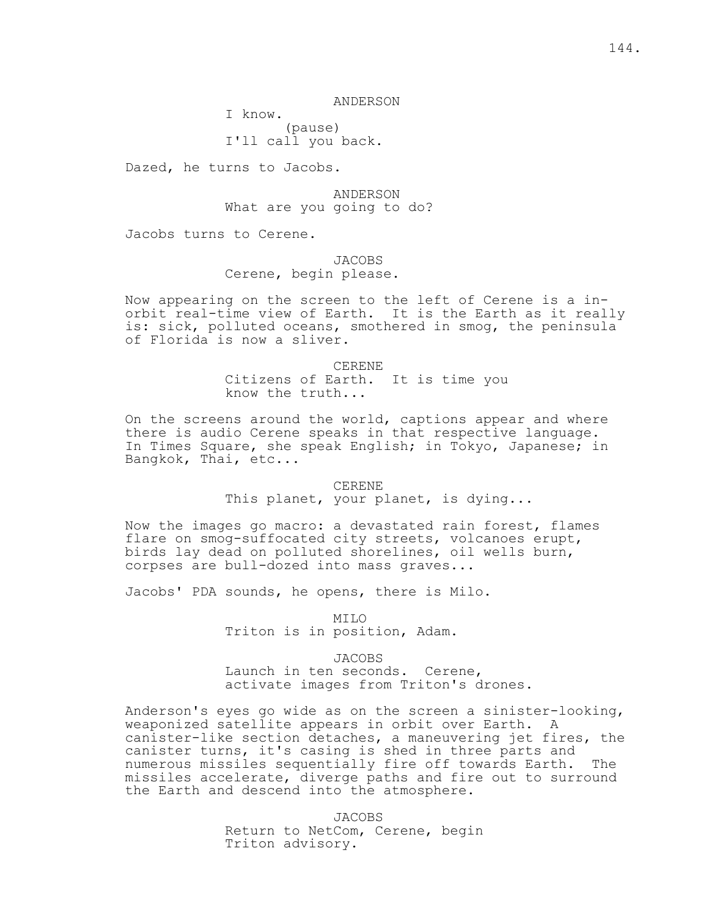ANDERSON
I know.
(pause)
I'll call you back.

Dazed, he turns to Jacobs.

ANDERSON
What are you going to do?

Jacobs turns to Cerene.

JACOBS
Cerene, begin please.

Now appearing on the screen to the left of Cerene is a in-orbit real-time view of Earth. It is the Earth as it really is: sick, polluted oceans, smothered in smog, the peninsula of Florida is now a sliver.

CERENE
Citizens of Earth. It is time you know the truth...

On the screens around the world, captions appear and where there is audio Cerene speaks in that respective language. In Times Square, she speak English; in Tokyo, Japanese; in Bangkok, Thai, etc...

CERENE
This planet, your planet, is dying...

Now the images go macro: a devastated rain forest, flames flare on smog-suffocated city streets, volcanoes erupt, birds lay dead on polluted shorelines, oil wells burn, corpses are bull-dozed into mass graves...

Jacobs' PDA sounds, he opens, there is Milo.

MILO
Triton is in position, Adam.

JACOBS
Launch in ten seconds. Cerene, activate images from Triton's drones.

Anderson's eyes go wide as on the screen a sinister-looking, weaponized satellite appears in orbit over Earth. A canister-like section detaches, a maneuvering jet fires, the canister turns, it's casing is shed in three parts and numerous missiles sequentially fire off towards Earth. The missiles accelerate, diverge paths and fire out to surround the Earth and descend into the atmosphere.

JACOBS
Return to NetCom, Cerene, begin Triton advisory.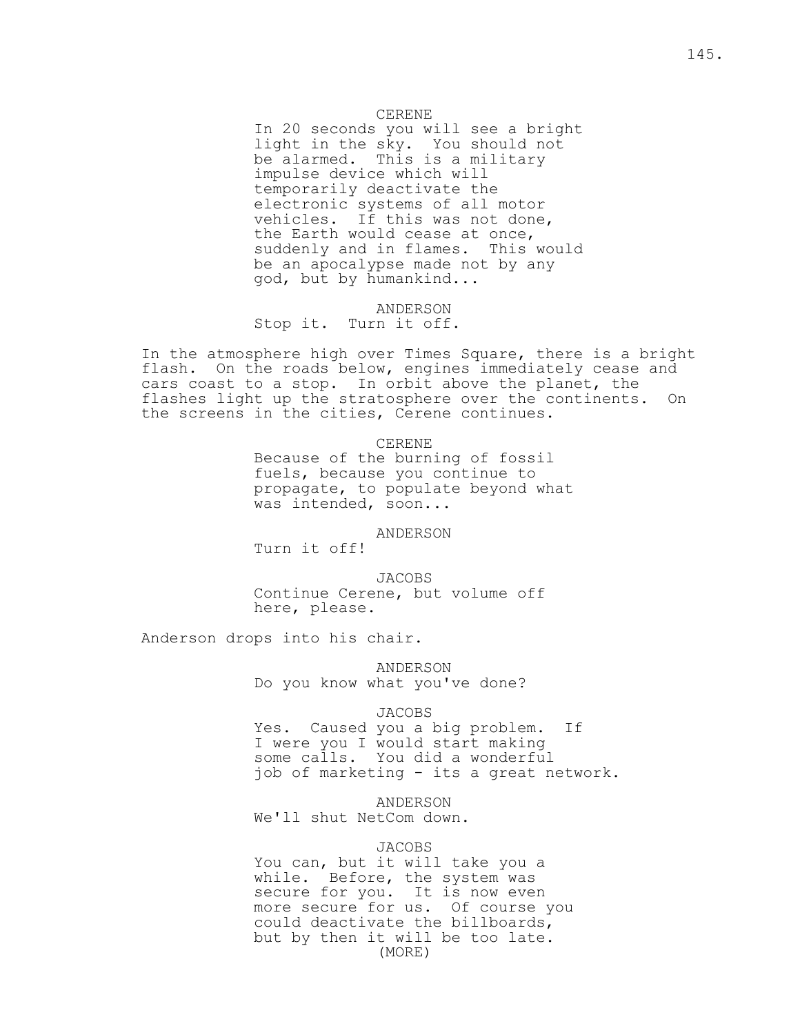CERENE
In 20 seconds you will see a bright light in the sky. You should not be alarmed. This is a military impulse device which will temporarily deactivate the electronic systems of all motor vehicles. If this was not done, the Earth would cease at once, suddenly and in flames. This would be an apocalypse made not by any god, but by humankind...

ANDERSON
Stop it. Turn it off.

In the atmosphere high over Times Square, there is a bright flash. On the roads below, engines immediately cease and cars coast to a stop. In orbit above the planet, the flashes light up the stratosphere over the continents. On the screens in the cities, Cerene continues.

CERENE
Because of the burning of fossil fuels, because you continue to propagate, to populate beyond what was intended, soon...

ANDERSON
Turn it off!

JACOBS
Continue Cerene, but volume off here, please.

Anderson drops into his chair.

ANDERSON
Do you know what you've done?

JACOBS
Yes. Caused you a big problem. If I were you I would start making some calls. You did a wonderful job of marketing - its a great network.

ANDERSON
We'll shut NetCom down.

JACOBS
You can, but it will take you a while. Before, the system was secure for you. It is now even more secure for us. Of course you could deactivate the billboards, but by then it will be too late.
(MORE)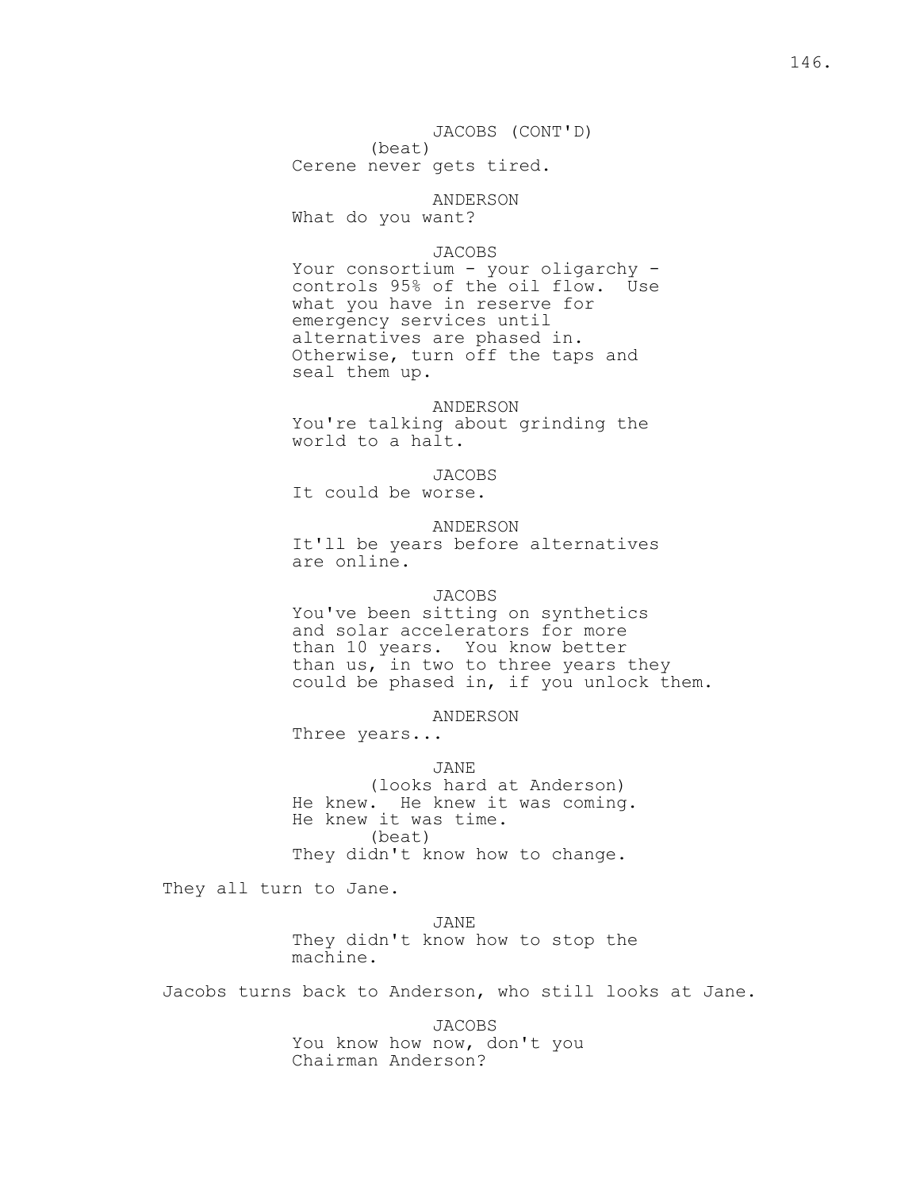JACOBS (CONT'D)
(beat)
Cerene never gets tired.

ANDERSON
What do you want?

JACOBS
Your consortium - your oligarchy - controls 95% of the oil flow. Use what you have in reserve for emergency services until alternatives are phased in. Otherwise, turn off the taps and seal them up.

ANDERSON
You're talking about grinding the world to a halt.

JACOBS
It could be worse.

ANDERSON
It'll be years before alternatives are online.

JACOBS
You've been sitting on synthetics and solar accelerators for more than 10 years. You know better than us, in two to three years they could be phased in, if you unlock them.

ANDERSON
Three years...

JANE
(looks hard at Anderson)
He knew. He knew it was coming. He knew it was time.
(beat)
They didn't know how to change.

They all turn to Jane.

JANE
They didn't know how to stop the machine.

Jacobs turns back to Anderson, who still looks at Jane.

JACOBS
You know how now, don't you Chairman Anderson?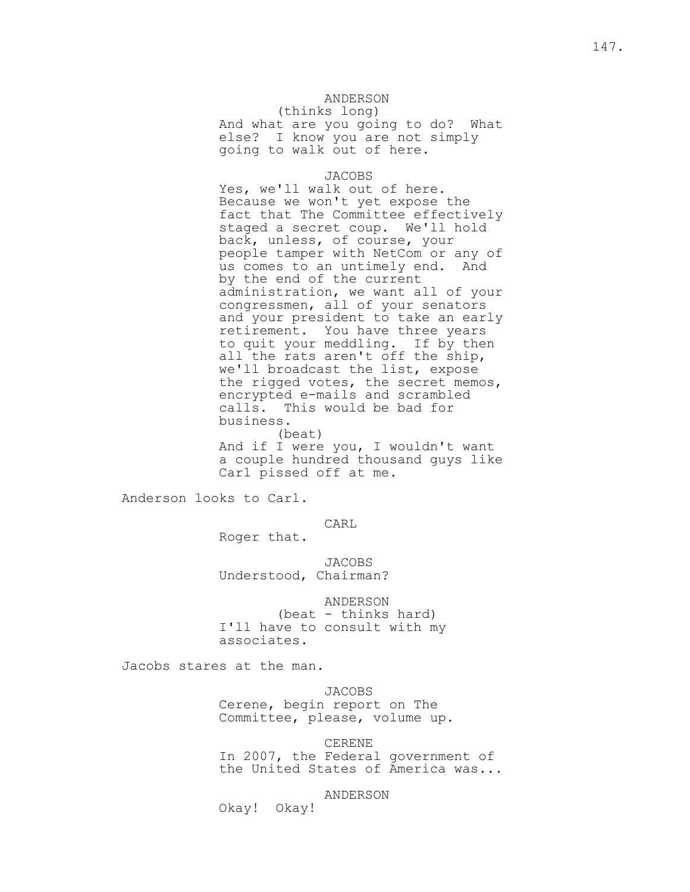ANDERSON
(thinks long)
And what are you going to do? What else? I know you are not simply going to walk out of here.

JACOBS
Yes, we'll walk out of here. Because we won't yet expose the fact that The Committee effectively staged a secret coup. We'll hold back, unless, of course, your people tamper with NetCom or any of us comes to an untimely end. And by the end of the current administration, we want all of your congressmen, all of your senators and your president to take an early retirement. You have three years to quit your meddling. If by then all the rats aren't off the ship, we'll broadcast the list, expose the rigged votes, the secret memos, encrypted e-mails and scrambled calls. This would be bad for business.
(beat)
And if I were you, I wouldn't want a couple hundred thousand guys like Carl pissed off at me.

Anderson looks to Carl.

CARL
Roger that.

JACOBS
Understood, Chairman?

ANDERSON
(beat - thinks hard)
I'll have to consult with my associates.

Jacobs stares at the man.

JACOBS
Cerene, begin report on The Committee, please, volume up.

CERENE
In 2007, the Federal government of the United States of America was...

ANDERSON
Okay! Okay!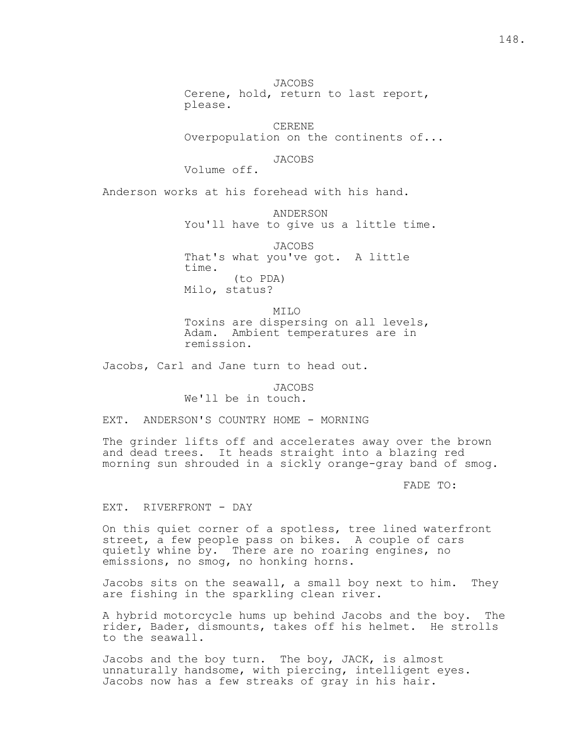JACOBS
Cerene, hold, return to last report, please.

CERENE
Overpopulation on the continents of...

JACOBS
Volume off.

Anderson works at his forehead with his hand.

ANDERSON
You'll have to give us a little time.

JACOBS
That's what you've got. A little time.
(to PDA)
Milo, status?

MILO
Toxins are dispersing on all levels, Adam. Ambient temperatures are in remission.

Jacobs, Carl and Jane turn to head out.

JACOBS
We'll be in touch.

EXT. ANDERSON'S COUNTRY HOME - MORNING

The grinder lifts off and accelerates away over the brown and dead trees. It heads straight into a blazing red morning sun shrouded in a sickly orange-gray band of smog.

FADE TO:

EXT. RIVERFRONT - DAY

On this quiet corner of a spotless, tree lined waterfront street, a few people pass on bikes. A couple of cars quietly whine by. There are no roaring engines, no emissions, no smog, no honking horns.

Jacobs sits on the seawall, a small boy next to him. They are fishing in the sparkling clean river.

A hybrid motorcycle hums up behind Jacobs and the boy. The rider, Bader, dismounts, takes off his helmet. He strolls to the seawall.

Jacobs and the boy turn. The boy, JACK, is almost unnaturally handsome, with piercing, intelligent eyes. Jacobs now has a few streaks of gray in his hair.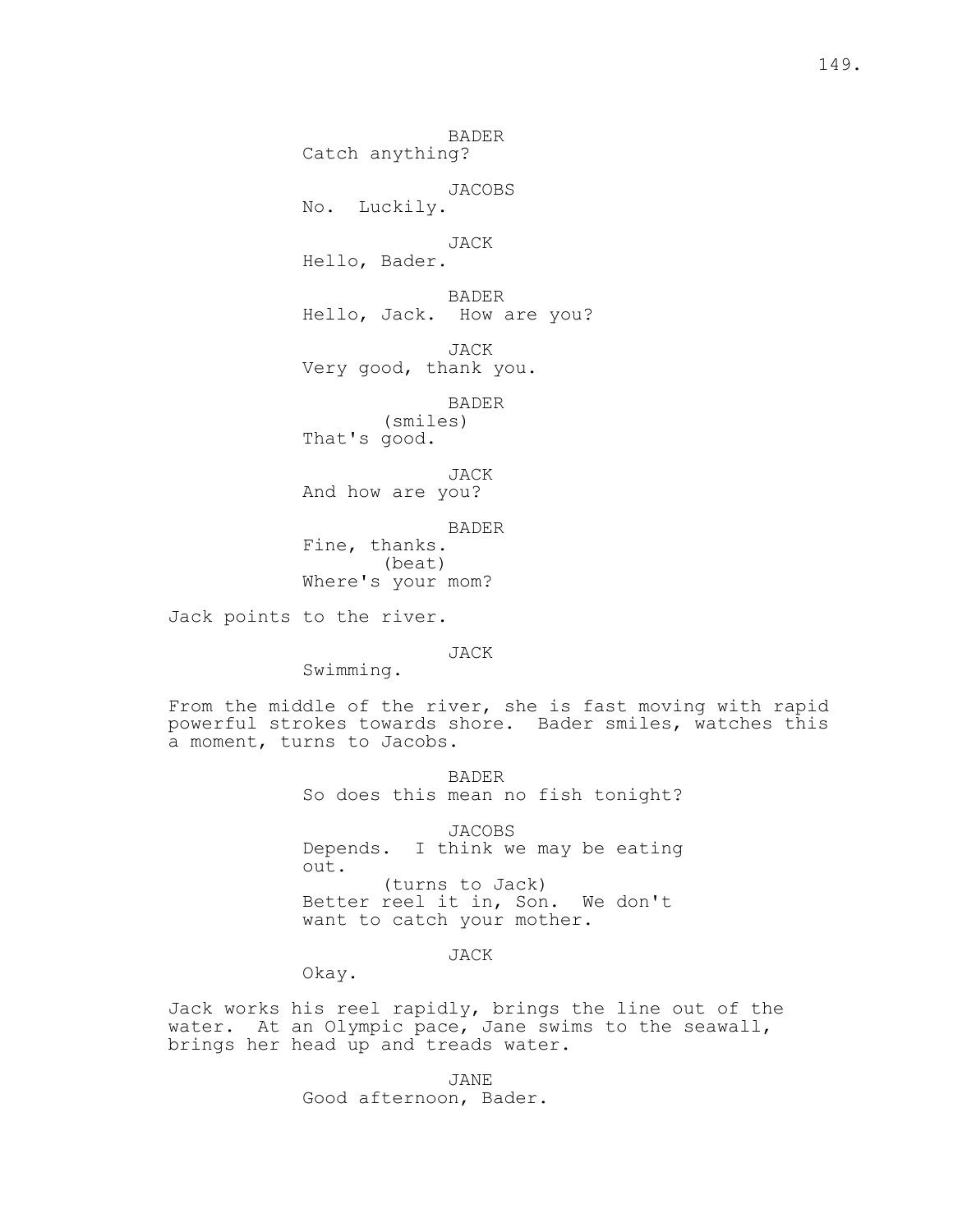BADER
Catch anything?

JACOBS
No. Luckily.

JACK
Hello, Bader.

BADER
Hello, Jack. How are you?

JACK
Very good, thank you.

BADER
(smiles)
That's good.

JACK
And how are you?

BADER
Fine, thanks.
(beat)
Where's your mom?

Jack points to the river.

JACK
Swimming.

From the middle of the river, she is fast moving with rapid powerful strokes towards shore. Bader smiles, watches this a moment, turns to Jacobs.

BADER
So does this mean no fish tonight?

JACOBS
Depends. I think we may be eating out.
(turns to Jack)
Better reel it in, Son. We don't want to catch your mother.

JACK
Okay.

Jack works his reel rapidly, brings the line out of the water. At an Olympic pace, Jane swims to the seawall, brings her head up and treads water.

JANE
Good afternoon, Bader.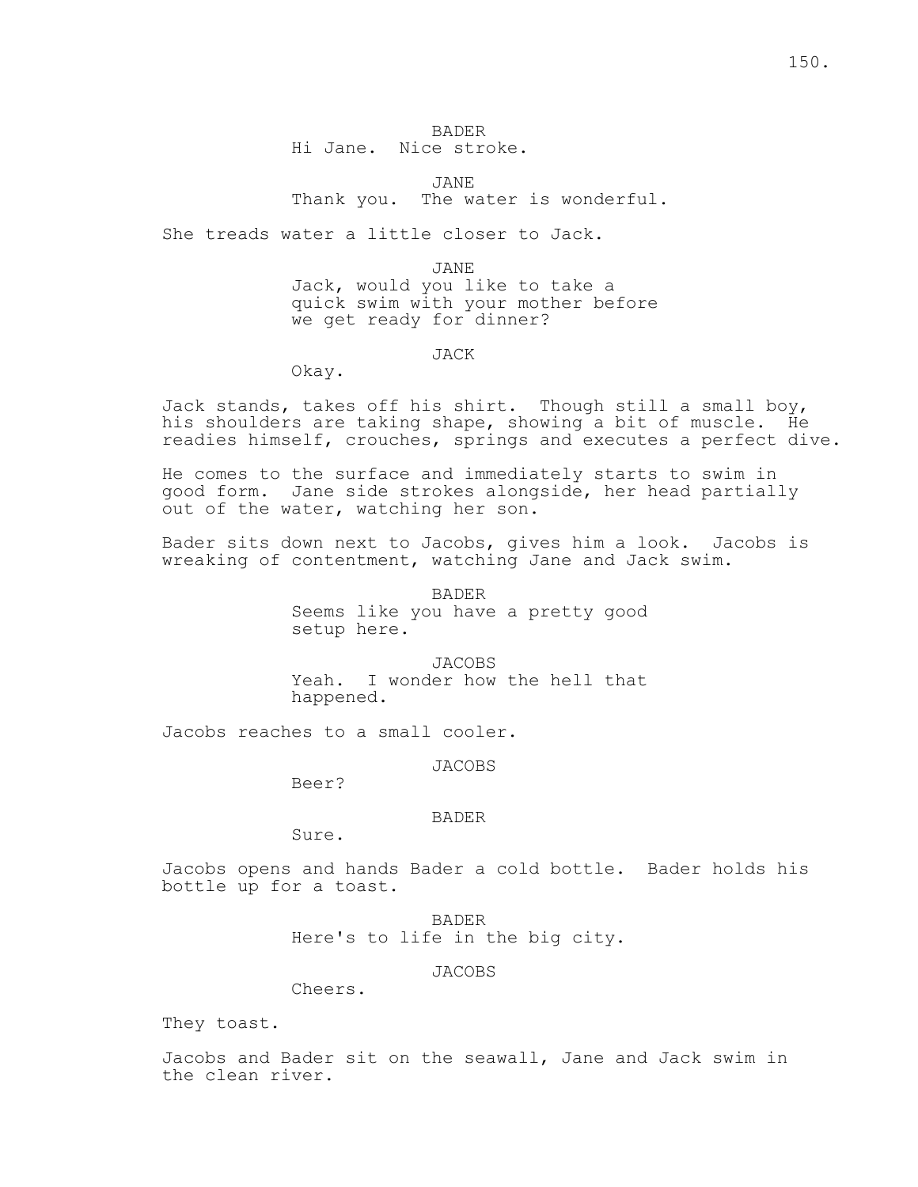BADER
Hi Jane.  Nice stroke.

JANE
Thank you.  The water is wonderful.

She treads water a little closer to Jack.

JANE
Jack, would you like to take a quick swim with your mother before we get ready for dinner?

JACK
Okay.

Jack stands, takes off his shirt.  Though still a small boy, his shoulders are taking shape, showing a bit of muscle.  He readies himself, crouches, springs and executes a perfect dive.

He comes to the surface and immediately starts to swim in good form.  Jane side strokes alongside, her head partially out of the water, watching her son.

Bader sits down next to Jacobs, gives him a look.  Jacobs is wreaking of contentment, watching Jane and Jack swim.

BADER
Seems like you have a pretty good setup here.

JACOBS
Yeah.  I wonder how the hell that happened.

Jacobs reaches to a small cooler.

JACOBS
Beer?

BADER
Sure.

Jacobs opens and hands Bader a cold bottle.  Bader holds his bottle up for a toast.

BADER
Here's to life in the big city.

JACOBS
Cheers.

They toast.

Jacobs and Bader sit on the seawall, Jane and Jack swim in the clean river.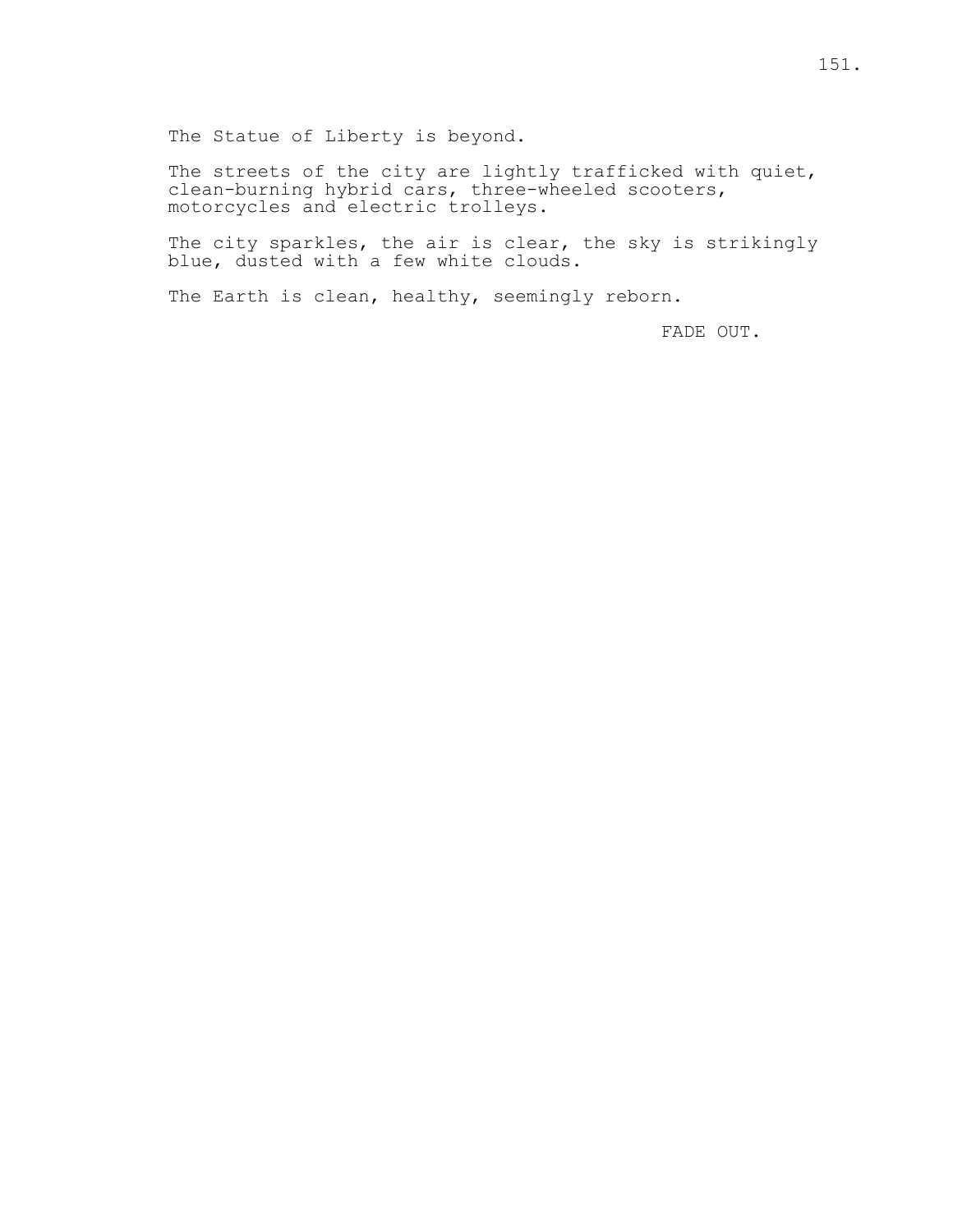The Statue of Liberty is beyond.

The streets of the city are lightly trafficked with quiet, clean-burning hybrid cars, three-wheeled scooters, motorcycles and electric trolleys.

The city sparkles, the air is clear, the sky is strikingly blue, dusted with a few white clouds.

The Earth is clean, healthy, seemingly reborn.

FADE OUT.